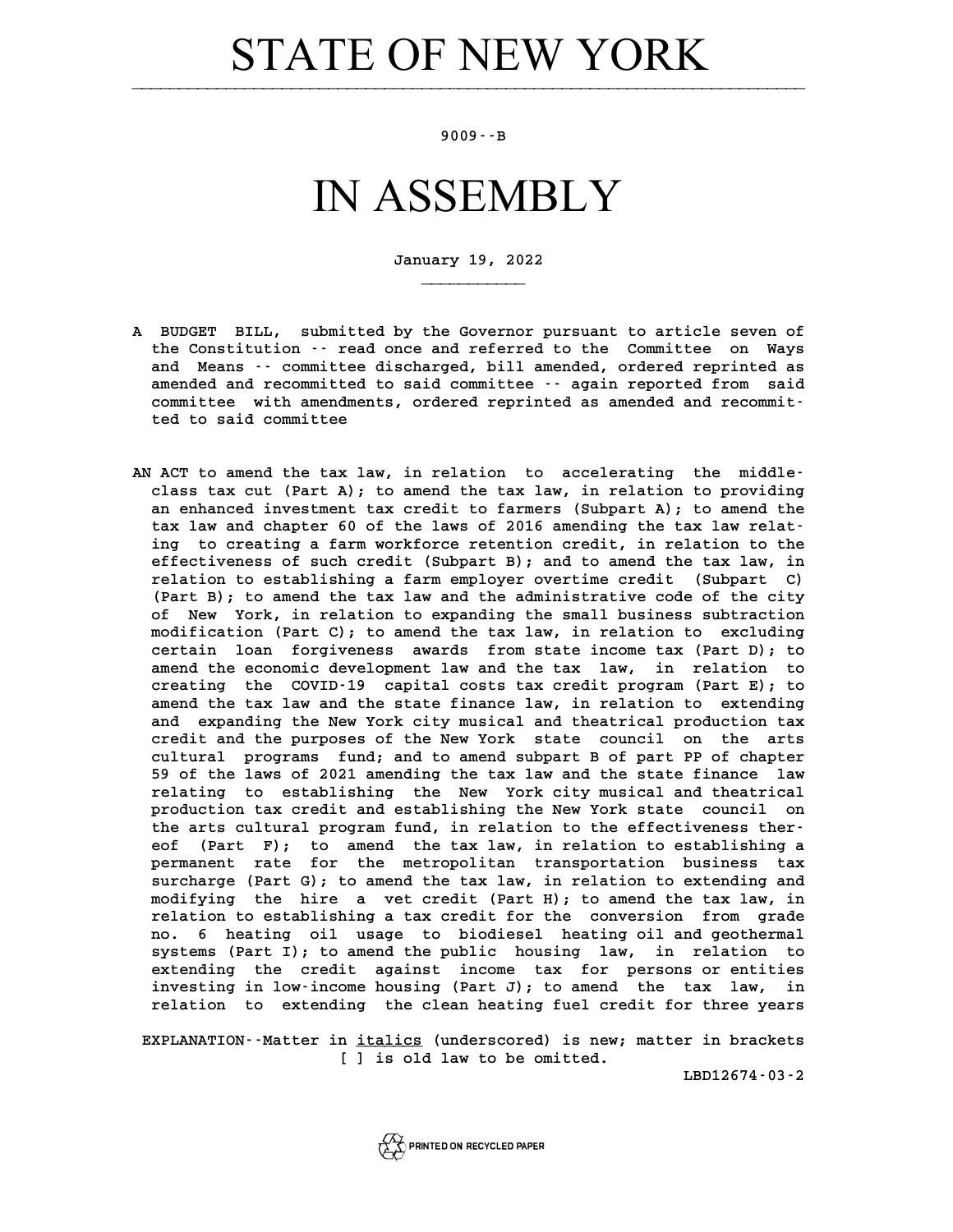# STATE OF NEW YORK

9009--B

# IN ASSEMBLY

January 19, 2022

A BUDGET BILL, submitted by the Governor pursuant to article seven of the Constitution -- read once and referred to the Committee on Ways and Means -- committee discharged, bill amended, ordered reprinted as amended and recommitted to said committee -- again reported from said committee with amendments, ordered reprinted as amended and recommitted to said committee

AN ACT to amend the tax law, in relation to accelerating the middle-class tax cut (Part A); to amend the tax law, in relation to providing an enhanced investment tax credit to farmers (Subpart A); to amend the tax law and chapter 60 of the laws of 2016 amending the tax law relating to creating a farm workforce retention credit, in relation to the effectiveness of such credit (Subpart B); and to amend the tax law, in relation to establishing a farm employer overtime credit (Subpart C) (Part B); to amend the tax law and the administrative code of the city of New York, in relation to expanding the small business subtraction modification (Part C); to amend the tax law, in relation to excluding certain loan forgiveness awards from state income tax (Part D); to amend the economic development law and the tax law, in relation to creating the COVID-19 capital costs tax credit program (Part E); to amend the tax law and the state finance law, in relation to extending and expanding the New York city musical and theatrical production tax credit and the purposes of the New York state council on the arts cultural programs fund; and to amend subpart B of part PP of chapter 59 of the laws of 2021 amending the tax law and the state finance law relating to establishing the New York city musical and theatrical production tax credit and establishing the New York state council on the arts cultural program fund, in relation to the effectiveness thereof (Part F); to amend the tax law, in relation to establishing a permanent rate for the metropolitan transportation business tax surcharge (Part G); to amend the tax law, in relation to extending and modifying the hire a vet credit (Part H); to amend the tax law, in relation to establishing a tax credit for the conversion from grade no. 6 heating oil usage to biodiesel heating oil and geothermal systems (Part I); to amend the public housing law, in relation to extending the credit against income tax for persons or entities investing in low-income housing (Part J); to amend the tax law, in relation to extending the clean heating fuel credit for three years

EXPLANATION--Matter in *italics* (underscored) is new; matter in brackets [ ] is old law to be omitted.

LBD12674-03-2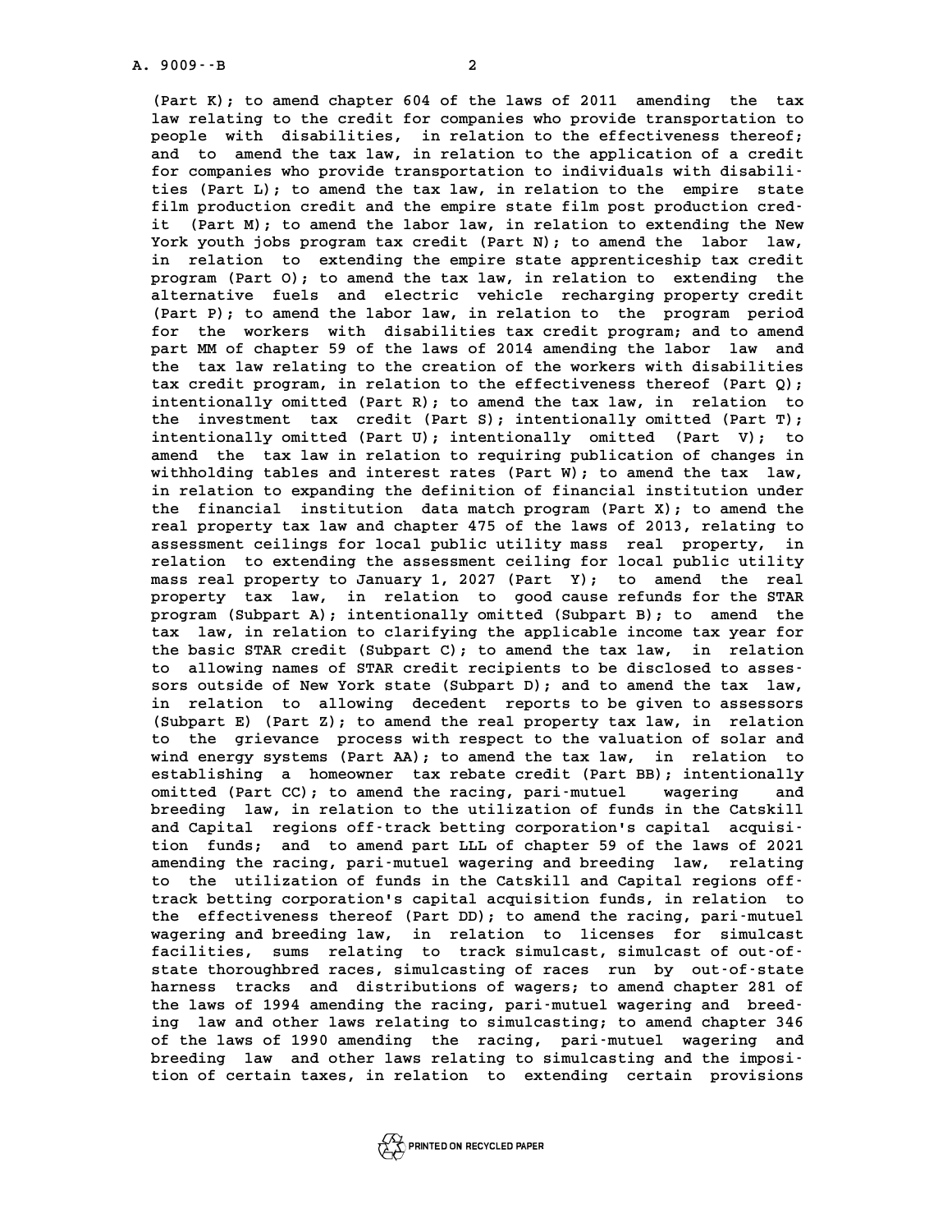(Part K); to amend chapter 604 of the laws of 2011 amending the tax law relating to the credit for companies who provide transportation to people with disabilities, in relation to the effectiveness thereof; and to amend the tax law, in relation to the application of a credit for companies who provide transportation to individuals with disabilities (Part L); to amend the tax law, in relation to the empire state film production credit and the empire state film post production credit (Part M); to amend the labor law, in relation to extending the New York youth jobs program tax credit (Part N); to amend the labor law, in relation to extending the empire state apprenticeship tax credit program (Part O); to amend the tax law, in relation to extending the alternative fuels and electric vehicle recharging property credit (Part P); to amend the labor law, in relation to the program period for the workers with disabilities tax credit program; and to amend part MM of chapter 59 of the laws of 2014 amending the labor law and the tax law relating to the creation of the workers with disabilities tax credit program, in relation to the effectiveness thereof (Part Q); intentionally omitted (Part R); to amend the tax law, in relation to the investment tax credit (Part S); intentionally omitted (Part T); intentionally omitted (Part U); intentionally omitted (Part V); to amend the tax law in relation to requiring publication of changes in withholding tables and interest rates (Part W); to amend the tax law, in relation to expanding the definition of financial institution under the financial institution data match program (Part X); to amend the real property tax law and chapter 475 of the laws of 2013, relating to assessment ceilings for local public utility mass real property, in relation to extending the assessment ceiling for local public utility mass real property to January 1, 2027 (Part Y); to amend the real property tax law, in relation to good cause refunds for the STAR program (Subpart A); intentionally omitted (Subpart B); to amend the tax law, in relation to clarifying the applicable income tax year for the basic STAR credit (Subpart C); to amend the tax law, in relation to allowing names of STAR credit recipients to be disclosed to assessors outside of New York state (Subpart D); and to amend the tax law, in relation to allowing decedent reports to be given to assessors (Subpart E) (Part Z); to amend the real property tax law, in relation to the grievance process with respect to the valuation of solar and wind energy systems (Part AA); to amend the tax law, in relation to establishing a homeowner tax rebate credit (Part BB); intentionally omitted (Part CC); to amend the racing, pari-mutuel wagering and breeding law, in relation to the utilization of funds in the Catskill and Capital regions off-track betting corporation's capital acquisition funds; and to amend part LLL of chapter 59 of the laws of 2021 amending the racing, pari-mutuel wagering and breeding law, relating to the utilization of funds in the Catskill and Capital regions off-track betting corporation's capital acquisition funds, in relation to the effectiveness thereof (Part DD); to amend the racing, pari-mutuel wagering and breeding law, in relation to licenses for simulcast facilities, sums relating to track simulcast, simulcast of out-of-state thoroughbred races, simulcasting of races run by out-of-state harness tracks and distributions of wagers; to amend chapter 281 of the laws of 1994 amending the racing, pari-mutuel wagering and breeding law and other laws relating to simulcasting; to amend chapter 346 of the laws of 1990 amending the racing, pari-mutuel wagering and breeding law and other laws relating to simulcasting and the imposition of certain taxes, in relation to extending certain provisions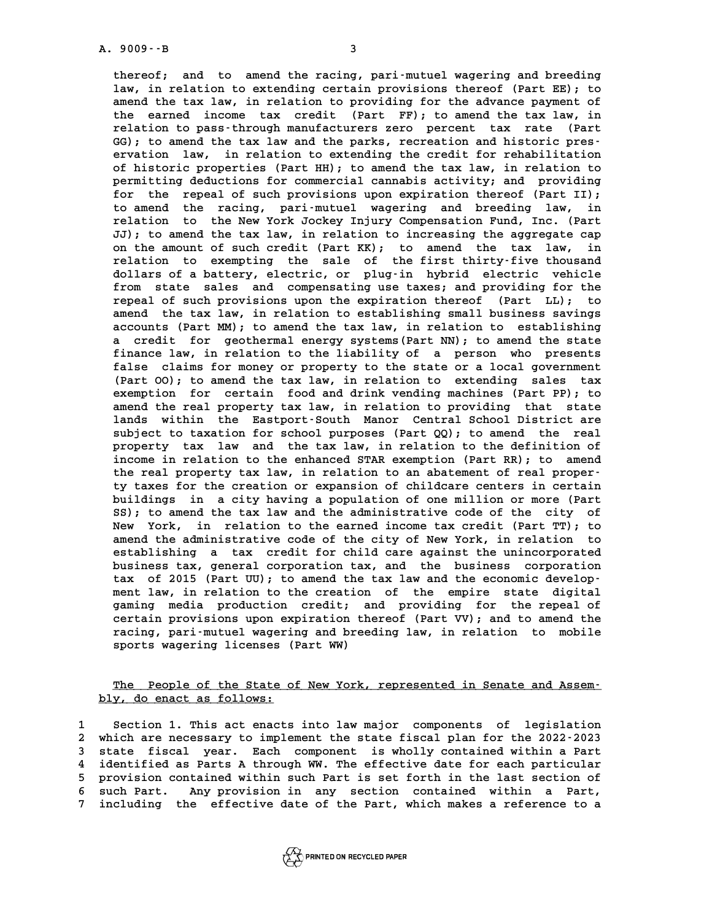thereof; and to amend the racing, pari-mutuel wagering and breeding law, in relation to extending certain provisions thereof (Part EE); to amend the tax law, in relation to providing for the advance payment of the earned income tax credit (Part FF); to amend the tax law, in relation to pass-through manufacturers zero percent tax rate (Part GG); to amend the tax law and the parks, recreation and historic preservation law, in relation to extending the credit for rehabilitation of historic properties (Part HH); to amend the tax law, in relation to permitting deductions for commercial cannabis activity; and providing for the repeal of such provisions upon expiration thereof (Part II); to amend the racing, pari-mutuel wagering and breeding law, in relation to the New York Jockey Injury Compensation Fund, Inc. (Part JJ); to amend the tax law, in relation to increasing the aggregate cap on the amount of such credit (Part KK); to amend the tax law, in relation to exempting the sale of the first thirty-five thousand dollars of a battery, electric, or plug-in hybrid electric vehicle from state sales and compensating use taxes; and providing for the repeal of such provisions upon the expiration thereof (Part LL); to amend the tax law, in relation to establishing small business savings accounts (Part MM); to amend the tax law, in relation to establishing a credit for geothermal energy systems(Part NN); to amend the state finance law, in relation to the liability of a person who presents false claims for money or property to the state or a local government (Part OO); to amend the tax law, in relation to extending sales tax exemption for certain food and drink vending machines (Part PP); to amend the real property tax law, in relation to providing that state lands within the Eastport-South Manor Central School District are subject to taxation for school purposes (Part QQ); to amend the real property tax law and the tax law, in relation to the definition of income in relation to the enhanced STAR exemption (Part RR); to amend the real property tax law, in relation to an abatement of real property taxes for the creation or expansion of childcare centers in certain buildings in a city having a population of one million or more (Part SS); to amend the tax law and the administrative code of the city of New York, in relation to the earned income tax credit (Part TT); to amend the administrative code of the city of New York, in relation to establishing a tax credit for child care against the unincorporated business tax, general corporation tax, and the business corporation tax of 2015 (Part UU); to amend the tax law and the economic development law, in relation to the creation of the empire state digital gaming media production credit; and providing for the repeal of certain provisions upon expiration thereof (Part VV); and to amend the racing, pari-mutuel wagering and breeding law, in relation to mobile sports wagering licenses (Part WW)

<u>The People of the State of New York, represented in Senate and Assembly, do enact as follows:</u>

1 Section 1. This act enacts into law major components of legislation
2 which are necessary to implement the state fiscal plan for the 2022-2023
3 state fiscal year. Each component is wholly contained within a Part
4 identified as Parts A through WW. The effective date for each particular
5 provision contained within such Part is set forth in the last section of
6 such Part. Any provision in any section contained within a Part,
7 including the effective date of the Part, which makes a reference to a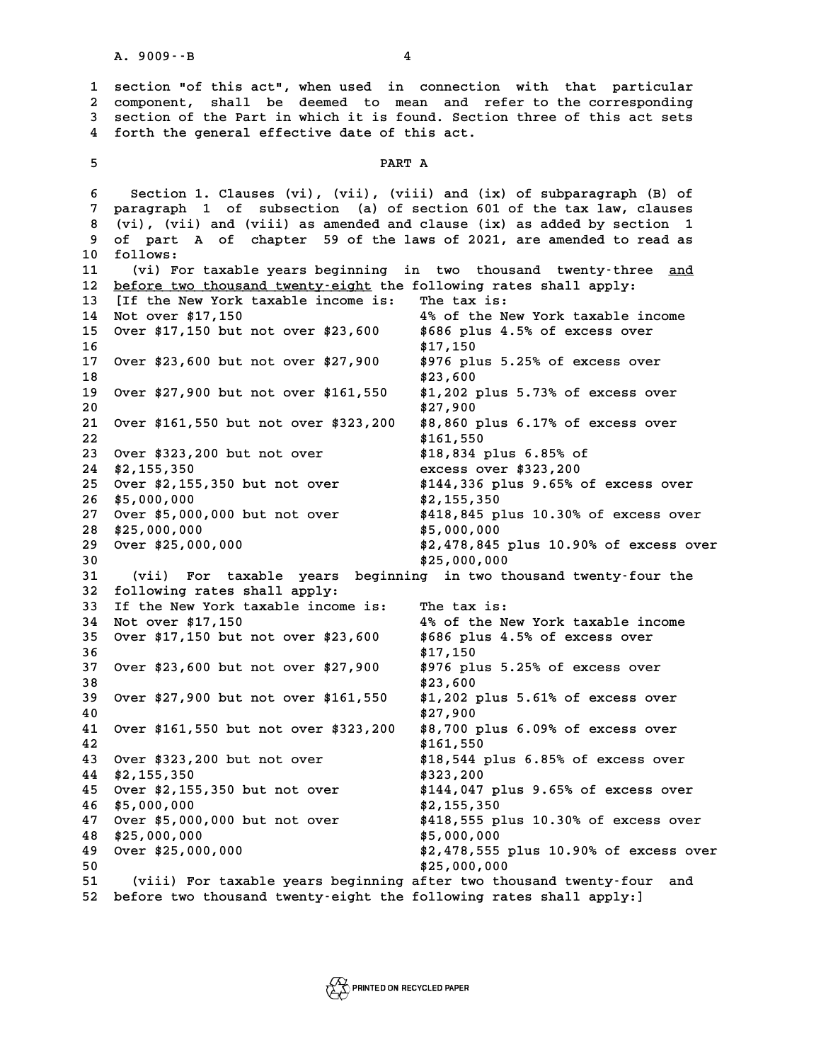section "of this act", when used in connection with that particular component, shall be deemed to mean and refer to the corresponding section of the Part in which it is found. Section three of this act sets forth the general effective date of this act.

## PART A

Section 1. Clauses (vi), (vii), (viii) and (ix) of subparagraph (B) of paragraph 1 of subsection (a) of section 601 of the tax law, clauses (vi), (vii) and (viii) as amended and clause (ix) as added by section 1 of part A of chapter 59 of the laws of 2021, are amended to read as follows:

(vi) For taxable years beginning in two thousand twenty-three <u>and before two thousand twenty-eight</u> the following rates shall apply:

[If the New York taxable income is: The tax is:

| If the New York taxable income is: | The tax is: |
|---|---|
| Not over $17,150 | 4% of the New York taxable income |
| Over $17,150 but not over $23,600 | $686 plus 4.5% of excess over $17,150 |
| Over $23,600 but not over $27,900 | $976 plus 5.25% of excess over $23,600 |
| Over $27,900 but not over $161,550 | $1,202 plus 5.73% of excess over $27,900 |
| Over $161,550 but not over $323,200 | $8,860 plus 6.17% of excess over $161,550 |
| Over $323,200 but not over $2,155,350 | $18,834 plus 6.85% of excess over $323,200 |
| Over $2,155,350 but not over $5,000,000 | $144,336 plus 9.65% of excess over $2,155,350 |
| Over $5,000,000 but not over $25,000,000 | $418,845 plus 10.30% of excess over $5,000,000 |
| Over $25,000,000 | $2,478,845 plus 10.90% of excess over $25,000,000 |

(vii) For taxable years beginning in two thousand twenty-four the following rates shall apply:

| If the New York taxable income is: | The tax is: |
|---|---|
| Not over $17,150 | 4% of the New York taxable income |
| Over $17,150 but not over $23,600 | $686 plus 4.5% of excess over $17,150 |
| Over $23,600 but not over $27,900 | $976 plus 5.25% of excess over $23,600 |
| Over $27,900 but not over $161,550 | $1,202 plus 5.61% of excess over $27,900 |
| Over $161,550 but not over $323,200 | $8,700 plus 6.09% of excess over $161,550 |
| Over $323,200 but not over $2,155,350 | $18,544 plus 6.85% of excess over $323,200 |
| Over $2,155,350 but not over $5,000,000 | $144,047 plus 9.65% of excess over $2,155,350 |
| Over $5,000,000 but not over $25,000,000 | $418,555 plus 10.30% of excess over $5,000,000 |
| Over $25,000,000 | $2,478,555 plus 10.90% of excess over $25,000,000 |

(viii) For taxable years beginning after two thousand twenty-four and before two thousand twenty-eight the following rates shall apply:]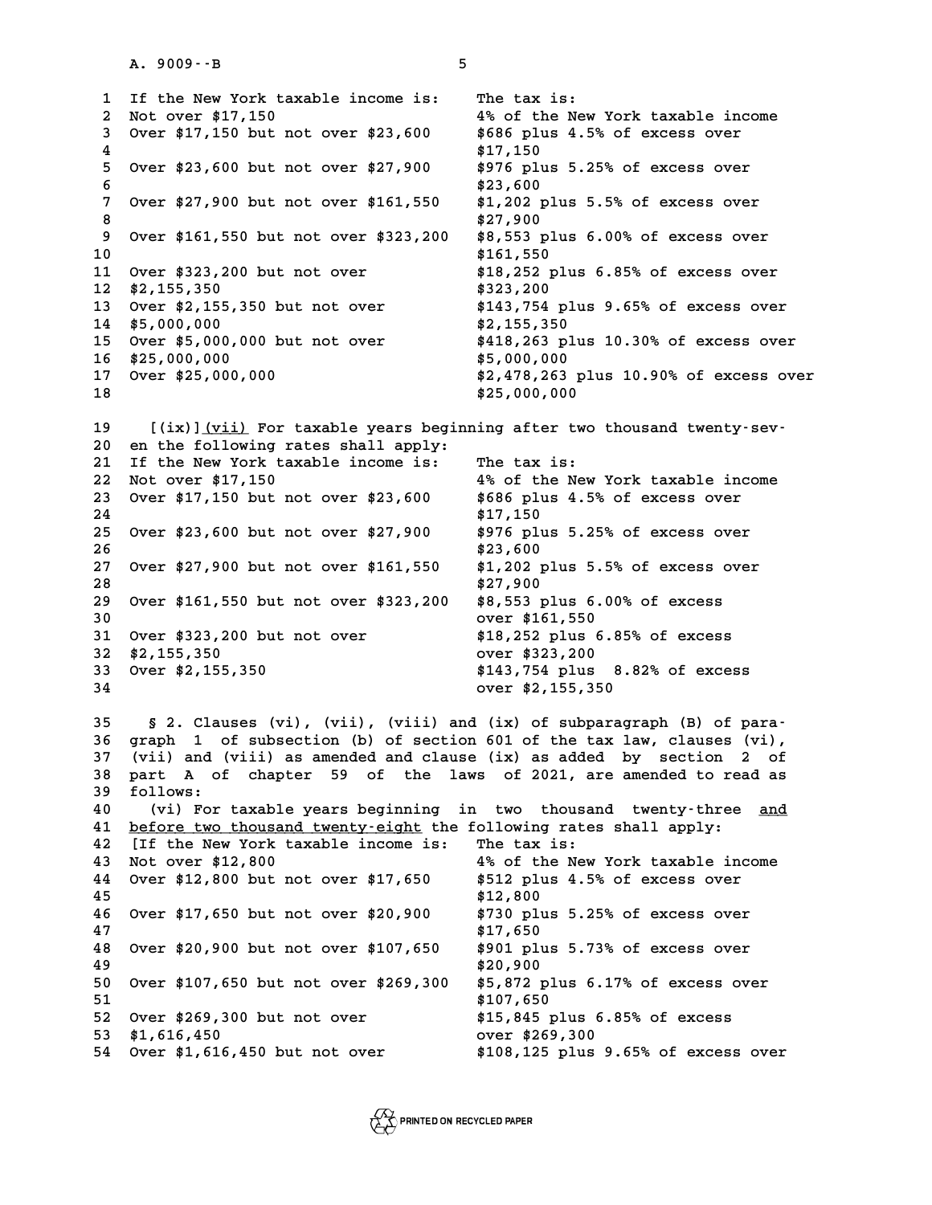| If the New York taxable income is: | The tax is: |
|---|---|
| Not over $17,150 | 4% of the New York taxable income |
| Over $17,150 but not over $23,600 | $686 plus 4.5% of excess over $17,150 |
| Over $23,600 but not over $27,900 | $976 plus 5.25% of excess over $23,600 |
| Over $27,900 but not over $161,550 | $1,202 plus 5.5% of excess over $27,900 |
| Over $161,550 but not over $323,200 | $8,553 plus 6.00% of excess over $161,550 |
| Over $323,200 but not over $2,155,350 | $18,252 plus 6.85% of excess over $323,200 |
| Over $2,155,350 but not over $5,000,000 | $143,754 plus 9.65% of excess over $2,155,350 |
| Over $5,000,000 but not over $25,000,000 | $418,263 plus 10.30% of excess over $5,000,000 |
| Over $25,000,000 | $2,478,263 plus 10.90% of excess over $25,000,000 |

[(ix)] <u>(vii)</u> For taxable years beginning after two thousand twenty-seven the following rates shall apply:

| If the New York taxable income is: | The tax is: |
|---|---|
| Not over $17,150 | 4% of the New York taxable income |
| Over $17,150 but not over $23,600 | $686 plus 4.5% of excess over $17,150 |
| Over $23,600 but not over $27,900 | $976 plus 5.25% of excess over $23,600 |
| Over $27,900 but not over $161,550 | $1,202 plus 5.5% of excess over $27,900 |
| Over $161,550 but not over $323,200 | $8,553 plus 6.00% of excess over $161,550 |
| Over $323,200 but not over $2,155,350 | $18,252 plus 6.85% of excess over $323,200 |
| Over $2,155,350 | $143,754 plus 8.82% of excess over $2,155,350 |

§ 2. Clauses (vi), (vii), (viii) and (ix) of subparagraph (B) of paragraph 1 of subsection (b) of section 601 of the tax law, clauses (vi), (vii) and (viii) as amended and clause (ix) as added by section 2 of part A of chapter 59 of the laws of 2021, are amended to read as follows:

(vi) For taxable years beginning in two thousand twenty-three <u>and before two thousand twenty-eight</u> the following rates shall apply:

| [If the New York taxable income is: | The tax is: |
|---|---|
| Not over $12,800 | 4% of the New York taxable income |
| Over $12,800 but not over $17,650 | $512 plus 4.5% of excess over $12,800 |
| Over $17,650 but not over $20,900 | $730 plus 5.25% of excess over $17,650 |
| Over $20,900 but not over $107,650 | $901 plus 5.73% of excess over $20,900 |
| Over $107,650 but not over $269,300 | $5,872 plus 6.17% of excess over $107,650 |
| Over $269,300 but not over $1,616,450 | $15,845 plus 6.85% of excess over $269,300 |
| Over $1,616,450 but not over | $108,125 plus 9.65% of excess over |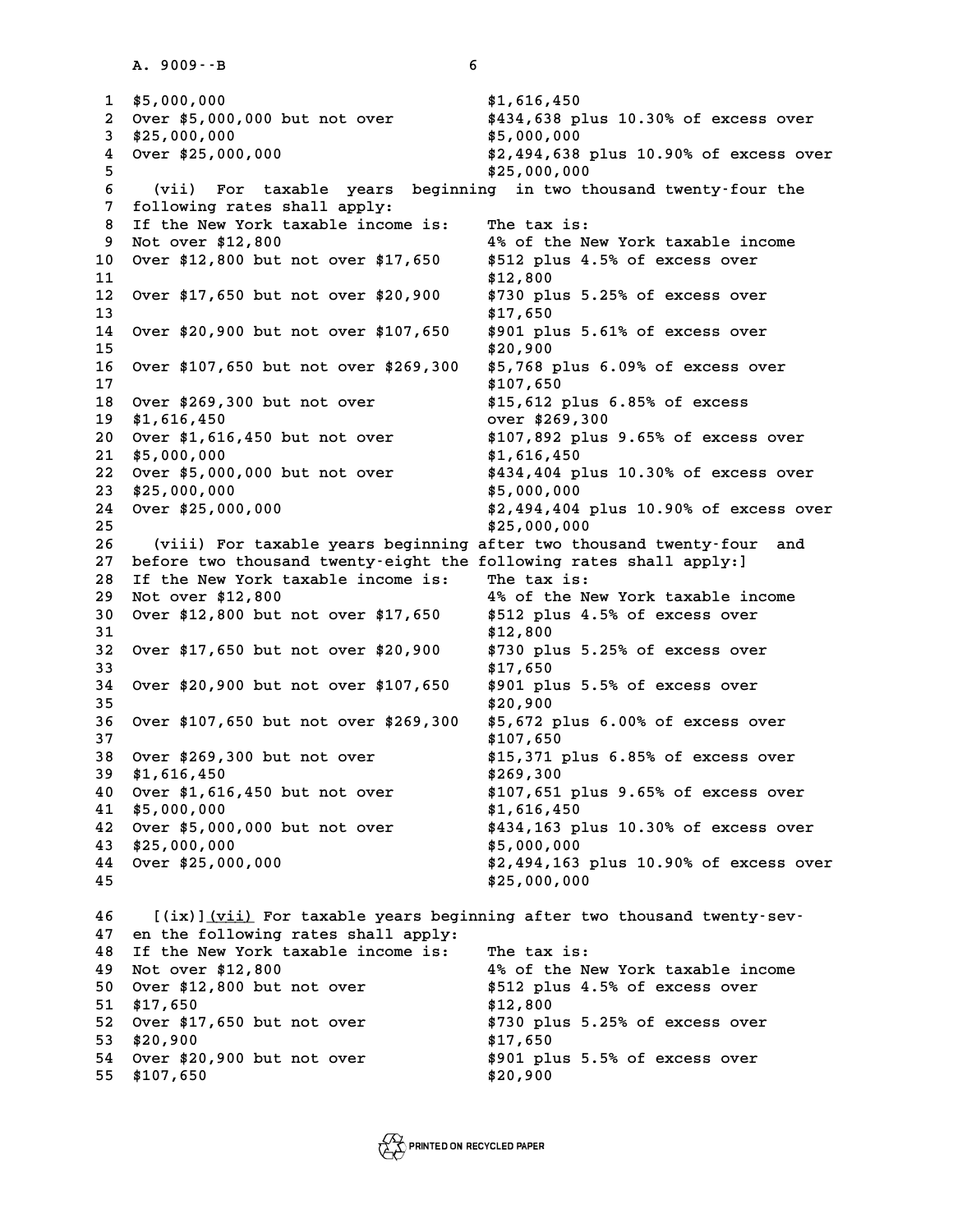| | |
|---|---|
| $5,000,000 | $1,616,450 |
| Over $5,000,000 but not over $25,000,000 | $434,638 plus 10.30% of excess over $5,000,000 |
| Over $25,000,000 | $2,494,638 plus 10.90% of excess over $25,000,000 |

(vii) For taxable years beginning in two thousand twenty-four the following rates shall apply:

| If the New York taxable income is: | The tax is: |
|---|---|
| Not over $12,800 | 4% of the New York taxable income |
| Over $12,800 but not over $17,650 | $512 plus 4.5% of excess over $12,800 |
| Over $17,650 but not over $20,900 | $730 plus 5.25% of excess over $17,650 |
| Over $20,900 but not over $107,650 | $901 plus 5.61% of excess over $20,900 |
| Over $107,650 but not over $269,300 | $5,768 plus 6.09% of excess over $107,650 |
| Over $269,300 but not over $1,616,450 | $15,612 plus 6.85% of excess over $269,300 |
| Over $1,616,450 but not over $5,000,000 | $107,892 plus 9.65% of excess over $1,616,450 |
| Over $5,000,000 but not over $25,000,000 | $434,404 plus 10.30% of excess over $5,000,000 |
| Over $25,000,000 | $2,494,404 plus 10.90% of excess over $25,000,000 |

(viii) For taxable years beginning after two thousand twenty-four and before two thousand twenty-eight the following rates shall apply:]

| If the New York taxable income is: | The tax is: |
|---|---|
| Not over $12,800 | 4% of the New York taxable income |
| Over $12,800 but not over $17,650 | $512 plus 4.5% of excess over $12,800 |
| Over $17,650 but not over $20,900 | $730 plus 5.25% of excess over $17,650 |
| Over $20,900 but not over $107,650 | $901 plus 5.5% of excess over $20,900 |
| Over $107,650 but not over $269,300 | $5,672 plus 6.00% of excess over $107,650 |
| Over $269,300 but not over $1,616,450 | $15,371 plus 6.85% of excess over $269,300 |
| Over $1,616,450 but not over $5,000,000 | $107,651 plus 9.65% of excess over $1,616,450 |
| Over $5,000,000 but not over $25,000,000 | $434,163 plus 10.30% of excess over $5,000,000 |
| Over $25,000,000 | $2,494,163 plus 10.90% of excess over $25,000,000 |

[(ix)] <u>(vii)</u> For taxable years beginning after two thousand twenty-seven the following rates shall apply:

| If the New York taxable income is: | The tax is: |
|---|---|
| Not over $12,800 | 4% of the New York taxable income |
| Over $12,800 but not over $17,650 | $512 plus 4.5% of excess over $12,800 |
| Over $17,650 but not over $20,900 | $730 plus 5.25% of excess over $17,650 |
| Over $20,900 but not over $107,650 | $901 plus 5.5% of excess over $20,900 |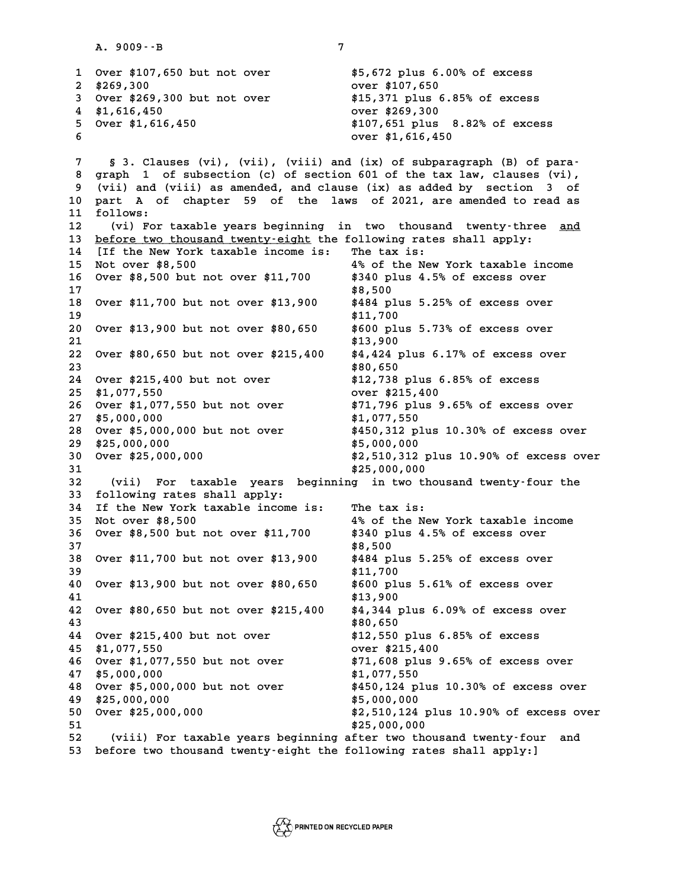| | |
|---|---|
| Over $107,650 but not over $269,300 | $5,672 plus 6.00% of excess over $107,650 |
| Over $269,300 but not over $1,616,450 | $15,371 plus 6.85% of excess over $269,300 |
| Over $1,616,450 | $107,651 plus 8.82% of excess over $1,616,450 |

§ 3. Clauses (vi), (vii), (viii) and (ix) of subparagraph (B) of paragraph 1 of subsection (c) of section 601 of the tax law, clauses (vi), (vii) and (viii) as amended, and clause (ix) as added by section 3 of part A of chapter 59 of the laws of 2021, are amended to read as follows:

(vi) For taxable years beginning in two thousand twenty-three <u>and before two thousand twenty-eight</u> the following rates shall apply:

[If the New York taxable income is: The tax is:

| If the New York taxable income is: | The tax is: |
|---|---|
| Not over $8,500 | 4% of the New York taxable income |
| Over $8,500 but not over $11,700 | $340 plus 4.5% of excess over $8,500 |
| Over $11,700 but not over $13,900 | $484 plus 5.25% of excess over $11,700 |
| Over $13,900 but not over $80,650 | $600 plus 5.73% of excess over $13,900 |
| Over $80,650 but not over $215,400 | $4,424 plus 6.17% of excess over $80,650 |
| Over $215,400 but not over $1,077,550 | $12,738 plus 6.85% of excess over $215,400 |
| Over $1,077,550 but not over $5,000,000 | $71,796 plus 9.65% of excess over $1,077,550 |
| Over $5,000,000 but not over $25,000,000 | $450,312 plus 10.30% of excess over $5,000,000 |
| Over $25,000,000 | $2,510,312 plus 10.90% of excess over $25,000,000 |

(vii) For taxable years beginning in two thousand twenty-four the following rates shall apply:

| If the New York taxable income is: | The tax is: |
|---|---|
| Not over $8,500 | 4% of the New York taxable income |
| Over $8,500 but not over $11,700 | $340 plus 4.5% of excess over $8,500 |
| Over $11,700 but not over $13,900 | $484 plus 5.25% of excess over $11,700 |
| Over $13,900 but not over $80,650 | $600 plus 5.61% of excess over $13,900 |
| Over $80,650 but not over $215,400 | $4,344 plus 6.09% of excess over $80,650 |
| Over $215,400 but not over $1,077,550 | $12,550 plus 6.85% of excess over $215,400 |
| Over $1,077,550 but not over $5,000,000 | $71,608 plus 9.65% of excess over $1,077,550 |
| Over $5,000,000 but not over $25,000,000 | $450,124 plus 10.30% of excess over $5,000,000 |
| Over $25,000,000 | $2,510,124 plus 10.90% of excess over $25,000,000 |

(viii) For taxable years beginning after two thousand twenty-four and before two thousand twenty-eight the following rates shall apply:]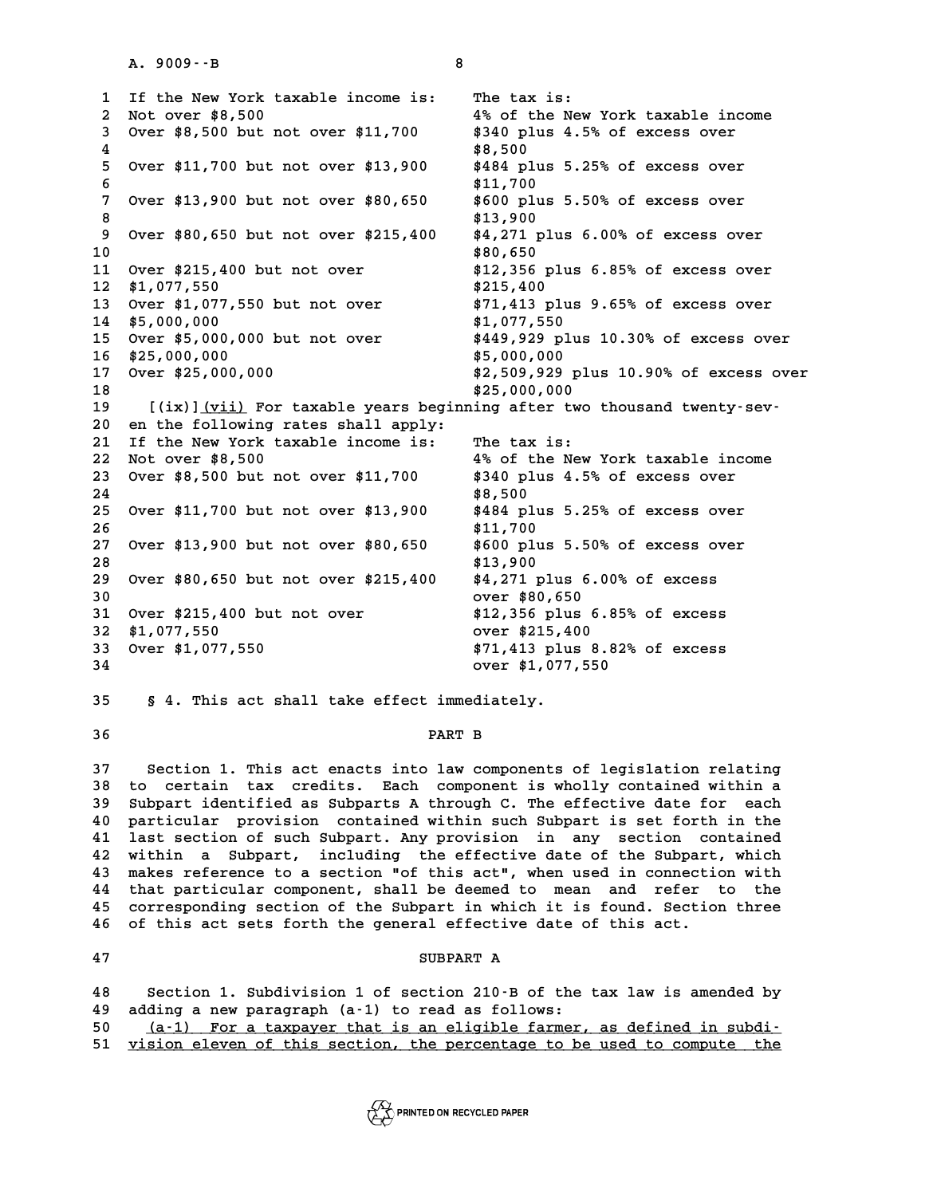| If the New York taxable income is: | The tax is: |
| --- | --- |
| Not over $8,500 | 4% of the New York taxable income |
| Over $8,500 but not over $11,700 | $340 plus 4.5% of excess over $8,500 |
| Over $11,700 but not over $13,900 | $484 plus 5.25% of excess over $11,700 |
| Over $13,900 but not over $80,650 | $600 plus 5.50% of excess over $13,900 |
| Over $80,650 but not over $215,400 | $4,271 plus 6.00% of excess over $80,650 |
| Over $215,400 but not over $1,077,550 | $12,356 plus 6.85% of excess over $215,400 |
| Over $1,077,550 but not over $5,000,000 | $71,413 plus 9.65% of excess over $1,077,550 |
| Over $5,000,000 but not over $25,000,000 | $449,929 plus 10.30% of excess over $5,000,000 |
| Over $25,000,000 | $2,509,929 plus 10.90% of excess over $25,000,000 |

[(ix)] <u>(vii)</u> For taxable years beginning after two thousand twenty-seven the following rates shall apply:

| If the New York taxable income is: | The tax is: |
| --- | --- |
| Not over $8,500 | 4% of the New York taxable income |
| Over $8,500 but not over $11,700 | $340 plus 4.5% of excess over $8,500 |
| Over $11,700 but not over $13,900 | $484 plus 5.25% of excess over $11,700 |
| Over $13,900 but not over $80,650 | $600 plus 5.50% of excess over $13,900 |
| Over $80,650 but not over $215,400 | $4,271 plus 6.00% of excess over $80,650 |
| Over $215,400 but not over $1,077,550 | $12,356 plus 6.85% of excess over $215,400 |
| Over $1,077,550 | $71,413 plus 8.82% of excess over $1,077,550 |

§ 4. This act shall take effect immediately.

## PART B

Section 1. This act enacts into law components of legislation relating to certain tax credits. Each component is wholly contained within a Subpart identified as Subparts A through C. The effective date for each particular provision contained within such Subpart is set forth in the last section of such Subpart. Any provision in any section contained within a Subpart, including the effective date of the Subpart, which makes reference to a section "of this act", when used in connection with that particular component, shall be deemed to mean and refer to the corresponding section of the Subpart in which it is found. Section three of this act sets forth the general effective date of this act.

### SUBPART A

Section 1. Subdivision 1 of section 210-B of the tax law is amended by adding a new paragraph (a-1) to read as follows:

<u>(a-1) For a taxpayer that is an eligible farmer, as defined in subdivision eleven of this section, the percentage to be used to compute the</u>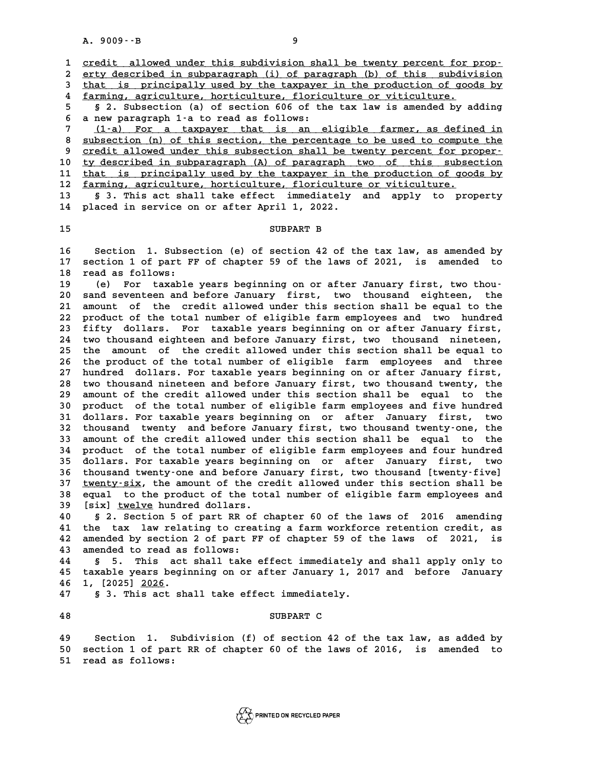credit allowed under this subdivision shall be twenty percent for property described in subparagraph (i) of paragraph (b) of this subdivision that is principally used by the taxpayer in the production of goods by farming, agriculture, horticulture, floriculture or viticulture.

§ 2. Subsection (a) of section 606 of the tax law is amended by adding a new paragraph 1-a to read as follows:

(1-a) For a taxpayer that is an eligible farmer, as defined in subsection (n) of this section, the percentage to be used to compute the credit allowed under this subsection shall be twenty percent for property described in subparagraph (A) of paragraph two of this subsection that is principally used by the taxpayer in the production of goods by farming, agriculture, horticulture, floriculture or viticulture.

§ 3. This act shall take effect immediately and apply to property placed in service on or after April 1, 2022.

SUBPART B

Section 1. Subsection (e) of section 42 of the tax law, as amended by section 1 of part FF of chapter 59 of the laws of 2021, is amended to read as follows:

(e) For taxable years beginning on or after January first, two thousand seventeen and before January first, two thousand eighteen, the amount of the credit allowed under this section shall be equal to the product of the total number of eligible farm employees and two hundred fifty dollars. For taxable years beginning on or after January first, two thousand eighteen and before January first, two thousand nineteen, the amount of the credit allowed under this section shall be equal to the product of the total number of eligible farm employees and three hundred dollars. For taxable years beginning on or after January first, two thousand nineteen and before January first, two thousand twenty, the amount of the credit allowed under this section shall be equal to the product of the total number of eligible farm employees and five hundred dollars. For taxable years beginning on or after January first, two thousand twenty and before January first, two thousand twenty-one, the amount of the credit allowed under this section shall be equal to the product of the total number of eligible farm employees and four hundred dollars. For taxable years beginning on or after January first, two thousand twenty-one and before January first, two thousand [twenty-five] twenty-six, the amount of the credit allowed under this section shall be equal to the product of the total number of eligible farm employees and [six] twelve hundred dollars.

§ 2. Section 5 of part RR of chapter 60 of the laws of 2016 amending the tax law relating to creating a farm workforce retention credit, as amended by section 2 of part FF of chapter 59 of the laws of 2021, is amended to read as follows:

§ 5. This act shall take effect immediately and shall apply only to taxable years beginning on or after January 1, 2017 and before January 1, [2025] 2026.

§ 3. This act shall take effect immediately.

SUBPART C

Section 1. Subdivision (f) of section 42 of the tax law, as added by section 1 of part RR of chapter 60 of the laws of 2016, is amended to read as follows: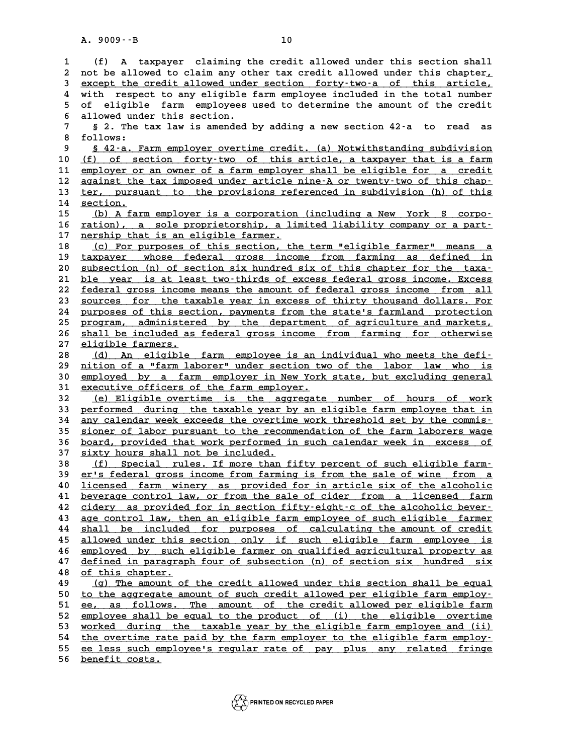(f) A taxpayer claiming the credit allowed under this section shall not be allowed to claim any other tax credit allowed under this chapter, except the credit allowed under section forty-two-a of this article, with respect to any eligible farm employee included in the total number of eligible farm employees used to determine the amount of the credit allowed under this section.

§ 2. The tax law is amended by adding a new section 42-a to read as follows:

§ 42-a. Farm employer overtime credit. (a) Notwithstanding subdivision (f) of section forty-two of this article, a taxpayer that is a farm employer or an owner of a farm employer shall be eligible for a credit against the tax imposed under article nine-A or twenty-two of this chapter, pursuant to the provisions referenced in subdivision (h) of this section.

(b) A farm employer is a corporation (including a New York S corporation), a sole proprietorship, a limited liability company or a partnership that is an eligible farmer.

(c) For purposes of this section, the term "eligible farmer" means a taxpayer whose federal gross income from farming as defined in subsection (n) of section six hundred six of this chapter for the taxable year is at least two-thirds of excess federal gross income. Excess federal gross income means the amount of federal gross income from all sources for the taxable year in excess of thirty thousand dollars. For purposes of this section, payments from the state's farmland protection program, administered by the department of agriculture and markets, shall be included as federal gross income from farming for otherwise eligible farmers.

(d) An eligible farm employee is an individual who meets the definition of a "farm laborer" under section two of the labor law who is employed by a farm employer in New York state, but excluding general executive officers of the farm employer.

(e) Eligible overtime is the aggregate number of hours of work performed during the taxable year by an eligible farm employee that in any calendar week exceeds the overtime work threshold set by the commissioner of labor pursuant to the recommendation of the farm laborers wage board, provided that work performed in such calendar week in excess of sixty hours shall not be included.

(f) Special rules. If more than fifty percent of such eligible farmer's federal gross income from farming is from the sale of wine from a licensed farm winery as provided for in article six of the alcoholic beverage control law, or from the sale of cider from a licensed farm cidery as provided for in section fifty-eight-c of the alcoholic beverage control law, then an eligible farm employee of such eligible farmer shall be included for purposes of calculating the amount of credit allowed under this section only if such eligible farm employee is employed by such eligible farmer on qualified agricultural property as defined in paragraph four of subsection (n) of section six hundred six of this chapter.

(g) The amount of the credit allowed under this section shall be equal to the aggregate amount of such credit allowed per eligible farm employee, as follows. The amount of the credit allowed per eligible farm employee shall be equal to the product of (i) the eligible overtime worked during the taxable year by the eligible farm employee and (ii) the overtime rate paid by the farm employer to the eligible farm employee less such employee's regular rate of pay plus any related fringe benefit costs.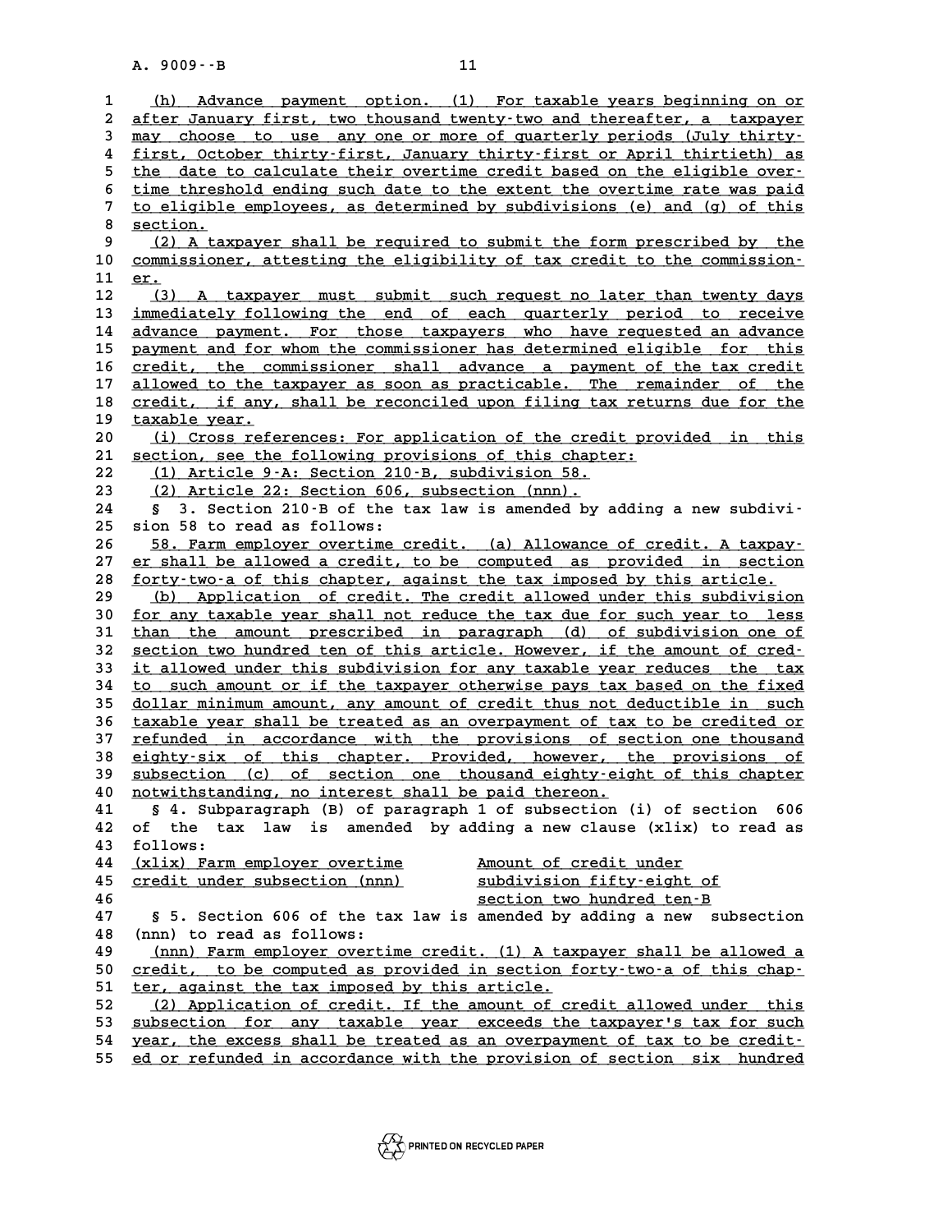(h) Advance payment option. (1) For taxable years beginning on or after January first, two thousand twenty-two and thereafter, a taxpayer may choose to use any one or more of quarterly periods (July thirty-first, October thirty-first, January thirty-first or April thirtieth) as the date to calculate their overtime credit based on the eligible overtime threshold ending such date to the extent the overtime rate was paid to eligible employees, as determined by subdivisions (e) and (g) of this section.

(2) A taxpayer shall be required to submit the form prescribed by the commissioner, attesting the eligibility of tax credit to the commissioner.

(3) A taxpayer must submit such request no later than twenty days immediately following the end of each quarterly period to receive advance payment. For those taxpayers who have requested an advance payment and for whom the commissioner has determined eligible for this credit, the commissioner shall advance a payment of the tax credit allowed to the taxpayer as soon as practicable. The remainder of the credit, if any, shall be reconciled upon filing tax returns due for the taxable year.

(i) Cross references: For application of the credit provided in this section, see the following provisions of this chapter:

(1) Article 9-A: Section 210-B, subdivision 58.

(2) Article 22: Section 606, subsection (nnn).

§ 3. Section 210-B of the tax law is amended by adding a new subdivision 58 to read as follows:

58. Farm employer overtime credit. (a) Allowance of credit. A taxpayer shall be allowed a credit, to be computed as provided in section forty-two-a of this chapter, against the tax imposed by this article.

(b) Application of credit. The credit allowed under this subdivision for any taxable year shall not reduce the tax due for such year to less than the amount prescribed in paragraph (d) of subdivision one of section two hundred ten of this article. However, if the amount of credit allowed under this subdivision for any taxable year reduces the tax to such amount or if the taxpayer otherwise pays tax based on the fixed dollar minimum amount, any amount of credit thus not deductible in such taxable year shall be treated as an overpayment of tax to be credited or refunded in accordance with the provisions of section one thousand eighty-six of this chapter. Provided, however, the provisions of subsection (c) of section one thousand eighty-eight of this chapter notwithstanding, no interest shall be paid thereon.

§ 4. Subparagraph (B) of paragraph 1 of subsection (i) of section 606 of the tax law is amended by adding a new clause (xlix) to read as follows:

| | |
|---|---|
| (xlix) Farm employer overtime credit under subsection (nnn) | Amount of credit under subdivision fifty-eight of section two hundred ten-B |

§ 5. Section 606 of the tax law is amended by adding a new subsection (nnn) to read as follows:

(nnn) Farm employer overtime credit. (1) A taxpayer shall be allowed a credit, to be computed as provided in section forty-two-a of this chapter, against the tax imposed by this article.

(2) Application of credit. If the amount of credit allowed under this subsection for any taxable year exceeds the taxpayer's tax for such year, the excess shall be treated as an overpayment of tax to be credited or refunded in accordance with the provision of section six hundred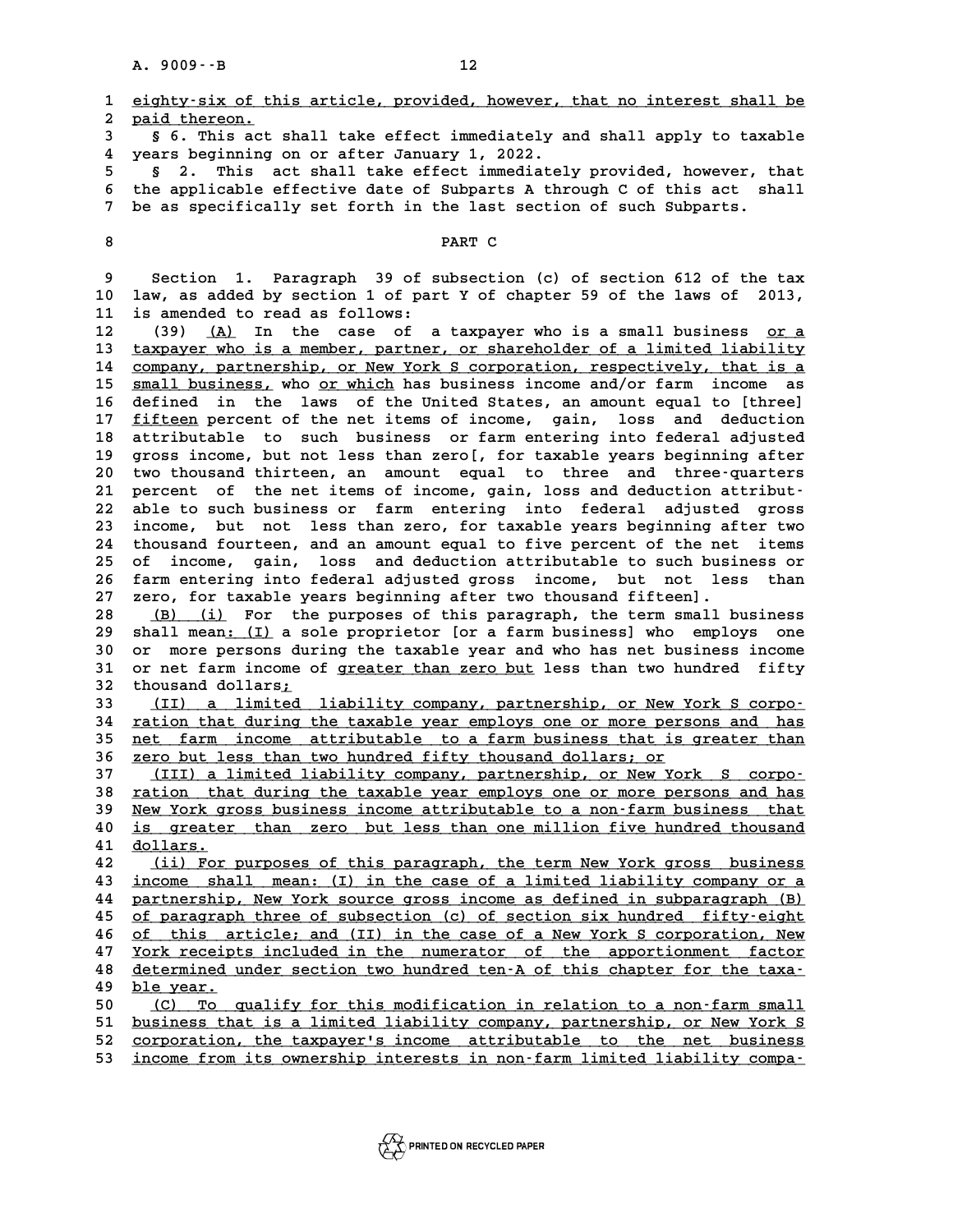eighty-six of this article, provided, however, that no interest shall be paid thereon.

§ 6. This act shall take effect immediately and shall apply to taxable years beginning on or after January 1, 2022.

§ 2. This act shall take effect immediately provided, however, that the applicable effective date of Subparts A through C of this act shall be as specifically set forth in the last section of such Subparts.

PART C

Section 1. Paragraph 39 of subsection (c) of section 612 of the tax law, as added by section 1 of part Y of chapter 59 of the laws of 2013, is amended to read as follows:

(39) (A) In the case of a taxpayer who is a small business or a taxpayer who is a member, partner, or shareholder of a limited liability company, partnership, or New York S corporation, respectively, that is a small business, who or which has business income and/or farm income as defined in the laws of the United States, an amount equal to [three] fifteen percent of the net items of income, gain, loss and deduction attributable to such business or farm entering into federal adjusted gross income, but not less than zero[, for taxable years beginning after two thousand thirteen, an amount equal to three and three-quarters percent of the net items of income, gain, loss and deduction attributable to such business or farm entering into federal adjusted gross income, but not less than zero, for taxable years beginning after two thousand fourteen, and an amount equal to five percent of the net items of income, gain, loss and deduction attributable to such business or farm entering into federal adjusted gross income, but not less than zero, for taxable years beginning after two thousand fifteen].

(B) (i) For the purposes of this paragraph, the term small business shall mean: (I) a sole proprietor [or a farm business] who employs one or more persons during the taxable year and who has net business income or net farm income of greater than zero but less than two hundred fifty thousand dollars;

(II) a limited liability company, partnership, or New York S corporation that during the taxable year employs one or more persons and has net farm income attributable to a farm business that is greater than zero but less than two hundred fifty thousand dollars; or

(III) a limited liability company, partnership, or New York S corporation that during the taxable year employs one or more persons and has New York gross business income attributable to a non-farm business that is greater than zero but less than one million five hundred thousand dollars.

(ii) For purposes of this paragraph, the term New York gross business income shall mean: (I) in the case of a limited liability company or a partnership, New York source gross income as defined in subparagraph (B) of paragraph three of subsection (c) of section six hundred fifty-eight of this article; and (II) in the case of a New York S corporation, New York receipts included in the numerator of the apportionment factor determined under section two hundred ten-A of this chapter for the taxable year.

(C) To qualify for this modification in relation to a non-farm small business that is a limited liability company, partnership, or New York S corporation, the taxpayer's income attributable to the net business income from its ownership interests in non-farm limited liability compa-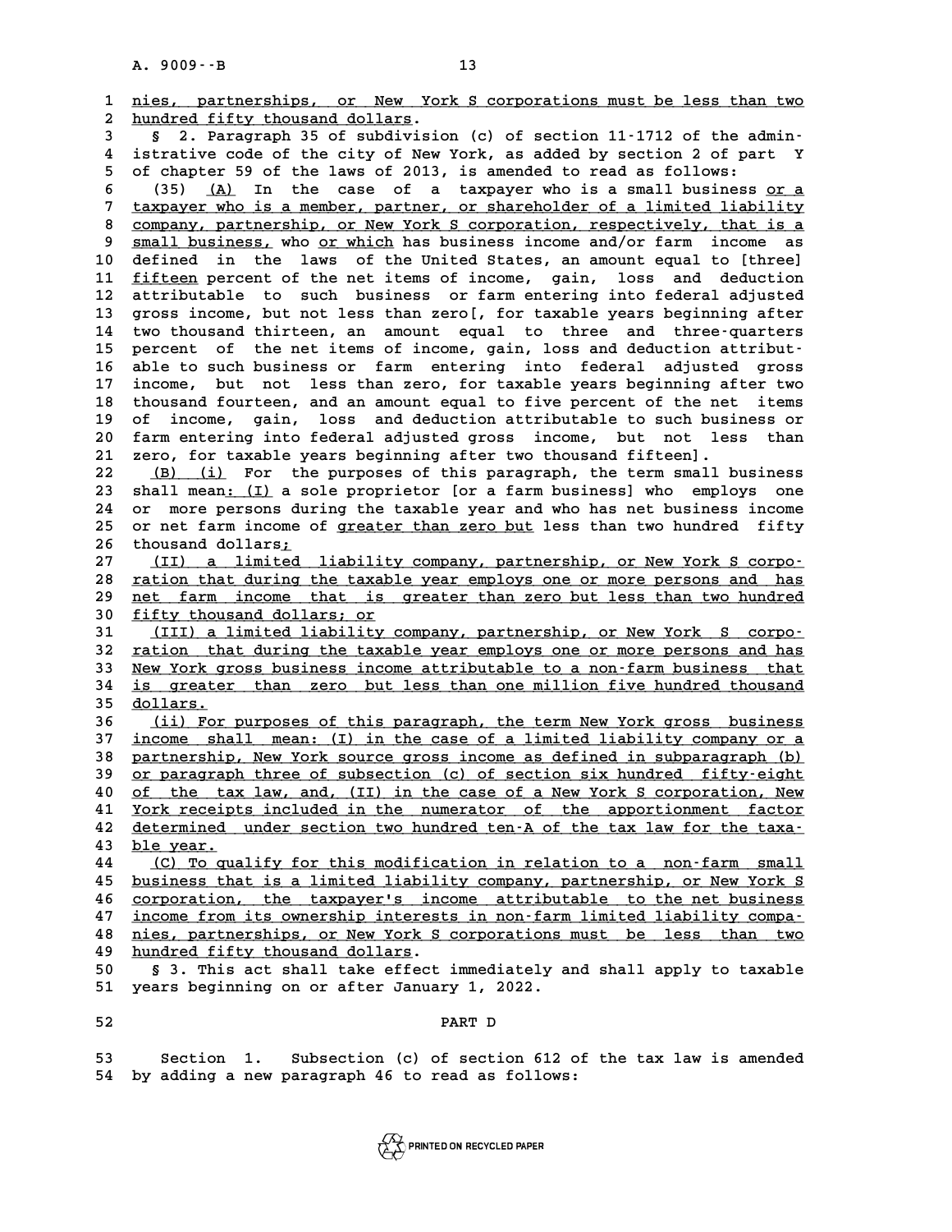nies, partnerships, or New York S corporations must be less than two hundred fifty thousand dollars.

§ 2. Paragraph 35 of subdivision (c) of section 11-1712 of the administrative code of the city of New York, as added by section 2 of part Y of chapter 59 of the laws of 2013, is amended to read as follows:

(35) (A) In the case of a taxpayer who is a small business or a taxpayer who is a member, partner, or shareholder of a limited liability company, partnership, or New York S corporation, respectively, that is a small business, who or which has business income and/or farm income as defined in the laws of the United States, an amount equal to [three] fifteen percent of the net items of income, gain, loss and deduction attributable to such business or farm entering into federal adjusted gross income, but not less than zero[, for taxable years beginning after two thousand thirteen, an amount equal to three and three-quarters percent of the net items of income, gain, loss and deduction attributable to such business or farm entering into federal adjusted gross income, but not less than zero, for taxable years beginning after two thousand fourteen, and an amount equal to five percent of the net items of income, gain, loss and deduction attributable to such business or farm entering into federal adjusted gross income, but not less than zero, for taxable years beginning after two thousand fifteen].

(B) (i) For the purposes of this paragraph, the term small business shall mean: (I) a sole proprietor [or a farm business] who employs one or more persons during the taxable year and who has net business income or net farm income of greater than zero but less than two hundred fifty thousand dollars;

(II) a limited liability company, partnership, or New York S corporation that during the taxable year employs one or more persons and has net farm income that is greater than zero but less than two hundred fifty thousand dollars; or

(III) a limited liability company, partnership, or New York S corporation that during the taxable year employs one or more persons and has New York gross business income attributable to a non-farm business that is greater than zero but less than one million five hundred thousand dollars.

(ii) For purposes of this paragraph, the term New York gross business income shall mean: (I) in the case of a limited liability company or a partnership, New York source gross income as defined in subparagraph (b) or paragraph three of subsection (c) of section six hundred fifty-eight of the tax law, and, (II) in the case of a New York S corporation, New York receipts included in the numerator of the apportionment factor determined under section two hundred ten-A of the tax law for the taxable year.

(C) To qualify for this modification in relation to a non-farm small business that is a limited liability company, partnership, or New York S corporation, the taxpayer's income attributable to the net business income from its ownership interests in non-farm limited liability companies, partnerships, or New York S corporations must be less than two hundred fifty thousand dollars.

§ 3. This act shall take effect immediately and shall apply to taxable years beginning on or after January 1, 2022.

## PART D

Section 1. Subsection (c) of section 612 of the tax law is amended by adding a new paragraph 46 to read as follows: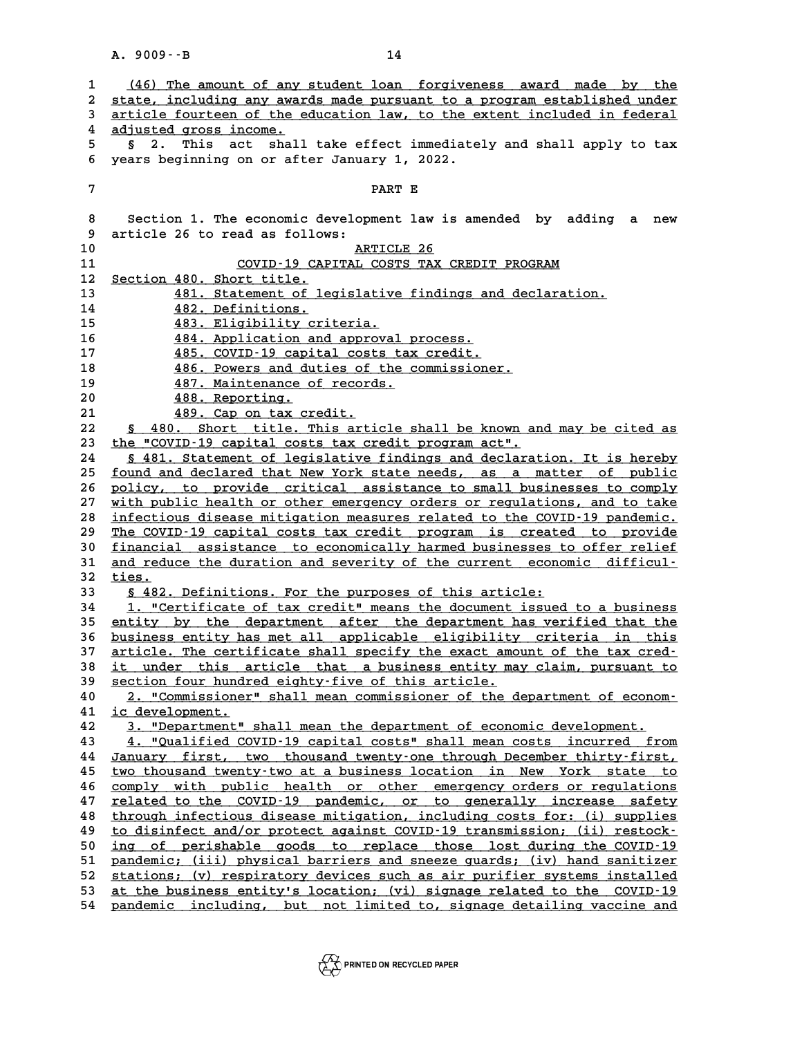(46) The amount of any student loan forgiveness award made by the state, including any awards made pursuant to a program established under article fourteen of the education law, to the extent included in federal adjusted gross income.

§ 2. This act shall take effect immediately and shall apply to tax years beginning on or after January 1, 2022.

PART E

Section 1. The economic development law is amended by adding a new article 26 to read as follows:

ARTICLE 26

COVID-19 CAPITAL COSTS TAX CREDIT PROGRAM

Section 480. Short title.
481. Statement of legislative findings and declaration.
482. Definitions.
483. Eligibility criteria.
484. Application and approval process.
485. COVID-19 capital costs tax credit.
486. Powers and duties of the commissioner.
487. Maintenance of records.
488. Reporting.
489. Cap on tax credit.

§ 480. Short title. This article shall be known and may be cited as the "COVID-19 capital costs tax credit program act".

§ 481. Statement of legislative findings and declaration. It is hereby found and declared that New York state needs, as a matter of public policy, to provide critical assistance to small businesses to comply with public health or other emergency orders or regulations, and to take infectious disease mitigation measures related to the COVID-19 pandemic. The COVID-19 capital costs tax credit program is created to provide financial assistance to economically harmed businesses to offer relief and reduce the duration and severity of the current economic difficulties.

§ 482. Definitions. For the purposes of this article:

1. "Certificate of tax credit" means the document issued to a business entity by the department after the department has verified that the business entity has met all applicable eligibility criteria in this article. The certificate shall specify the exact amount of the tax credit under this article that a business entity may claim, pursuant to section four hundred eighty-five of this article.

2. "Commissioner" shall mean commissioner of the department of economic development.

3. "Department" shall mean the department of economic development.

4. "Qualified COVID-19 capital costs" shall mean costs incurred from January first, two thousand twenty-one through December thirty-first, two thousand twenty-two at a business location in New York state to comply with public health or other emergency orders or regulations related to the COVID-19 pandemic, or to generally increase safety through infectious disease mitigation, including costs for: (i) supplies to disinfect and/or protect against COVID-19 transmission; (ii) restocking of perishable goods to replace those lost during the COVID-19 pandemic; (iii) physical barriers and sneeze guards; (iv) hand sanitizer stations; (v) respiratory devices such as air purifier systems installed at the business entity's location; (vi) signage related to the COVID-19 pandemic including, but not limited to, signage detailing vaccine and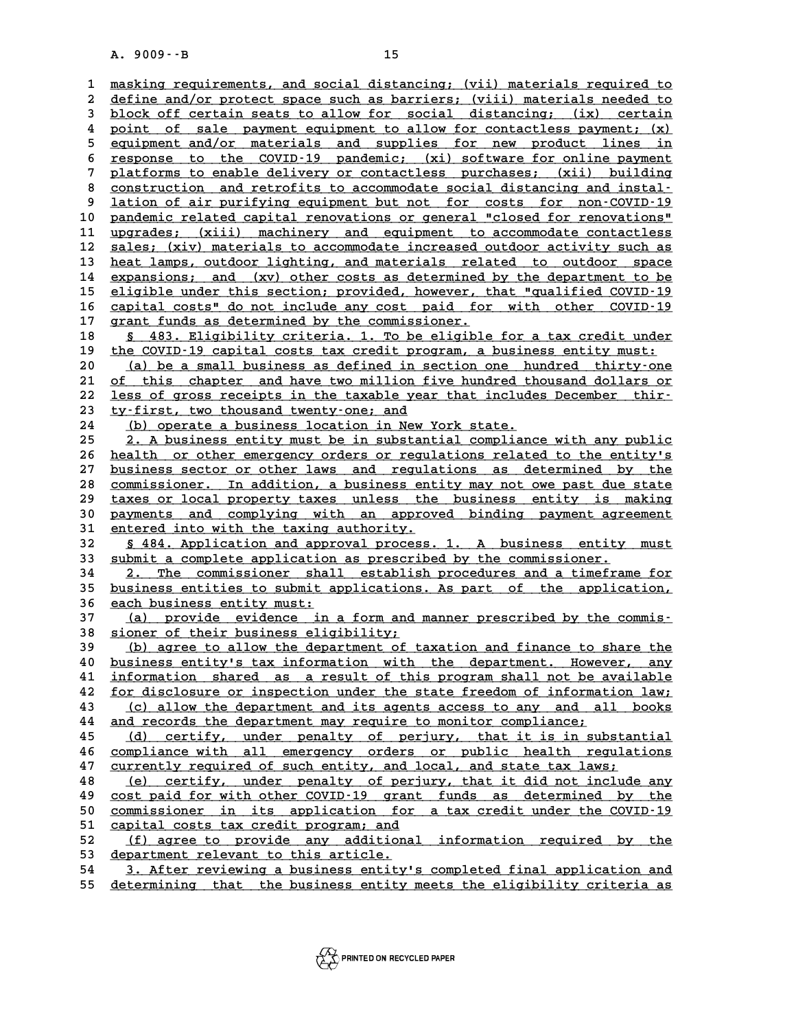masking requirements, and social distancing; (vii) materials required to define and/or protect space such as barriers; (viii) materials needed to block off certain seats to allow for social distancing; (ix) certain point of sale payment equipment to allow for contactless payment; (x) equipment and/or materials and supplies for new product lines in response to the COVID-19 pandemic; (xi) software for online payment platforms to enable delivery or contactless purchases; (xii) building construction and retrofits to accommodate social distancing and installation of air purifying equipment but not for costs for non-COVID-19 pandemic related capital renovations or general "closed for renovations" upgrades; (xiii) machinery and equipment to accommodate contactless sales; (xiv) materials to accommodate increased outdoor activity such as heat lamps, outdoor lighting, and materials related to outdoor space expansions; and (xv) other costs as determined by the department to be eligible under this section; provided, however, that "qualified COVID-19 capital costs" do not include any cost paid for with other COVID-19 grant funds as determined by the commissioner.

§ 483. Eligibility criteria. 1. To be eligible for a tax credit under the COVID-19 capital costs tax credit program, a business entity must:

(a) be a small business as defined in section one hundred thirty-one of this chapter and have two million five hundred thousand dollars or less of gross receipts in the taxable year that includes December thirty-first, two thousand twenty-one; and

(b) operate a business location in New York state.

2. A business entity must be in substantial compliance with any public health or other emergency orders or regulations related to the entity's business sector or other laws and regulations as determined by the commissioner. In addition, a business entity may not owe past due state taxes or local property taxes unless the business entity is making payments and complying with an approved binding payment agreement entered into with the taxing authority.

§ 484. Application and approval process. 1. A business entity must submit a complete application as prescribed by the commissioner.

2. The commissioner shall establish procedures and a timeframe for business entities to submit applications. As part of the application, each business entity must:

(a) provide evidence in a form and manner prescribed by the commissioner of their business eligibility;

(b) agree to allow the department of taxation and finance to share the business entity's tax information with the department. However, any information shared as a result of this program shall not be available for disclosure or inspection under the state freedom of information law;

(c) allow the department and its agents access to any and all books and records the department may require to monitor compliance;

(d) certify, under penalty of perjury, that it is in substantial compliance with all emergency orders or public health regulations currently required of such entity, and local, and state tax laws;

(e) certify, under penalty of perjury, that it did not include any cost paid for with other COVID-19 grant funds as determined by the commissioner in its application for a tax credit under the COVID-19 capital costs tax credit program; and

(f) agree to provide any additional information required by the department relevant to this article.

3. After reviewing a business entity's completed final application and determining that the business entity meets the eligibility criteria as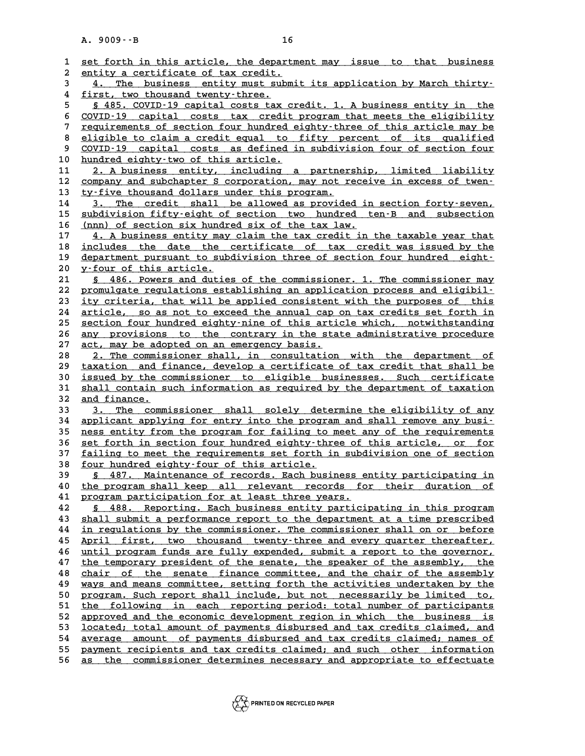set forth in this article, the department may issue to that business entity a certificate of tax credit.

4. The business entity must submit its application by March thirty-first, two thousand twenty-three.

§ 485. COVID-19 capital costs tax credit. 1. A business entity in the COVID-19 capital costs tax credit program that meets the eligibility requirements of section four hundred eighty-three of this article may be eligible to claim a credit equal to fifty percent of its qualified COVID-19 capital costs as defined in subdivision four of section four hundred eighty-two of this article.

2. A business entity, including a partnership, limited liability company and subchapter S corporation, may not receive in excess of twenty-five thousand dollars under this program.

3. The credit shall be allowed as provided in section forty-seven, subdivision fifty-eight of section two hundred ten-B and subsection (nnn) of section six hundred six of the tax law.

4. A business entity may claim the tax credit in the taxable year that includes the date the certificate of tax credit was issued by the department pursuant to subdivision three of section four hundred eighty-four of this article.

§ 486. Powers and duties of the commissioner. 1. The commissioner may promulgate regulations establishing an application process and eligibility criteria, that will be applied consistent with the purposes of this article, so as not to exceed the annual cap on tax credits set forth in section four hundred eighty-nine of this article which, notwithstanding any provisions to the contrary in the state administrative procedure act, may be adopted on an emergency basis.

2. The commissioner shall, in consultation with the department of taxation and finance, develop a certificate of tax credit that shall be issued by the commissioner to eligible businesses. Such certificate shall contain such information as required by the department of taxation and finance.

3. The commissioner shall solely determine the eligibility of any applicant applying for entry into the program and shall remove any business entity from the program for failing to meet any of the requirements set forth in section four hundred eighty-three of this article, or for failing to meet the requirements set forth in subdivision one of section four hundred eighty-four of this article.

§ 487. Maintenance of records. Each business entity participating in the program shall keep all relevant records for their duration of program participation for at least three years.

§ 488. Reporting. Each business entity participating in this program shall submit a performance report to the department at a time prescribed in regulations by the commissioner. The commissioner shall on or before April first, two thousand twenty-three and every quarter thereafter, until program funds are fully expended, submit a report to the governor, the temporary president of the senate, the speaker of the assembly, the chair of the senate finance committee, and the chair of the assembly ways and means committee, setting forth the activities undertaken by the program. Such report shall include, but not necessarily be limited to, the following in each reporting period: total number of participants approved and the economic development region in which the business is located; total amount of payments disbursed and tax credits claimed, and average amount of payments disbursed and tax credits claimed; names of payment recipients and tax credits claimed; and such other information as the commissioner determines necessary and appropriate to effectuate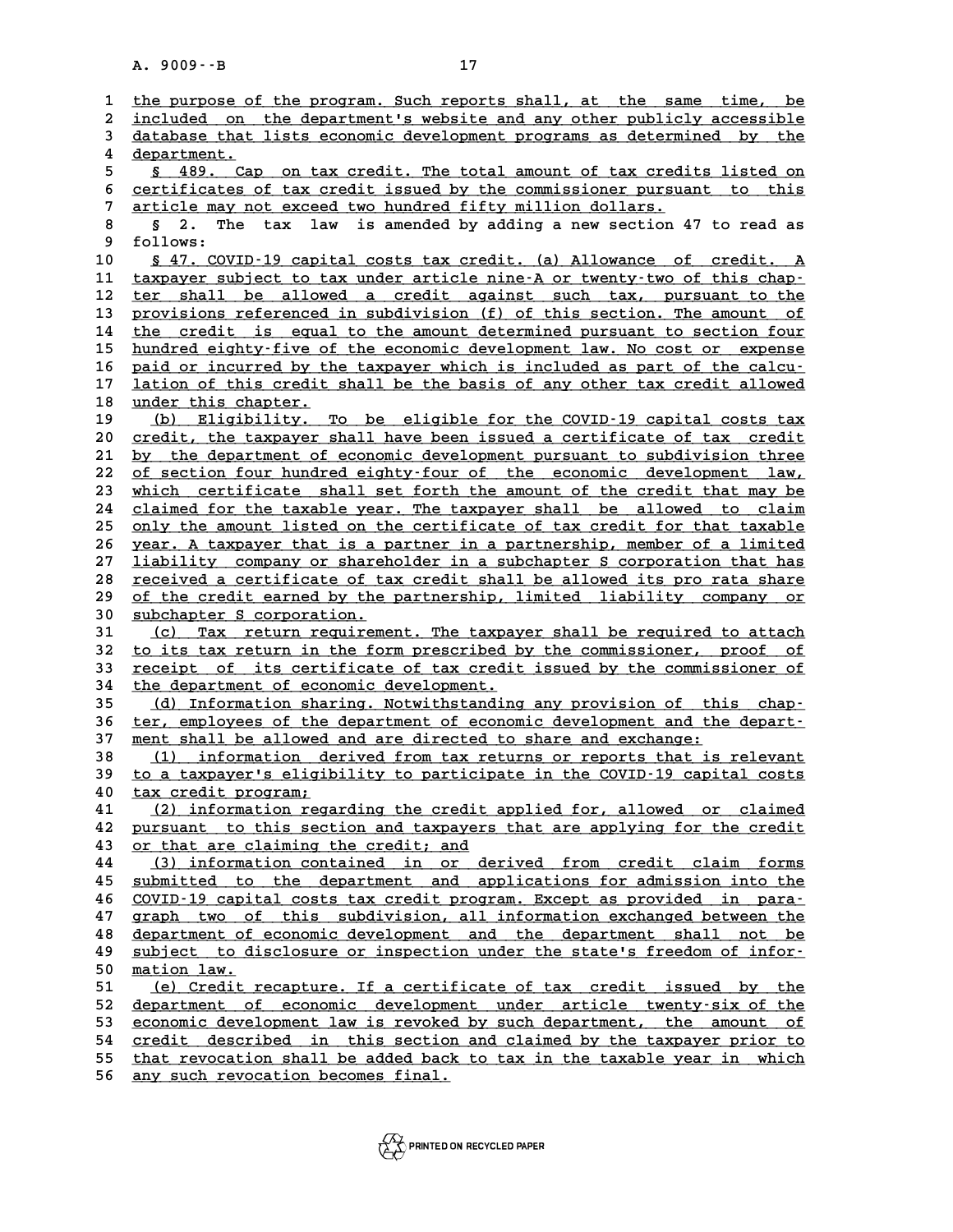the purpose of the program. Such reports shall, at the same time, be included on the department's website and any other publicly accessible database that lists economic development programs as determined by the department.

§ 489. Cap on tax credit. The total amount of tax credits listed on certificates of tax credit issued by the commissioner pursuant to this article may not exceed two hundred fifty million dollars.

§ 2. The tax law is amended by adding a new section 47 to read as follows:

§ 47. COVID-19 capital costs tax credit. (a) Allowance of credit. A taxpayer subject to tax under article nine-A or twenty-two of this chapter shall be allowed a credit against such tax, pursuant to the provisions referenced in subdivision (f) of this section. The amount of the credit is equal to the amount determined pursuant to section four hundred eighty-five of the economic development law. No cost or expense paid or incurred by the taxpayer which is included as part of the calculation of this credit shall be the basis of any other tax credit allowed under this chapter.

(b) Eligibility. To be eligible for the COVID-19 capital costs tax credit, the taxpayer shall have been issued a certificate of tax credit by the department of economic development pursuant to subdivision three of section four hundred eighty-four of the economic development law, which certificate shall set forth the amount of the credit that may be claimed for the taxable year. The taxpayer shall be allowed to claim only the amount listed on the certificate of tax credit for that taxable year. A taxpayer that is a partner in a partnership, member of a limited liability company or shareholder in a subchapter S corporation that has received a certificate of tax credit shall be allowed its pro rata share of the credit earned by the partnership, limited liability company or subchapter S corporation.

(c) Tax return requirement. The taxpayer shall be required to attach to its tax return in the form prescribed by the commissioner, proof of receipt of its certificate of tax credit issued by the commissioner of the department of economic development.

(d) Information sharing. Notwithstanding any provision of this chapter, employees of the department of economic development and the department shall be allowed and are directed to share and exchange:

(1) information derived from tax returns or reports that is relevant to a taxpayer's eligibility to participate in the COVID-19 capital costs tax credit program;

(2) information regarding the credit applied for, allowed or claimed pursuant to this section and taxpayers that are applying for the credit or that are claiming the credit; and

(3) information contained in or derived from credit claim forms submitted to the department and applications for admission into the COVID-19 capital costs tax credit program. Except as provided in paragraph two of this subdivision, all information exchanged between the department of economic development and the department shall not be subject to disclosure or inspection under the state's freedom of information law.

(e) Credit recapture. If a certificate of tax credit issued by the department of economic development under article twenty-six of the economic development law is revoked by such department, the amount of credit described in this section and claimed by the taxpayer prior to that revocation shall be added back to tax in the taxable year in which any such revocation becomes final.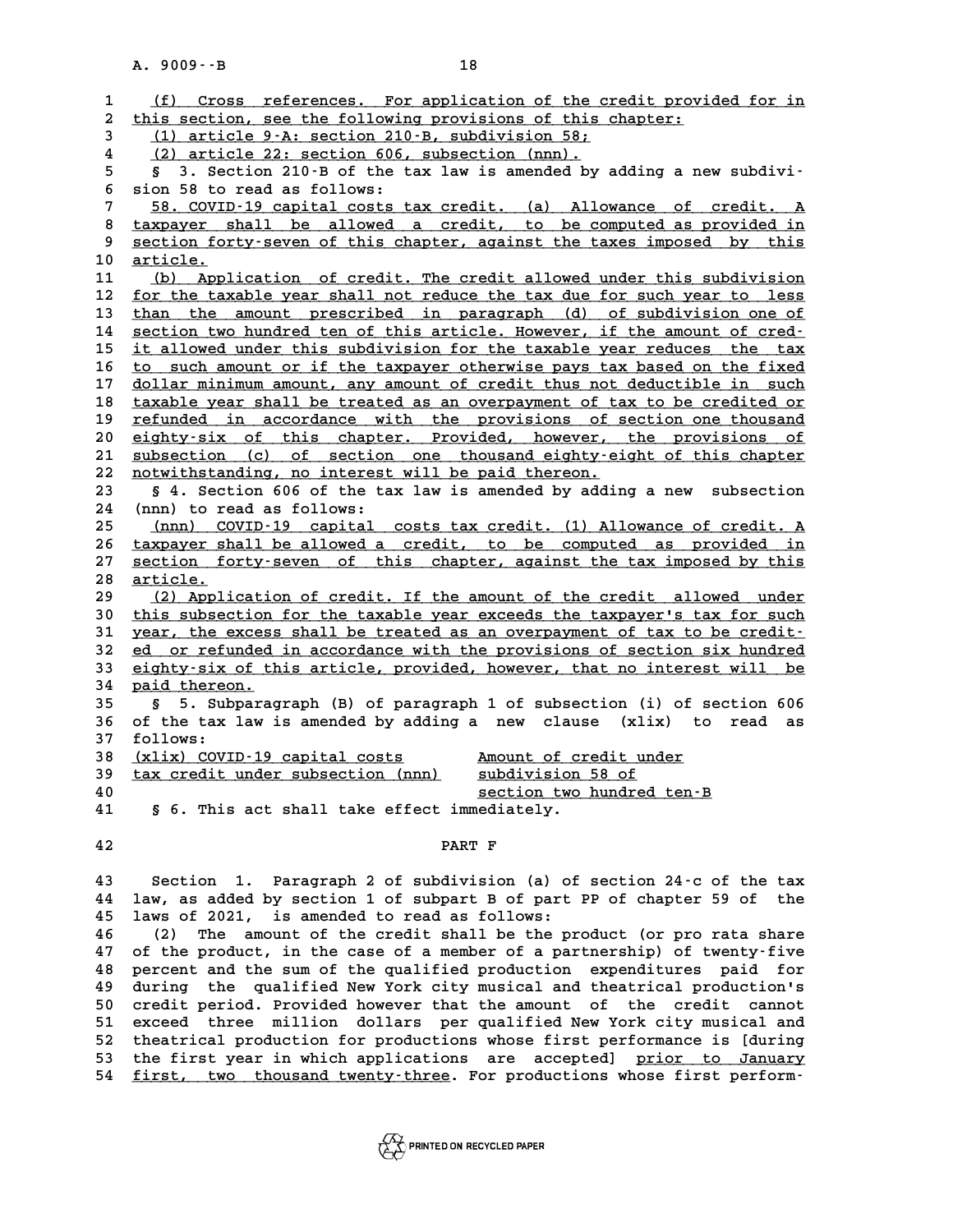(f) Cross references. For application of the credit provided for in this section, see the following provisions of this chapter:

(1) article 9-A: section 210-B, subdivision 58;

(2) article 22: section 606, subsection (nnn).

§ 3. Section 210-B of the tax law is amended by adding a new subdivision 58 to read as follows:

58. COVID-19 capital costs tax credit. (a) Allowance of credit. A taxpayer shall be allowed a credit, to be computed as provided in section forty-seven of this chapter, against the taxes imposed by this article.

(b) Application of credit. The credit allowed under this subdivision for the taxable year shall not reduce the tax due for such year to less than the amount prescribed in paragraph (d) of subdivision one of section two hundred ten of this article. However, if the amount of credit allowed under this subdivision for the taxable year reduces the tax to such amount or if the taxpayer otherwise pays tax based on the fixed dollar minimum amount, any amount of credit thus not deductible in such taxable year shall be treated as an overpayment of tax to be credited or refunded in accordance with the provisions of section one thousand eighty-six of this chapter. Provided, however, the provisions of subsection (c) of section one thousand eighty-eight of this chapter notwithstanding, no interest will be paid thereon.

§ 4. Section 606 of the tax law is amended by adding a new subsection (nnn) to read as follows:

(nnn) COVID-19 capital costs tax credit. (1) Allowance of credit. A taxpayer shall be allowed a credit, to be computed as provided in section forty-seven of this chapter, against the tax imposed by this article.

(2) Application of credit. If the amount of the credit allowed under this subsection for the taxable year exceeds the taxpayer's tax for such year, the excess shall be treated as an overpayment of tax to be credited or refunded in accordance with the provisions of section six hundred eighty-six of this article, provided, however, that no interest will be paid thereon.

§ 5. Subparagraph (B) of paragraph 1 of subsection (i) of section 606 of the tax law is amended by adding a new clause (xlix) to read as follows:

| | |
|---|---|
| (xlix) COVID-19 capital costs tax credit under subsection (nnn) | Amount of credit under subdivision 58 of section two hundred ten-B |

§ 6. This act shall take effect immediately.

## PART F

Section 1. Paragraph 2 of subdivision (a) of section 24-c of the tax law, as added by section 1 of subpart B of part PP of chapter 59 of the laws of 2021, is amended to read as follows:

(2) The amount of the credit shall be the product (or pro rata share of the product, in the case of a member of a partnership) of twenty-five percent and the sum of the qualified production expenditures paid for during the qualified New York city musical and theatrical production's credit period. Provided however that the amount of the credit cannot exceed three million dollars per qualified New York city musical and theatrical production for productions whose first performance is [during the first year in which applications are accepted] prior to January first, two thousand twenty-three. For productions whose first perform-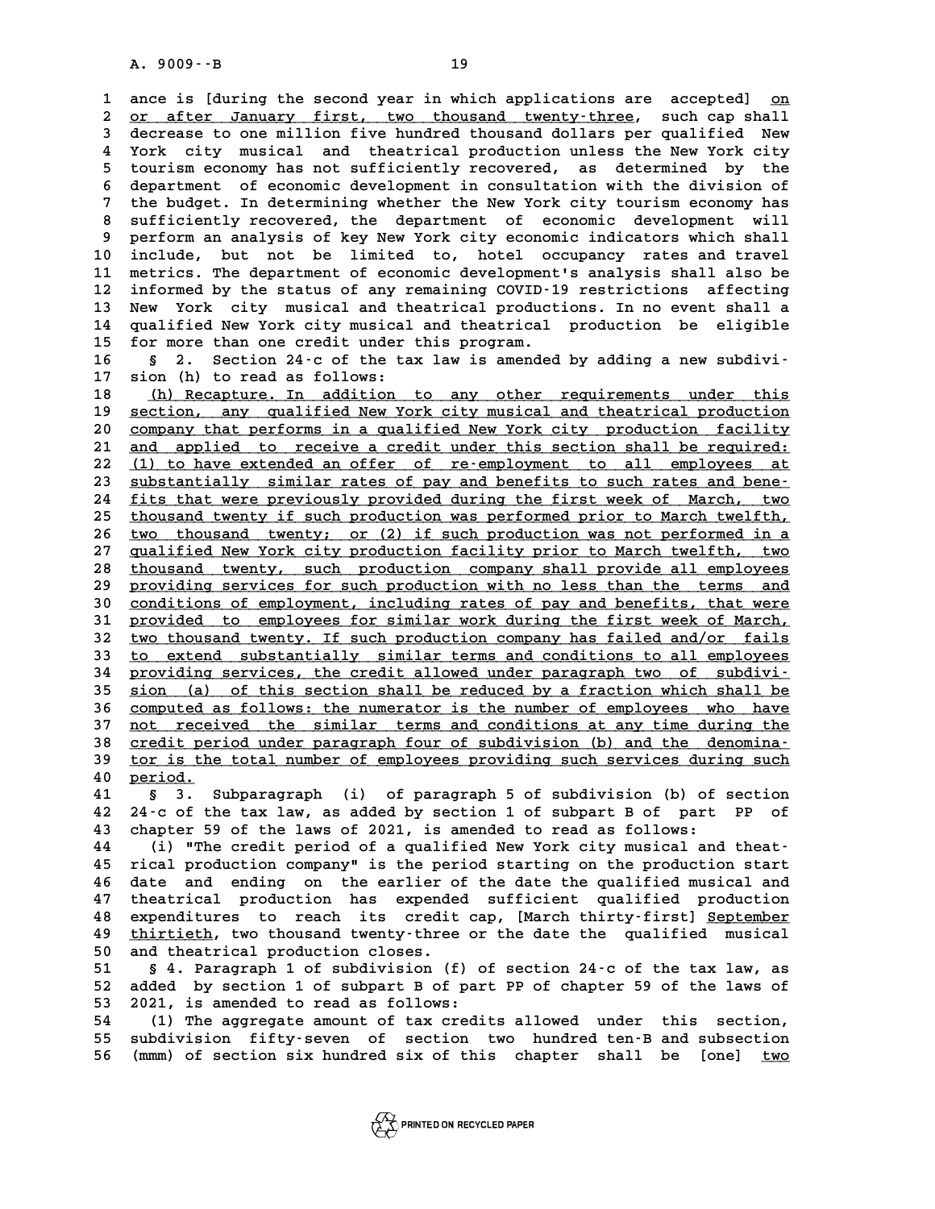ance is [during the second year in which applications are accepted] on or after January first, two thousand twenty-three, such cap shall decrease to one million five hundred thousand dollars per qualified New York city musical and theatrical production unless the New York city tourism economy has not sufficiently recovered, as determined by the department of economic development in consultation with the division of the budget. In determining whether the New York city tourism economy has sufficiently recovered, the department of economic development will perform an analysis of key New York city economic indicators which shall include, but not be limited to, hotel occupancy rates and travel metrics. The department of economic development's analysis shall also be informed by the status of any remaining COVID-19 restrictions affecting New York city musical and theatrical productions. In no event shall a qualified New York city musical and theatrical production be eligible for more than one credit under this program.

§ 2. Section 24-c of the tax law is amended by adding a new subdivision (h) to read as follows:

(h) Recapture. In addition to any other requirements under this section, any qualified New York city musical and theatrical production company that performs in a qualified New York city production facility and applied to receive a credit under this section shall be required: (1) to have extended an offer of re-employment to all employees at substantially similar rates of pay and benefits to such rates and benefits that were previously provided during the first week of March, two thousand twenty if such production was performed prior to March twelfth, two thousand twenty; or (2) if such production was not performed in a qualified New York city production facility prior to March twelfth, two thousand twenty, such production company shall provide all employees providing services for such production with no less than the terms and conditions of employment, including rates of pay and benefits, that were provided to employees for similar work during the first week of March, two thousand twenty. If such production company has failed and/or fails to extend substantially similar terms and conditions to all employees providing services, the credit allowed under paragraph two of subdivision (a) of this section shall be reduced by a fraction which shall be computed as follows: the numerator is the number of employees who have not received the similar terms and conditions at any time during the credit period under paragraph four of subdivision (b) and the denominator is the total number of employees providing such services during such period.

§ 3. Subparagraph (i) of paragraph 5 of subdivision (b) of section 24-c of the tax law, as added by section 1 of subpart B of part PP of chapter 59 of the laws of 2021, is amended to read as follows:

(i) "The credit period of a qualified New York city musical and theatrical production company" is the period starting on the production start date and ending on the earlier of the date the qualified musical and theatrical production has expended sufficient qualified production expenditures to reach its credit cap, [March thirty-first] September thirtieth, two thousand twenty-three or the date the qualified musical and theatrical production closes.

§ 4. Paragraph 1 of subdivision (f) of section 24-c of the tax law, as added by section 1 of subpart B of part PP of chapter 59 of the laws of 2021, is amended to read as follows:

(1) The aggregate amount of tax credits allowed under this section, subdivision fifty-seven of section two hundred ten-B and subsection (mmm) of section six hundred six of this chapter shall be [one] two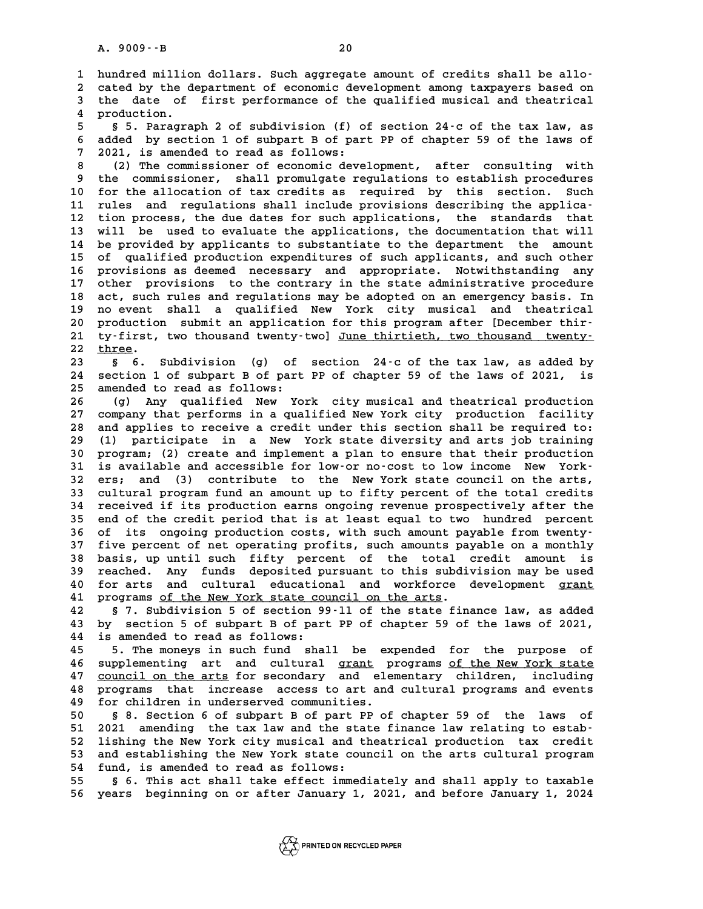hundred million dollars. Such aggregate amount of credits shall be allocated by the department of economic development among taxpayers based on the date of first performance of the qualified musical and theatrical production.

§ 5. Paragraph 2 of subdivision (f) of section 24-c of the tax law, as added by section 1 of subpart B of part PP of chapter 59 of the laws of 2021, is amended to read as follows:

(2) The commissioner of economic development, after consulting with the commissioner, shall promulgate regulations to establish procedures for the allocation of tax credits as required by this section. Such rules and regulations shall include provisions describing the application process, the due dates for such applications, the standards that will be used to evaluate the applications, the documentation that will be provided by applicants to substantiate to the department the amount of qualified production expenditures of such applicants, and such other provisions as deemed necessary and appropriate. Notwithstanding any other provisions to the contrary in the state administrative procedure act, such rules and regulations may be adopted on an emergency basis. In no event shall a qualified New York city musical and theatrical production submit an application for this program after [December thirty-first, two thousand twenty-two] June thirtieth, two thousand twenty-three.

§ 6. Subdivision (g) of section 24-c of the tax law, as added by section 1 of subpart B of part PP of chapter 59 of the laws of 2021, is amended to read as follows:

(g) Any qualified New York city musical and theatrical production company that performs in a qualified New York city production facility and applies to receive a credit under this section shall be required to: (1) participate in a New York state diversity and arts job training program; (2) create and implement a plan to ensure that their production is available and accessible for low-or no-cost to low income New Yorkers; and (3) contribute to the New York state council on the arts, cultural program fund an amount up to fifty percent of the total credits received if its production earns ongoing revenue prospectively after the end of the credit period that is at least equal to two hundred percent of its ongoing production costs, with such amount payable from twenty-five percent of net operating profits, such amounts payable on a monthly basis, up until such fifty percent of the total credit amount is reached. Any funds deposited pursuant to this subdivision may be used for arts and cultural educational and workforce development grant programs of the New York state council on the arts.

§ 7. Subdivision 5 of section 99-ll of the state finance law, as added by section 5 of subpart B of part PP of chapter 59 of the laws of 2021, is amended to read as follows:

5. The moneys in such fund shall be expended for the purpose of supplementing art and cultural grant programs of the New York state council on the arts for secondary and elementary children, including programs that increase access to art and cultural programs and events for children in underserved communities.

§ 8. Section 6 of subpart B of part PP of chapter 59 of the laws of 2021 amending the tax law and the state finance law relating to establishing the New York city musical and theatrical production tax credit and establishing the New York state council on the arts cultural program fund, is amended to read as follows:

§ 6. This act shall take effect immediately and shall apply to taxable years beginning on or after January 1, 2021, and before January 1, 2024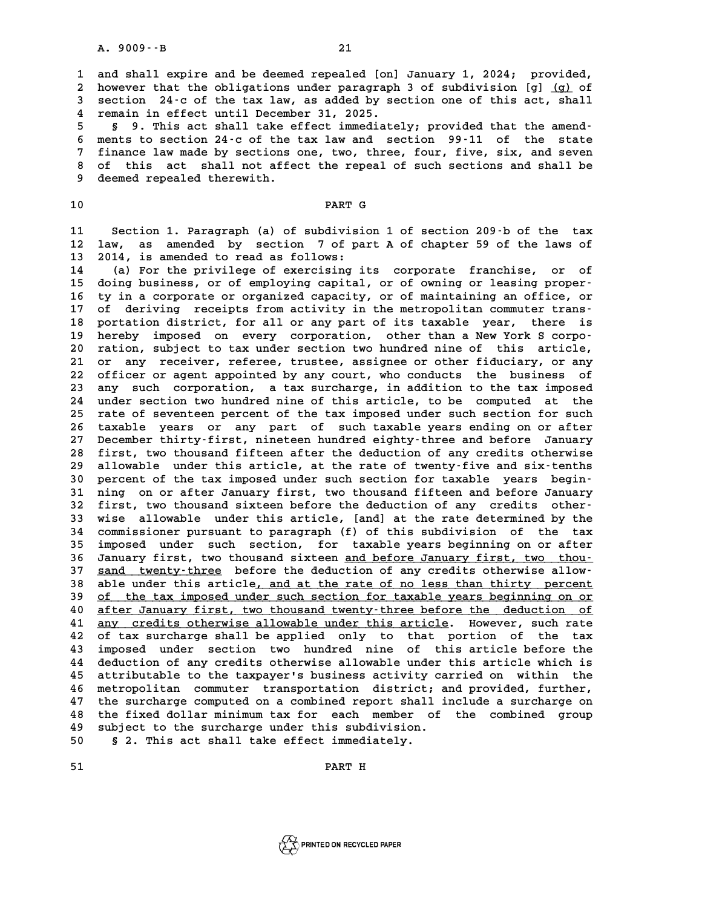and shall expire and be deemed repealed [on] January 1, 2024; provided, however that the obligations under paragraph 3 of subdivision [g] <u>(g)</u> of section 24-c of the tax law, as added by section one of this act, shall remain in effect until December 31, 2025.

§ 9. This act shall take effect immediately; provided that the amendments to section 24-c of the tax law and section 99-11 of the state finance law made by sections one, two, three, four, five, six, and seven of this act shall not affect the repeal of such sections and shall be deemed repealed therewith.

## PART G

Section 1. Paragraph (a) of subdivision 1 of section 209-b of the tax law, as amended by section 7 of part A of chapter 59 of the laws of 2014, is amended to read as follows:

(a) For the privilege of exercising its corporate franchise, or of doing business, or of employing capital, or of owning or leasing property in a corporate or organized capacity, or of maintaining an office, or of deriving receipts from activity in the metropolitan commuter transportation district, for all or any part of its taxable year, there is hereby imposed on every corporation, other than a New York S corporation, subject to tax under section two hundred nine of this article, or any receiver, referee, trustee, assignee or other fiduciary, or any officer or agent appointed by any court, who conducts the business of any such corporation, a tax surcharge, in addition to the tax imposed under section two hundred nine of this article, to be computed at the rate of seventeen percent of the tax imposed under such section for such taxable years or any part of such taxable years ending on or after December thirty-first, nineteen hundred eighty-three and before January first, two thousand fifteen after the deduction of any credits otherwise allowable under this article, at the rate of twenty-five and six-tenths percent of the tax imposed under such section for taxable years beginning on or after January first, two thousand fifteen and before January first, two thousand sixteen before the deduction of any credits otherwise allowable under this article, [and] at the rate determined by the commissioner pursuant to paragraph (f) of this subdivision of the tax imposed under such section, for taxable years beginning on or after January first, two thousand sixteen <u>and before January first, two thousand twenty-three</u> before the deduction of any credits otherwise allowable under this article<u>, and at the rate of no less than thirty percent of the tax imposed under such section for taxable years beginning on or after January first, two thousand twenty-three before the deduction of any credits otherwise allowable under this article</u>. However, such rate of tax surcharge shall be applied only to that portion of the tax imposed under section two hundred nine of this article before the deduction of any credits otherwise allowable under this article which is attributable to the taxpayer's business activity carried on within the metropolitan commuter transportation district; and provided, further, the surcharge computed on a combined report shall include a surcharge on the fixed dollar minimum tax for each member of the combined group subject to the surcharge under this subdivision.

§ 2. This act shall take effect immediately.

## PART H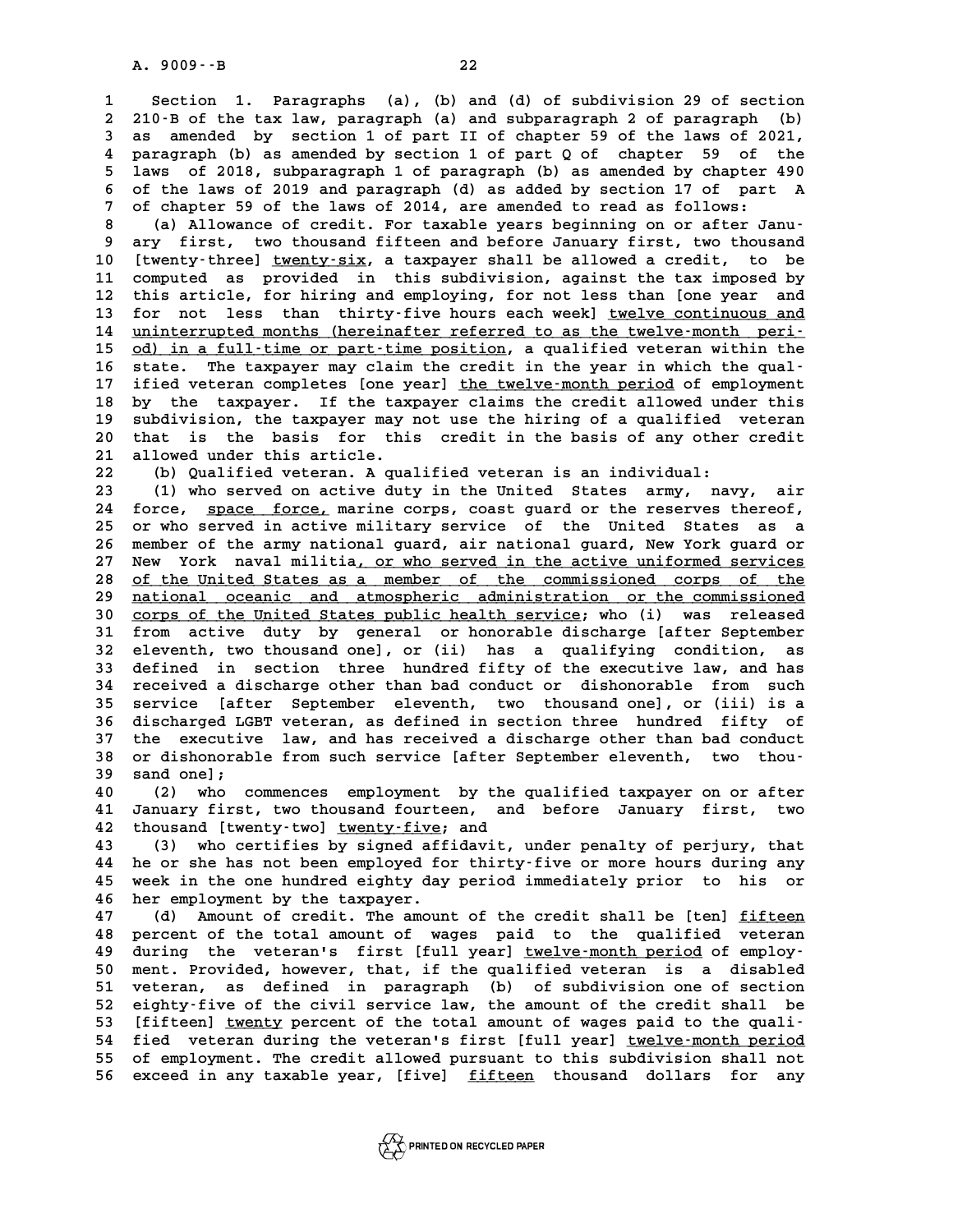Section 1. Paragraphs (a), (b) and (d) of subdivision 29 of section 210-B of the tax law, paragraph (a) and subparagraph 2 of paragraph (b) as amended by section 1 of part II of chapter 59 of the laws of 2021, paragraph (b) as amended by section 1 of part Q of chapter 59 of the laws of 2018, subparagraph 1 of paragraph (b) as amended by chapter 490 of the laws of 2019 and paragraph (d) as added by section 17 of part A of chapter 59 of the laws of 2014, are amended to read as follows:

(a) Allowance of credit. For taxable years beginning on or after January first, two thousand fifteen and before January first, two thousand [twenty-three] twenty-six, a taxpayer shall be allowed a credit, to be computed as provided in this subdivision, against the tax imposed by this article, for hiring and employing, for not less than [one year and for not less than thirty-five hours each week] twelve continuous and uninterrupted months (hereinafter referred to as the twelve-month period) in a full-time or part-time position, a qualified veteran within the state. The taxpayer may claim the credit in the year in which the qualified veteran completes [one year] the twelve-month period of employment by the taxpayer. If the taxpayer claims the credit allowed under this subdivision, the taxpayer may not use the hiring of a qualified veteran that is the basis for this credit in the basis of any other credit allowed under this article.

(b) Qualified veteran. A qualified veteran is an individual:

(1) who served on active duty in the United States army, navy, air force, space force, marine corps, coast guard or the reserves thereof, or who served in active military service of the United States as a member of the army national guard, air national guard, New York guard or New York naval militia, or who served in the active uniformed services of the United States as a member of the commissioned corps of the national oceanic and atmospheric administration or the commissioned corps of the United States public health service; who (i) was released from active duty by general or honorable discharge [after September eleventh, two thousand one], or (ii) has a qualifying condition, as defined in section three hundred fifty of the executive law, and has received a discharge other than bad conduct or dishonorable from such service [after September eleventh, two thousand one], or (iii) is a discharged LGBT veteran, as defined in section three hundred fifty of the executive law, and has received a discharge other than bad conduct or dishonorable from such service [after September eleventh, two thousand one];

(2) who commences employment by the qualified taxpayer on or after January first, two thousand fourteen, and before January first, two thousand [twenty-two] twenty-five; and

(3) who certifies by signed affidavit, under penalty of perjury, that he or she has not been employed for thirty-five or more hours during any week in the one hundred eighty day period immediately prior to his or her employment by the taxpayer.

(d) Amount of credit. The amount of the credit shall be [ten] fifteen percent of the total amount of wages paid to the qualified veteran during the veteran's first [full year] twelve-month period of employment. Provided, however, that, if the qualified veteran is a disabled veteran, as defined in paragraph (b) of subdivision one of section eighty-five of the civil service law, the amount of the credit shall be [fifteen] twenty percent of the total amount of wages paid to the qualified veteran during the veteran's first [full year] twelve-month period of employment. The credit allowed pursuant to this subdivision shall not exceed in any taxable year, [five] fifteen thousand dollars for any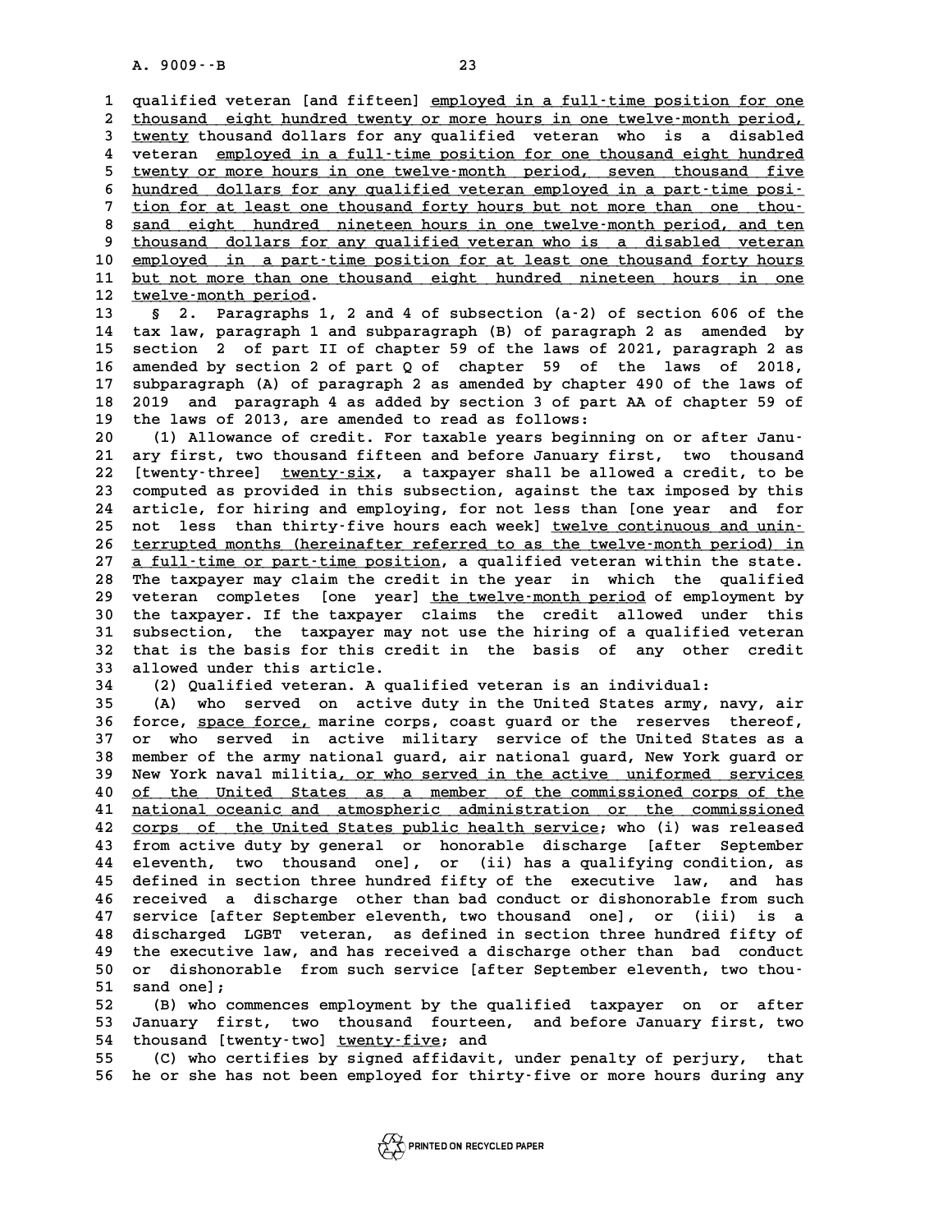qualified veteran [and fifteen] employed in a full-time position for one thousand eight hundred twenty or more hours in one twelve-month period, twenty thousand dollars for any qualified veteran who is a disabled veteran employed in a full-time position for one thousand eight hundred twenty or more hours in one twelve-month period, seven thousand five hundred dollars for any qualified veteran employed in a part-time position for at least one thousand forty hours but not more than one thousand eight hundred nineteen hours in one twelve-month period, and ten thousand dollars for any qualified veteran who is a disabled veteran employed in a part-time position for at least one thousand forty hours but not more than one thousand eight hundred nineteen hours in one twelve-month period.

§ 2. Paragraphs 1, 2 and 4 of subsection (a-2) of section 606 of the tax law, paragraph 1 and subparagraph (B) of paragraph 2 as amended by section 2 of part II of chapter 59 of the laws of 2021, paragraph 2 as amended by section 2 of part Q of chapter 59 of the laws of 2018, subparagraph (A) of paragraph 2 as amended by chapter 490 of the laws of 2019 and paragraph 4 as added by section 3 of part AA of chapter 59 of the laws of 2013, are amended to read as follows:

(1) Allowance of credit. For taxable years beginning on or after January first, two thousand fifteen and before January first, two thousand [twenty-three] twenty-six, a taxpayer shall be allowed a credit, to be computed as provided in this subsection, against the tax imposed by this article, for hiring and employing, for not less than [one year and for not less than thirty-five hours each week] twelve continuous and uninterrupted months (hereinafter referred to as the twelve-month period) in a full-time or part-time position, a qualified veteran within the state. The taxpayer may claim the credit in the year in which the qualified veteran completes [one year] the twelve-month period of employment by the taxpayer. If the taxpayer claims the credit allowed under this subsection, the taxpayer may not use the hiring of a qualified veteran that is the basis for this credit in the basis of any other credit allowed under this article.

(2) Qualified veteran. A qualified veteran is an individual:

(A) who served on active duty in the United States army, navy, air force, space force, marine corps, coast guard or the reserves thereof, or who served in active military service of the United States as a member of the army national guard, air national guard, New York guard or New York naval militia, or who served in the active uniformed services of the United States as a member of the commissioned corps of the national oceanic and atmospheric administration or the commissioned corps of the United States public health service; who (i) was released from active duty by general or honorable discharge [after September eleventh, two thousand one], or (ii) has a qualifying condition, as defined in section three hundred fifty of the executive law, and has received a discharge other than bad conduct or dishonorable from such service [after September eleventh, two thousand one], or (iii) is a discharged LGBT veteran, as defined in section three hundred fifty of the executive law, and has received a discharge other than bad conduct or dishonorable from such service [after September eleventh, two thousand one];

(B) who commences employment by the qualified taxpayer on or after January first, two thousand fourteen, and before January first, two thousand [twenty-two] twenty-five; and

(C) who certifies by signed affidavit, under penalty of perjury, that he or she has not been employed for thirty-five or more hours during any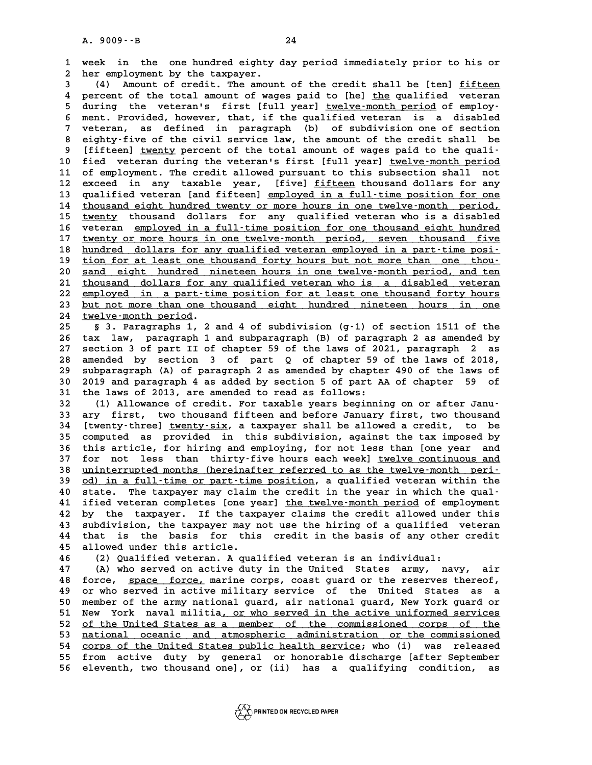week in the one hundred eighty day period immediately prior to his or her employment by the taxpayer.

(4) Amount of credit. The amount of the credit shall be [ten] fifteen percent of the total amount of wages paid to [he] the qualified veteran during the veteran's first [full year] twelve-month period of employment. Provided, however, that, if the qualified veteran is a disabled veteran, as defined in paragraph (b) of subdivision one of section eighty-five of the civil service law, the amount of the credit shall be [fifteen] twenty percent of the total amount of wages paid to the qualified veteran during the veteran's first [full year] twelve-month period of employment. The credit allowed pursuant to this subsection shall not exceed in any taxable year, [five] fifteen thousand dollars for any qualified veteran [and fifteen] employed in a full-time position for one thousand eight hundred twenty or more hours in one twelve-month period, twenty thousand dollars for any qualified veteran who is a disabled veteran employed in a full-time position for one thousand eight hundred twenty or more hours in one twelve-month period, seven thousand five hundred dollars for any qualified veteran employed in a part-time position for at least one thousand forty hours but not more than one thousand eight hundred nineteen hours in one twelve-month period, and ten thousand dollars for any qualified veteran who is a disabled veteran employed in a part-time position for at least one thousand forty hours but not more than one thousand eight hundred nineteen hours in one twelve-month period.

§ 3. Paragraphs 1, 2 and 4 of subdivision (g-1) of section 1511 of the tax law, paragraph 1 and subparagraph (B) of paragraph 2 as amended by section 3 of part II of chapter 59 of the laws of 2021, paragraph 2 as amended by section 3 of part Q of chapter 59 of the laws of 2018, subparagraph (A) of paragraph 2 as amended by chapter 490 of the laws of 2019 and paragraph 4 as added by section 5 of part AA of chapter 59 of the laws of 2013, are amended to read as follows:

(1) Allowance of credit. For taxable years beginning on or after January first, two thousand fifteen and before January first, two thousand [twenty-three] twenty-six, a taxpayer shall be allowed a credit, to be computed as provided in this subdivision, against the tax imposed by this article, for hiring and employing, for not less than [one year and for not less than thirty-five hours each week] twelve continuous and uninterrupted months (hereinafter referred to as the twelve-month period) in a full-time or part-time position, a qualified veteran within the state. The taxpayer may claim the credit in the year in which the qualified veteran completes [one year] the twelve-month period of employment by the taxpayer. If the taxpayer claims the credit allowed under this subdivision, the taxpayer may not use the hiring of a qualified veteran that is the basis for this credit in the basis of any other credit allowed under this article.

(2) Qualified veteran. A qualified veteran is an individual:

(A) who served on active duty in the United States army, navy, air force, space force, marine corps, coast guard or the reserves thereof, or who served in active military service of the United States as a member of the army national guard, air national guard, New York guard or New York naval militia, or who served in the active uniformed services of the United States as a member of the commissioned corps of the national oceanic and atmospheric administration or the commissioned corps of the United States public health service; who (i) was released from active duty by general or honorable discharge [after September eleventh, two thousand one], or (ii) has a qualifying condition, as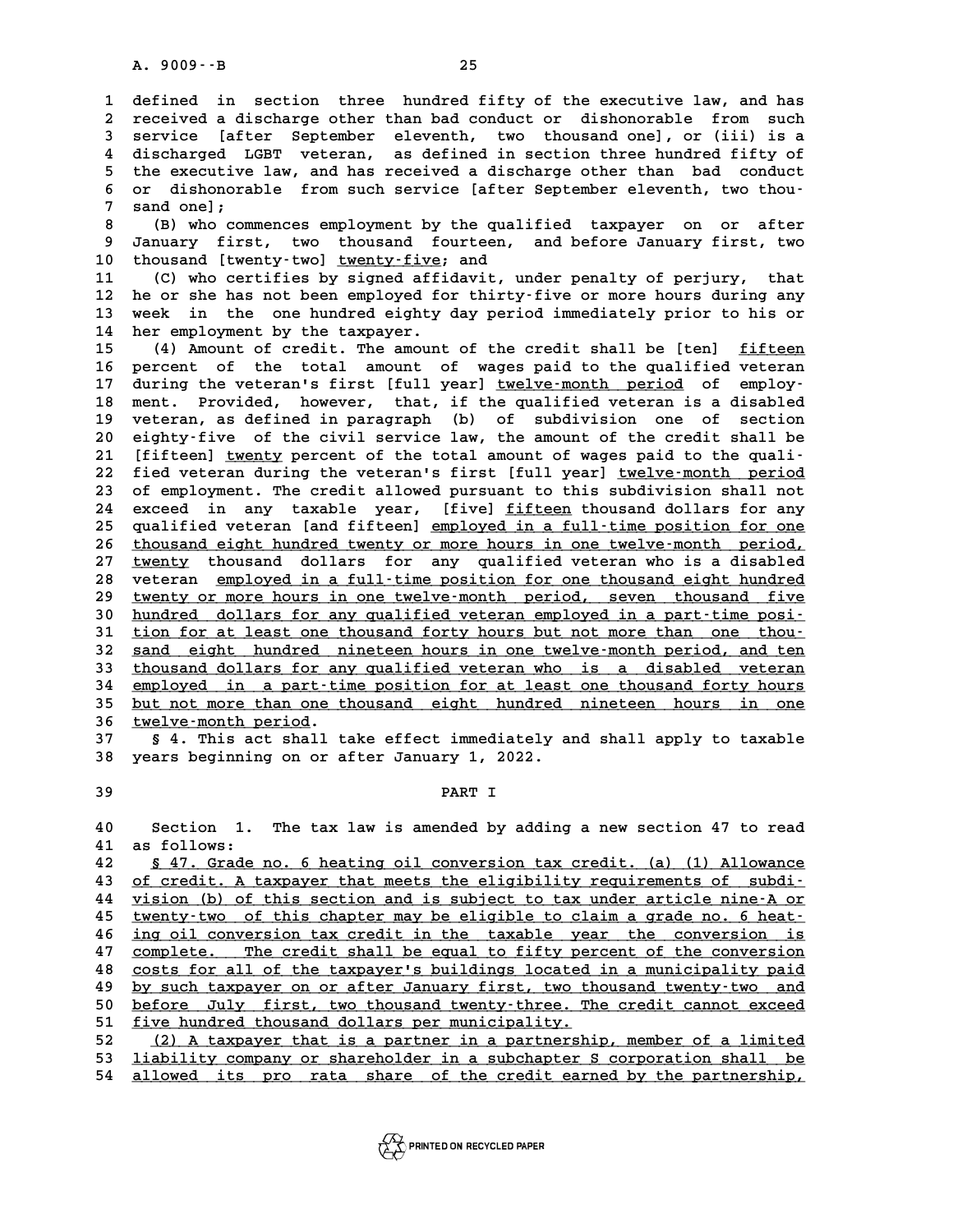defined in section three hundred fifty of the executive law, and has received a discharge other than bad conduct or dishonorable from such service [after September eleventh, two thousand one], or (iii) is a discharged LGBT veteran, as defined in section three hundred fifty of the executive law, and has received a discharge other than bad conduct or dishonorable from such service [after September eleventh, two thousand one];

(B) who commences employment by the qualified taxpayer on or after January first, two thousand fourteen, and before January first, two thousand [twenty-two] <u>twenty-five</u>; and

(C) who certifies by signed affidavit, under penalty of perjury, that he or she has not been employed for thirty-five or more hours during any week in the one hundred eighty day period immediately prior to his or her employment by the taxpayer.

(4) Amount of credit. The amount of the credit shall be [ten] <u>fifteen</u> percent of the total amount of wages paid to the qualified veteran during the veteran's first [full year] <u>twelve-month period</u> of employment. Provided, however, that, if the qualified veteran is a disabled veteran, as defined in paragraph (b) of subdivision one of section eighty-five of the civil service law, the amount of the credit shall be [fifteen] <u>twenty</u> percent of the total amount of wages paid to the qualified veteran during the veteran's first [full year] <u>twelve-month period</u> of employment. The credit allowed pursuant to this subdivision shall not exceed in any taxable year, [five] <u>fifteen</u> thousand dollars for any qualified veteran [and fifteen] <u>employed in a full-time position for one thousand eight hundred twenty or more hours in one twelve-month period,</u> <u>twenty</u> thousand dollars for any qualified veteran who is a disabled veteran <u>employed in a full-time position for one thousand eight hundred twenty or more hours in one twelve-month period, seven thousand five hundred dollars for any qualified veteran employed in a part-time position for at least one thousand forty hours but not more than one thousand eight hundred nineteen hours in one twelve-month period, and ten thousand dollars for any qualified veteran who is a disabled veteran employed in a part-time position for at least one thousand forty hours but not more than one thousand eight hundred nineteen hours in one twelve-month period</u>.

§ 4. This act shall take effect immediately and shall apply to taxable years beginning on or after January 1, 2022.

PART I

Section 1. The tax law is amended by adding a new section 47 to read as follows:

<u>§ 47. Grade no. 6 heating oil conversion tax credit. (a) (1) Allowance of credit. A taxpayer that meets the eligibility requirements of subdivision (b) of this section and is subject to tax under article nine-A or twenty-two of this chapter may be eligible to claim a grade no. 6 heating oil conversion tax credit in the taxable year the conversion is complete. The credit shall be equal to fifty percent of the conversion costs for all of the taxpayer's buildings located in a municipality paid by such taxpayer on or after January first, two thousand twenty-two and before July first, two thousand twenty-three. The credit cannot exceed five hundred thousand dollars per municipality.</u>

<u>(2) A taxpayer that is a partner in a partnership, member of a limited liability company or shareholder in a subchapter S corporation shall be allowed its pro rata share of the credit earned by the partnership,</u>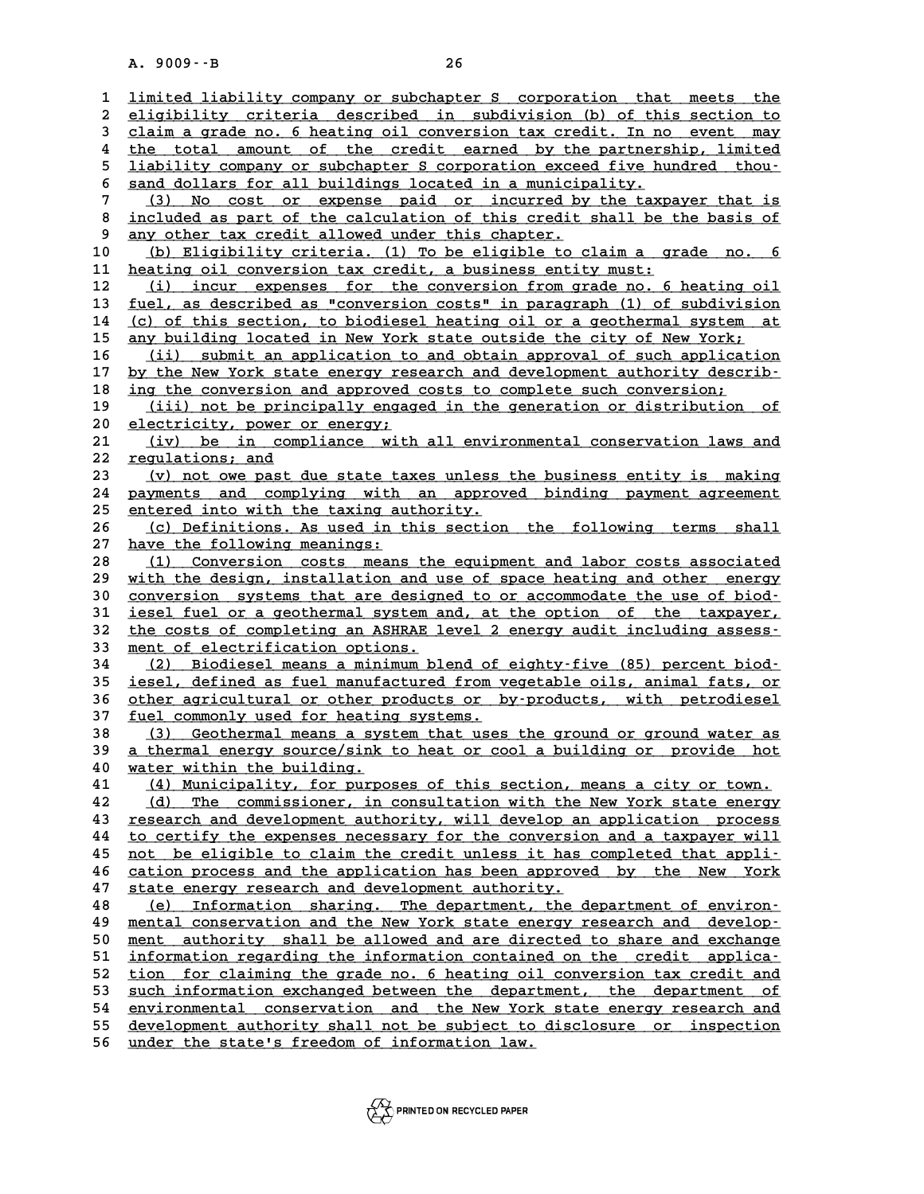limited liability company or subchapter S corporation that meets the eligibility criteria described in subdivision (b) of this section to claim a grade no. 6 heating oil conversion tax credit. In no event may the total amount of the credit earned by the partnership, limited liability company or subchapter S corporation exceed five hundred thousand dollars for all buildings located in a municipality.

(3) No cost or expense paid or incurred by the taxpayer that is included as part of the calculation of this credit shall be the basis of any other tax credit allowed under this chapter.

(b) Eligibility criteria. (1) To be eligible to claim a grade no. 6 heating oil conversion tax credit, a business entity must:

(i) incur expenses for the conversion from grade no. 6 heating oil fuel, as described as "conversion costs" in paragraph (1) of subdivision (c) of this section, to biodiesel heating oil or a geothermal system at any building located in New York state outside the city of New York;

(ii) submit an application to and obtain approval of such application by the New York state energy research and development authority describing the conversion and approved costs to complete such conversion;

(iii) not be principally engaged in the generation or distribution of electricity, power or energy;

(iv) be in compliance with all environmental conservation laws and regulations; and

(v) not owe past due state taxes unless the business entity is making payments and complying with an approved binding payment agreement entered into with the taxing authority.

(c) Definitions. As used in this section the following terms shall have the following meanings:

(1) Conversion costs means the equipment and labor costs associated with the design, installation and use of space heating and other energy conversion systems that are designed to or accommodate the use of biodiesel fuel or a geothermal system and, at the option of the taxpayer, the costs of completing an ASHRAE level 2 energy audit including assessment of electrification options.

(2) Biodiesel means a minimum blend of eighty-five (85) percent biodiesel, defined as fuel manufactured from vegetable oils, animal fats, or other agricultural or other products or by-products, with petrodiesel fuel commonly used for heating systems.

(3) Geothermal means a system that uses the ground or ground water as a thermal energy source/sink to heat or cool a building or provide hot water within the building.

(4) Municipality, for purposes of this section, means a city or town.

(d) The commissioner, in consultation with the New York state energy research and development authority, will develop an application process to certify the expenses necessary for the conversion and a taxpayer will not be eligible to claim the credit unless it has completed that application process and the application has been approved by the New York state energy research and development authority.

(e) Information sharing. The department, the department of environmental conservation and the New York state energy research and development authority shall be allowed and are directed to share and exchange information regarding the information contained on the credit application for claiming the grade no. 6 heating oil conversion tax credit and such information exchanged between the department, the department of environmental conservation and the New York state energy research and development authority shall not be subject to disclosure or inspection under the state's freedom of information law.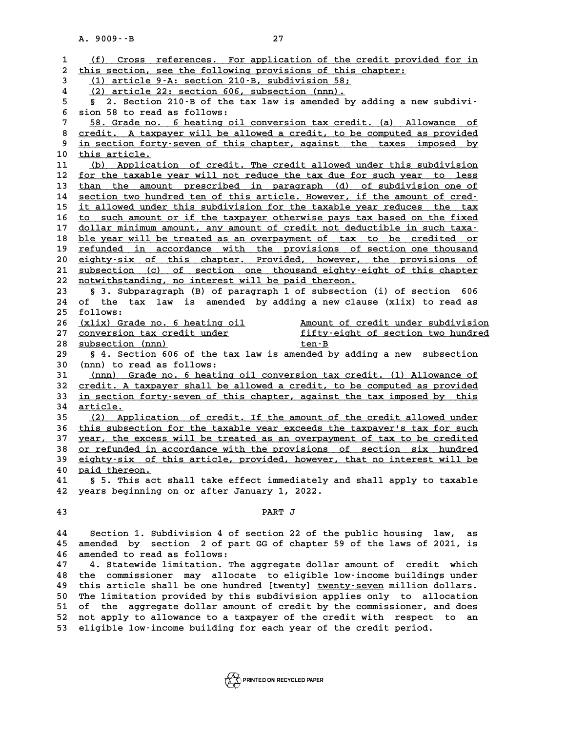(f) Cross references. For application of the credit provided for in this section, see the following provisions of this chapter:

(1) article 9-A: section 210-B, subdivision 58;

(2) article 22: section 606, subsection (nnn).

§ 2. Section 210-B of the tax law is amended by adding a new subdivision 58 to read as follows:

58. Grade no. 6 heating oil conversion tax credit. (a) Allowance of credit. A taxpayer will be allowed a credit, to be computed as provided in section forty-seven of this chapter, against the taxes imposed by this article.

(b) Application of credit. The credit allowed under this subdivision for the taxable year will not reduce the tax due for such year to less than the amount prescribed in paragraph (d) of subdivision one of section two hundred ten of this article. However, if the amount of credit allowed under this subdivision for the taxable year reduces the tax to such amount or if the taxpayer otherwise pays tax based on the fixed dollar minimum amount, any amount of credit not deductible in such taxable year will be treated as an overpayment of tax to be credited or refunded in accordance with the provisions of section one thousand eighty-six of this chapter. Provided, however, the provisions of subsection (c) of section one thousand eighty-eight of this chapter notwithstanding, no interest will be paid thereon.

§ 3. Subparagraph (B) of paragraph 1 of subsection (i) of section 606 of the tax law is amended by adding a new clause (xlix) to read as follows:

| | |
|---|---|
| (xlix) Grade no. 6 heating oil conversion tax credit under subsection (nnn) | Amount of credit under subdivision fifty-eight of section two hundred ten-B |

§ 4. Section 606 of the tax law is amended by adding a new subsection (nnn) to read as follows:

(nnn) Grade no. 6 heating oil conversion tax credit. (1) Allowance of credit. A taxpayer shall be allowed a credit, to be computed as provided in section forty-seven of this chapter, against the tax imposed by this article.

(2) Application of credit. If the amount of the credit allowed under this subsection for the taxable year exceeds the taxpayer's tax for such year, the excess will be treated as an overpayment of tax to be credited or refunded in accordance with the provisions of section six hundred eighty-six of this article, provided, however, that no interest will be paid thereon.

§ 5. This act shall take effect immediately and shall apply to taxable years beginning on or after January 1, 2022.

## PART J

Section 1. Subdivision 4 of section 22 of the public housing law, as amended by section 2 of part GG of chapter 59 of the laws of 2021, is amended to read as follows:

4. Statewide limitation. The aggregate dollar amount of credit which the commissioner may allocate to eligible low-income buildings under this article shall be one hundred [twenty] twenty-seven million dollars. The limitation provided by this subdivision applies only to allocation of the aggregate dollar amount of credit by the commissioner, and does not apply to allowance to a taxpayer of the credit with respect to an eligible low-income building for each year of the credit period.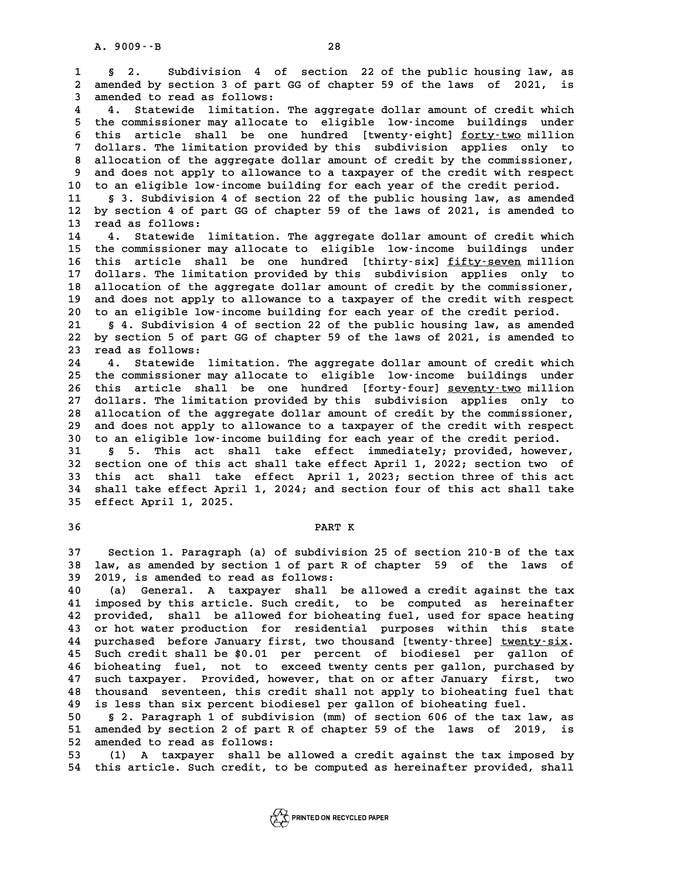§ 2. Subdivision 4 of section 22 of the public housing law, as amended by section 3 of part GG of chapter 59 of the laws of 2021, is amended to read as follows:

4. Statewide limitation. The aggregate dollar amount of credit which the commissioner may allocate to eligible low-income buildings under this article shall be one hundred [twenty-eight] forty-two million dollars. The limitation provided by this subdivision applies only to allocation of the aggregate dollar amount of credit by the commissioner, and does not apply to allowance to a taxpayer of the credit with respect to an eligible low-income building for each year of the credit period.

§ 3. Subdivision 4 of section 22 of the public housing law, as amended by section 4 of part GG of chapter 59 of the laws of 2021, is amended to read as follows:

4. Statewide limitation. The aggregate dollar amount of credit which the commissioner may allocate to eligible low-income buildings under this article shall be one hundred [thirty-six] fifty-seven million dollars. The limitation provided by this subdivision applies only to allocation of the aggregate dollar amount of credit by the commissioner, and does not apply to allowance to a taxpayer of the credit with respect to an eligible low-income building for each year of the credit period.

§ 4. Subdivision 4 of section 22 of the public housing law, as amended by section 5 of part GG of chapter 59 of the laws of 2021, is amended to read as follows:

4. Statewide limitation. The aggregate dollar amount of credit which the commissioner may allocate to eligible low-income buildings under this article shall be one hundred [forty-four] seventy-two million dollars. The limitation provided by this subdivision applies only to allocation of the aggregate dollar amount of credit by the commissioner, and does not apply to allowance to a taxpayer of the credit with respect to an eligible low-income building for each year of the credit period.

§ 5. This act shall take effect immediately; provided, however, section one of this act shall take effect April 1, 2022; section two of this act shall take effect April 1, 2023; section three of this act shall take effect April 1, 2024; and section four of this act shall take effect April 1, 2025.

## PART K

Section 1. Paragraph (a) of subdivision 25 of section 210-B of the tax law, as amended by section 1 of part R of chapter 59 of the laws of 2019, is amended to read as follows:

(a) General. A taxpayer shall be allowed a credit against the tax imposed by this article. Such credit, to be computed as hereinafter provided, shall be allowed for bioheating fuel, used for space heating or hot water production for residential purposes within this state purchased before January first, two thousand [twenty-three] twenty-six. Such credit shall be $0.01 per percent of biodiesel per gallon of bioheating fuel, not to exceed twenty cents per gallon, purchased by such taxpayer. Provided, however, that on or after January first, two thousand seventeen, this credit shall not apply to bioheating fuel that is less than six percent biodiesel per gallon of bioheating fuel.

§ 2. Paragraph 1 of subdivision (mm) of section 606 of the tax law, as amended by section 2 of part R of chapter 59 of the laws of 2019, is amended to read as follows:

(1) A taxpayer shall be allowed a credit against the tax imposed by this article. Such credit, to be computed as hereinafter provided, shall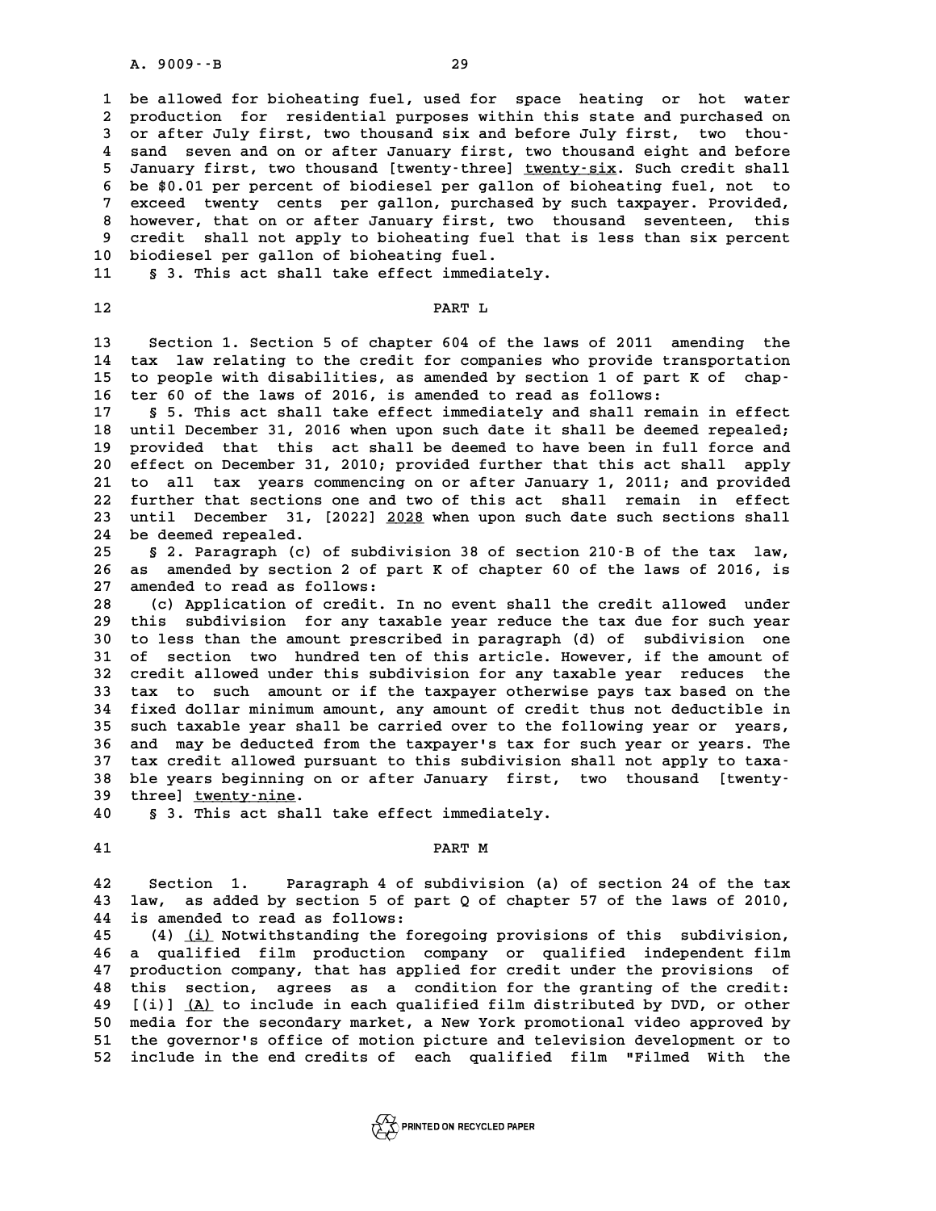be allowed for bioheating fuel, used for space heating or hot water production for residential purposes within this state and purchased on or after July first, two thousand six and before July first, two thousand seven and on or after January first, two thousand eight and before January first, two thousand [twenty-three] twenty-six. Such credit shall be $0.01 per percent of biodiesel per gallon of bioheating fuel, not to exceed twenty cents per gallon, purchased by such taxpayer. Provided, however, that on or after January first, two thousand seventeen, this credit shall not apply to bioheating fuel that is less than six percent biodiesel per gallon of bioheating fuel.

§ 3. This act shall take effect immediately.

## PART L

Section 1. Section 5 of chapter 604 of the laws of 2011 amending the tax law relating to the credit for companies who provide transportation to people with disabilities, as amended by section 1 of part K of chapter 60 of the laws of 2016, is amended to read as follows:

§ 5. This act shall take effect immediately and shall remain in effect until December 31, 2016 when upon such date it shall be deemed repealed; provided that this act shall be deemed to have been in full force and effect on December 31, 2010; provided further that this act shall apply to all tax years commencing on or after January 1, 2011; and provided further that sections one and two of this act shall remain in effect until December 31, [2022] 2028 when upon such date such sections shall be deemed repealed.

§ 2. Paragraph (c) of subdivision 38 of section 210-B of the tax law, as amended by section 2 of part K of chapter 60 of the laws of 2016, is amended to read as follows:

(c) Application of credit. In no event shall the credit allowed under this subdivision for any taxable year reduce the tax due for such year to less than the amount prescribed in paragraph (d) of subdivision one of section two hundred ten of this article. However, if the amount of credit allowed under this subdivision for any taxable year reduces the tax to such amount or if the taxpayer otherwise pays tax based on the fixed dollar minimum amount, any amount of credit thus not deductible in such taxable year shall be carried over to the following year or years, and may be deducted from the taxpayer's tax for such year or years. The tax credit allowed pursuant to this subdivision shall not apply to taxable years beginning on or after January first, two thousand [twenty-three] twenty-nine.

§ 3. This act shall take effect immediately.

## PART M

Section 1. Paragraph 4 of subdivision (a) of section 24 of the tax law, as added by section 5 of part Q of chapter 57 of the laws of 2010, is amended to read as follows:

(4) (i) Notwithstanding the foregoing provisions of this subdivision, a qualified film production company or qualified independent film production company, that has applied for credit under the provisions of this section, agrees as a condition for the granting of the credit: [(i)] (A) to include in each qualified film distributed by DVD, or other media for the secondary market, a New York promotional video approved by the governor's office of motion picture and television development or to include in the end credits of each qualified film "Filmed With the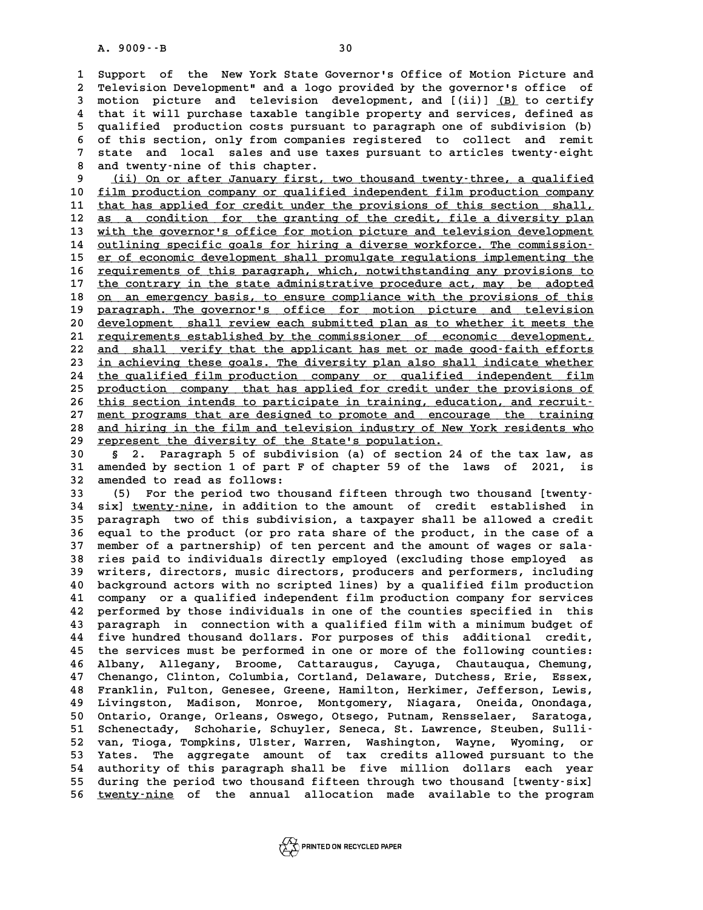Support of the New York State Governor's Office of Motion Picture and Television Development" and a logo provided by the governor's office of motion picture and television development, and [(ii)] (B) to certify that it will purchase taxable tangible property and services, defined as qualified production costs pursuant to paragraph one of subdivision (b) of this section, only from companies registered to collect and remit state and local sales and use taxes pursuant to articles twenty-eight and twenty-nine of this chapter.

(ii) On or after January first, two thousand twenty-three, a qualified film production company or qualified independent film production company that has applied for credit under the provisions of this section shall, as a condition for the granting of the credit, file a diversity plan with the governor's office for motion picture and television development outlining specific goals for hiring a diverse workforce. The commissioner of economic development shall promulgate regulations implementing the requirements of this paragraph, which, notwithstanding any provisions to the contrary in the state administrative procedure act, may be adopted on an emergency basis, to ensure compliance with the provisions of this paragraph. The governor's office for motion picture and television development shall review each submitted plan as to whether it meets the requirements established by the commissioner of economic development, and shall verify that the applicant has met or made good-faith efforts in achieving these goals. The diversity plan also shall indicate whether the qualified film production company or qualified independent film production company that has applied for credit under the provisions of this section intends to participate in training, education, and recruitment programs that are designed to promote and encourage the training and hiring in the film and television industry of New York residents who represent the diversity of the State's population.

§ 2. Paragraph 5 of subdivision (a) of section 24 of the tax law, as amended by section 1 of part F of chapter 59 of the laws of 2021, is amended to read as follows:

(5) For the period two thousand fifteen through two thousand [twenty-six] twenty-nine, in addition to the amount of credit established in paragraph two of this subdivision, a taxpayer shall be allowed a credit equal to the product (or pro rata share of the product, in the case of a member of a partnership) of ten percent and the amount of wages or salaries paid to individuals directly employed (excluding those employed as writers, directors, music directors, producers and performers, including background actors with no scripted lines) by a qualified film production company or a qualified independent film production company for services performed by those individuals in one of the counties specified in this paragraph in connection with a qualified film with a minimum budget of five hundred thousand dollars. For purposes of this additional credit, the services must be performed in one or more of the following counties: Albany, Allegany, Broome, Cattaraugus, Cayuga, Chautauqua, Chemung, Chenango, Clinton, Columbia, Cortland, Delaware, Dutchess, Erie, Essex, Franklin, Fulton, Genesee, Greene, Hamilton, Herkimer, Jefferson, Lewis, Livingston, Madison, Monroe, Montgomery, Niagara, Oneida, Onondaga, Ontario, Orange, Orleans, Oswego, Otsego, Putnam, Rensselaer, Saratoga, Schenectady, Schoharie, Schuyler, Seneca, St. Lawrence, Steuben, Sullivan, Tioga, Tompkins, Ulster, Warren, Washington, Wayne, Wyoming, or Yates. The aggregate amount of tax credits allowed pursuant to the authority of this paragraph shall be five million dollars each year during the period two thousand fifteen through two thousand [twenty-six] twenty-nine of the annual allocation made available to the program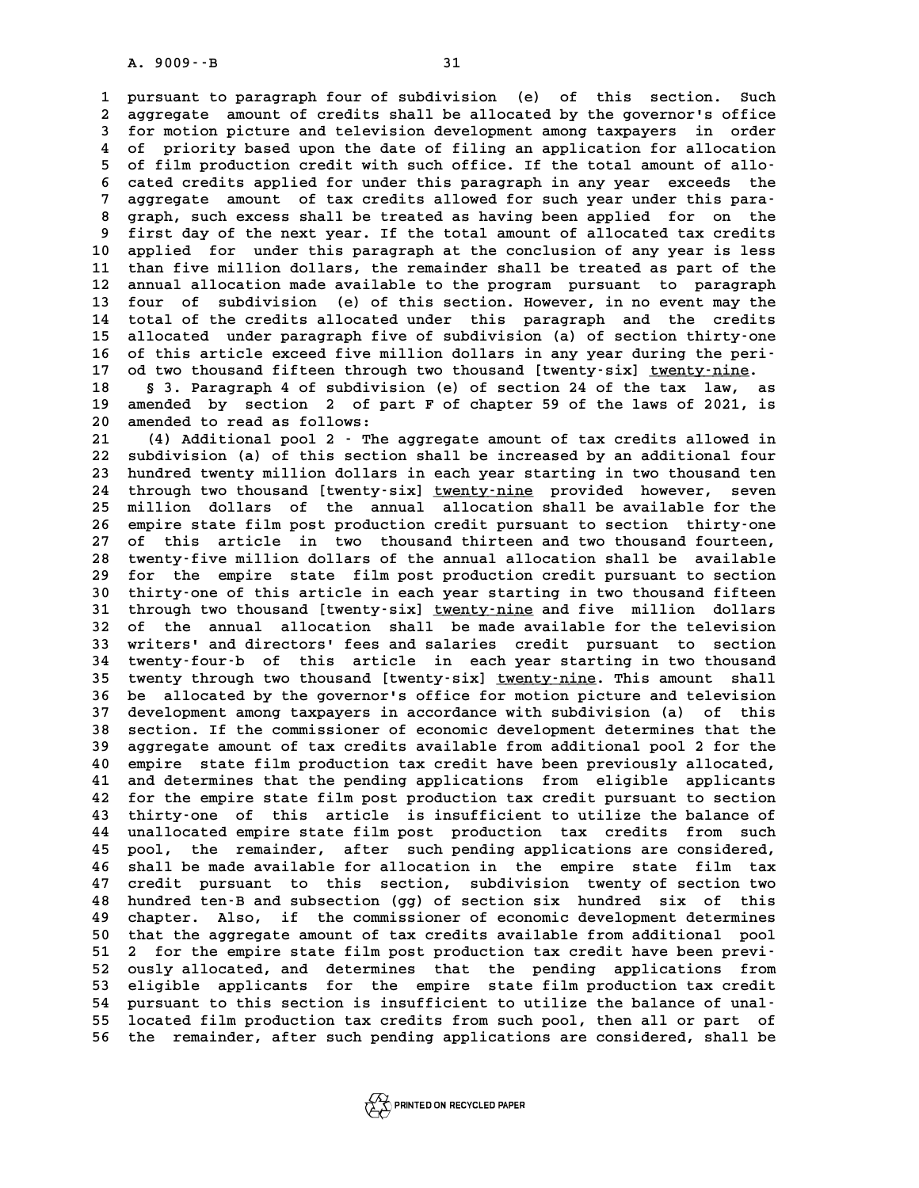pursuant to paragraph four of subdivision (e) of this section. Such aggregate amount of credits shall be allocated by the governor's office for motion picture and television development among taxpayers in order of priority based upon the date of filing an application for allocation of film production credit with such office. If the total amount of allocated credits applied for under this paragraph in any year exceeds the aggregate amount of tax credits allowed for such year under this paragraph, such excess shall be treated as having been applied for on the first day of the next year. If the total amount of allocated tax credits applied for under this paragraph at the conclusion of any year is less than five million dollars, the remainder shall be treated as part of the annual allocation made available to the program pursuant to paragraph four of subdivision (e) of this section. However, in no event may the total of the credits allocated under this paragraph and the credits allocated under paragraph five of subdivision (a) of section thirty-one of this article exceed five million dollars in any year during the period two thousand fifteen through two thousand [twenty-six] twenty-nine.

§ 3. Paragraph 4 of subdivision (e) of section 24 of the tax law, as amended by section 2 of part F of chapter 59 of the laws of 2021, is amended to read as follows:

(4) Additional pool 2 - The aggregate amount of tax credits allowed in subdivision (a) of this section shall be increased by an additional four hundred twenty million dollars in each year starting in two thousand ten through two thousand [twenty-six] twenty-nine provided however, seven million dollars of the annual allocation shall be available for the empire state film post production credit pursuant to section thirty-one of this article in two thousand thirteen and two thousand fourteen, twenty-five million dollars of the annual allocation shall be available for the empire state film post production credit pursuant to section thirty-one of this article in each year starting in two thousand fifteen through two thousand [twenty-six] twenty-nine and five million dollars of the annual allocation shall be made available for the television writers' and directors' fees and salaries credit pursuant to section twenty-four-b of this article in each year starting in two thousand twenty through two thousand [twenty-six] twenty-nine. This amount shall be allocated by the governor's office for motion picture and television development among taxpayers in accordance with subdivision (a) of this section. If the commissioner of economic development determines that the aggregate amount of tax credits available from additional pool 2 for the empire state film production tax credit have been previously allocated, and determines that the pending applications from eligible applicants for the empire state film post production tax credit pursuant to section thirty-one of this article is insufficient to utilize the balance of unallocated empire state film post production tax credits from such pool, the remainder, after such pending applications are considered, shall be made available for allocation in the empire state film tax credit pursuant to this section, subdivision twenty of section two hundred ten-B and subsection (gg) of section six hundred six of this chapter. Also, if the commissioner of economic development determines that the aggregate amount of tax credits available from additional pool 2 for the empire state film post production tax credit have been previously allocated, and determines that the pending applications from eligible applicants for the empire state film production tax credit pursuant to this section is insufficient to utilize the balance of unallocated film production tax credits from such pool, then all or part of the remainder, after such pending applications are considered, shall be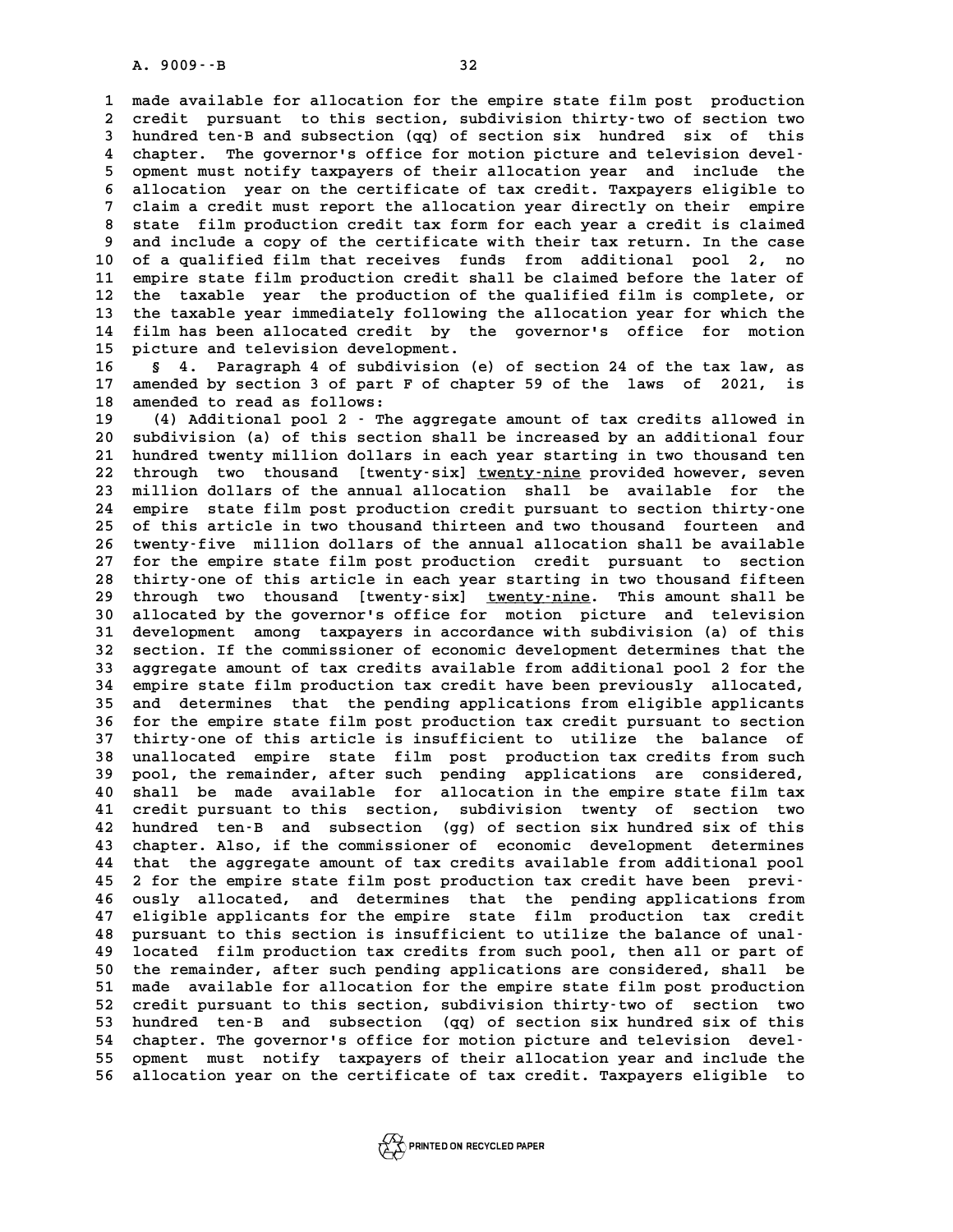made available for allocation for the empire state film post production credit pursuant to this section, subdivision thirty-two of section two hundred ten-B and subsection (qq) of section six hundred six of this chapter. The governor's office for motion picture and television development must notify taxpayers of their allocation year and include the allocation year on the certificate of tax credit. Taxpayers eligible to claim a credit must report the allocation year directly on their empire state film production credit tax form for each year a credit is claimed and include a copy of the certificate with their tax return. In the case of a qualified film that receives funds from additional pool 2, no empire state film production credit shall be claimed before the later of the taxable year the production of the qualified film is complete, or the taxable year immediately following the allocation year for which the film has been allocated credit by the governor's office for motion picture and television development.

§ 4. Paragraph 4 of subdivision (e) of section 24 of the tax law, as amended by section 3 of part F of chapter 59 of the laws of 2021, is amended to read as follows:

(4) Additional pool 2 - The aggregate amount of tax credits allowed in subdivision (a) of this section shall be increased by an additional four hundred twenty million dollars in each year starting in two thousand ten through two thousand [twenty-six] <u>twenty-nine</u> provided however, seven million dollars of the annual allocation shall be available for the empire state film post production credit pursuant to section thirty-one of this article in two thousand thirteen and two thousand fourteen and twenty-five million dollars of the annual allocation shall be available for the empire state film post production credit pursuant to section thirty-one of this article in each year starting in two thousand fifteen through two thousand [twenty-six] <u>twenty-nine</u>. This amount shall be allocated by the governor's office for motion picture and television development among taxpayers in accordance with subdivision (a) of this section. If the commissioner of economic development determines that the aggregate amount of tax credits available from additional pool 2 for the empire state film production tax credit have been previously allocated, and determines that the pending applications from eligible applicants for the empire state film post production tax credit pursuant to section thirty-one of this article is insufficient to utilize the balance of unallocated empire state film post production tax credits from such pool, the remainder, after such pending applications are considered, shall be made available for allocation in the empire state film tax credit pursuant to this section, subdivision twenty of section two hundred ten-B and subsection (gg) of section six hundred six of this chapter. Also, if the commissioner of economic development determines that the aggregate amount of tax credits available from additional pool 2 for the empire state film post production tax credit have been previously allocated, and determines that the pending applications from eligible applicants for the empire state film production tax credit pursuant to this section is insufficient to utilize the balance of unallocated film production tax credits from such pool, then all or part of the remainder, after such pending applications are considered, shall be made available for allocation for the empire state film post production credit pursuant to this section, subdivision thirty-two of section two hundred ten-B and subsection (qq) of section six hundred six of this chapter. The governor's office for motion picture and television development must notify taxpayers of their allocation year and include the allocation year on the certificate of tax credit. Taxpayers eligible to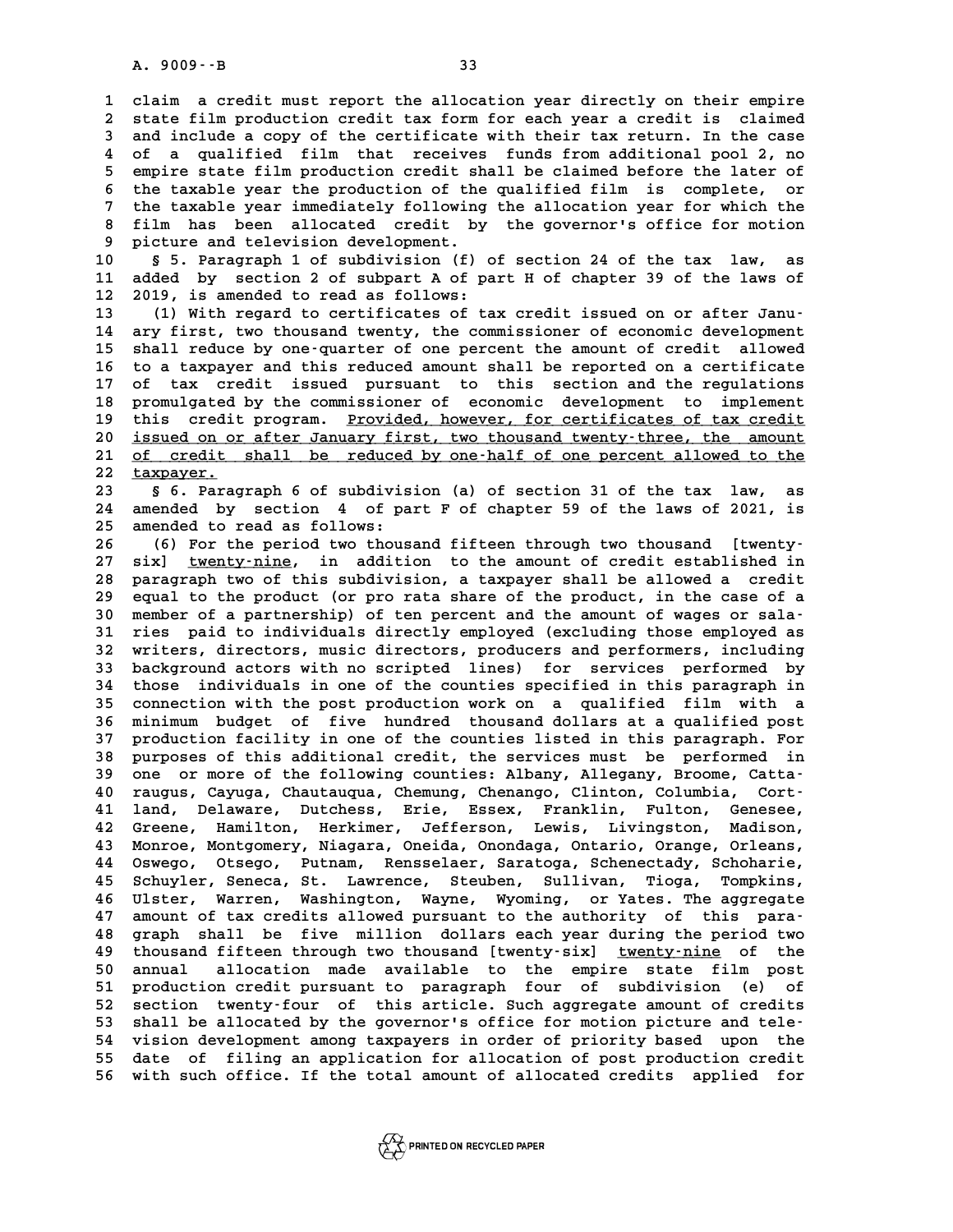claim a credit must report the allocation year directly on their empire state film production credit tax form for each year a credit is claimed and include a copy of the certificate with their tax return. In the case of a qualified film that receives funds from additional pool 2, no empire state film production credit shall be claimed before the later of the taxable year the production of the qualified film is complete, or the taxable year immediately following the allocation year for which the film has been allocated credit by the governor's office for motion picture and television development.

§ 5. Paragraph 1 of subdivision (f) of section 24 of the tax law, as added by section 2 of subpart A of part H of chapter 39 of the laws of 2019, is amended to read as follows:

(1) With regard to certificates of tax credit issued on or after January first, two thousand twenty, the commissioner of economic development shall reduce by one-quarter of one percent the amount of credit allowed to a taxpayer and this reduced amount shall be reported on a certificate of tax credit issued pursuant to this section and the regulations promulgated by the commissioner of economic development to implement this credit program. Provided, however, for certificates of tax credit issued on or after January first, two thousand twenty-three, the amount of credit shall be reduced by one-half of one percent allowed to the taxpayer.

§ 6. Paragraph 6 of subdivision (a) of section 31 of the tax law, as amended by section 4 of part F of chapter 59 of the laws of 2021, is amended to read as follows:

(6) For the period two thousand fifteen through two thousand [twenty-six] twenty-nine, in addition to the amount of credit established in paragraph two of this subdivision, a taxpayer shall be allowed a credit equal to the product (or pro rata share of the product, in the case of a member of a partnership) of ten percent and the amount of wages or salaries paid to individuals directly employed (excluding those employed as writers, directors, music directors, producers and performers, including background actors with no scripted lines) for services performed by those individuals in one of the counties specified in this paragraph in connection with the post production work on a qualified film with a minimum budget of five hundred thousand dollars at a qualified post production facility in one of the counties listed in this paragraph. For purposes of this additional credit, the services must be performed in one or more of the following counties: Albany, Allegany, Broome, Cattaraugus, Cayuga, Chautauqua, Chemung, Chenango, Clinton, Columbia, Cortland, Delaware, Dutchess, Erie, Essex, Franklin, Fulton, Genesee, Greene, Hamilton, Herkimer, Jefferson, Lewis, Livingston, Madison, Monroe, Montgomery, Niagara, Oneida, Onondaga, Ontario, Orange, Orleans, Oswego, Otsego, Putnam, Rensselaer, Saratoga, Schenectady, Schoharie, Schuyler, Seneca, St. Lawrence, Steuben, Sullivan, Tioga, Tompkins, Ulster, Warren, Washington, Wayne, Wyoming, or Yates. The aggregate amount of tax credits allowed pursuant to the authority of this paragraph shall be five million dollars each year during the period two thousand fifteen through two thousand [twenty-six] twenty-nine of the annual allocation made available to the empire state film post production credit pursuant to paragraph four of subdivision (e) of section twenty-four of this article. Such aggregate amount of credits shall be allocated by the governor's office for motion picture and television development among taxpayers in order of priority based upon the date of filing an application for allocation of post production credit with such office. If the total amount of allocated credits applied for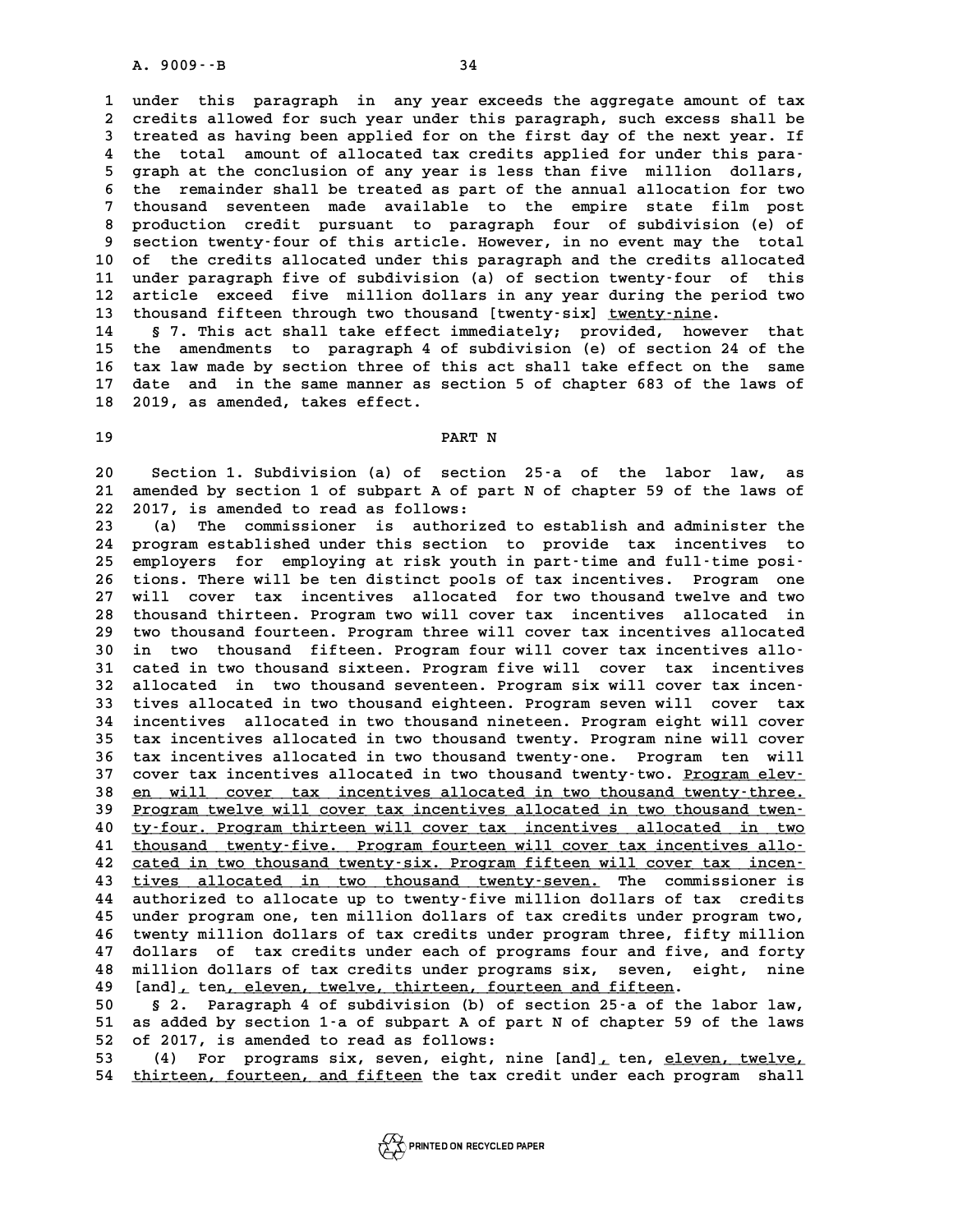under this paragraph in any year exceeds the aggregate amount of tax credits allowed for such year under this paragraph, such excess shall be treated as having been applied for on the first day of the next year. If the total amount of allocated tax credits applied for under this paragraph at the conclusion of any year is less than five million dollars, the remainder shall be treated as part of the annual allocation for two thousand seventeen made available to the empire state film post production credit pursuant to paragraph four of subdivision (e) of section twenty-four of this article. However, in no event may the total of the credits allocated under this paragraph and the credits allocated under paragraph five of subdivision (a) of section twenty-four of this article exceed five million dollars in any year during the period two thousand fifteen through two thousand [twenty-six] twenty-nine.

§ 7. This act shall take effect immediately; provided, however that the amendments to paragraph 4 of subdivision (e) of section 24 of the tax law made by section three of this act shall take effect on the same date and in the same manner as section 5 of chapter 683 of the laws of 2019, as amended, takes effect.

## PART N

Section 1. Subdivision (a) of section 25-a of the labor law, as amended by section 1 of subpart A of part N of chapter 59 of the laws of 2017, is amended to read as follows:

(a) The commissioner is authorized to establish and administer the program established under this section to provide tax incentives to employers for employing at risk youth in part-time and full-time positions. There will be ten distinct pools of tax incentives. Program one will cover tax incentives allocated for two thousand twelve and two thousand thirteen. Program two will cover tax incentives allocated in two thousand fourteen. Program three will cover tax incentives allocated in two thousand fifteen. Program four will cover tax incentives allocated in two thousand sixteen. Program five will cover tax incentives allocated in two thousand seventeen. Program six will cover tax incentives allocated in two thousand eighteen. Program seven will cover tax incentives allocated in two thousand nineteen. Program eight will cover tax incentives allocated in two thousand twenty. Program nine will cover tax incentives allocated in two thousand twenty-one. Program ten will cover tax incentives allocated in two thousand twenty-two. Program eleven will cover tax incentives allocated in two thousand twenty-three. Program twelve will cover tax incentives allocated in two thousand twenty-four. Program thirteen will cover tax incentives allocated in two thousand twenty-five. Program fourteen will cover tax incentives allocated in two thousand twenty-six. Program fifteen will cover tax incentives allocated in two thousand twenty-seven. The commissioner is authorized to allocate up to twenty-five million dollars of tax credits under program one, ten million dollars of tax credits under program two, twenty million dollars of tax credits under program three, fifty million dollars of tax credits under each of programs four and five, and forty million dollars of tax credits under programs six, seven, eight, nine [and], ten, eleven, twelve, thirteen, fourteen and fifteen.

§ 2. Paragraph 4 of subdivision (b) of section 25-a of the labor law, as added by section 1-a of subpart A of part N of chapter 59 of the laws of 2017, is amended to read as follows:

(4) For programs six, seven, eight, nine [and], ten, eleven, twelve, thirteen, fourteen, and fifteen the tax credit under each program shall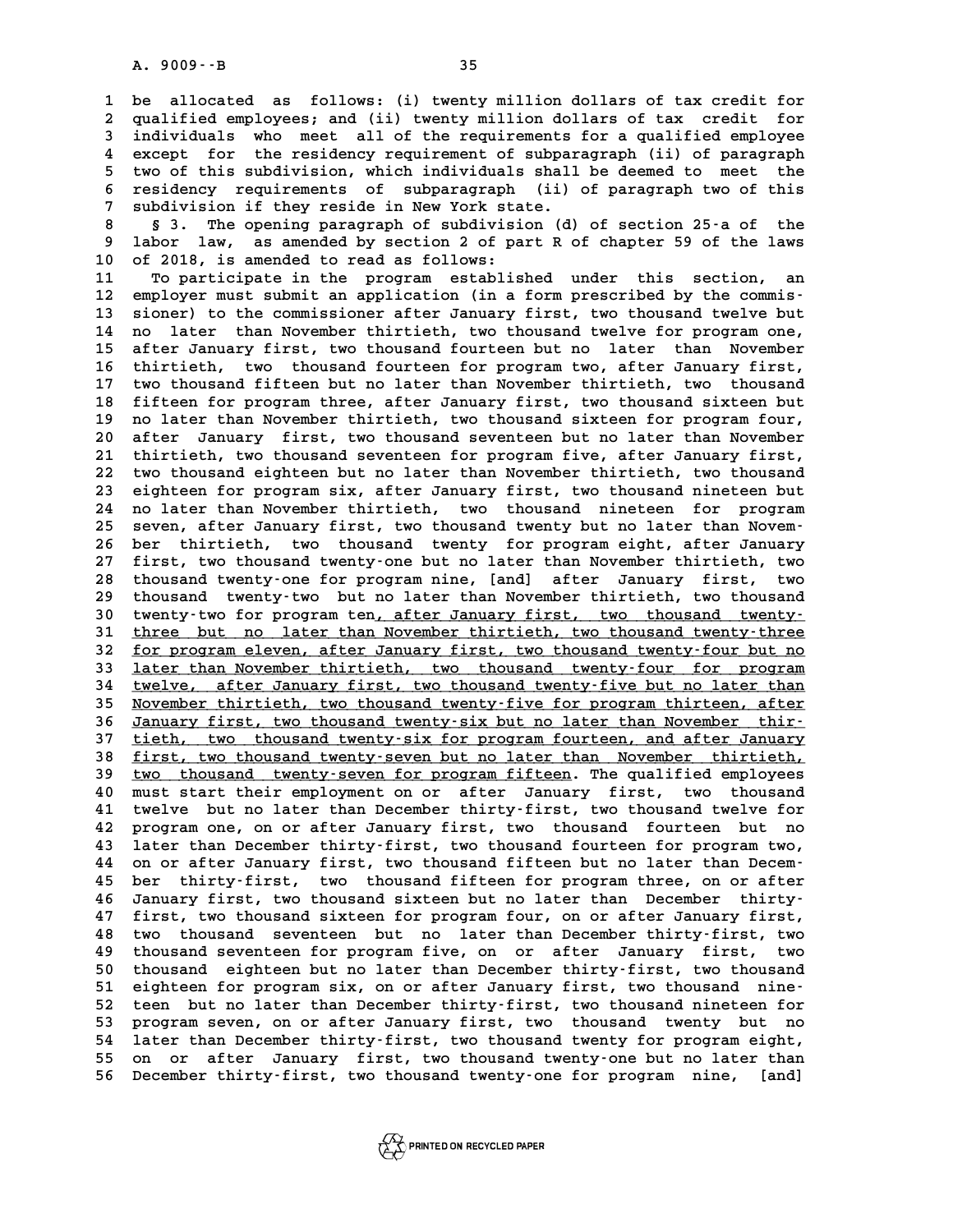be allocated as follows: (i) twenty million dollars of tax credit for qualified employees; and (ii) twenty million dollars of tax credit for individuals who meet all of the requirements for a qualified employee except for the residency requirement of subparagraph (ii) of paragraph two of this subdivision, which individuals shall be deemed to meet the residency requirements of subparagraph (ii) of paragraph two of this subdivision if they reside in New York state.

§ 3. The opening paragraph of subdivision (d) of section 25-a of the labor law, as amended by section 2 of part R of chapter 59 of the laws of 2018, is amended to read as follows:

To participate in the program established under this section, an employer must submit an application (in a form prescribed by the commissioner) to the commissioner after January first, two thousand twelve but no later than November thirtieth, two thousand twelve for program one, after January first, two thousand fourteen but no later than November thirtieth, two thousand fourteen for program two, after January first, two thousand fifteen but no later than November thirtieth, two thousand fifteen for program three, after January first, two thousand sixteen but no later than November thirtieth, two thousand sixteen for program four, after January first, two thousand seventeen but no later than November thirtieth, two thousand seventeen for program five, after January first, two thousand eighteen but no later than November thirtieth, two thousand eighteen for program six, after January first, two thousand nineteen but no later than November thirtieth, two thousand nineteen for program seven, after January first, two thousand twenty but no later than November thirtieth, two thousand twenty for program eight, after January first, two thousand twenty-one but no later than November thirtieth, two thousand twenty-one for program nine, [and] after January first, two thousand twenty-two but no later than November thirtieth, two thousand twenty-two for program ten, after January first, two thousand twenty-three but no later than November thirtieth, two thousand twenty-three for program eleven, after January first, two thousand twenty-four but no later than November thirtieth, two thousand twenty-four for program twelve, after January first, two thousand twenty-five but no later than November thirtieth, two thousand twenty-five for program thirteen, after January first, two thousand twenty-six but no later than November thirtieth, two thousand twenty-six for program fourteen, and after January first, two thousand twenty-seven but no later than November thirtieth, two thousand twenty-seven for program fifteen. The qualified employees must start their employment on or after January first, two thousand twelve but no later than December thirty-first, two thousand twelve for program one, on or after January first, two thousand fourteen but no later than December thirty-first, two thousand fourteen for program two, on or after January first, two thousand fifteen but no later than December thirty-first, two thousand fifteen for program three, on or after January first, two thousand sixteen but no later than December thirty-first, two thousand sixteen for program four, on or after January first, two thousand seventeen but no later than December thirty-first, two thousand seventeen for program five, on or after January first, two thousand eighteen but no later than December thirty-first, two thousand eighteen for program six, on or after January first, two thousand nineteen but no later than December thirty-first, two thousand nineteen for program seven, on or after January first, two thousand twenty but no later than December thirty-first, two thousand twenty for program eight, on or after January first, two thousand twenty-one but no later than December thirty-first, two thousand twenty-one for program nine, [and]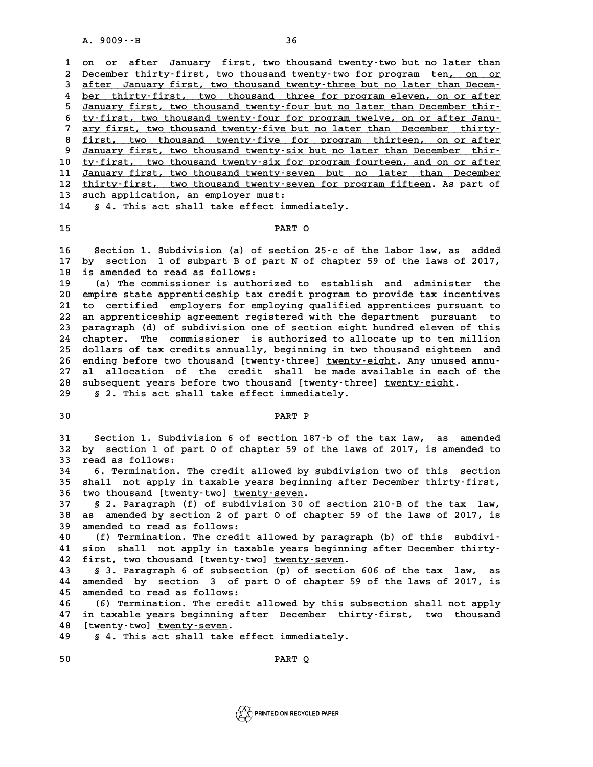on or after January first, two thousand twenty-two but no later than December thirty-first, two thousand twenty-two for program ten, on or after January first, two thousand twenty-three but no later than December thirty-first, two thousand three for program eleven, on or after January first, two thousand twenty-four but no later than December thirty-first, two thousand twenty-four for program twelve, on or after January first, two thousand twenty-five but no later than December thirty-first, two thousand twenty-five for program thirteen, on or after January first, two thousand twenty-six but no later than December thirty-first, two thousand twenty-six for program fourteen, and on or after January first, two thousand twenty-seven but no later than December thirty-first, two thousand twenty-seven for program fifteen. As part of such application, an employer must:

§ 4. This act shall take effect immediately.

## PART O

Section 1. Subdivision (a) of section 25-c of the labor law, as added by section 1 of subpart B of part N of chapter 59 of the laws of 2017, is amended to read as follows:

(a) The commissioner is authorized to establish and administer the empire state apprenticeship tax credit program to provide tax incentives to certified employers for employing qualified apprentices pursuant to an apprenticeship agreement registered with the department pursuant to paragraph (d) of subdivision one of section eight hundred eleven of this chapter. The commissioner is authorized to allocate up to ten million dollars of tax credits annually, beginning in two thousand eighteen and ending before two thousand [twenty-three] twenty-eight. Any unused annual allocation of the credit shall be made available in each of the subsequent years before two thousand [twenty-three] twenty-eight.

§ 2. This act shall take effect immediately.

## PART P

Section 1. Subdivision 6 of section 187-b of the tax law, as amended by section 1 of part O of chapter 59 of the laws of 2017, is amended to read as follows:

6. Termination. The credit allowed by subdivision two of this section shall not apply in taxable years beginning after December thirty-first, two thousand [twenty-two] twenty-seven.

§ 2. Paragraph (f) of subdivision 30 of section 210-B of the tax law, as amended by section 2 of part O of chapter 59 of the laws of 2017, is amended to read as follows:

(f) Termination. The credit allowed by paragraph (b) of this subdivision shall not apply in taxable years beginning after December thirty-first, two thousand [twenty-two] twenty-seven.

§ 3. Paragraph 6 of subsection (p) of section 606 of the tax law, as amended by section 3 of part O of chapter 59 of the laws of 2017, is amended to read as follows:

(6) Termination. The credit allowed by this subsection shall not apply in taxable years beginning after December thirty-first, two thousand [twenty-two] twenty-seven.

§ 4. This act shall take effect immediately.

## PART Q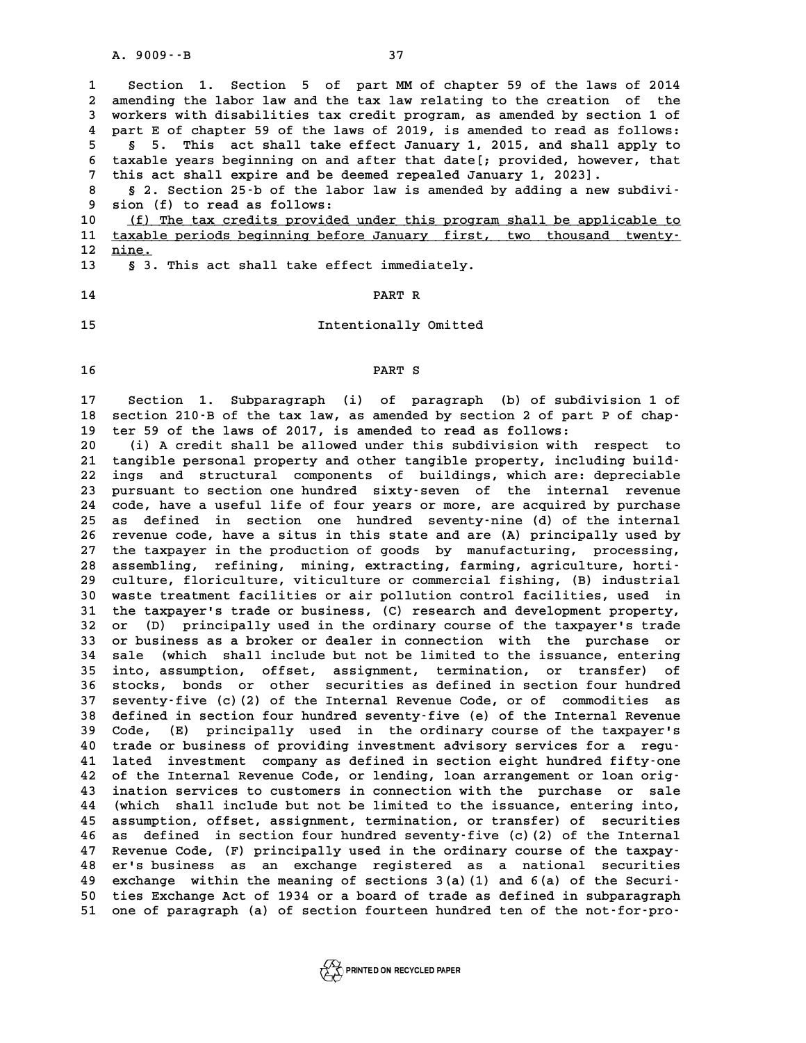Section 1. Section 5 of part MM of chapter 59 of the laws of 2014 amending the labor law and the tax law relating to the creation of the workers with disabilities tax credit program, as amended by section 1 of part E of chapter 59 of the laws of 2019, is amended to read as follows:

§ 5. This act shall take effect January 1, 2015, and shall apply to taxable years beginning on and after that date[; provided, however, that this act shall expire and be deemed repealed January 1, 2023].

§ 2. Section 25-b of the labor law is amended by adding a new subdivision (f) to read as follows:

(f) The tax credits provided under this program shall be applicable to taxable periods beginning before January first, two thousand twenty-nine.

§ 3. This act shall take effect immediately.

## PART R

Intentionally Omitted

## PART S

Section 1. Subparagraph (i) of paragraph (b) of subdivision 1 of section 210-B of the tax law, as amended by section 2 of part P of chapter 59 of the laws of 2017, is amended to read as follows:

(i) A credit shall be allowed under this subdivision with respect to tangible personal property and other tangible property, including buildings and structural components of buildings, which are: depreciable pursuant to section one hundred sixty-seven of the internal revenue code, have a useful life of four years or more, are acquired by purchase as defined in section one hundred seventy-nine (d) of the internal revenue code, have a situs in this state and are (A) principally used by the taxpayer in the production of goods by manufacturing, processing, assembling, refining, mining, extracting, farming, agriculture, horticulture, floriculture, viticulture or commercial fishing, (B) industrial waste treatment facilities or air pollution control facilities, used in the taxpayer's trade or business, (C) research and development property, or (D) principally used in the ordinary course of the taxpayer's trade or business as a broker or dealer in connection with the purchase or sale (which shall include but not be limited to the issuance, entering into, assumption, offset, assignment, termination, or transfer) of stocks, bonds or other securities as defined in section four hundred seventy-five (c)(2) of the Internal Revenue Code, or of commodities as defined in section four hundred seventy-five (e) of the Internal Revenue Code, (E) principally used in the ordinary course of the taxpayer's trade or business of providing investment advisory services for a regulated investment company as defined in section eight hundred fifty-one of the Internal Revenue Code, or lending, loan arrangement or loan origination services to customers in connection with the purchase or sale (which shall include but not be limited to the issuance, entering into, assumption, offset, assignment, termination, or transfer) of securities as defined in section four hundred seventy-five (c)(2) of the Internal Revenue Code, (F) principally used in the ordinary course of the taxpayer's business as an exchange registered as a national securities exchange within the meaning of sections 3(a)(1) and 6(a) of the Securities Exchange Act of 1934 or a board of trade as defined in subparagraph one of paragraph (a) of section fourteen hundred ten of the not-for-pro-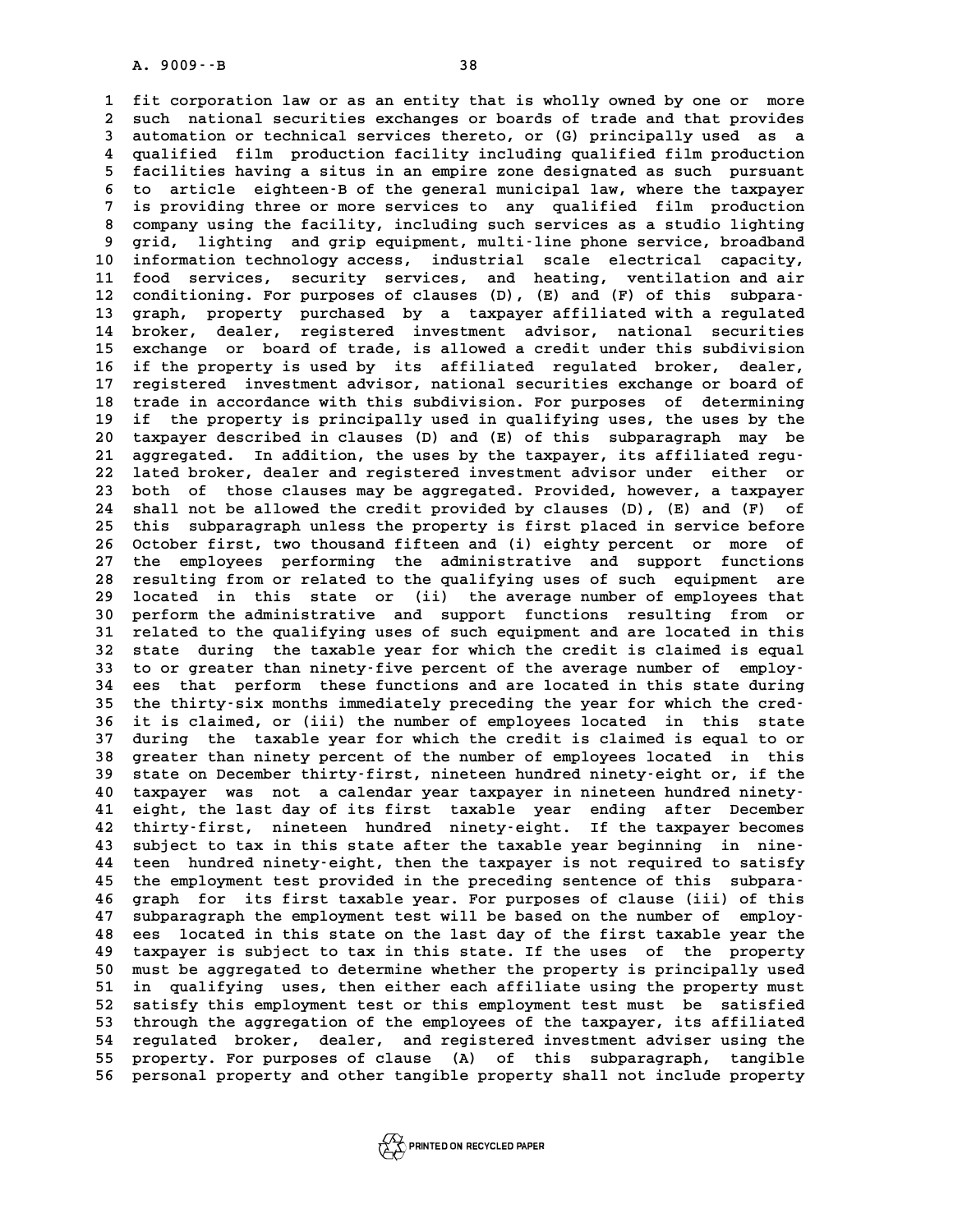fit corporation law or as an entity that is wholly owned by one or more such national securities exchanges or boards of trade and that provides automation or technical services thereto, or (G) principally used as a qualified film production facility including qualified film production facilities having a situs in an empire zone designated as such pursuant to article eighteen-B of the general municipal law, where the taxpayer is providing three or more services to any qualified film production company using the facility, including such services as a studio lighting grid, lighting and grip equipment, multi-line phone service, broadband information technology access, industrial scale electrical capacity, food services, security services, and heating, ventilation and air conditioning. For purposes of clauses (D), (E) and (F) of this subparagraph, property purchased by a taxpayer affiliated with a regulated broker, dealer, registered investment advisor, national securities exchange or board of trade, is allowed a credit under this subdivision if the property is used by its affiliated regulated broker, dealer, registered investment advisor, national securities exchange or board of trade in accordance with this subdivision. For purposes of determining if the property is principally used in qualifying uses, the uses by the taxpayer described in clauses (D) and (E) of this subparagraph may be aggregated. In addition, the uses by the taxpayer, its affiliated regulated broker, dealer and registered investment advisor under either or both of those clauses may be aggregated. Provided, however, a taxpayer shall not be allowed the credit provided by clauses (D), (E) and (F) of this subparagraph unless the property is first placed in service before October first, two thousand fifteen and (i) eighty percent or more of the employees performing the administrative and support functions resulting from or related to the qualifying uses of such equipment are located in this state or (ii) the average number of employees that perform the administrative and support functions resulting from or related to the qualifying uses of such equipment and are located in this state during the taxable year for which the credit is claimed is equal to or greater than ninety-five percent of the average number of employees that perform these functions and are located in this state during the thirty-six months immediately preceding the year for which the credit is claimed, or (iii) the number of employees located in this state during the taxable year for which the credit is claimed is equal to or greater than ninety percent of the number of employees located in this state on December thirty-first, nineteen hundred ninety-eight or, if the taxpayer was not a calendar year taxpayer in nineteen hundred ninety-eight, the last day of its first taxable year ending after December thirty-first, nineteen hundred ninety-eight. If the taxpayer becomes subject to tax in this state after the taxable year beginning in nineteen hundred ninety-eight, then the taxpayer is not required to satisfy the employment test provided in the preceding sentence of this subparagraph for its first taxable year. For purposes of clause (iii) of this subparagraph the employment test will be based on the number of employees located in this state on the last day of the first taxable year the taxpayer is subject to tax in this state. If the uses of the property must be aggregated to determine whether the property is principally used in qualifying uses, then either each affiliate using the property must satisfy this employment test or this employment test must be satisfied through the aggregation of the employees of the taxpayer, its affiliated regulated broker, dealer, and registered investment adviser using the property. For purposes of clause (A) of this subparagraph, tangible personal property and other tangible property shall not include property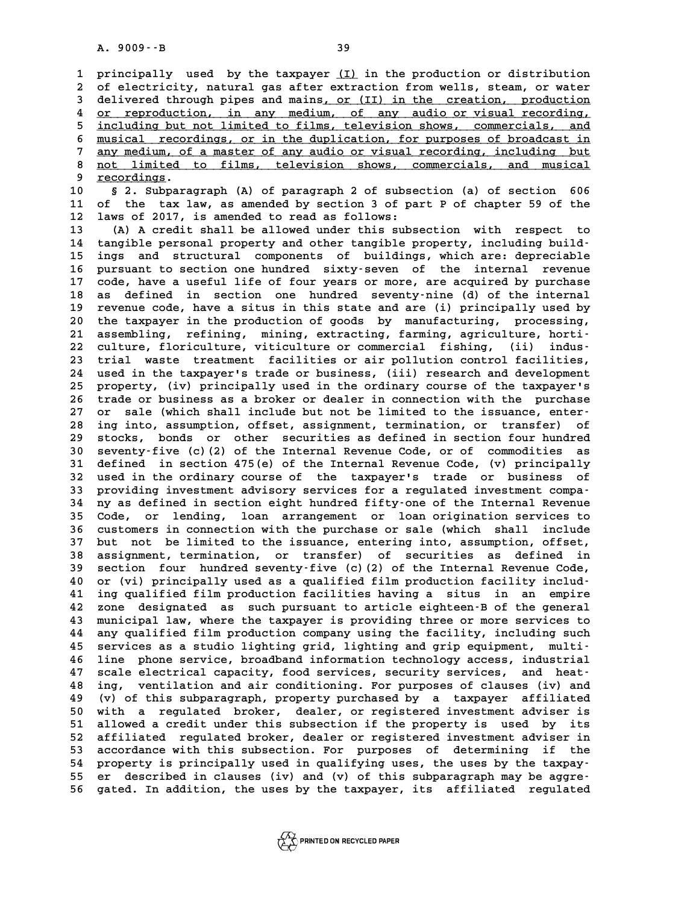principally used by the taxpayer <u>(I)</u> in the production or distribution of electricity, natural gas after extraction from wells, steam, or water delivered through pipes and mains<u>, or (II) in the creation, production or reproduction, in any medium, of any audio or visual recording, including but not limited to films, television shows, commercials, and musical recordings, or in the duplication, for purposes of broadcast in any medium, of a master of any audio or visual recording, including but not limited to films, television shows, commercials, and musical recordings</u>.

§ 2. Subparagraph (A) of paragraph 2 of subsection (a) of section 606 of the tax law, as amended by section 3 of part P of chapter 59 of the laws of 2017, is amended to read as follows:

(A) A credit shall be allowed under this subsection with respect to tangible personal property and other tangible property, including buildings and structural components of buildings, which are: depreciable pursuant to section one hundred sixty-seven of the internal revenue code, have a useful life of four years or more, are acquired by purchase as defined in section one hundred seventy-nine (d) of the internal revenue code, have a situs in this state and are (i) principally used by the taxpayer in the production of goods by manufacturing, processing, assembling, refining, mining, extracting, farming, agriculture, horticulture, floriculture, viticulture or commercial fishing, (ii) industrial waste treatment facilities or air pollution control facilities, used in the taxpayer's trade or business, (iii) research and development property, (iv) principally used in the ordinary course of the taxpayer's trade or business as a broker or dealer in connection with the purchase or sale (which shall include but not be limited to the issuance, entering into, assumption, offset, assignment, termination, or transfer) of stocks, bonds or other securities as defined in section four hundred seventy-five (c)(2) of the Internal Revenue Code, or of commodities as defined in section 475(e) of the Internal Revenue Code, (v) principally used in the ordinary course of the taxpayer's trade or business of providing investment advisory services for a regulated investment company as defined in section eight hundred fifty-one of the Internal Revenue Code, or lending, loan arrangement or loan origination services to customers in connection with the purchase or sale (which shall include but not be limited to the issuance, entering into, assumption, offset, assignment, termination, or transfer) of securities as defined in section four hundred seventy-five (c)(2) of the Internal Revenue Code, or (vi) principally used as a qualified film production facility including qualified film production facilities having a situs in an empire zone designated as such pursuant to article eighteen-B of the general municipal law, where the taxpayer is providing three or more services to any qualified film production company using the facility, including such services as a studio lighting grid, lighting and grip equipment, multi-line phone service, broadband information technology access, industrial scale electrical capacity, food services, security services, and heating, ventilation and air conditioning. For purposes of clauses (iv) and (v) of this subparagraph, property purchased by a taxpayer affiliated with a regulated broker, dealer, or registered investment adviser is allowed a credit under this subsection if the property is used by its affiliated regulated broker, dealer or registered investment adviser in accordance with this subsection. For purposes of determining if the property is principally used in qualifying uses, the uses by the taxpayer described in clauses (iv) and (v) of this subparagraph may be aggregated. In addition, the uses by the taxpayer, its affiliated regulated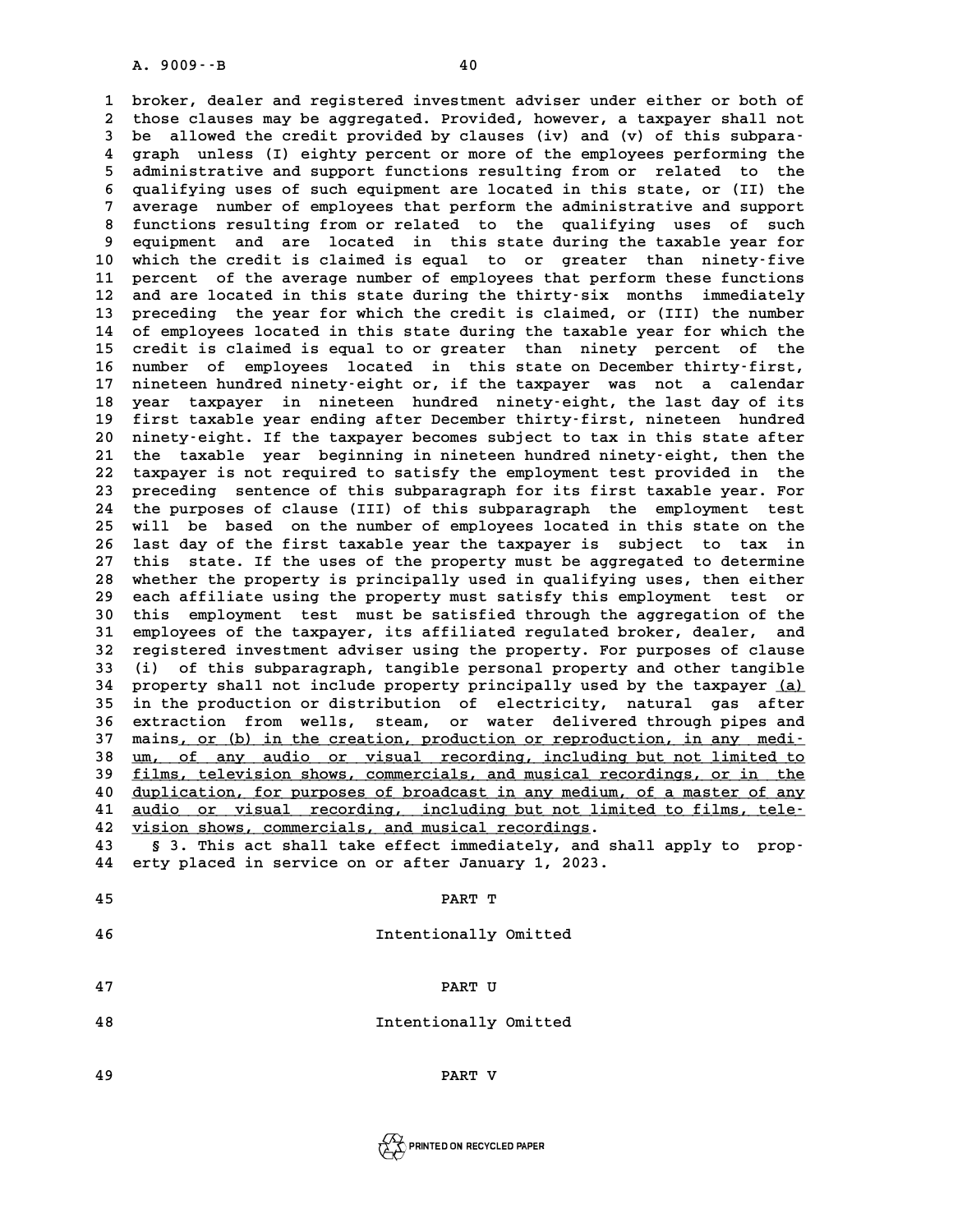broker, dealer and registered investment adviser under either or both of those clauses may be aggregated. Provided, however, a taxpayer shall not be allowed the credit provided by clauses (iv) and (v) of this subparagraph unless (I) eighty percent or more of the employees performing the administrative and support functions resulting from or related to the qualifying uses of such equipment are located in this state, or (II) the average number of employees that perform the administrative and support functions resulting from or related to the qualifying uses of such equipment and are located in this state during the taxable year for which the credit is claimed is equal to or greater than ninety-five percent of the average number of employees that perform these functions and are located in this state during the thirty-six months immediately preceding the year for which the credit is claimed, or (III) the number of employees located in this state during the taxable year for which the credit is claimed is equal to or greater than ninety percent of the number of employees located in this state on December thirty-first, nineteen hundred ninety-eight or, if the taxpayer was not a calendar year taxpayer in nineteen hundred ninety-eight, the last day of its first taxable year ending after December thirty-first, nineteen hundred ninety-eight. If the taxpayer becomes subject to tax in this state after the taxable year beginning in nineteen hundred ninety-eight, then the taxpayer is not required to satisfy the employment test provided in the preceding sentence of this subparagraph for its first taxable year. For the purposes of clause (III) of this subparagraph the employment test will be based on the number of employees located in this state on the last day of the first taxable year the taxpayer is subject to tax in this state. If the uses of the property must be aggregated to determine whether the property is principally used in qualifying uses, then either each affiliate using the property must satisfy this employment test or this employment test must be satisfied through the aggregation of the employees of the taxpayer, its affiliated regulated broker, dealer, and registered investment adviser using the property. For purposes of clause (i) of this subparagraph, tangible personal property and other tangible property shall not include property principally used by the taxpayer <u>(a)</u> in the production or distribution of electricity, natural gas after extraction from wells, steam, or water delivered through pipes and mains<u>, or (b) in the creation, production or reproduction, in any medium, of any audio or visual recording, including but not limited to films, television shows, commercials, and musical recordings, or in the duplication, for purposes of broadcast in any medium, of a master of any audio or visual recording, including but not limited to films, television shows, commercials, and musical recordings</u>.

§ 3. This act shall take effect immediately, and shall apply to property placed in service on or after January 1, 2023.

PART T

Intentionally Omitted

PART U

Intentionally Omitted

PART V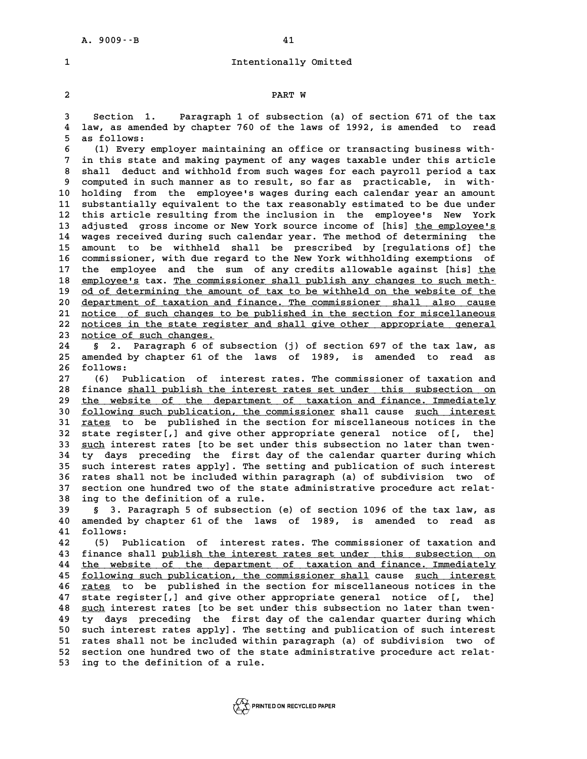Intentionally Omitted

PART W

Section 1. Paragraph 1 of subsection (a) of section 671 of the tax law, as amended by chapter 760 of the laws of 1992, is amended to read as follows:

(1) Every employer maintaining an office or transacting business within this state and making payment of any wages taxable under this article shall deduct and withhold from such wages for each payroll period a tax computed in such manner as to result, so far as practicable, in withholding from the employee's wages during each calendar year an amount substantially equivalent to the tax reasonably estimated to be due under this article resulting from the inclusion in the employee's New York adjusted gross income or New York source income of [his] <u>the employee's</u> wages received during such calendar year. The method of determining the amount to be withheld shall be prescribed by [regulations of] the commissioner, with due regard to the New York withholding exemptions of the employee and the sum of any credits allowable against [his] <u>the employee's</u> tax. <u>The commissioner shall publish any changes to such method of determining the amount of tax to be withheld on the website of the department of taxation and finance. The commissioner shall also cause notice of such changes to be published in the section for miscellaneous notices in the state register and shall give other appropriate general notice of such changes.</u>

§ 2. Paragraph 6 of subsection (j) of section 697 of the tax law, as amended by chapter 61 of the laws of 1989, is amended to read as follows:

(6) Publication of interest rates. The commissioner of taxation and finance <u>shall publish the interest rates set under this subsection on the website of the department of taxation and finance. Immediately following such publication, the commissioner</u> shall cause <u>such interest rates</u> to be published in the section for miscellaneous notices in the state register[,] and give other appropriate general notice of[, the] <u>such</u> interest rates [to be set under this subsection no later than twenty days preceding the first day of the calendar quarter during which such interest rates apply]. The setting and publication of such interest rates shall not be included within paragraph (a) of subdivision two of section one hundred two of the state administrative procedure act relating to the definition of a rule.

§ 3. Paragraph 5 of subsection (e) of section 1096 of the tax law, as amended by chapter 61 of the laws of 1989, is amended to read as follows:

(5) Publication of interest rates. The commissioner of taxation and finance shall <u>publish the interest rates set under this subsection on the website of the department of taxation and finance. Immediately following such publication, the commissioner shall</u> cause <u>such interest rates</u> to be published in the section for miscellaneous notices in the state register[,] and give other appropriate general notice of[, the] <u>such</u> interest rates [to be set under this subsection no later than twenty days preceding the first day of the calendar quarter during which such interest rates apply]. The setting and publication of such interest rates shall not be included within paragraph (a) of subdivision two of section one hundred two of the state administrative procedure act relating to the definition of a rule.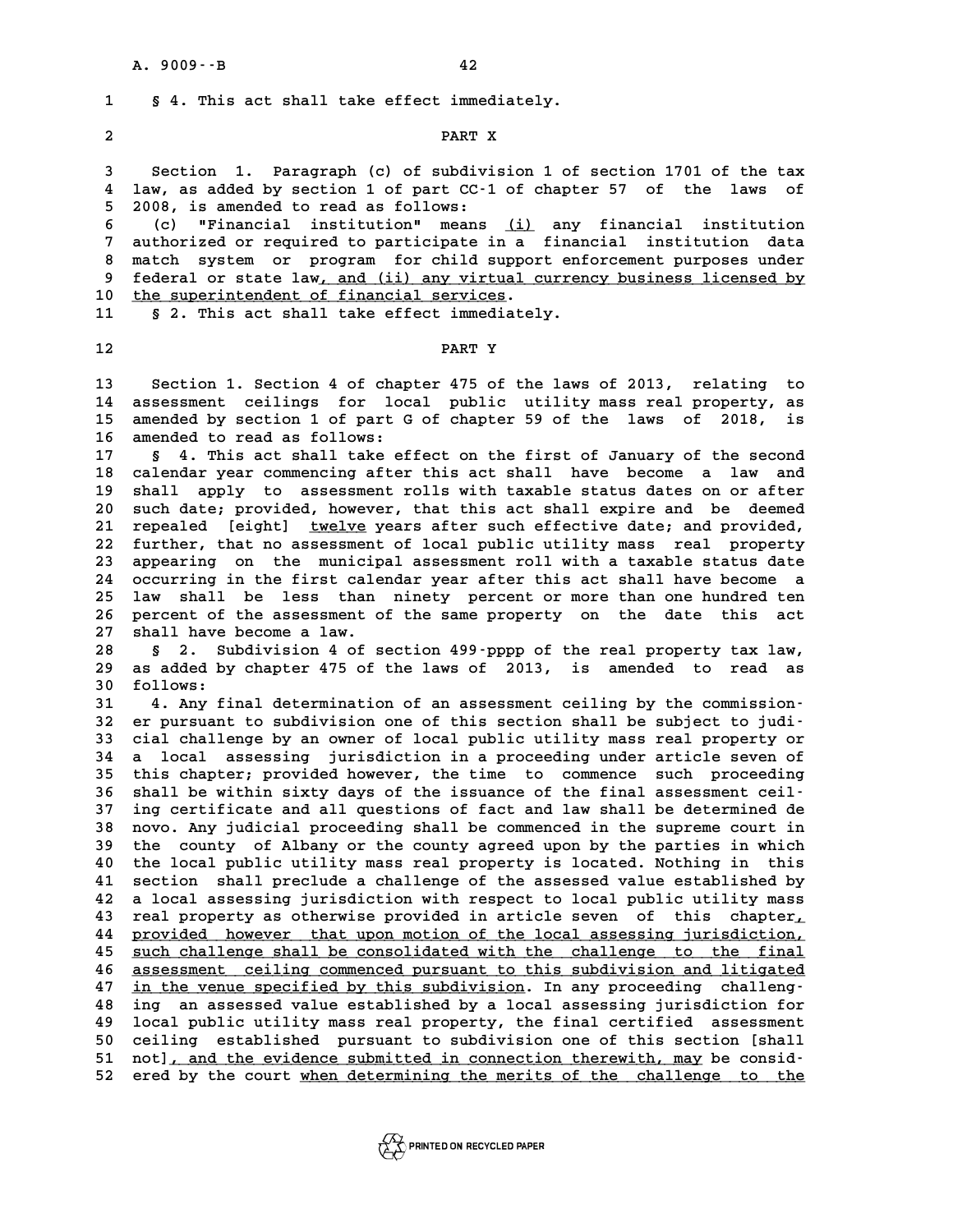§ 4. This act shall take effect immediately.

PART X

Section 1. Paragraph (c) of subdivision 1 of section 1701 of the tax law, as added by section 1 of part CC-1 of chapter 57 of the laws of 2008, is amended to read as follows:

(c) "Financial institution" means (i) any financial institution authorized or required to participate in a financial institution data match system or program for child support enforcement purposes under federal or state law, and (ii) any virtual currency business licensed by the superintendent of financial services.

§ 2. This act shall take effect immediately.

PART Y

Section 1. Section 4 of chapter 475 of the laws of 2013, relating to assessment ceilings for local public utility mass real property, as amended by section 1 of part G of chapter 59 of the laws of 2018, is amended to read as follows:

§ 4. This act shall take effect on the first of January of the second calendar year commencing after this act shall have become a law and shall apply to assessment rolls with taxable status dates on or after such date; provided, however, that this act shall expire and be deemed repealed [eight] twelve years after such effective date; and provided, further, that no assessment of local public utility mass real property appearing on the municipal assessment roll with a taxable status date occurring in the first calendar year after this act shall have become a law shall be less than ninety percent or more than one hundred ten percent of the assessment of the same property on the date this act shall have become a law.

§ 2. Subdivision 4 of section 499-pppp of the real property tax law, as added by chapter 475 of the laws of 2013, is amended to read as follows:

4. Any final determination of an assessment ceiling by the commissioner pursuant to subdivision one of this section shall be subject to judicial challenge by an owner of local public utility mass real property or a local assessing jurisdiction in a proceeding under article seven of this chapter; provided however, the time to commence such proceeding shall be within sixty days of the issuance of the final assessment ceiling certificate and all questions of fact and law shall be determined de novo. Any judicial proceeding shall be commenced in the supreme court in the county of Albany or the county agreed upon by the parties in which the local public utility mass real property is located. Nothing in this section shall preclude a challenge of the assessed value established by a local assessing jurisdiction with respect to local public utility mass real property as otherwise provided in article seven of this chapter, provided however that upon motion of the local assessing jurisdiction, such challenge shall be consolidated with the challenge to the final assessment ceiling commenced pursuant to this subdivision and litigated in the venue specified by this subdivision. In any proceeding challenging an assessed value established by a local assessing jurisdiction for local public utility mass real property, the final certified assessment ceiling established pursuant to subdivision one of this section [shall not], and the evidence submitted in connection therewith, may be considered by the court when determining the merits of the challenge to the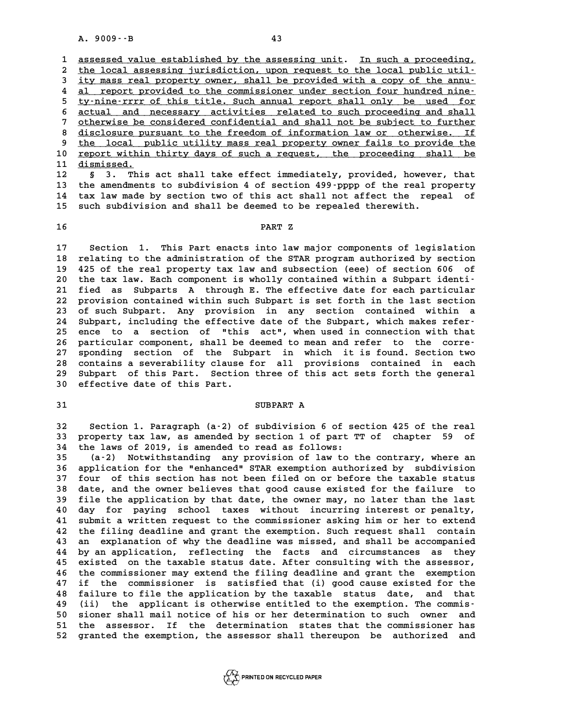assessed value established by the assessing unit. In such a proceeding, the local assessing jurisdiction, upon request to the local public utility mass real property owner, shall be provided with a copy of the annual report provided to the commissioner under section four hundred ninety-nine-rrrr of this title. Such annual report shall only be used for actual and necessary activities related to such proceeding and shall otherwise be considered confidential and shall not be subject to further disclosure pursuant to the freedom of information law or otherwise. If the local public utility mass real property owner fails to provide the report within thirty days of such a request, the proceeding shall be dismissed.

§ 3. This act shall take effect immediately, provided, however, that the amendments to subdivision 4 of section 499-pppp of the real property tax law made by section two of this act shall not affect the repeal of such subdivision and shall be deemed to be repealed therewith.

## PART Z

Section 1. This Part enacts into law major components of legislation relating to the administration of the STAR program authorized by section 425 of the real property tax law and subsection (eee) of section 606 of the tax law. Each component is wholly contained within a Subpart identified as Subparts A through E. The effective date for each particular provision contained within such Subpart is set forth in the last section of such Subpart. Any provision in any section contained within a Subpart, including the effective date of the Subpart, which makes reference to a section of "this act", when used in connection with that particular component, shall be deemed to mean and refer to the corresponding section of the Subpart in which it is found. Section two contains a severability clause for all provisions contained in each Subpart of this Part. Section three of this act sets forth the general effective date of this Part.

## SUBPART A

Section 1. Paragraph (a-2) of subdivision 6 of section 425 of the real property tax law, as amended by section 1 of part TT of chapter 59 of the laws of 2019, is amended to read as follows:

(a-2) Notwithstanding any provision of law to the contrary, where an application for the "enhanced" STAR exemption authorized by subdivision four of this section has not been filed on or before the taxable status date, and the owner believes that good cause existed for the failure to file the application by that date, the owner may, no later than the last day for paying school taxes without incurring interest or penalty, submit a written request to the commissioner asking him or her to extend the filing deadline and grant the exemption. Such request shall contain an explanation of why the deadline was missed, and shall be accompanied by an application, reflecting the facts and circumstances as they existed on the taxable status date. After consulting with the assessor, the commissioner may extend the filing deadline and grant the exemption if the commissioner is satisfied that (i) good cause existed for the failure to file the application by the taxable status date, and that (ii) the applicant is otherwise entitled to the exemption. The commissioner shall mail notice of his or her determination to such owner and the assessor. If the determination states that the commissioner has granted the exemption, the assessor shall thereupon be authorized and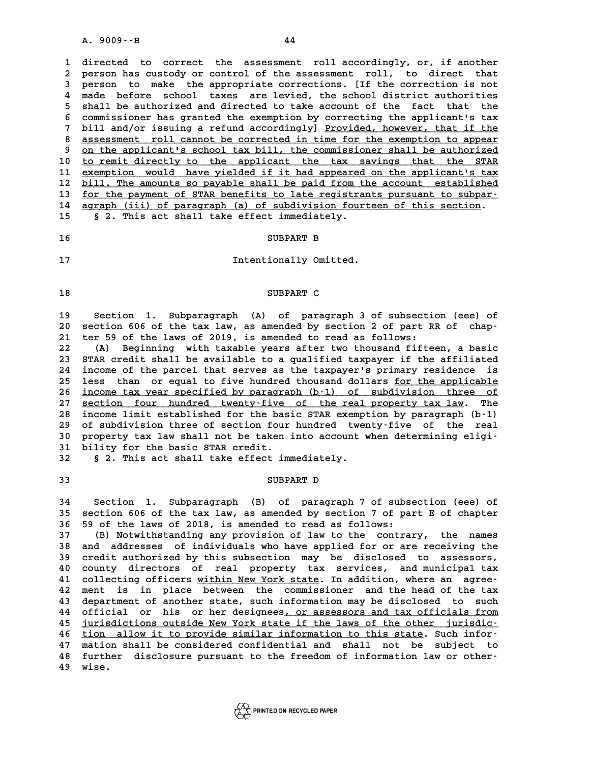directed to correct the assessment roll accordingly, or, if another person has custody or control of the assessment roll, to direct that person to make the appropriate corrections. [If the correction is not made before school taxes are levied, the school district authorities shall be authorized and directed to take account of the fact that the commissioner has granted the exemption by correcting the applicant's tax bill and/or issuing a refund accordingly] Provided, however, that if the assessment roll cannot be corrected in time for the exemption to appear on the applicant's school tax bill, the commissioner shall be authorized to remit directly to the applicant the tax savings that the STAR exemption would have yielded if it had appeared on the applicant's tax bill. The amounts so payable shall be paid from the account established for the payment of STAR benefits to late registrants pursuant to subparagraph (iii) of paragraph (a) of subdivision fourteen of this section.

§ 2. This act shall take effect immediately.

SUBPART B

Intentionally Omitted.

SUBPART C

Section 1. Subparagraph (A) of paragraph 3 of subsection (eee) of section 606 of the tax law, as amended by section 2 of part RR of chapter 59 of the laws of 2019, is amended to read as follows:

(A) Beginning with taxable years after two thousand fifteen, a basic STAR credit shall be available to a qualified taxpayer if the affiliated income of the parcel that serves as the taxpayer's primary residence is less than or equal to five hundred thousand dollars for the applicable income tax year specified by paragraph (b-1) of subdivision three of section four hundred twenty-five of the real property tax law. The income limit established for the basic STAR exemption by paragraph (b-1) of subdivision three of section four hundred twenty-five of the real property tax law shall not be taken into account when determining eligibility for the basic STAR credit.

§ 2. This act shall take effect immediately.

SUBPART D

Section 1. Subparagraph (B) of paragraph 7 of subsection (eee) of section 606 of the tax law, as amended by section 7 of part E of chapter 59 of the laws of 2018, is amended to read as follows:

(B) Notwithstanding any provision of law to the contrary, the names and addresses of individuals who have applied for or are receiving the credit authorized by this subsection may be disclosed to assessors, county directors of real property tax services, and municipal tax collecting officers within New York state. In addition, where an agreement is in place between the commissioner and the head of the tax department of another state, such information may be disclosed to such official or his or her designees, or assessors and tax officials from jurisdictions outside New York state if the laws of the other jurisdiction allow it to provide similar information to this state. Such information shall be considered confidential and shall not be subject to further disclosure pursuant to the freedom of information law or otherwise.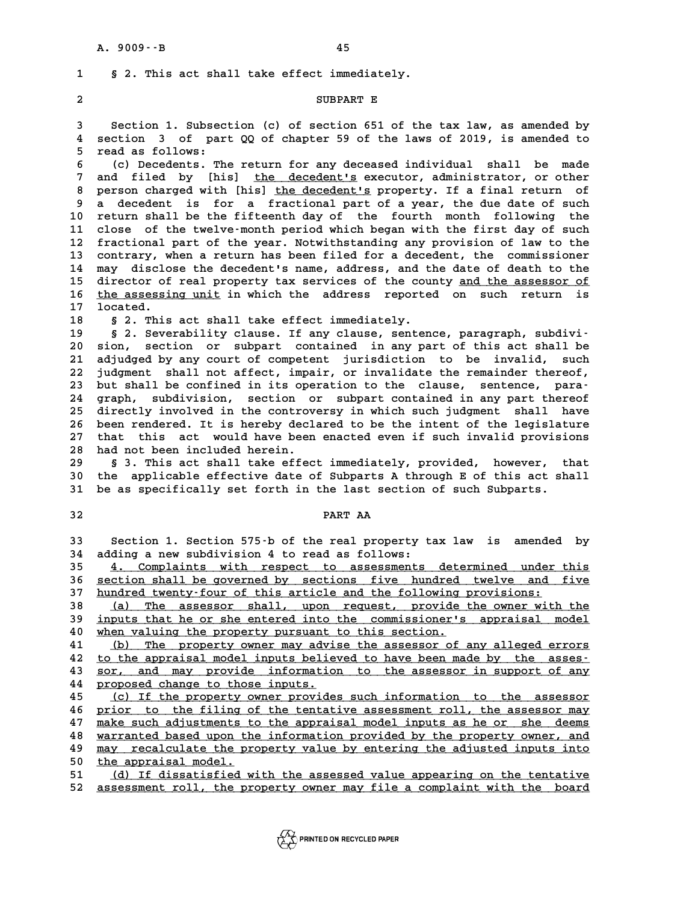§ 2. This act shall take effect immediately.

SUBPART E

Section 1. Subsection (c) of section 651 of the tax law, as amended by section 3 of part QQ of chapter 59 of the laws of 2019, is amended to read as follows:

(c) Decedents. The return for any deceased individual shall be made and filed by [his] the decedent's executor, administrator, or other person charged with [his] the decedent's property. If a final return of a decedent is for a fractional part of a year, the due date of such return shall be the fifteenth day of the fourth month following the close of the twelve-month period which began with the first day of such fractional part of the year. Notwithstanding any provision of law to the contrary, when a return has been filed for a decedent, the commissioner may disclose the decedent's name, address, and the date of death to the director of real property tax services of the county and the assessor of the assessing unit in which the address reported on such return is located.

§ 2. This act shall take effect immediately.

§ 2. Severability clause. If any clause, sentence, paragraph, subdivision, section or subpart contained in any part of this act shall be adjudged by any court of competent jurisdiction to be invalid, such judgment shall not affect, impair, or invalidate the remainder thereof, but shall be confined in its operation to the clause, sentence, paragraph, subdivision, section or subpart contained in any part thereof directly involved in the controversy in which such judgment shall have been rendered. It is hereby declared to be the intent of the legislature that this act would have been enacted even if such invalid provisions had not been included herein.

§ 3. This act shall take effect immediately, provided, however, that the applicable effective date of Subparts A through E of this act shall be as specifically set forth in the last section of such Subparts.

PART AA

Section 1. Section 575-b of the real property tax law is amended by adding a new subdivision 4 to read as follows:

4. Complaints with respect to assessments determined under this section shall be governed by sections five hundred twelve and five hundred twenty-four of this article and the following provisions:

(a) The assessor shall, upon request, provide the owner with the inputs that he or she entered into the commissioner's appraisal model when valuing the property pursuant to this section.

(b) The property owner may advise the assessor of any alleged errors to the appraisal model inputs believed to have been made by the assessor, and may provide information to the assessor in support of any proposed change to those inputs.

(c) If the property owner provides such information to the assessor prior to the filing of the tentative assessment roll, the assessor may make such adjustments to the appraisal model inputs as he or she deems warranted based upon the information provided by the property owner, and may recalculate the property value by entering the adjusted inputs into the appraisal model.

(d) If dissatisfied with the assessed value appearing on the tentative assessment roll, the property owner may file a complaint with the board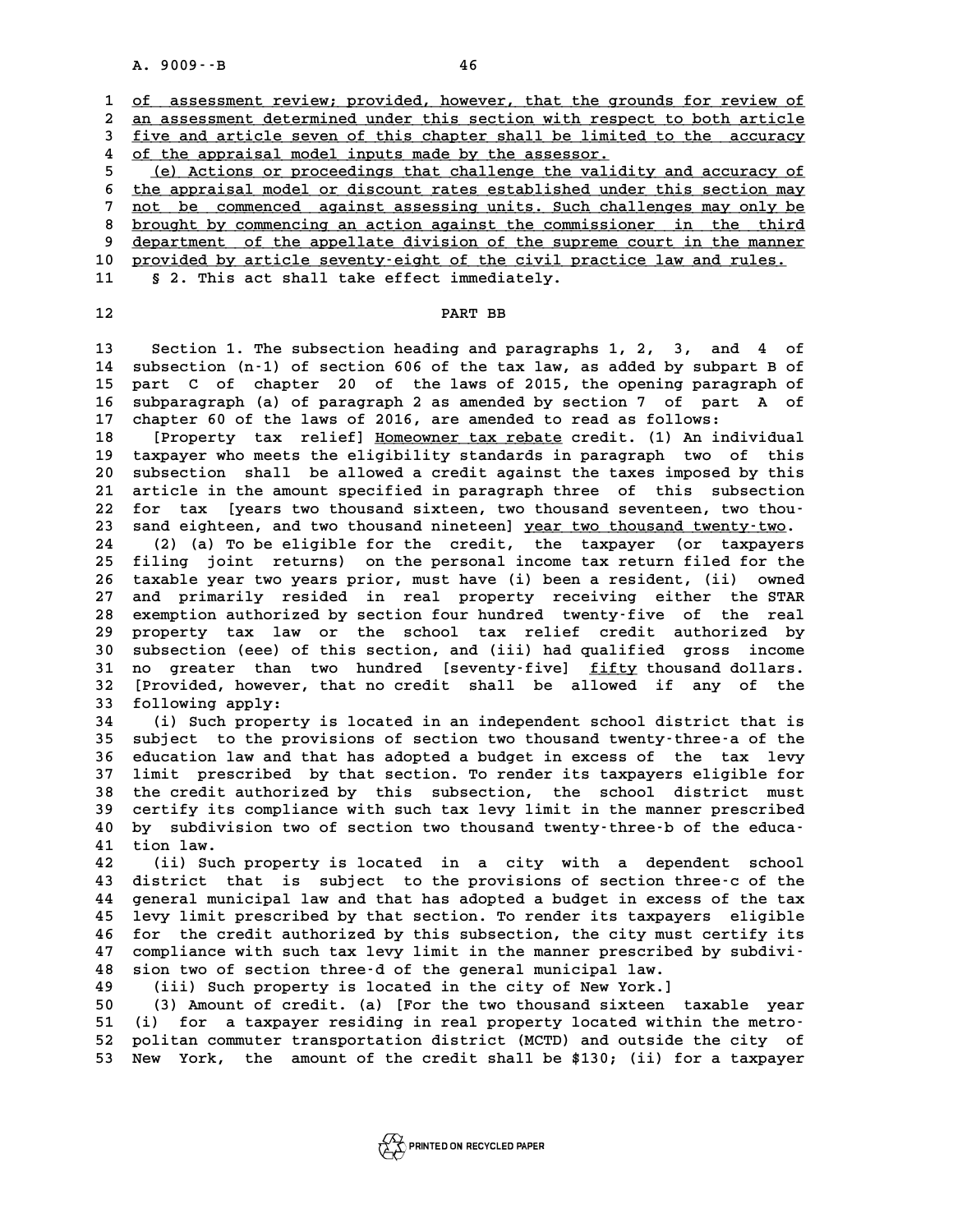of assessment review; provided, however, that the grounds for review of an assessment determined under this section with respect to both article five and article seven of this chapter shall be limited to the accuracy of the appraisal model inputs made by the assessor.

(e) Actions or proceedings that challenge the validity and accuracy of the appraisal model or discount rates established under this section may not be commenced against assessing units. Such challenges may only be brought by commencing an action against the commissioner in the third department of the appellate division of the supreme court in the manner provided by article seventy-eight of the civil practice law and rules.

§ 2. This act shall take effect immediately.

## PART BB

Section 1. The subsection heading and paragraphs 1, 2, 3, and 4 of subsection (n-1) of section 606 of the tax law, as added by subpart B of part C of chapter 20 of the laws of 2015, the opening paragraph of subparagraph (a) of paragraph 2 as amended by section 7 of part A of chapter 60 of the laws of 2016, are amended to read as follows:

[Property tax relief] Homeowner tax rebate credit. (1) An individual taxpayer who meets the eligibility standards in paragraph two of this subsection shall be allowed a credit against the taxes imposed by this article in the amount specified in paragraph three of this subsection for tax [years two thousand sixteen, two thousand seventeen, two thousand eighteen, and two thousand nineteen] year two thousand twenty-two.

(2) (a) To be eligible for the credit, the taxpayer (or taxpayers filing joint returns) on the personal income tax return filed for the taxable year two years prior, must have (i) been a resident, (ii) owned and primarily resided in real property receiving either the STAR exemption authorized by section four hundred twenty-five of the real property tax law or the school tax relief credit authorized by subsection (eee) of this section, and (iii) had qualified gross income no greater than two hundred [seventy-five] fifty thousand dollars. [Provided, however, that no credit shall be allowed if any of the following apply:

(i) Such property is located in an independent school district that is subject to the provisions of section two thousand twenty-three-a of the education law and that has adopted a budget in excess of the tax levy limit prescribed by that section. To render its taxpayers eligible for the credit authorized by this subsection, the school district must certify its compliance with such tax levy limit in the manner prescribed by subdivision two of section two thousand twenty-three-b of the education law.

(ii) Such property is located in a city with a dependent school district that is subject to the provisions of section three-c of the general municipal law and that has adopted a budget in excess of the tax levy limit prescribed by that section. To render its taxpayers eligible for the credit authorized by this subsection, the city must certify its compliance with such tax levy limit in the manner prescribed by subdivision two of section three-d of the general municipal law.

(iii) Such property is located in the city of New York.]

(3) Amount of credit. (a) [For the two thousand sixteen taxable year (i) for a taxpayer residing in real property located within the metropolitan commuter transportation district (MCTD) and outside the city of New York, the amount of the credit shall be $130; (ii) for a taxpayer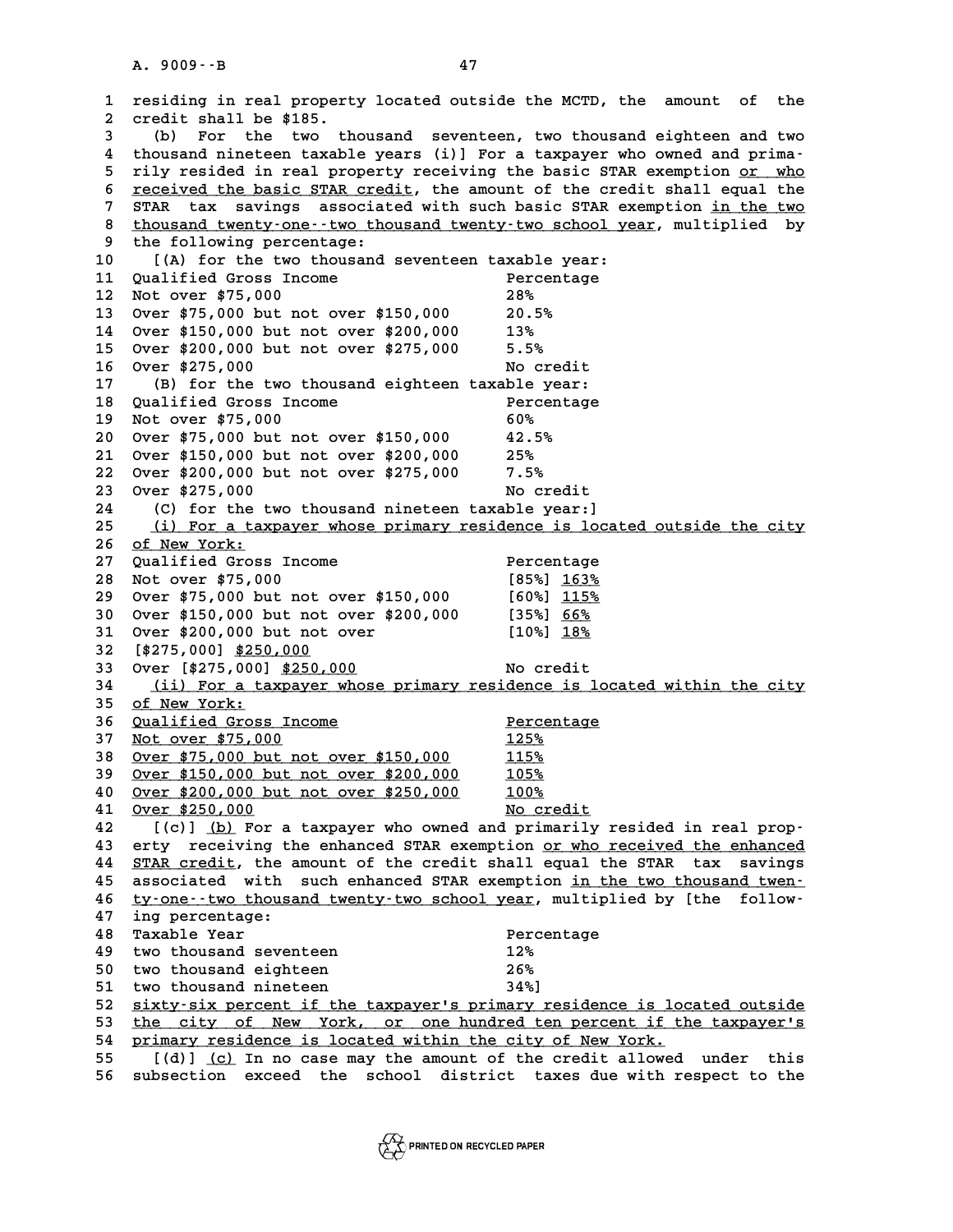residing in real property located outside the MCTD, the amount of the credit shall be $185.

(b) For the two thousand seventeen, two thousand eighteen and two thousand nineteen taxable years (i)] For a taxpayer who owned and primarily resided in real property receiving the basic STAR exemption or who received the basic STAR credit, the amount of the credit shall equal the STAR tax savings associated with such basic STAR exemption in the two thousand twenty-one--two thousand twenty-two school year, multiplied by the following percentage:

[(A) for the two thousand seventeen taxable year:

| Qualified Gross Income | Percentage |
|---|---|
| Not over $75,000 | 28% |
| Over $75,000 but not over $150,000 | 20.5% |
| Over $150,000 but not over $200,000 | 13% |
| Over $200,000 but not over $275,000 | 5.5% |
| Over $275,000 | No credit |

(B) for the two thousand eighteen taxable year:

| Qualified Gross Income | Percentage |
|---|---|
| Not over $75,000 | 60% |
| Over $75,000 but not over $150,000 | 42.5% |
| Over $150,000 but not over $200,000 | 25% |
| Over $200,000 but not over $275,000 | 7.5% |
| Over $275,000 | No credit |

(C) for the two thousand nineteen taxable year:]

(i) For a taxpayer whose primary residence is located outside the city of New York:

| Qualified Gross Income | Percentage |
|---|---|
| Not over $75,000 | [85%] 163% |
| Over $75,000 but not over $150,000 | [60%] 115% |
| Over $150,000 but not over $200,000 | [35%] 66% |
| Over $200,000 but not over [$275,000] $250,000 | [10%] 18% |
| Over [$275,000] $250,000 | No credit |

(ii) For a taxpayer whose primary residence is located within the city of New York:

| Qualified Gross Income | Percentage |
|---|---|
| Not over $75,000 | 125% |
| Over $75,000 but not over $150,000 | 115% |
| Over $150,000 but not over $200,000 | 105% |
| Over $200,000 but not over $250,000 | 100% |
| Over $250,000 | No credit |

[(c)] (b) For a taxpayer who owned and primarily resided in real property receiving the enhanced STAR exemption or who received the enhanced STAR credit, the amount of the credit shall equal the STAR tax savings associated with such enhanced STAR exemption in the two thousand twenty-one--two thousand twenty-two school year, multiplied by [the following percentage:

| Taxable Year | Percentage |
|---|---|
| two thousand seventeen | 12% |
| two thousand eighteen | 26% |
| two thousand nineteen | 34%] |

sixty-six percent if the taxpayer's primary residence is located outside the city of New York, or one hundred ten percent if the taxpayer's primary residence is located within the city of New York.

[(d)] (c) In no case may the amount of the credit allowed under this subsection exceed the school district taxes due with respect to the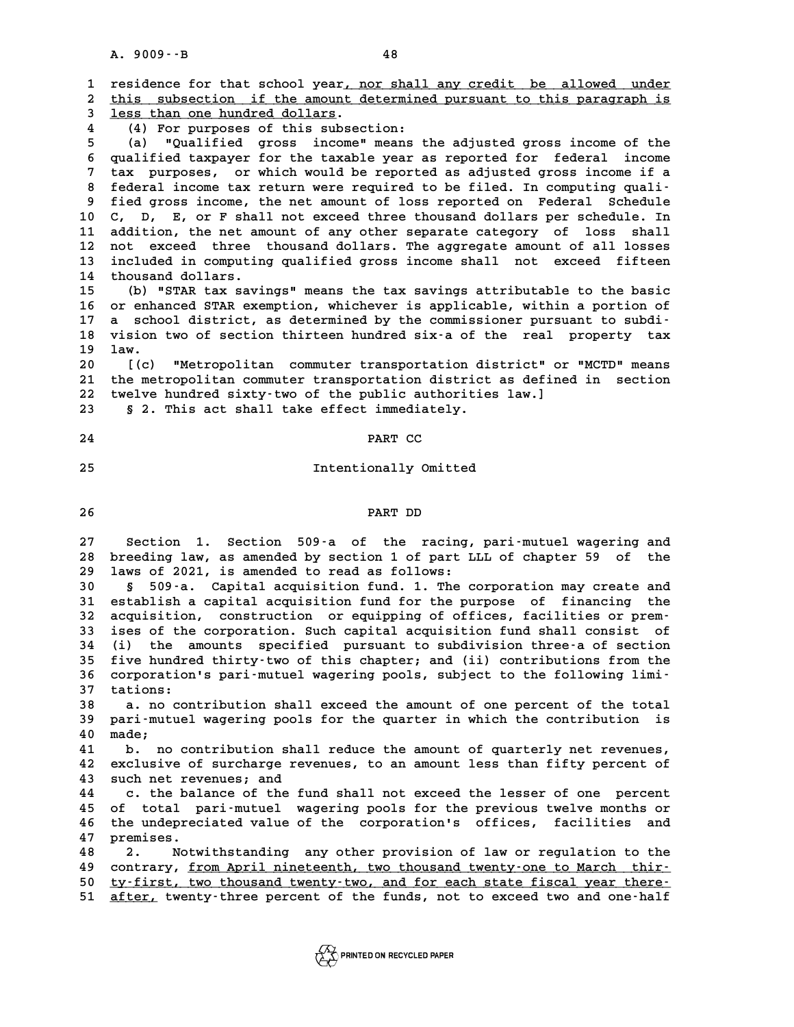residence for that school year, nor shall any credit be allowed under this subsection if the amount determined pursuant to this paragraph is less than one hundred dollars.

(4) For purposes of this subsection:

(a) "Qualified gross income" means the adjusted gross income of the qualified taxpayer for the taxable year as reported for federal income tax purposes, or which would be reported as adjusted gross income if a federal income tax return were required to be filed. In computing qualified gross income, the net amount of loss reported on Federal Schedule C, D, E, or F shall not exceed three thousand dollars per schedule. In addition, the net amount of any other separate category of loss shall not exceed three thousand dollars. The aggregate amount of all losses included in computing qualified gross income shall not exceed fifteen thousand dollars.

(b) "STAR tax savings" means the tax savings attributable to the basic or enhanced STAR exemption, whichever is applicable, within a portion of a school district, as determined by the commissioner pursuant to subdivision two of section thirteen hundred six-a of the real property tax law.

[(c) "Metropolitan commuter transportation district" or "MCTD" means the metropolitan commuter transportation district as defined in section twelve hundred sixty-two of the public authorities law.]

§ 2. This act shall take effect immediately.

PART CC

Intentionally Omitted

PART DD

Section 1. Section 509-a of the racing, pari-mutuel wagering and breeding law, as amended by section 1 of part LLL of chapter 59 of the laws of 2021, is amended to read as follows:

§ 509-a. Capital acquisition fund. 1. The corporation may create and establish a capital acquisition fund for the purpose of financing the acquisition, construction or equipping of offices, facilities or premises of the corporation. Such capital acquisition fund shall consist of (i) the amounts specified pursuant to subdivision three-a of section five hundred thirty-two of this chapter; and (ii) contributions from the corporation's pari-mutuel wagering pools, subject to the following limitations:

a. no contribution shall exceed the amount of one percent of the total pari-mutuel wagering pools for the quarter in which the contribution is made;

b. no contribution shall reduce the amount of quarterly net revenues, exclusive of surcharge revenues, to an amount less than fifty percent of such net revenues; and

c. the balance of the fund shall not exceed the lesser of one percent of total pari-mutuel wagering pools for the previous twelve months or the undepreciated value of the corporation's offices, facilities and premises.

2. Notwithstanding any other provision of law or regulation to the contrary, from April nineteenth, two thousand twenty-one to March thirty-first, two thousand twenty-two, and for each state fiscal year thereafter, twenty-three percent of the funds, not to exceed two and one-half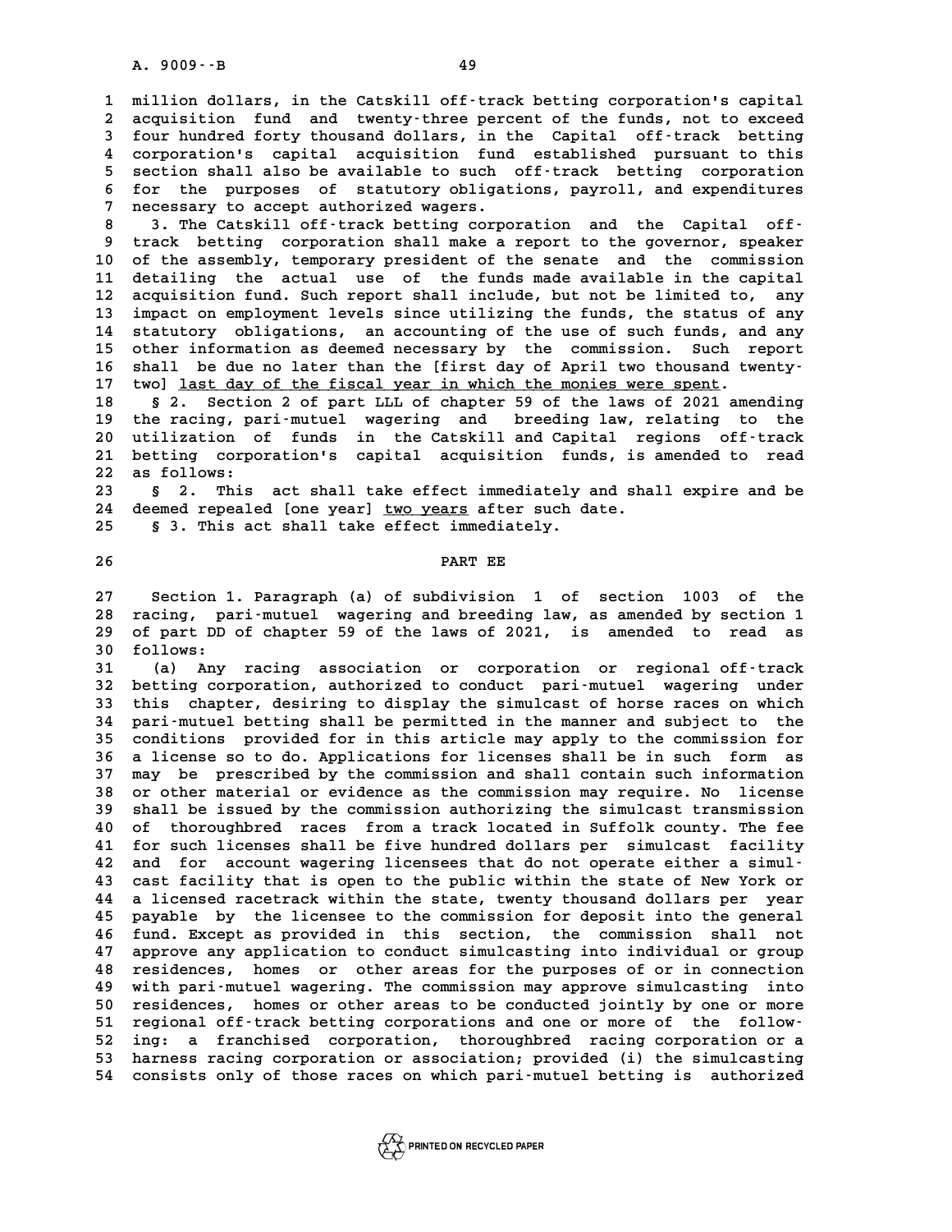million dollars, in the Catskill off-track betting corporation's capital acquisition fund and twenty-three percent of the funds, not to exceed four hundred forty thousand dollars, in the Capital off-track betting corporation's capital acquisition fund established pursuant to this section shall also be available to such off-track betting corporation for the purposes of statutory obligations, payroll, and expenditures necessary to accept authorized wagers.

3. The Catskill off-track betting corporation and the Capital off-track betting corporation shall make a report to the governor, speaker of the assembly, temporary president of the senate and the commission detailing the actual use of the funds made available in the capital acquisition fund. Such report shall include, but not be limited to, any impact on employment levels since utilizing the funds, the status of any statutory obligations, an accounting of the use of such funds, and any other information as deemed necessary by the commission. Such report shall be due no later than the [first day of April two thousand twenty-two] <u>last day of the fiscal year in which the monies were spent</u>.

§ 2. Section 2 of part LLL of chapter 59 of the laws of 2021 amending the racing, pari-mutuel wagering and breeding law, relating to the utilization of funds in the Catskill and Capital regions off-track betting corporation's capital acquisition funds, is amended to read as follows:

§ 2. This act shall take effect immediately and shall expire and be deemed repealed [one year] <u>two years</u> after such date.

§ 3. This act shall take effect immediately.

## PART EE

Section 1. Paragraph (a) of subdivision 1 of section 1003 of the racing, pari-mutuel wagering and breeding law, as amended by section 1 of part DD of chapter 59 of the laws of 2021, is amended to read as follows:

(a) Any racing association or corporation or regional off-track betting corporation, authorized to conduct pari-mutuel wagering under this chapter, desiring to display the simulcast of horse races on which pari-mutuel betting shall be permitted in the manner and subject to the conditions provided for in this article may apply to the commission for a license so to do. Applications for licenses shall be in such form as may be prescribed by the commission and shall contain such information or other material or evidence as the commission may require. No license shall be issued by the commission authorizing the simulcast transmission of thoroughbred races from a track located in Suffolk county. The fee for such licenses shall be five hundred dollars per simulcast facility and for account wagering licensees that do not operate either a simulcast facility that is open to the public within the state of New York or a licensed racetrack within the state, twenty thousand dollars per year payable by the licensee to the commission for deposit into the general fund. Except as provided in this section, the commission shall not approve any application to conduct simulcasting into individual or group residences, homes or other areas for the purposes of or in connection with pari-mutuel wagering. The commission may approve simulcasting into residences, homes or other areas to be conducted jointly by one or more regional off-track betting corporations and one or more of the following: a franchised corporation, thoroughbred racing corporation or a harness racing corporation or association; provided (i) the simulcasting consists only of those races on which pari-mutuel betting is authorized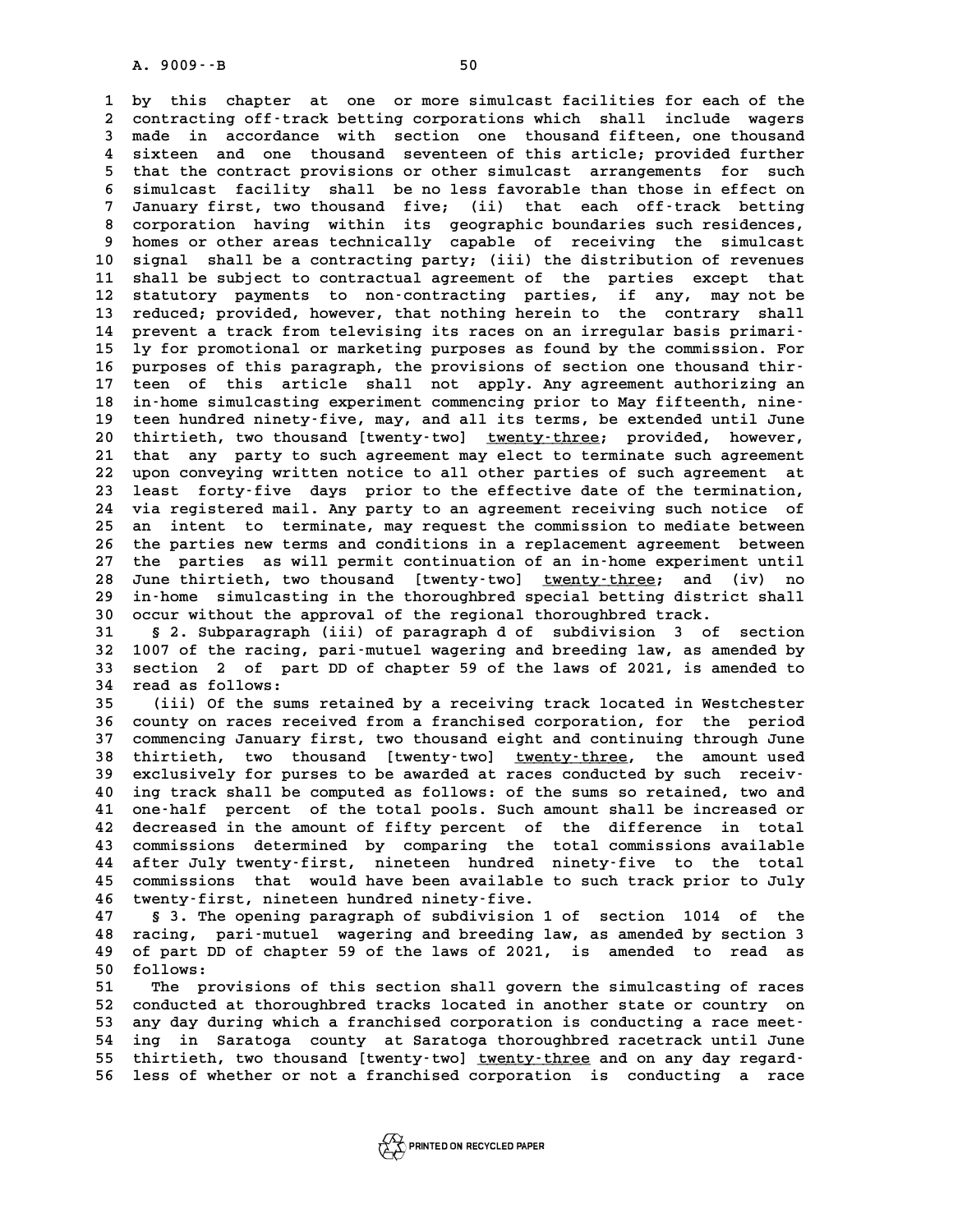by this chapter at one or more simulcast facilities for each of the contracting off-track betting corporations which shall include wagers made in accordance with section one thousand fifteen, one thousand sixteen and one thousand seventeen of this article; provided further that the contract provisions or other simulcast arrangements for such simulcast facility shall be no less favorable than those in effect on January first, two thousand five; (ii) that each off-track betting corporation having within its geographic boundaries such residences, homes or other areas technically capable of receiving the simulcast signal shall be a contracting party; (iii) the distribution of revenues shall be subject to contractual agreement of the parties except that statutory payments to non-contracting parties, if any, may not be reduced; provided, however, that nothing herein to the contrary shall prevent a track from televising its races on an irregular basis primarily for promotional or marketing purposes as found by the commission. For purposes of this paragraph, the provisions of section one thousand thirteen of this article shall not apply. Any agreement authorizing an in-home simulcasting experiment commencing prior to May fifteenth, nineteen hundred ninety-five, may, and all its terms, be extended until June thirtieth, two thousand [twenty-two] <u>twenty-three</u>; provided, however, that any party to such agreement may elect to terminate such agreement upon conveying written notice to all other parties of such agreement at least forty-five days prior to the effective date of the termination, via registered mail. Any party to an agreement receiving such notice of an intent to terminate, may request the commission to mediate between the parties new terms and conditions in a replacement agreement between the parties as will permit continuation of an in-home experiment until June thirtieth, two thousand [twenty-two] <u>twenty-three</u>; and (iv) no in-home simulcasting in the thoroughbred special betting district shall occur without the approval of the regional thoroughbred track.

§ 2. Subparagraph (iii) of paragraph d of subdivision 3 of section 1007 of the racing, pari-mutuel wagering and breeding law, as amended by section 2 of part DD of chapter 59 of the laws of 2021, is amended to read as follows:

(iii) Of the sums retained by a receiving track located in Westchester county on races received from a franchised corporation, for the period commencing January first, two thousand eight and continuing through June thirtieth, two thousand [twenty-two] <u>twenty-three</u>, the amount used exclusively for purses to be awarded at races conducted by such receiving track shall be computed as follows: of the sums so retained, two and one-half percent of the total pools. Such amount shall be increased or decreased in the amount of fifty percent of the difference in total commissions determined by comparing the total commissions available after July twenty-first, nineteen hundred ninety-five to the total commissions that would have been available to such track prior to July twenty-first, nineteen hundred ninety-five.

§ 3. The opening paragraph of subdivision 1 of section 1014 of the racing, pari-mutuel wagering and breeding law, as amended by section 3 of part DD of chapter 59 of the laws of 2021, is amended to read as follows:

The provisions of this section shall govern the simulcasting of races conducted at thoroughbred tracks located in another state or country on any day during which a franchised corporation is conducting a race meeting in Saratoga county at Saratoga thoroughbred racetrack until June thirtieth, two thousand [twenty-two] <u>twenty-three</u> and on any day regardless of whether or not a franchised corporation is conducting a race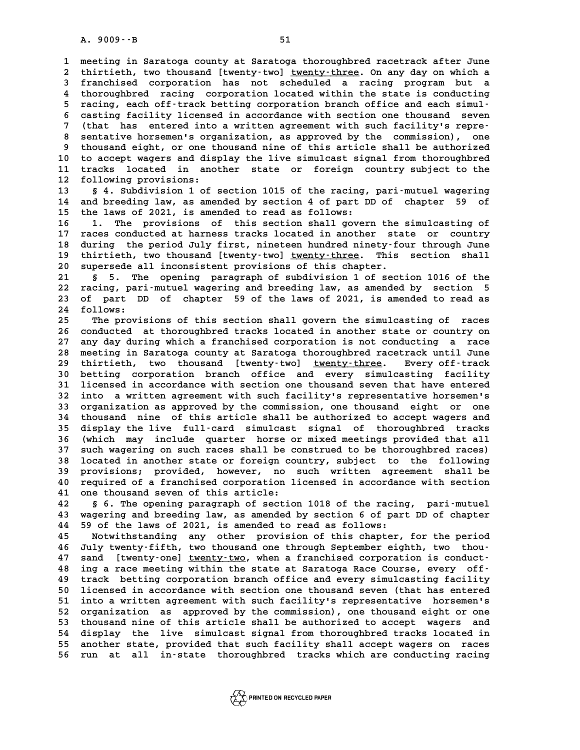meeting in Saratoga county at Saratoga thoroughbred racetrack after June thirtieth, two thousand [twenty-two] twenty-three. On any day on which a franchised corporation has not scheduled a racing program but a thoroughbred racing corporation located within the state is conducting racing, each off-track betting corporation branch office and each simulcasting facility licensed in accordance with section one thousand seven (that has entered into a written agreement with such facility's representative horsemen's organization, as approved by the commission), one thousand eight, or one thousand nine of this article shall be authorized to accept wagers and display the live simulcast signal from thoroughbred tracks located in another state or foreign country subject to the following provisions:

§ 4. Subdivision 1 of section 1015 of the racing, pari-mutuel wagering and breeding law, as amended by section 4 of part DD of chapter 59 of the laws of 2021, is amended to read as follows:

1. The provisions of this section shall govern the simulcasting of races conducted at harness tracks located in another state or country during the period July first, nineteen hundred ninety-four through June thirtieth, two thousand [twenty-two] twenty-three. This section shall supersede all inconsistent provisions of this chapter.

§ 5. The opening paragraph of subdivision 1 of section 1016 of the racing, pari-mutuel wagering and breeding law, as amended by section 5 of part DD of chapter 59 of the laws of 2021, is amended to read as follows:

The provisions of this section shall govern the simulcasting of races conducted at thoroughbred tracks located in another state or country on any day during which a franchised corporation is not conducting a race meeting in Saratoga county at Saratoga thoroughbred racetrack until June thirtieth, two thousand [twenty-two] twenty-three. Every off-track betting corporation branch office and every simulcasting facility licensed in accordance with section one thousand seven that have entered into a written agreement with such facility's representative horsemen's organization as approved by the commission, one thousand eight or one thousand nine of this article shall be authorized to accept wagers and display the live full-card simulcast signal of thoroughbred tracks (which may include quarter horse or mixed meetings provided that all such wagering on such races shall be construed to be thoroughbred races) located in another state or foreign country, subject to the following provisions; provided, however, no such written agreement shall be required of a franchised corporation licensed in accordance with section one thousand seven of this article:

§ 6. The opening paragraph of section 1018 of the racing, pari-mutuel wagering and breeding law, as amended by section 6 of part DD of chapter 59 of the laws of 2021, is amended to read as follows:

Notwithstanding any other provision of this chapter, for the period July twenty-fifth, two thousand one through September eighth, two thousand [twenty-one] twenty-two, when a franchised corporation is conducting a race meeting within the state at Saratoga Race Course, every off-track betting corporation branch office and every simulcasting facility licensed in accordance with section one thousand seven (that has entered into a written agreement with such facility's representative horsemen's organization as approved by the commission), one thousand eight or one thousand nine of this article shall be authorized to accept wagers and display the live simulcast signal from thoroughbred tracks located in another state, provided that such facility shall accept wagers on races run at all in-state thoroughbred tracks which are conducting racing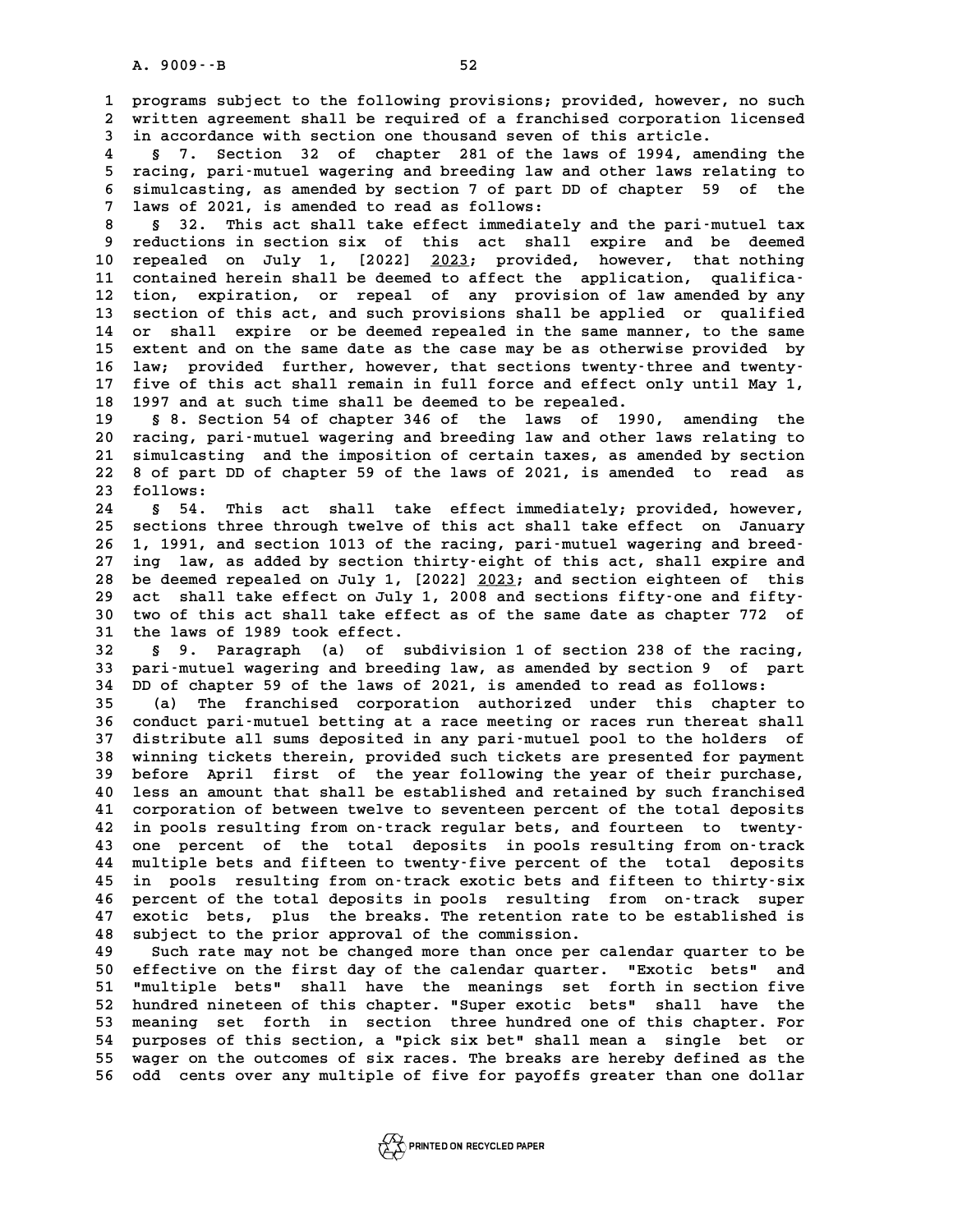programs subject to the following provisions; provided, however, no such written agreement shall be required of a franchised corporation licensed in accordance with section one thousand seven of this article.

§ 7. Section 32 of chapter 281 of the laws of 1994, amending the racing, pari-mutuel wagering and breeding law and other laws relating to simulcasting, as amended by section 7 of part DD of chapter 59 of the laws of 2021, is amended to read as follows:

§ 32. This act shall take effect immediately and the pari-mutuel tax reductions in section six of this act shall expire and be deemed repealed on July 1, [2022] 2023; provided, however, that nothing contained herein shall be deemed to affect the application, qualification, expiration, or repeal of any provision of law amended by any section of this act, and such provisions shall be applied or qualified or shall expire or be deemed repealed in the same manner, to the same extent and on the same date as the case may be as otherwise provided by law; provided further, however, that sections twenty-three and twenty-five of this act shall remain in full force and effect only until May 1, 1997 and at such time shall be deemed to be repealed.

§ 8. Section 54 of chapter 346 of the laws of 1990, amending the racing, pari-mutuel wagering and breeding law and other laws relating to simulcasting and the imposition of certain taxes, as amended by section 8 of part DD of chapter 59 of the laws of 2021, is amended to read as follows:

§ 54. This act shall take effect immediately; provided, however, sections three through twelve of this act shall take effect on January 1, 1991, and section 1013 of the racing, pari-mutuel wagering and breeding law, as added by section thirty-eight of this act, shall expire and be deemed repealed on July 1, [2022] 2023; and section eighteen of this act shall take effect on July 1, 2008 and sections fifty-one and fifty-two of this act shall take effect as of the same date as chapter 772 of the laws of 1989 took effect.

§ 9. Paragraph (a) of subdivision 1 of section 238 of the racing, pari-mutuel wagering and breeding law, as amended by section 9 of part DD of chapter 59 of the laws of 2021, is amended to read as follows:

(a) The franchised corporation authorized under this chapter to conduct pari-mutuel betting at a race meeting or races run thereat shall distribute all sums deposited in any pari-mutuel pool to the holders of winning tickets therein, provided such tickets are presented for payment before April first of the year following the year of their purchase, less an amount that shall be established and retained by such franchised corporation of between twelve to seventeen percent of the total deposits in pools resulting from on-track regular bets, and fourteen to twenty-one percent of the total deposits in pools resulting from on-track multiple bets and fifteen to twenty-five percent of the total deposits in pools resulting from on-track exotic bets and fifteen to thirty-six percent of the total deposits in pools resulting from on-track super exotic bets, plus the breaks. The retention rate to be established is subject to the prior approval of the commission.

Such rate may not be changed more than once per calendar quarter to be effective on the first day of the calendar quarter. "Exotic bets" and "multiple bets" shall have the meanings set forth in section five hundred nineteen of this chapter. "Super exotic bets" shall have the meaning set forth in section three hundred one of this chapter. For purposes of this section, a "pick six bet" shall mean a single bet or wager on the outcomes of six races. The breaks are hereby defined as the odd cents over any multiple of five for payoffs greater than one dollar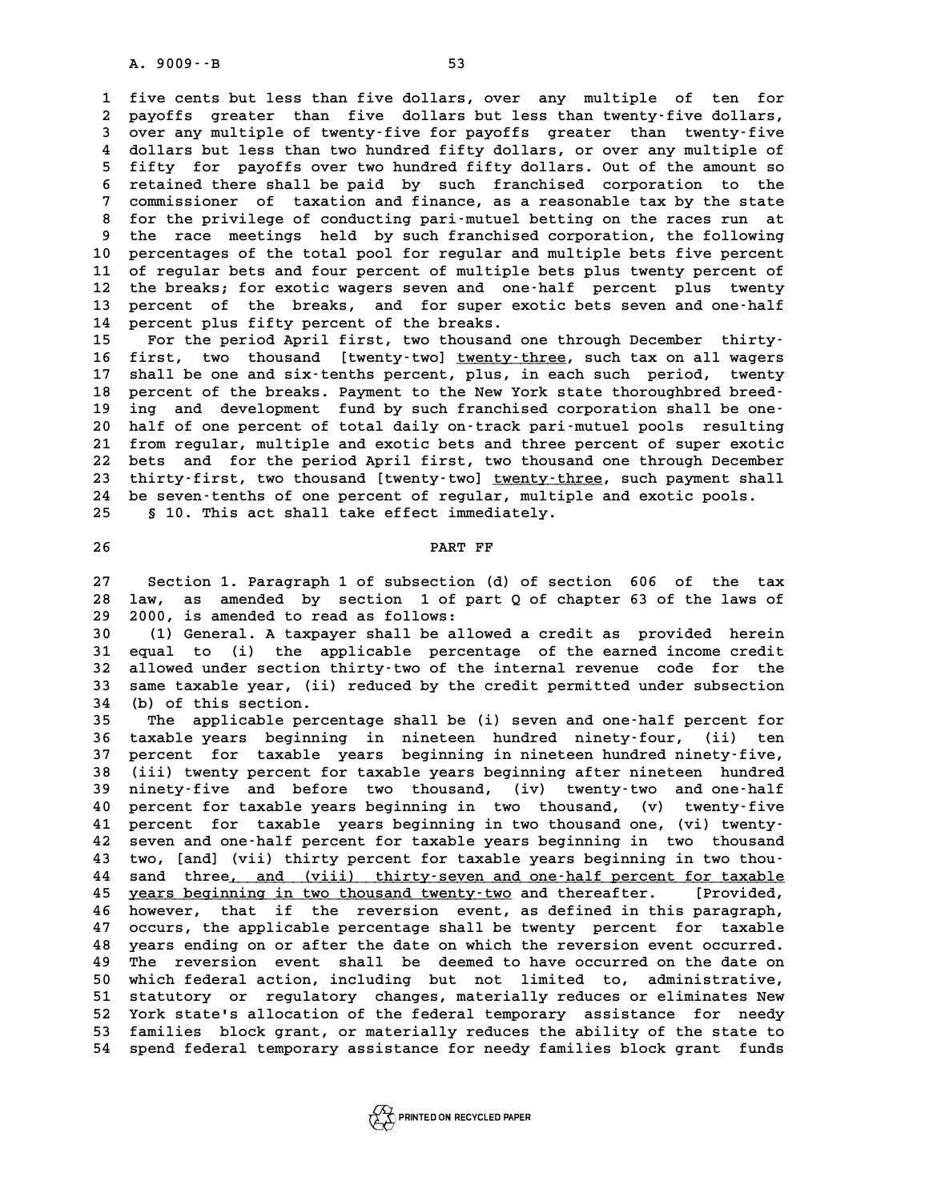five cents but less than five dollars, over any multiple of ten for payoffs greater than five dollars but less than twenty-five dollars, over any multiple of twenty-five for payoffs greater than twenty-five dollars but less than two hundred fifty dollars, or over any multiple of fifty for payoffs over two hundred fifty dollars. Out of the amount so retained there shall be paid by such franchised corporation to the commissioner of taxation and finance, as a reasonable tax by the state for the privilege of conducting pari-mutuel betting on the races run at the race meetings held by such franchised corporation, the following percentages of the total pool for regular and multiple bets five percent of regular bets and four percent of multiple bets plus twenty percent of the breaks; for exotic wagers seven and one-half percent plus twenty percent of the breaks, and for super exotic bets seven and one-half percent plus fifty percent of the breaks.

For the period April first, two thousand one through December thirty-first, two thousand [twenty-two] <u>twenty-three</u>, such tax on all wagers shall be one and six-tenths percent, plus, in each such period, twenty percent of the breaks. Payment to the New York state thoroughbred breeding and development fund by such franchised corporation shall be one-half of one percent of total daily on-track pari-mutuel pools resulting from regular, multiple and exotic bets and three percent of super exotic bets and for the period April first, two thousand one through December thirty-first, two thousand [twenty-two] <u>twenty-three</u>, such payment shall be seven-tenths of one percent of regular, multiple and exotic pools.

§ 10. This act shall take effect immediately.

## PART FF

Section 1. Paragraph 1 of subsection (d) of section 606 of the tax law, as amended by section 1 of part Q of chapter 63 of the laws of 2000, is amended to read as follows:

(1) General. A taxpayer shall be allowed a credit as provided herein equal to (i) the applicable percentage of the earned income credit allowed under section thirty-two of the internal revenue code for the same taxable year, (ii) reduced by the credit permitted under subsection (b) of this section.

The applicable percentage shall be (i) seven and one-half percent for taxable years beginning in nineteen hundred ninety-four, (ii) ten percent for taxable years beginning in nineteen hundred ninety-five, (iii) twenty percent for taxable years beginning after nineteen hundred ninety-five and before two thousand, (iv) twenty-two and one-half percent for taxable years beginning in two thousand, (v) twenty-five percent for taxable years beginning in two thousand one, (vi) twenty-seven and one-half percent for taxable years beginning in two thousand two, [and] (vii) thirty percent for taxable years beginning in two thousand three<u>, and (viii) thirty-seven and one-half percent for taxable years beginning in two thousand twenty-two</u> and thereafter. [Provided, however, that if the reversion event, as defined in this paragraph, occurs, the applicable percentage shall be twenty percent for taxable years ending on or after the date on which the reversion event occurred. The reversion event shall be deemed to have occurred on the date on which federal action, including but not limited to, administrative, statutory or regulatory changes, materially reduces or eliminates New York state's allocation of the federal temporary assistance for needy families block grant, or materially reduces the ability of the state to spend federal temporary assistance for needy families block grant funds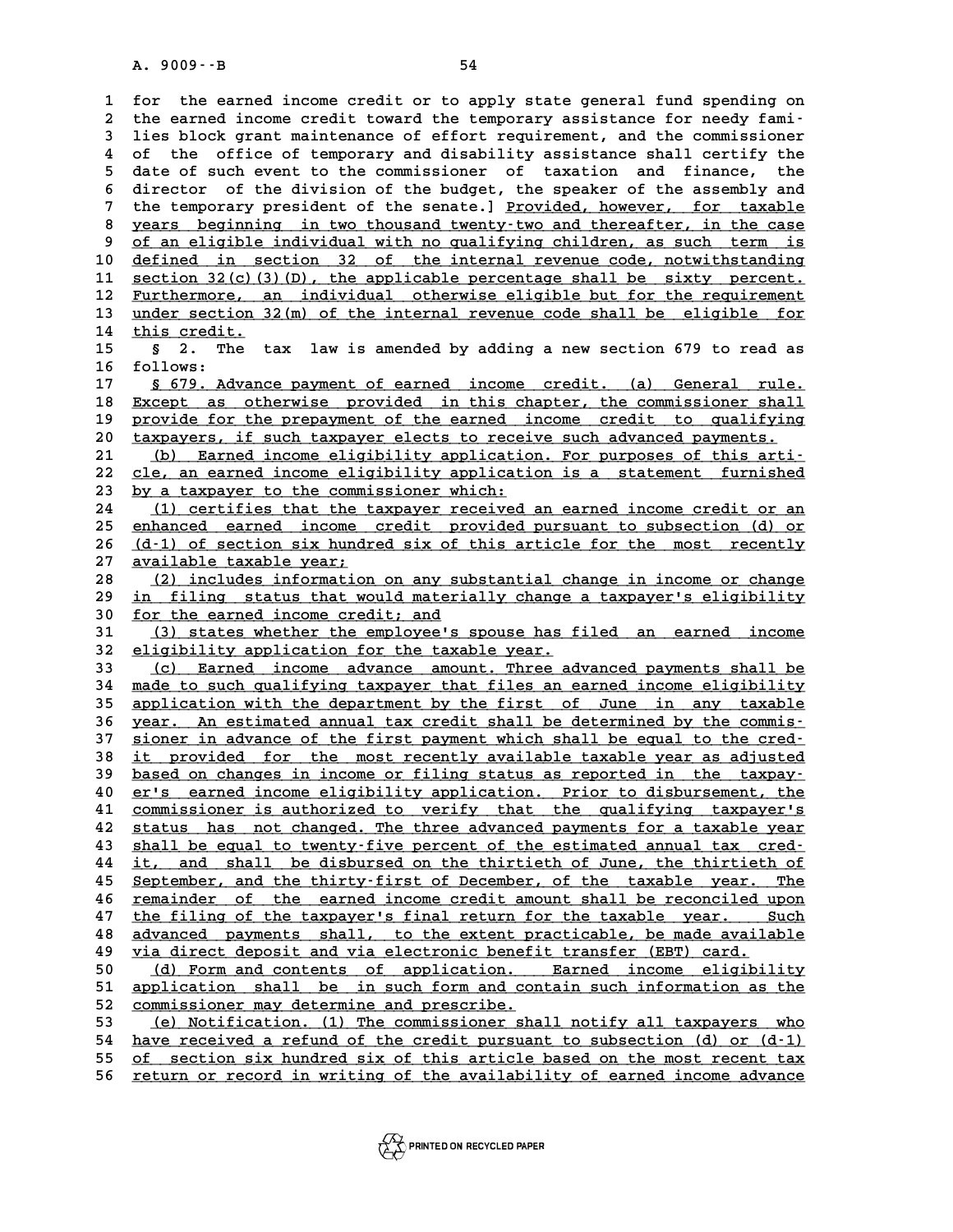for the earned income credit or to apply state general fund spending on the earned income credit toward the temporary assistance for needy families block grant maintenance of effort requirement, and the commissioner of the office of temporary and disability assistance shall certify the date of such event to the commissioner of taxation and finance, the director of the division of the budget, the speaker of the assembly and the temporary president of the senate.] Provided, however, for taxable years beginning in two thousand twenty-two and thereafter, in the case of an eligible individual with no qualifying children, as such term is defined in section 32 of the internal revenue code, notwithstanding section 32(c)(3)(D), the applicable percentage shall be sixty percent. Furthermore, an individual otherwise eligible but for the requirement under section 32(m) of the internal revenue code shall be eligible for this credit.

§ 2. The tax law is amended by adding a new section 679 to read as follows:

§ 679. Advance payment of earned income credit. (a) General rule. Except as otherwise provided in this chapter, the commissioner shall provide for the prepayment of the earned income credit to qualifying taxpayers, if such taxpayer elects to receive such advanced payments.

(b) Earned income eligibility application. For purposes of this article, an earned income eligibility application is a statement furnished by a taxpayer to the commissioner which:

(1) certifies that the taxpayer received an earned income credit or an enhanced earned income credit provided pursuant to subsection (d) or (d-1) of section six hundred six of this article for the most recently available taxable year;

(2) includes information on any substantial change in income or change in filing status that would materially change a taxpayer's eligibility for the earned income credit; and

(3) states whether the employee's spouse has filed an earned income eligibility application for the taxable year.

(c) Earned income advance amount. Three advanced payments shall be made to such qualifying taxpayer that files an earned income eligibility application with the department by the first of June in any taxable year. An estimated annual tax credit shall be determined by the commissioner in advance of the first payment which shall be equal to the credit provided for the most recently available taxable year as adjusted based on changes in income or filing status as reported in the taxpayer's earned income eligibility application. Prior to disbursement, the commissioner is authorized to verify that the qualifying taxpayer's status has not changed. The three advanced payments for a taxable year shall be equal to twenty-five percent of the estimated annual tax credit, and shall be disbursed on the thirtieth of June, the thirtieth of September, and the thirty-first of December, of the taxable year. The remainder of the earned income credit amount shall be reconciled upon the filing of the taxpayer's final return for the taxable year. Such advanced payments shall, to the extent practicable, be made available via direct deposit and via electronic benefit transfer (EBT) card.

(d) Form and contents of application. Earned income eligibility application shall be in such form and contain such information as the commissioner may determine and prescribe.

(e) Notification. (1) The commissioner shall notify all taxpayers who have received a refund of the credit pursuant to subsection (d) or (d-1) of section six hundred six of this article based on the most recent tax return or record in writing of the availability of earned income advance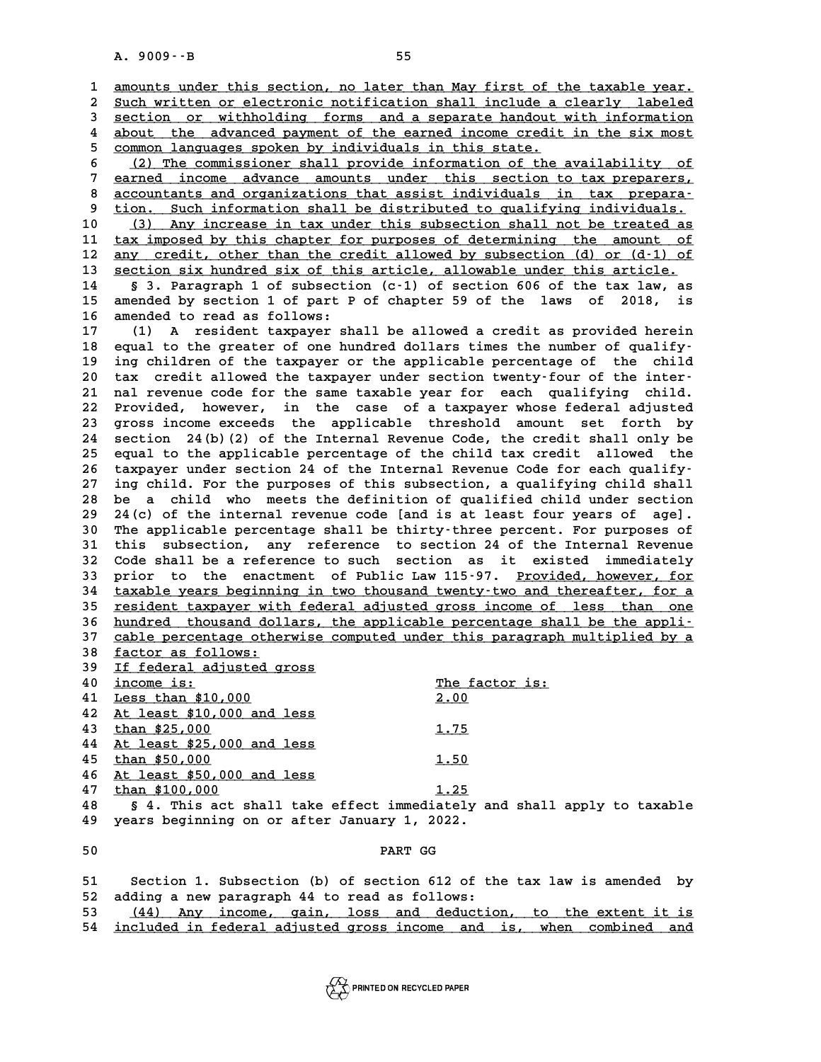amounts under this section, no later than May first of the taxable year. Such written or electronic notification shall include a clearly labeled section or withholding forms and a separate handout with information about the advanced payment of the earned income credit in the six most common languages spoken by individuals in this state.

(2) The commissioner shall provide information of the availability of earned income advance amounts under this section to tax preparers, accountants and organizations that assist individuals in tax preparation. Such information shall be distributed to qualifying individuals.

(3) Any increase in tax under this subsection shall not be treated as tax imposed by this chapter for purposes of determining the amount of any credit, other than the credit allowed by subsection (d) or (d-1) of section six hundred six of this article, allowable under this article.

§ 3. Paragraph 1 of subsection (c-1) of section 606 of the tax law, as amended by section 1 of part P of chapter 59 of the laws of 2018, is amended to read as follows:

(1) A resident taxpayer shall be allowed a credit as provided herein equal to the greater of one hundred dollars times the number of qualifying children of the taxpayer or the applicable percentage of the child tax credit allowed the taxpayer under section twenty-four of the internal revenue code for the same taxable year for each qualifying child. Provided, however, in the case of a taxpayer whose federal adjusted gross income exceeds the applicable threshold amount set forth by section 24(b)(2) of the Internal Revenue Code, the credit shall only be equal to the applicable percentage of the child tax credit allowed the taxpayer under section 24 of the Internal Revenue Code for each qualifying child. For the purposes of this subsection, a qualifying child shall be a child who meets the definition of qualified child under section 24(c) of the internal revenue code [and is at least four years of age]. The applicable percentage shall be thirty-three percent. For purposes of this subsection, any reference to section 24 of the Internal Revenue Code shall be a reference to such section as it existed immediately prior to the enactment of Public Law 115-97. Provided, however, for taxable years beginning in two thousand twenty-two and thereafter, for a resident taxpayer with federal adjusted gross income of less than one hundred thousand dollars, the applicable percentage shall be the applicable percentage otherwise computed under this paragraph multiplied by a factor as follows:

| If federal adjusted gross income is: | The factor is: |
|---|---|
| Less than $10,000 | 2.00 |
| At least $10,000 and less than $25,000 | 1.75 |
| At least $25,000 and less than $50,000 | 1.50 |
| At least $50,000 and less than $100,000 | 1.25 |

§ 4. This act shall take effect immediately and shall apply to taxable years beginning on or after January 1, 2022.

PART GG

Section 1. Subsection (b) of section 612 of the tax law is amended by adding a new paragraph 44 to read as follows:

(44) Any income, gain, loss and deduction, to the extent it is included in federal adjusted gross income and is, when combined and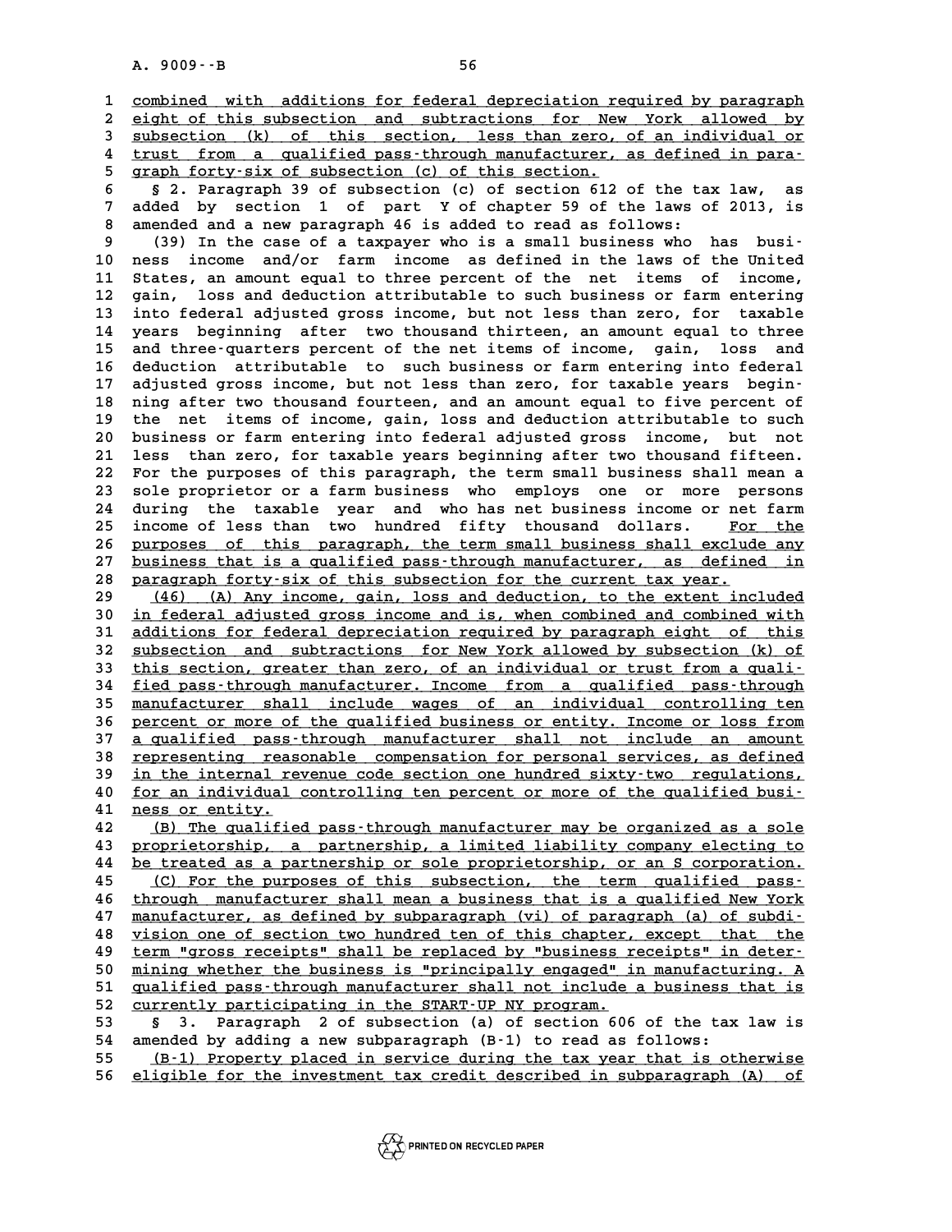combined with additions for federal depreciation required by paragraph eight of this subsection and subtractions for New York allowed by subsection (k) of this section, less than zero, of an individual or trust from a qualified pass-through manufacturer, as defined in paragraph forty-six of subsection (c) of this section.

§ 2. Paragraph 39 of subsection (c) of section 612 of the tax law, as added by section 1 of part Y of chapter 59 of the laws of 2013, is amended and a new paragraph 46 is added to read as follows:

(39) In the case of a taxpayer who is a small business who has business income and/or farm income as defined in the laws of the United States, an amount equal to three percent of the net items of income, gain, loss and deduction attributable to such business or farm entering into federal adjusted gross income, but not less than zero, for taxable years beginning after two thousand thirteen, an amount equal to three and three-quarters percent of the net items of income, gain, loss and deduction attributable to such business or farm entering into federal adjusted gross income, but not less than zero, for taxable years beginning after two thousand fourteen, and an amount equal to five percent of the net items of income, gain, loss and deduction attributable to such business or farm entering into federal adjusted gross income, but not less than zero, for taxable years beginning after two thousand fifteen. For the purposes of this paragraph, the term small business shall mean a sole proprietor or a farm business who employs one or more persons during the taxable year and who has net business income or net farm income of less than two hundred fifty thousand dollars. For the purposes of this paragraph, the term small business shall exclude any business that is a qualified pass-through manufacturer, as defined in paragraph forty-six of this subsection for the current tax year.

(46) (A) Any income, gain, loss and deduction, to the extent included in federal adjusted gross income and is, when combined and combined with additions for federal depreciation required by paragraph eight of this subsection and subtractions for New York allowed by subsection (k) of this section, greater than zero, of an individual or trust from a qualified pass-through manufacturer. Income from a qualified pass-through manufacturer shall include wages of an individual controlling ten percent or more of the qualified business or entity. Income or loss from a qualified pass-through manufacturer shall not include an amount representing reasonable compensation for personal services, as defined in the internal revenue code section one hundred sixty-two regulations, for an individual controlling ten percent or more of the qualified business or entity.

(B) The qualified pass-through manufacturer may be organized as a sole proprietorship, a partnership, a limited liability company electing to be treated as a partnership or sole proprietorship, or an S corporation.

(C) For the purposes of this subsection, the term qualified pass-through manufacturer shall mean a business that is a qualified New York manufacturer, as defined by subparagraph (vi) of paragraph (a) of subdivision one of section two hundred ten of this chapter, except that the term "gross receipts" shall be replaced by "business receipts" in determining whether the business is "principally engaged" in manufacturing. A qualified pass-through manufacturer shall not include a business that is currently participating in the START-UP NY program.

§ 3. Paragraph 2 of subsection (a) of section 606 of the tax law is amended by adding a new subparagraph (B-1) to read as follows:

(B-1) Property placed in service during the tax year that is otherwise eligible for the investment tax credit described in subparagraph (A) of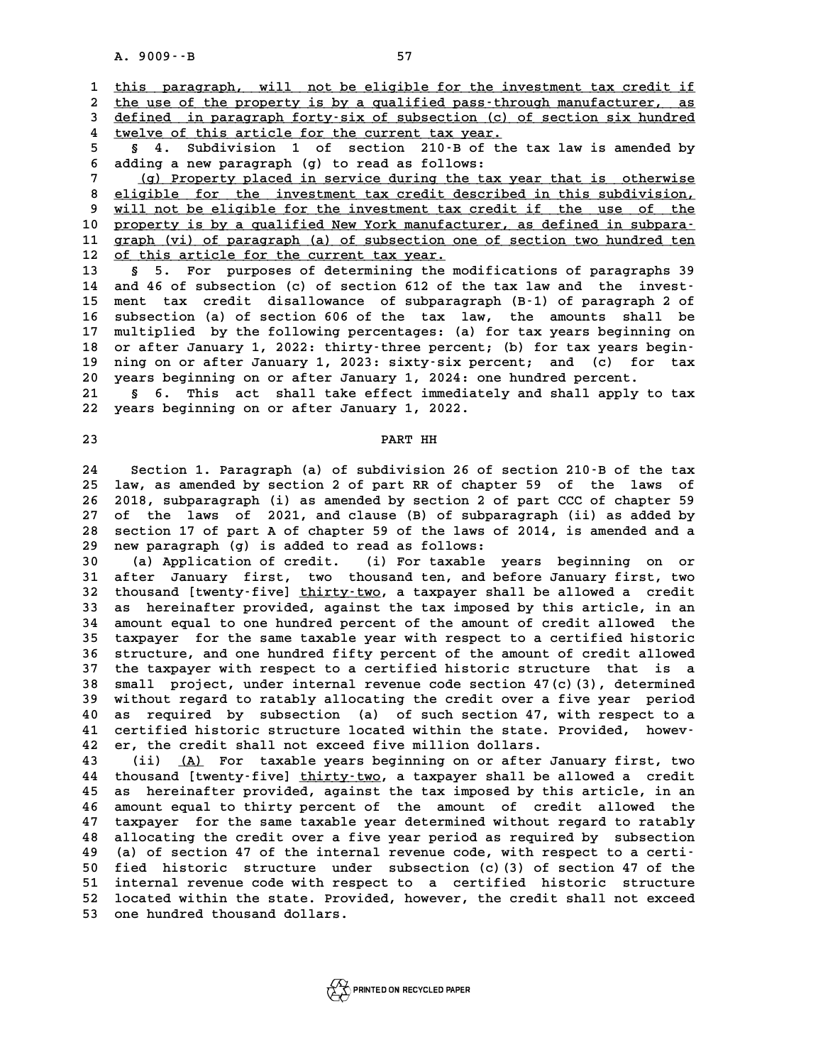this paragraph, will not be eligible for the investment tax credit if the use of the property is by a qualified pass-through manufacturer, as defined in paragraph forty-six of subsection (c) of section six hundred twelve of this article for the current tax year.

§ 4. Subdivision 1 of section 210-B of the tax law is amended by adding a new paragraph (g) to read as follows:

(g) Property placed in service during the tax year that is otherwise eligible for the investment tax credit described in this subdivision, will not be eligible for the investment tax credit if the use of the property is by a qualified New York manufacturer, as defined in subparagraph (vi) of paragraph (a) of subsection one of section two hundred ten of this article for the current tax year.

§ 5. For purposes of determining the modifications of paragraphs 39 and 46 of subsection (c) of section 612 of the tax law and the investment tax credit disallowance of subparagraph (B-1) of paragraph 2 of subsection (a) of section 606 of the tax law, the amounts shall be multiplied by the following percentages: (a) for tax years beginning on or after January 1, 2022: thirty-three percent; (b) for tax years beginning on or after January 1, 2023: sixty-six percent; and (c) for tax years beginning on or after January 1, 2024: one hundred percent.

§ 6. This act shall take effect immediately and shall apply to tax years beginning on or after January 1, 2022.

PART HH

Section 1. Paragraph (a) of subdivision 26 of section 210-B of the tax law, as amended by section 2 of part RR of chapter 59 of the laws of 2018, subparagraph (i) as amended by section 2 of part CCC of chapter 59 of the laws of 2021, and clause (B) of subparagraph (ii) as added by section 17 of part A of chapter 59 of the laws of 2014, is amended and a new paragraph (g) is added to read as follows:

(a) Application of credit. (i) For taxable years beginning on or after January first, two thousand ten, and before January first, two thousand [twenty-five] thirty-two, a taxpayer shall be allowed a credit as hereinafter provided, against the tax imposed by this article, in an amount equal to one hundred percent of the amount of credit allowed the taxpayer for the same taxable year with respect to a certified historic structure, and one hundred fifty percent of the amount of credit allowed the taxpayer with respect to a certified historic structure that is a small project, under internal revenue code section 47(c)(3), determined without regard to ratably allocating the credit over a five year period as required by subsection (a) of such section 47, with respect to a certified historic structure located within the state. Provided, however, the credit shall not exceed five million dollars.

(ii) (A) For taxable years beginning on or after January first, two thousand [twenty-five] thirty-two, a taxpayer shall be allowed a credit as hereinafter provided, against the tax imposed by this article, in an amount equal to thirty percent of the amount of credit allowed the taxpayer for the same taxable year determined without regard to ratably allocating the credit over a five year period as required by subsection (a) of section 47 of the internal revenue code, with respect to a certified historic structure under subsection (c)(3) of section 47 of the internal revenue code with respect to a certified historic structure located within the state. Provided, however, the credit shall not exceed one hundred thousand dollars.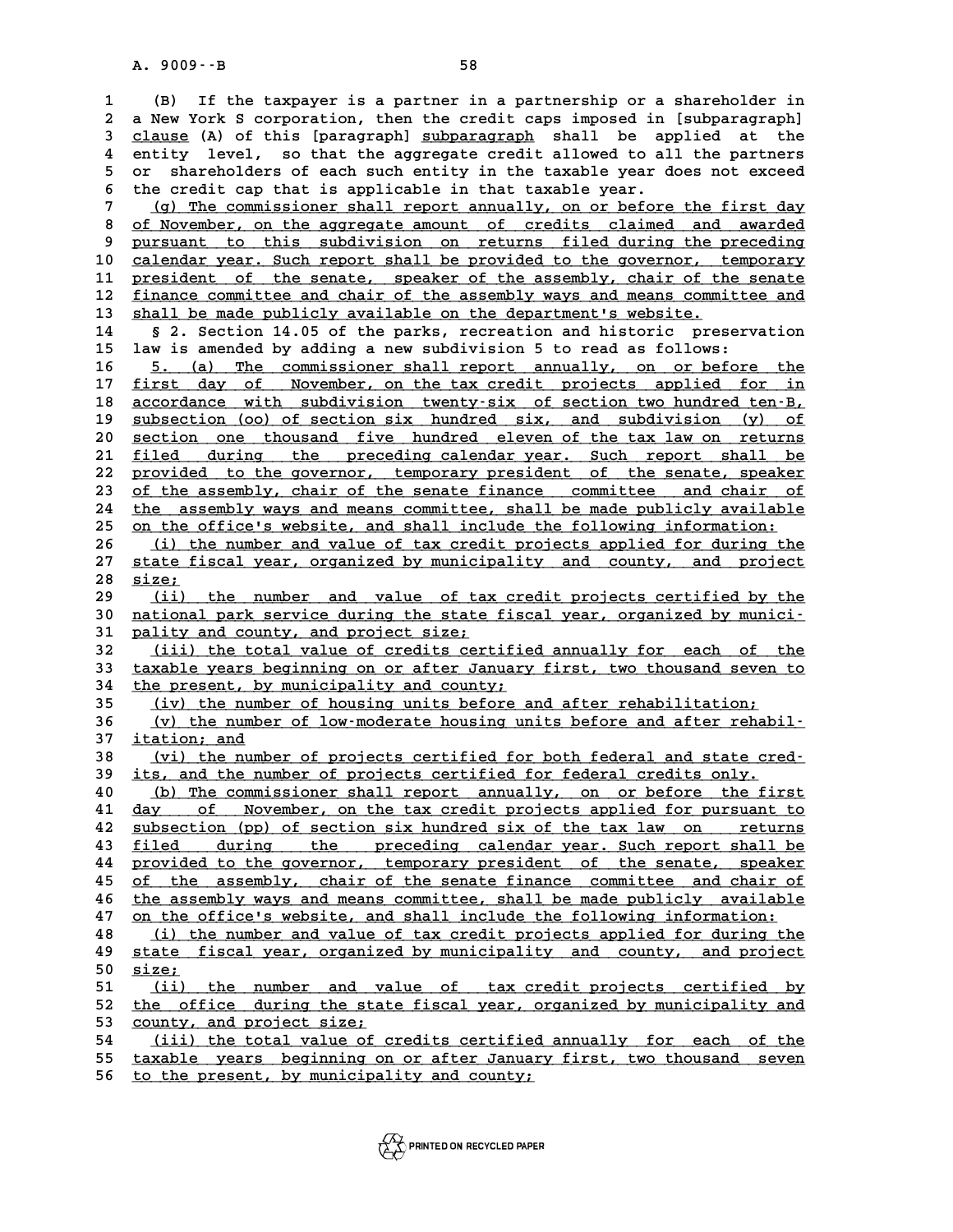(B) If the taxpayer is a partner in a partnership or a shareholder in a New York S corporation, then the credit caps imposed in [subparagraph] clause (A) of this [paragraph] subparagraph shall be applied at the entity level, so that the aggregate credit allowed to all the partners or shareholders of each such entity in the taxable year does not exceed the credit cap that is applicable in that taxable year.

(g) The commissioner shall report annually, on or before the first day of November, on the aggregate amount of credits claimed and awarded pursuant to this subdivision on returns filed during the preceding calendar year. Such report shall be provided to the governor, temporary president of the senate, speaker of the assembly, chair of the senate finance committee and chair of the assembly ways and means committee and shall be made publicly available on the department's website.

§ 2. Section 14.05 of the parks, recreation and historic preservation law is amended by adding a new subdivision 5 to read as follows:

5. (a) The commissioner shall report annually, on or before the first day of November, on the tax credit projects applied for in accordance with subdivision twenty-six of section two hundred ten-B, subsection (oo) of section six hundred six, and subdivision (y) of section one thousand five hundred eleven of the tax law on returns filed during the preceding calendar year. Such report shall be provided to the governor, temporary president of the senate, speaker of the assembly, chair of the senate finance committee and chair of the assembly ways and means committee, shall be made publicly available on the office's website, and shall include the following information:

(i) the number and value of tax credit projects applied for during the state fiscal year, organized by municipality and county, and project size;

(ii) the number and value of tax credit projects certified by the national park service during the state fiscal year, organized by municipality and county, and project size;

(iii) the total value of credits certified annually for each of the taxable years beginning on or after January first, two thousand seven to the present, by municipality and county;

(iv) the number of housing units before and after rehabilitation;

(v) the number of low-moderate housing units before and after rehabilitation; and

(vi) the number of projects certified for both federal and state credits, and the number of projects certified for federal credits only.

(b) The commissioner shall report annually, on or before the first day of November, on the tax credit projects applied for pursuant to subsection (pp) of section six hundred six of the tax law on returns filed during the preceding calendar year. Such report shall be provided to the governor, temporary president of the senate, speaker of the assembly, chair of the senate finance committee and chair of the assembly ways and means committee, shall be made publicly available on the office's website, and shall include the following information:

(i) the number and value of tax credit projects applied for during the state fiscal year, organized by municipality and county, and project size;

(ii) the number and value of tax credit projects certified by the office during the state fiscal year, organized by municipality and county, and project size;

(iii) the total value of credits certified annually for each of the taxable years beginning on or after January first, two thousand seven to the present, by municipality and county;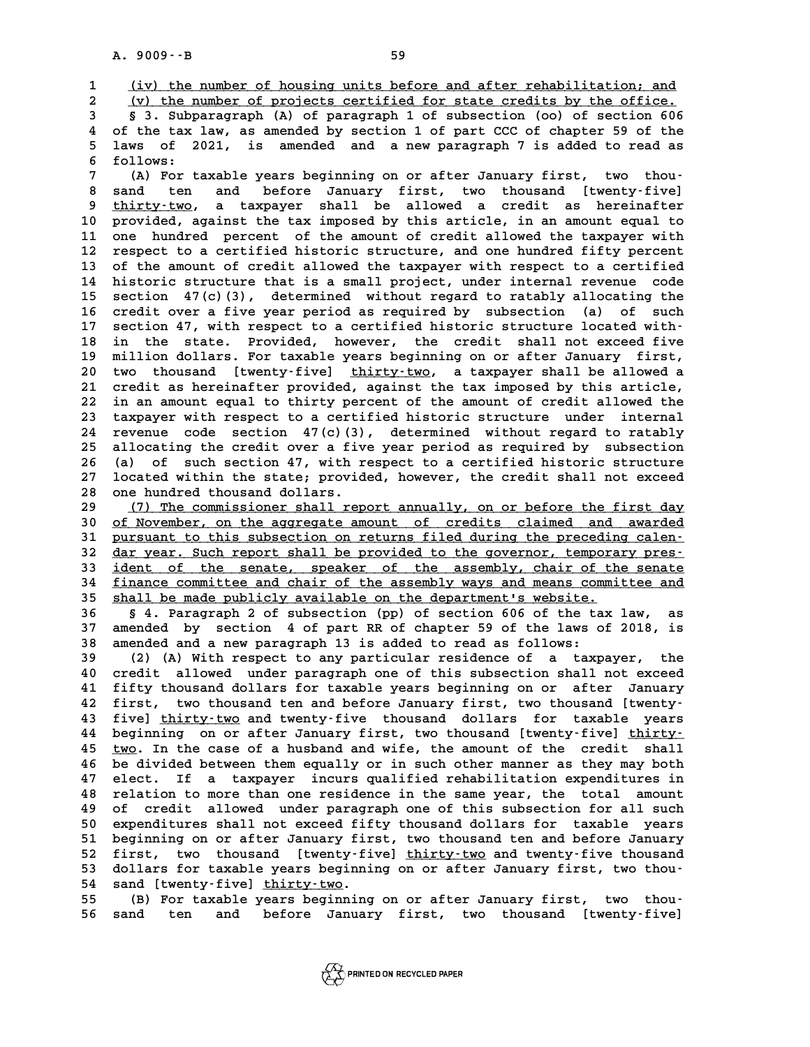(iv) the number of housing units before and after rehabilitation; and

(v) the number of projects certified for state credits by the office.

§ 3. Subparagraph (A) of paragraph 1 of subsection (oo) of section 606 of the tax law, as amended by section 1 of part CCC of chapter 59 of the laws of 2021, is amended and a new paragraph 7 is added to read as follows:

(A) For taxable years beginning on or after January first, two thousand ten and before January first, two thousand [twenty-five] thirty-two, a taxpayer shall be allowed a credit as hereinafter provided, against the tax imposed by this article, in an amount equal to one hundred percent of the amount of credit allowed the taxpayer with respect to a certified historic structure, and one hundred fifty percent of the amount of credit allowed the taxpayer with respect to a certified historic structure that is a small project, under internal revenue code section 47(c)(3), determined without regard to ratably allocating the credit over a five year period as required by subsection (a) of such section 47, with respect to a certified historic structure located within the state. Provided, however, the credit shall not exceed five million dollars. For taxable years beginning on or after January first, two thousand [twenty-five] thirty-two, a taxpayer shall be allowed a credit as hereinafter provided, against the tax imposed by this article, in an amount equal to thirty percent of the amount of credit allowed the taxpayer with respect to a certified historic structure under internal revenue code section 47(c)(3), determined without regard to ratably allocating the credit over a five year period as required by subsection (a) of such section 47, with respect to a certified historic structure located within the state; provided, however, the credit shall not exceed one hundred thousand dollars.

(7) The commissioner shall report annually, on or before the first day of November, on the aggregate amount of credits claimed and awarded pursuant to this subsection on returns filed during the preceding calendar year. Such report shall be provided to the governor, temporary president of the senate, speaker of the assembly, chair of the senate finance committee and chair of the assembly ways and means committee and shall be made publicly available on the department's website.

§ 4. Paragraph 2 of subsection (pp) of section 606 of the tax law, as amended by section 4 of part RR of chapter 59 of the laws of 2018, is amended and a new paragraph 13 is added to read as follows:

(2) (A) With respect to any particular residence of a taxpayer, the credit allowed under paragraph one of this subsection shall not exceed fifty thousand dollars for taxable years beginning on or after January first, two thousand ten and before January first, two thousand [twenty-five] thirty-two and twenty-five thousand dollars for taxable years beginning on or after January first, two thousand [twenty-five] thirty-two. In the case of a husband and wife, the amount of the credit shall be divided between them equally or in such other manner as they may both elect. If a taxpayer incurs qualified rehabilitation expenditures in relation to more than one residence in the same year, the total amount of credit allowed under paragraph one of this subsection for all such expenditures shall not exceed fifty thousand dollars for taxable years beginning on or after January first, two thousand ten and before January first, two thousand [twenty-five] thirty-two and twenty-five thousand dollars for taxable years beginning on or after January first, two thousand [twenty-five] thirty-two.

(B) For taxable years beginning on or after January first, two thousand ten and before January first, two thousand [twenty-five]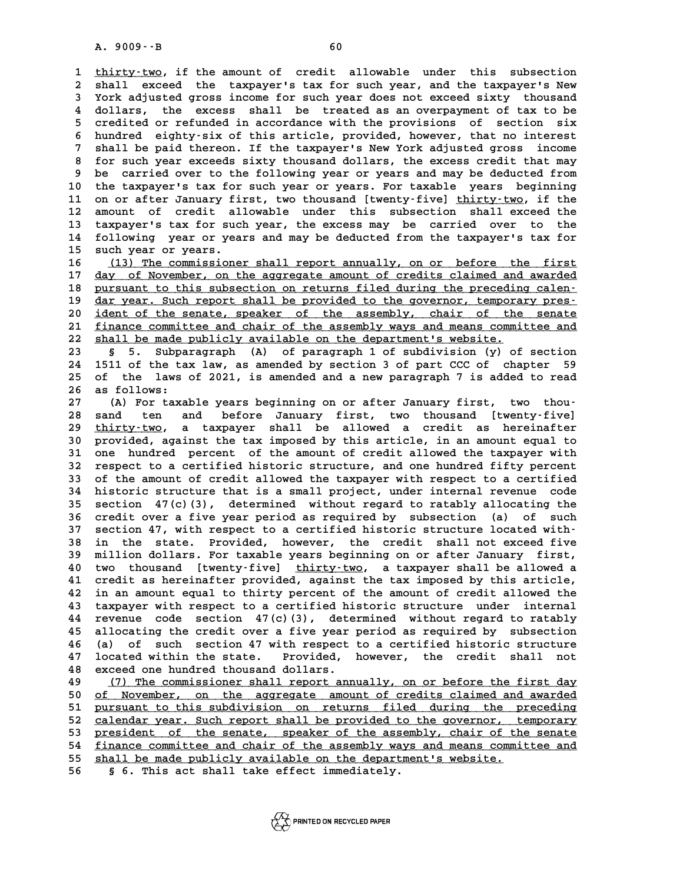thirty-two, if the amount of credit allowable under this subsection shall exceed the taxpayer's tax for such year, and the taxpayer's New York adjusted gross income for such year does not exceed sixty thousand dollars, the excess shall be treated as an overpayment of tax to be credited or refunded in accordance with the provisions of section six hundred eighty-six of this article, provided, however, that no interest shall be paid thereon. If the taxpayer's New York adjusted gross income for such year exceeds sixty thousand dollars, the excess credit that may be carried over to the following year or years and may be deducted from the taxpayer's tax for such year or years. For taxable years beginning on or after January first, two thousand [twenty-five] thirty-two, if the amount of credit allowable under this subsection shall exceed the taxpayer's tax for such year, the excess may be carried over to the following year or years and may be deducted from the taxpayer's tax for such year or years.

(13) The commissioner shall report annually, on or before the first day of November, on the aggregate amount of credits claimed and awarded pursuant to this subsection on returns filed during the preceding calendar year. Such report shall be provided to the governor, temporary president of the senate, speaker of the assembly, chair of the senate finance committee and chair of the assembly ways and means committee and shall be made publicly available on the department's website.

§ 5. Subparagraph (A) of paragraph 1 of subdivision (y) of section 1511 of the tax law, as amended by section 3 of part CCC of chapter 59 of the laws of 2021, is amended and a new paragraph 7 is added to read as follows:

(A) For taxable years beginning on or after January first, two thousand ten and before January first, two thousand [twenty-five] thirty-two, a taxpayer shall be allowed a credit as hereinafter provided, against the tax imposed by this article, in an amount equal to one hundred percent of the amount of credit allowed the taxpayer with respect to a certified historic structure, and one hundred fifty percent of the amount of credit allowed the taxpayer with respect to a certified historic structure that is a small project, under internal revenue code section 47(c)(3), determined without regard to ratably allocating the credit over a five year period as required by subsection (a) of such section 47, with respect to a certified historic structure located within the state. Provided, however, the credit shall not exceed five million dollars. For taxable years beginning on or after January first, two thousand [twenty-five] thirty-two, a taxpayer shall be allowed a credit as hereinafter provided, against the tax imposed by this article, in an amount equal to thirty percent of the amount of credit allowed the taxpayer with respect to a certified historic structure under internal revenue code section 47(c)(3), determined without regard to ratably allocating the credit over a five year period as required by subsection (a) of such section 47 with respect to a certified historic structure located within the state. Provided, however, the credit shall not exceed one hundred thousand dollars.

(7) The commissioner shall report annually, on or before the first day of November, on the aggregate amount of credits claimed and awarded pursuant to this subdivision on returns filed during the preceding calendar year. Such report shall be provided to the governor, temporary president of the senate, speaker of the assembly, chair of the senate finance committee and chair of the assembly ways and means committee and shall be made publicly available on the department's website.

§ 6. This act shall take effect immediately.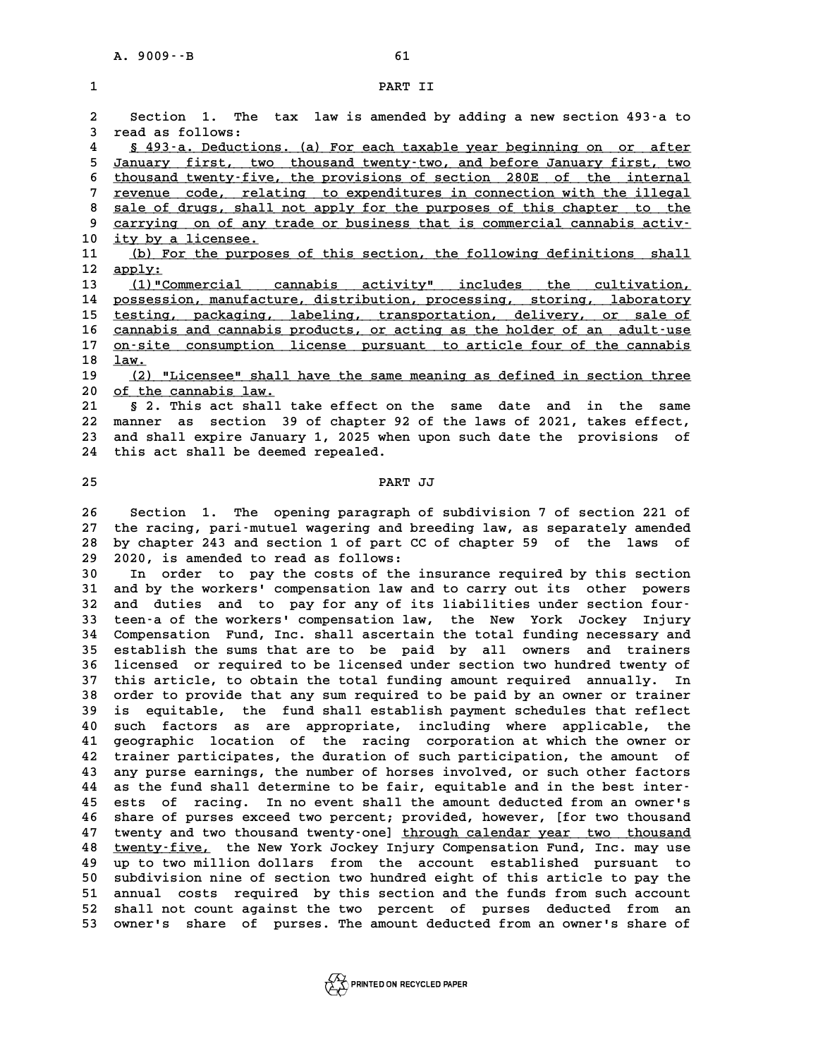PART II

Section 1. The tax law is amended by adding a new section 493-a to read as follows:

§ 493-a. Deductions. (a) For each taxable year beginning on or after January first, two thousand twenty-two, and before January first, two thousand twenty-five, the provisions of section 280E of the internal revenue code, relating to expenditures in connection with the illegal sale of drugs, shall not apply for the purposes of this chapter to the carrying on of any trade or business that is commercial cannabis activity by a licensee.

(b) For the purposes of this section, the following definitions shall apply:

(1) "Commercial cannabis activity" includes the cultivation, possession, manufacture, distribution, processing, storing, laboratory testing, packaging, labeling, transportation, delivery, or sale of cannabis and cannabis products, or acting as the holder of an adult-use on-site consumption license pursuant to article four of the cannabis law.

(2) "Licensee" shall have the same meaning as defined in section three of the cannabis law.

§ 2. This act shall take effect on the same date and in the same manner as section 39 of chapter 92 of the laws of 2021, takes effect, and shall expire January 1, 2025 when upon such date the provisions of this act shall be deemed repealed.

PART JJ

Section 1. The opening paragraph of subdivision 7 of section 221 of the racing, pari-mutuel wagering and breeding law, as separately amended by chapter 243 and section 1 of part CC of chapter 59 of the laws of 2020, is amended to read as follows:

In order to pay the costs of the insurance required by this section and by the workers' compensation law and to carry out its other powers and duties and to pay for any of its liabilities under section fourteen-a of the workers' compensation law, the New York Jockey Injury Compensation Fund, Inc. shall ascertain the total funding necessary and establish the sums that are to be paid by all owners and trainers licensed or required to be licensed under section two hundred twenty of this article, to obtain the total funding amount required annually. In order to provide that any sum required to be paid by an owner or trainer is equitable, the fund shall establish payment schedules that reflect such factors as are appropriate, including where applicable, the geographic location of the racing corporation at which the owner or trainer participates, the duration of such participation, the amount of any purse earnings, the number of horses involved, or such other factors as the fund shall determine to be fair, equitable and in the best interests of racing. In no event shall the amount deducted from an owner's share of purses exceed two percent; provided, however, [for two thousand twenty and two thousand twenty-one] through calendar year two thousand twenty-five, the New York Jockey Injury Compensation Fund, Inc. may use up to two million dollars from the account established pursuant to subdivision nine of section two hundred eight of this article to pay the annual costs required by this section and the funds from such account shall not count against the two percent of purses deducted from an owner's share of purses. The amount deducted from an owner's share of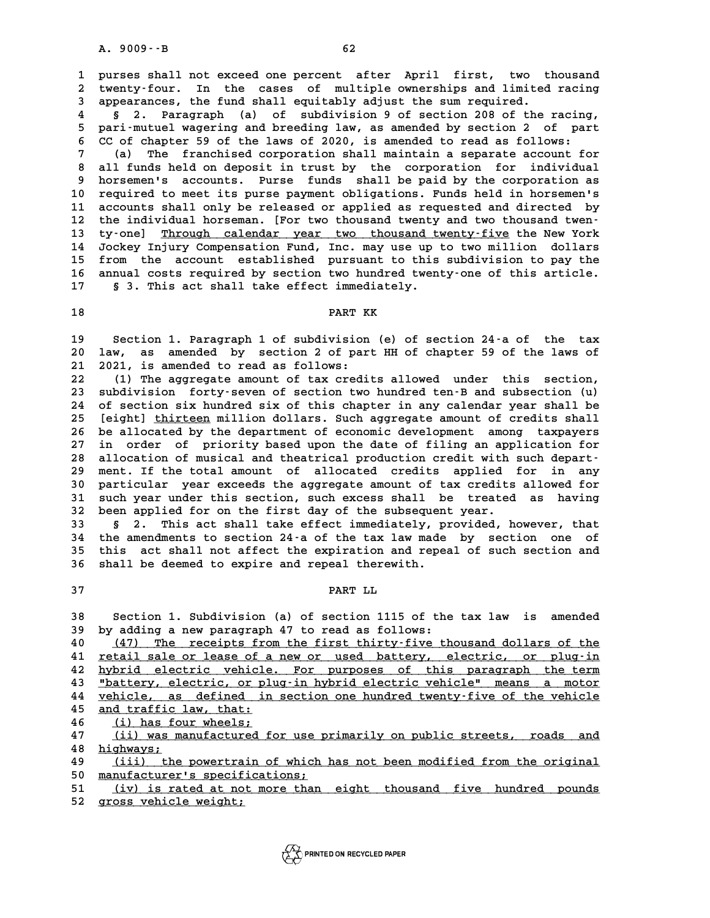purses shall not exceed one percent after April first, two thousand twenty-four. In the cases of multiple ownerships and limited racing appearances, the fund shall equitably adjust the sum required.

§ 2. Paragraph (a) of subdivision 9 of section 208 of the racing, pari-mutuel wagering and breeding law, as amended by section 2 of part CC of chapter 59 of the laws of 2020, is amended to read as follows:

(a) The franchised corporation shall maintain a separate account for all funds held on deposit in trust by the corporation for individual horsemen's accounts. Purse funds shall be paid by the corporation as required to meet its purse payment obligations. Funds held in horsemen's accounts shall only be released or applied as requested and directed by the individual horseman. [For two thousand twenty and two thousand twenty-one] <u>Through calendar year two thousand twenty-five</u> the New York Jockey Injury Compensation Fund, Inc. may use up to two million dollars from the account established pursuant to this subdivision to pay the annual costs required by section two hundred twenty-one of this article.

§ 3. This act shall take effect immediately.

## PART KK

Section 1. Paragraph 1 of subdivision (e) of section 24-a of the tax law, as amended by section 2 of part HH of chapter 59 of the laws of 2021, is amended to read as follows:

(1) The aggregate amount of tax credits allowed under this section, subdivision forty-seven of section two hundred ten-B and subsection (u) of section six hundred six of this chapter in any calendar year shall be [eight] <u>thirteen</u> million dollars. Such aggregate amount of credits shall be allocated by the department of economic development among taxpayers in order of priority based upon the date of filing an application for allocation of musical and theatrical production credit with such department. If the total amount of allocated credits applied for in any particular year exceeds the aggregate amount of tax credits allowed for such year under this section, such excess shall be treated as having been applied for on the first day of the subsequent year.

§ 2. This act shall take effect immediately, provided, however, that the amendments to section 24-a of the tax law made by section one of this act shall not affect the expiration and repeal of such section and shall be deemed to expire and repeal therewith.

## PART LL

Section 1. Subdivision (a) of section 1115 of the tax law is amended by adding a new paragraph 47 to read as follows:

<u>(47) The receipts from the first thirty-five thousand dollars of the retail sale or lease of a new or used battery, electric, or plug-in hybrid electric vehicle. For purposes of this paragraph the term "battery, electric, or plug-in hybrid electric vehicle" means a motor vehicle, as defined in section one hundred twenty-five of the vehicle and traffic law, that:</u>

<u>(i) has four wheels;</u>

<u>(ii) was manufactured for use primarily on public streets, roads and highways;</u>

<u>(iii) the powertrain of which has not been modified from the original manufacturer's specifications;</u>

<u>(iv) is rated at not more than eight thousand five hundred pounds gross vehicle weight;</u>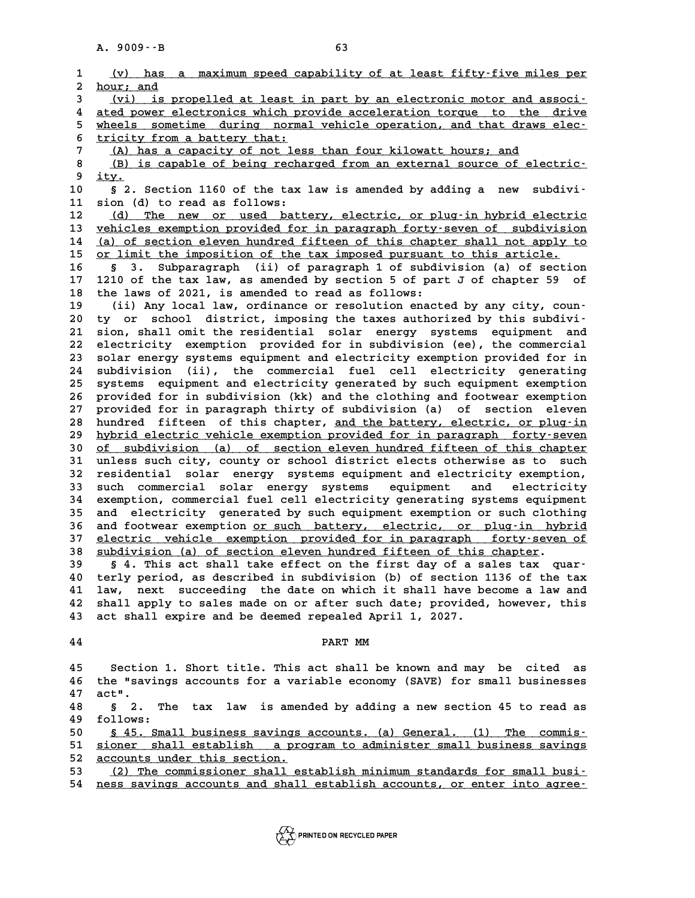(v) has a maximum speed capability of at least fifty-five miles per hour; and

(vi) is propelled at least in part by an electronic motor and associated power electronics which provide acceleration torque to the drive wheels sometime during normal vehicle operation, and that draws electricity from a battery that:

(A) has a capacity of not less than four kilowatt hours; and

(B) is capable of being recharged from an external source of electricity.

§ 2. Section 1160 of the tax law is amended by adding a new subdivision (d) to read as follows:

(d) The new or used battery, electric, or plug-in hybrid electric vehicles exemption provided for in paragraph forty-seven of subdivision (a) of section eleven hundred fifteen of this chapter shall not apply to or limit the imposition of the tax imposed pursuant to this article.

§ 3. Subparagraph (ii) of paragraph 1 of subdivision (a) of section 1210 of the tax law, as amended by section 5 of part J of chapter 59 of the laws of 2021, is amended to read as follows:

(ii) Any local law, ordinance or resolution enacted by any city, county or school district, imposing the taxes authorized by this subdivision, shall omit the residential solar energy systems equipment and electricity exemption provided for in subdivision (ee), the commercial solar energy systems equipment and electricity exemption provided for in subdivision (ii), the commercial fuel cell electricity generating systems equipment and electricity generated by such equipment exemption provided for in subdivision (kk) and the clothing and footwear exemption provided for in paragraph thirty of subdivision (a) of section eleven hundred fifteen of this chapter, and the battery, electric, or plug-in hybrid electric vehicle exemption provided for in paragraph forty-seven of subdivision (a) of section eleven hundred fifteen of this chapter unless such city, county or school district elects otherwise as to such residential solar energy systems equipment and electricity exemption, such commercial solar energy systems equipment and electricity exemption, commercial fuel cell electricity generating systems equipment and electricity generated by such equipment exemption or such clothing and footwear exemption or such battery, electric, or plug-in hybrid electric vehicle exemption provided for in paragraph forty-seven of subdivision (a) of section eleven hundred fifteen of this chapter.

§ 4. This act shall take effect on the first day of a sales tax quarterly period, as described in subdivision (b) of section 1136 of the tax law, next succeeding the date on which it shall have become a law and shall apply to sales made on or after such date; provided, however, this act shall expire and be deemed repealed April 1, 2027.

## PART MM

Section 1. Short title. This act shall be known and may be cited as the "savings accounts for a variable economy (SAVE) for small businesses act".

§ 2. The tax law is amended by adding a new section 45 to read as follows:

§ 45. Small business savings accounts. (a) General. (1) The commissioner shall establish a program to administer small business savings accounts under this section.

(2) The commissioner shall establish minimum standards for small business savings accounts and shall establish accounts, or enter into agree-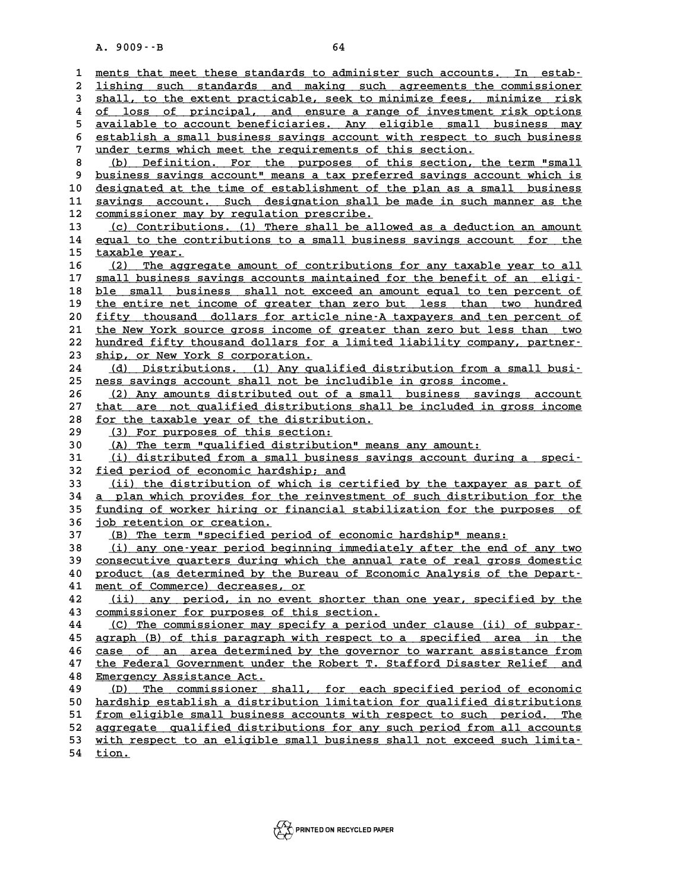ments that meet these standards to administer such accounts. In establishing such standards and making such agreements the commissioner shall, to the extent practicable, seek to minimize fees, minimize risk of loss of principal, and ensure a range of investment risk options available to account beneficiaries. Any eligible small business may establish a small business savings account with respect to such business under terms which meet the requirements of this section.

(b) Definition. For the purposes of this section, the term "small business savings account" means a tax preferred savings account which is designated at the time of establishment of the plan as a small business savings account. Such designation shall be made in such manner as the commissioner may by regulation prescribe.

(c) Contributions. (1) There shall be allowed as a deduction an amount equal to the contributions to a small business savings account for the taxable year.

(2) The aggregate amount of contributions for any taxable year to all small business savings accounts maintained for the benefit of an eligible small business shall not exceed an amount equal to ten percent of the entire net income of greater than zero but less than two hundred fifty thousand dollars for article nine-A taxpayers and ten percent of the New York source gross income of greater than zero but less than two hundred fifty thousand dollars for a limited liability company, partnership, or New York S corporation.

(d) Distributions. (1) Any qualified distribution from a small business savings account shall not be includible in gross income.

(2) Any amounts distributed out of a small business savings account that are not qualified distributions shall be included in gross income for the taxable year of the distribution.

(3) For purposes of this section:

(A) The term "qualified distribution" means any amount:

(i) distributed from a small business savings account during a specified period of economic hardship; and

(ii) the distribution of which is certified by the taxpayer as part of a plan which provides for the reinvestment of such distribution for the funding of worker hiring or financial stabilization for the purposes of job retention or creation.

(B) The term "specified period of economic hardship" means:

(i) any one-year period beginning immediately after the end of any two consecutive quarters during which the annual rate of real gross domestic product (as determined by the Bureau of Economic Analysis of the Department of Commerce) decreases, or

(ii) any period, in no event shorter than one year, specified by the commissioner for purposes of this section.

(C) The commissioner may specify a period under clause (ii) of subparagraph (B) of this paragraph with respect to a specified area in the case of an area determined by the governor to warrant assistance from the Federal Government under the Robert T. Stafford Disaster Relief and Emergency Assistance Act.

(D) The commissioner shall, for each specified period of economic hardship establish a distribution limitation for qualified distributions from eligible small business accounts with respect to such period. The aggregate qualified distributions for any such period from all accounts with respect to an eligible small business shall not exceed such limitation.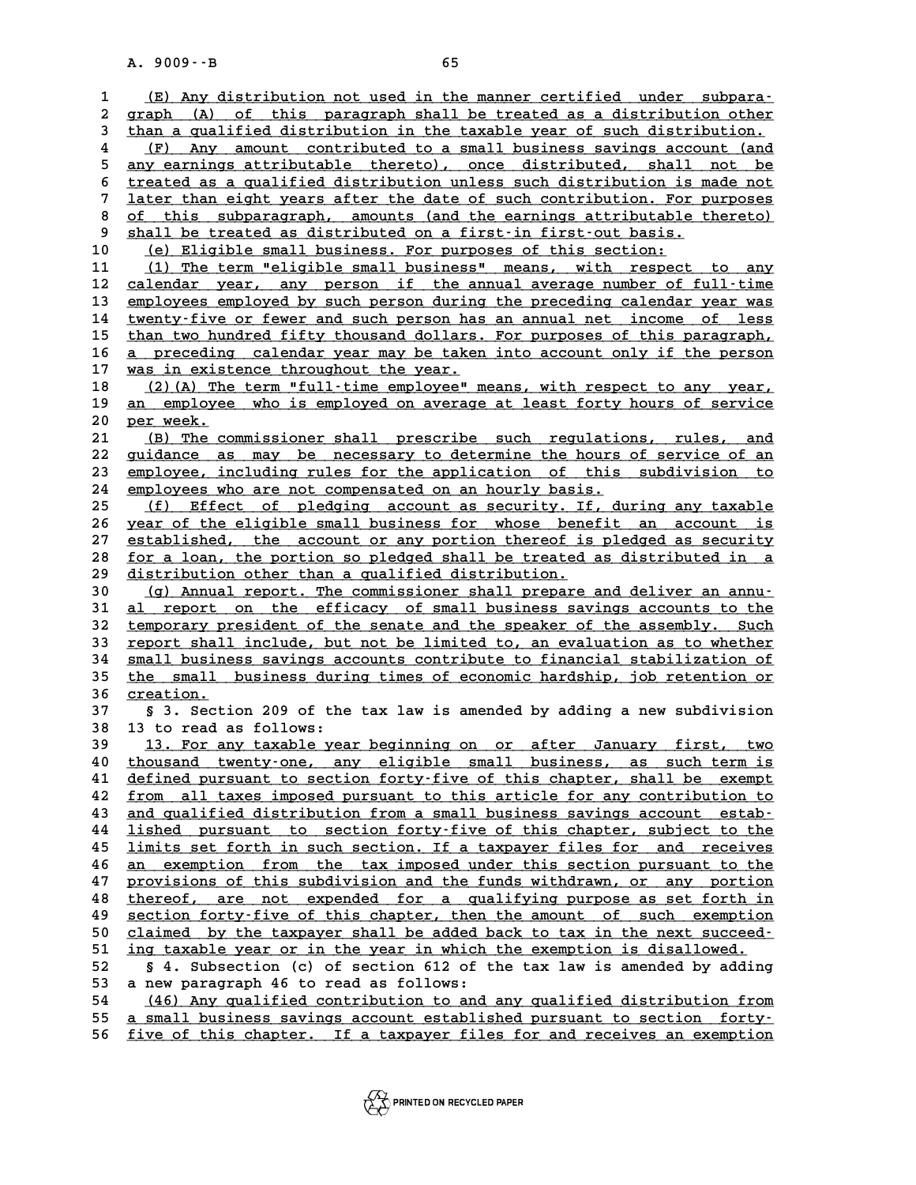(E) Any distribution not used in the manner certified under subparagraph (A) of this paragraph shall be treated as a distribution other than a qualified distribution in the taxable year of such distribution.

(F) Any amount contributed to a small business savings account (and any earnings attributable thereto), once distributed, shall not be treated as a qualified distribution unless such distribution is made not later than eight years after the date of such contribution. For purposes of this subparagraph, amounts (and the earnings attributable thereto) shall be treated as distributed on a first-in first-out basis.

(e) Eligible small business. For purposes of this section:

(1) The term "eligible small business" means, with respect to any calendar year, any person if the annual average number of full-time employees employed by such person during the preceding calendar year was twenty-five or fewer and such person has an annual net income of less than two hundred fifty thousand dollars. For purposes of this paragraph, a preceding calendar year may be taken into account only if the person was in existence throughout the year.

(2)(A) The term "full-time employee" means, with respect to any year, an employee who is employed on average at least forty hours of service per week.

(B) The commissioner shall prescribe such regulations, rules, and guidance as may be necessary to determine the hours of service of an employee, including rules for the application of this subdivision to employees who are not compensated on an hourly basis.

(f) Effect of pledging account as security. If, during any taxable year of the eligible small business for whose benefit an account is established, the account or any portion thereof is pledged as security for a loan, the portion so pledged shall be treated as distributed in a distribution other than a qualified distribution.

(g) Annual report. The commissioner shall prepare and deliver an annual report on the efficacy of small business savings accounts to the temporary president of the senate and the speaker of the assembly. Such report shall include, but not be limited to, an evaluation as to whether small business savings accounts contribute to financial stabilization of the small business during times of economic hardship, job retention or creation.

§ 3. Section 209 of the tax law is amended by adding a new subdivision 13 to read as follows:

13. For any taxable year beginning on or after January first, two thousand twenty-one, any eligible small business, as such term is defined pursuant to section forty-five of this chapter, shall be exempt from all taxes imposed pursuant to this article for any contribution to and qualified distribution from a small business savings account established pursuant to section forty-five of this chapter, subject to the limits set forth in such section. If a taxpayer files for and receives an exemption from the tax imposed under this section pursuant to the provisions of this subdivision and the funds withdrawn, or any portion thereof, are not expended for a qualifying purpose as set forth in section forty-five of this chapter, then the amount of such exemption claimed by the taxpayer shall be added back to tax in the next succeeding taxable year or in the year in which the exemption is disallowed.

§ 4. Subsection (c) of section 612 of the tax law is amended by adding a new paragraph 46 to read as follows:

(46) Any qualified contribution to and any qualified distribution from a small business savings account established pursuant to section forty-five of this chapter. If a taxpayer files for and receives an exemption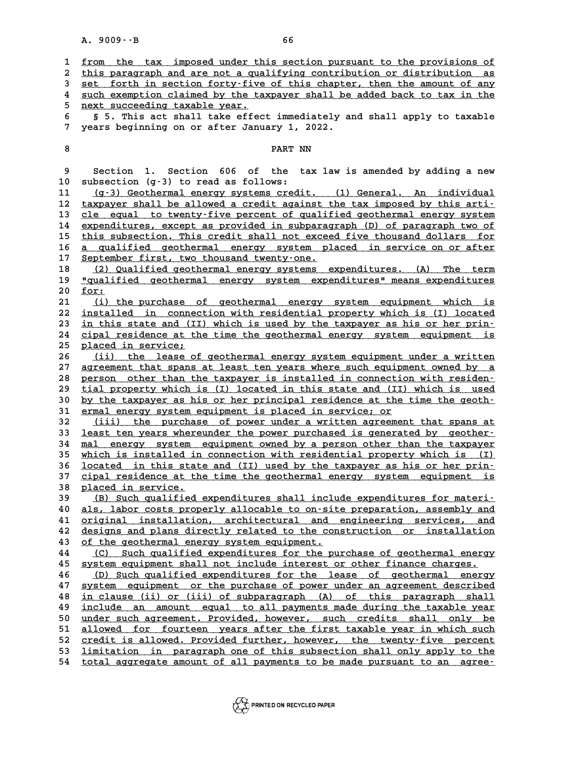from the tax imposed under this section pursuant to the provisions of this paragraph and are not a qualifying contribution or distribution as set forth in section forty-five of this chapter, then the amount of any such exemption claimed by the taxpayer shall be added back to tax in the next succeeding taxable year.

§ 5. This act shall take effect immediately and shall apply to taxable years beginning on or after January 1, 2022.

## PART NN

Section 1. Section 606 of the tax law is amended by adding a new subsection (g-3) to read as follows:

(g-3) Geothermal energy systems credit. (1) General. An individual taxpayer shall be allowed a credit against the tax imposed by this article equal to twenty-five percent of qualified geothermal energy system expenditures, except as provided in subparagraph (D) of paragraph two of this subsection. This credit shall not exceed five thousand dollars for a qualified geothermal energy system placed in service on or after September first, two thousand twenty-one.

(2) Qualified geothermal energy systems expenditures. (A) The term "qualified geothermal energy system expenditures" means expenditures for:

(i) the purchase of geothermal energy system equipment which is installed in connection with residential property which is (I) located in this state and (II) which is used by the taxpayer as his or her principal residence at the time the geothermal energy system equipment is placed in service;

(ii) the lease of geothermal energy system equipment under a written agreement that spans at least ten years where such equipment owned by a person other than the taxpayer is installed in connection with residential property which is (I) located in this state and (II) which is used by the taxpayer as his or her principal residence at the time the geothermal energy system equipment is placed in service; or

(iii) the purchase of power under a written agreement that spans at least ten years whereunder the power purchased is generated by geothermal energy system equipment owned by a person other than the taxpayer which is installed in connection with residential property which is (I) located in this state and (II) used by the taxpayer as his or her principal residence at the time the geothermal energy system equipment is placed in service.

(B) Such qualified expenditures shall include expenditures for materials, labor costs properly allocable to on-site preparation, assembly and original installation, architectural and engineering services, and designs and plans directly related to the construction or installation of the geothermal energy system equipment.

(C) Such qualified expenditures for the purchase of geothermal energy system equipment shall not include interest or other finance charges.

(D) Such qualified expenditures for the lease of geothermal energy system equipment or the purchase of power under an agreement described in clause (ii) or (iii) of subparagraph (A) of this paragraph shall include an amount equal to all payments made during the taxable year under such agreement. Provided, however, such credits shall only be allowed for fourteen years after the first taxable year in which such credit is allowed. Provided further, however, the twenty-five percent limitation in paragraph one of this subsection shall only apply to the total aggregate amount of all payments to be made pursuant to an agree-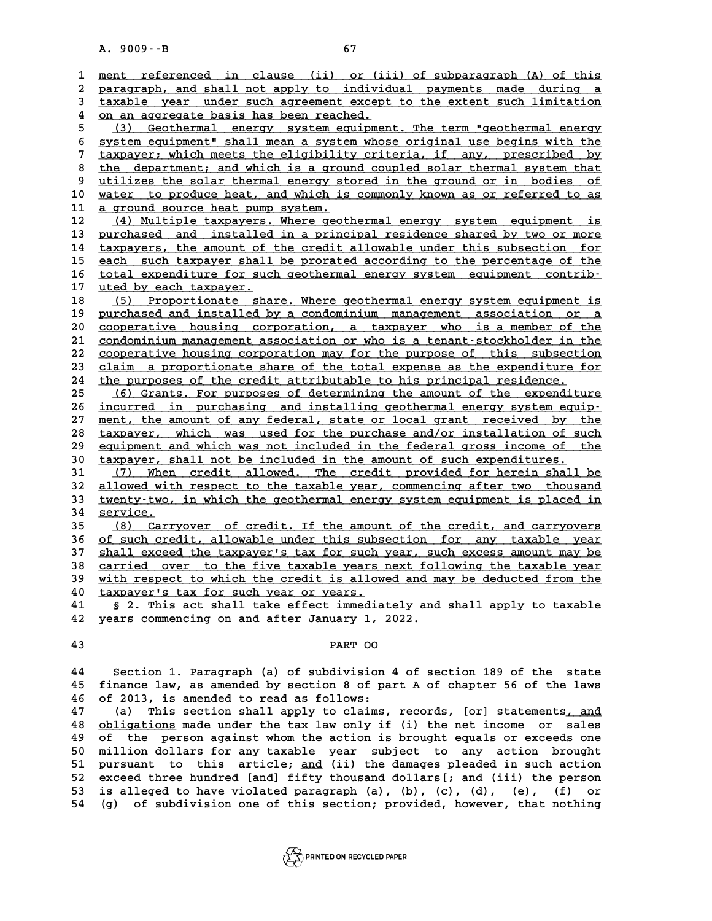ment referenced in clause (ii) or (iii) of subparagraph (A) of this paragraph, and shall not apply to individual payments made during a taxable year under such agreement except to the extent such limitation on an aggregate basis has been reached.

(3) Geothermal energy system equipment. The term "geothermal energy system equipment" shall mean a system whose original use begins with the taxpayer; which meets the eligibility criteria, if any, prescribed by the department; and which is a ground coupled solar thermal system that utilizes the solar thermal energy stored in the ground or in bodies of water to produce heat, and which is commonly known as or referred to as a ground source heat pump system.

(4) Multiple taxpayers. Where geothermal energy system equipment is purchased and installed in a principal residence shared by two or more taxpayers, the amount of the credit allowable under this subsection for each such taxpayer shall be prorated according to the percentage of the total expenditure for such geothermal energy system equipment contributed by each taxpayer.

(5) Proportionate share. Where geothermal energy system equipment is purchased and installed by a condominium management association or a cooperative housing corporation, a taxpayer who is a member of the condominium management association or who is a tenant-stockholder in the cooperative housing corporation may for the purpose of this subsection claim a proportionate share of the total expense as the expenditure for the purposes of the credit attributable to his principal residence.

(6) Grants. For purposes of determining the amount of the expenditure incurred in purchasing and installing geothermal energy system equipment, the amount of any federal, state or local grant received by the taxpayer, which was used for the purchase and/or installation of such equipment and which was not included in the federal gross income of the taxpayer, shall not be included in the amount of such expenditures.

(7) When credit allowed. The credit provided for herein shall be allowed with respect to the taxable year, commencing after two thousand twenty-two, in which the geothermal energy system equipment is placed in service.

(8) Carryover of credit. If the amount of the credit, and carryovers of such credit, allowable under this subsection for any taxable year shall exceed the taxpayer's tax for such year, such excess amount may be carried over to the five taxable years next following the taxable year with respect to which the credit is allowed and may be deducted from the taxpayer's tax for such year or years.

§ 2. This act shall take effect immediately and shall apply to taxable years commencing on and after January 1, 2022.

PART OO

Section 1. Paragraph (a) of subdivision 4 of section 189 of the state finance law, as amended by section 8 of part A of chapter 56 of the laws of 2013, is amended to read as follows:

(a) This section shall apply to claims, records, [or] statements, and obligations made under the tax law only if (i) the net income or sales of the person against whom the action is brought equals or exceeds one million dollars for any taxable year subject to any action brought pursuant to this article; and (ii) the damages pleaded in such action exceed three hundred [and] fifty thousand dollars[; and (iii) the person is alleged to have violated paragraph (a), (b), (c), (d), (e), (f) or (g) of subdivision one of this section; provided, however, that nothing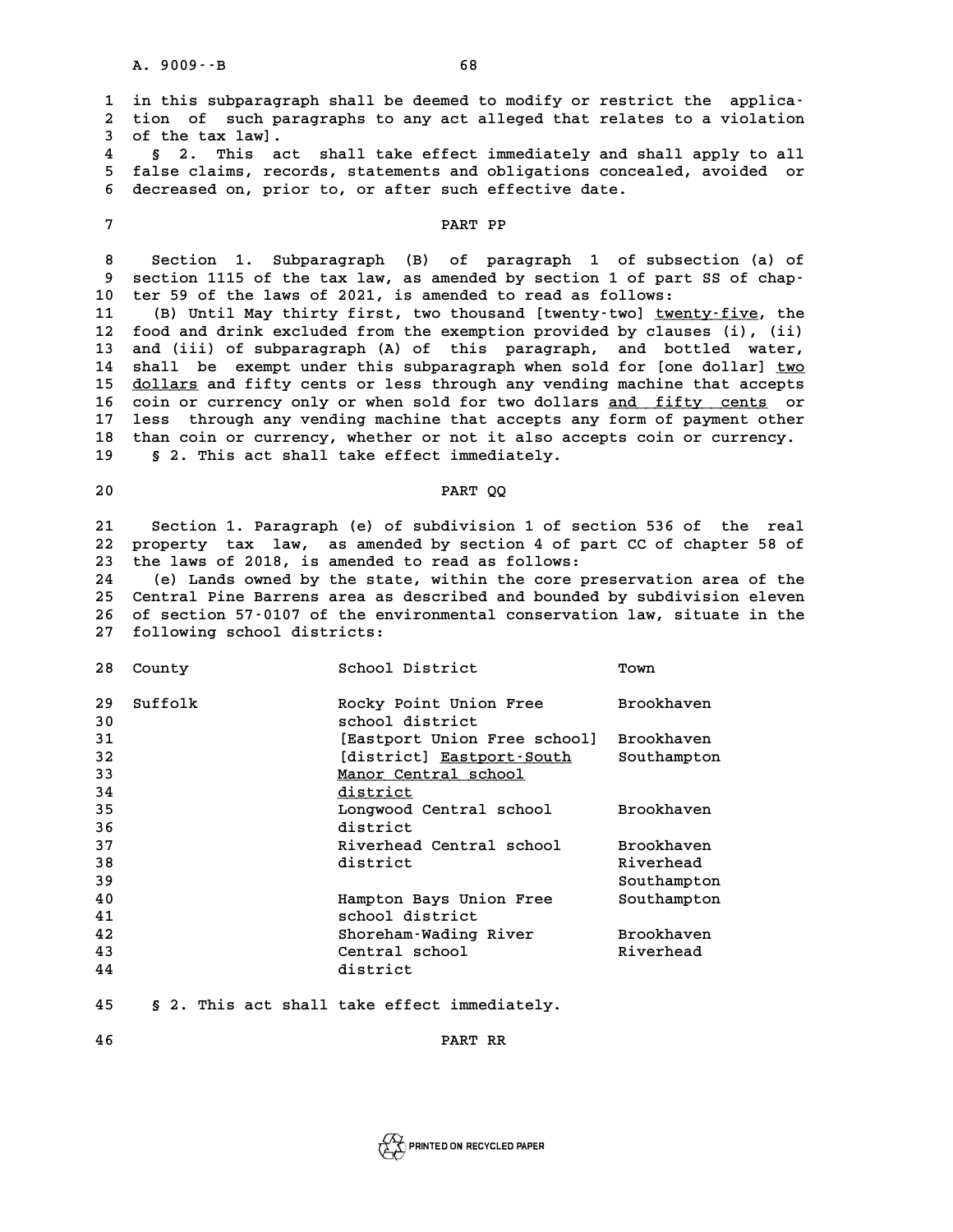in this subparagraph shall be deemed to modify or restrict the application of such paragraphs to any act alleged that relates to a violation of the tax law].

§ 2. This act shall take effect immediately and shall apply to all false claims, records, statements and obligations concealed, avoided or decreased on, prior to, or after such effective date.

PART PP

Section 1. Subparagraph (B) of paragraph 1 of subsection (a) of section 1115 of the tax law, as amended by section 1 of part SS of chapter 59 of the laws of 2021, is amended to read as follows:

(B) Until May thirty first, two thousand [twenty-two] <u>twenty-five</u>, the food and drink excluded from the exemption provided by clauses (i), (ii) and (iii) of subparagraph (A) of this paragraph, and bottled water, shall be exempt under this subparagraph when sold for [one dollar] <u>two dollars</u> and fifty cents or less through any vending machine that accepts coin or currency only or when sold for two dollars <u>and fifty cents</u> or less through any vending machine that accepts any form of payment other than coin or currency, whether or not it also accepts coin or currency.

§ 2. This act shall take effect immediately.

PART QQ

Section 1. Paragraph (e) of subdivision 1 of section 536 of the real property tax law, as amended by section 4 of part CC of chapter 58 of the laws of 2018, is amended to read as follows:

(e) Lands owned by the state, within the core preservation area of the Central Pine Barrens area as described and bounded by subdivision eleven of section 57-0107 of the environmental conservation law, situate in the following school districts:

| County | School District | Town |
|---|---|---|
| Suffolk | Rocky Point Union Free school district | Brookhaven |
| | [Eastport Union Free school] [district] <u>Eastport-South Manor Central school district</u> | Brookhaven Southampton |
| | Longwood Central school district | Brookhaven |
| | Riverhead Central school district | Brookhaven Riverhead Southampton |
| | Hampton Bays Union Free school district | Southampton |
| | Shoreham-Wading River Central school district | Brookhaven Riverhead |

§ 2. This act shall take effect immediately.

PART RR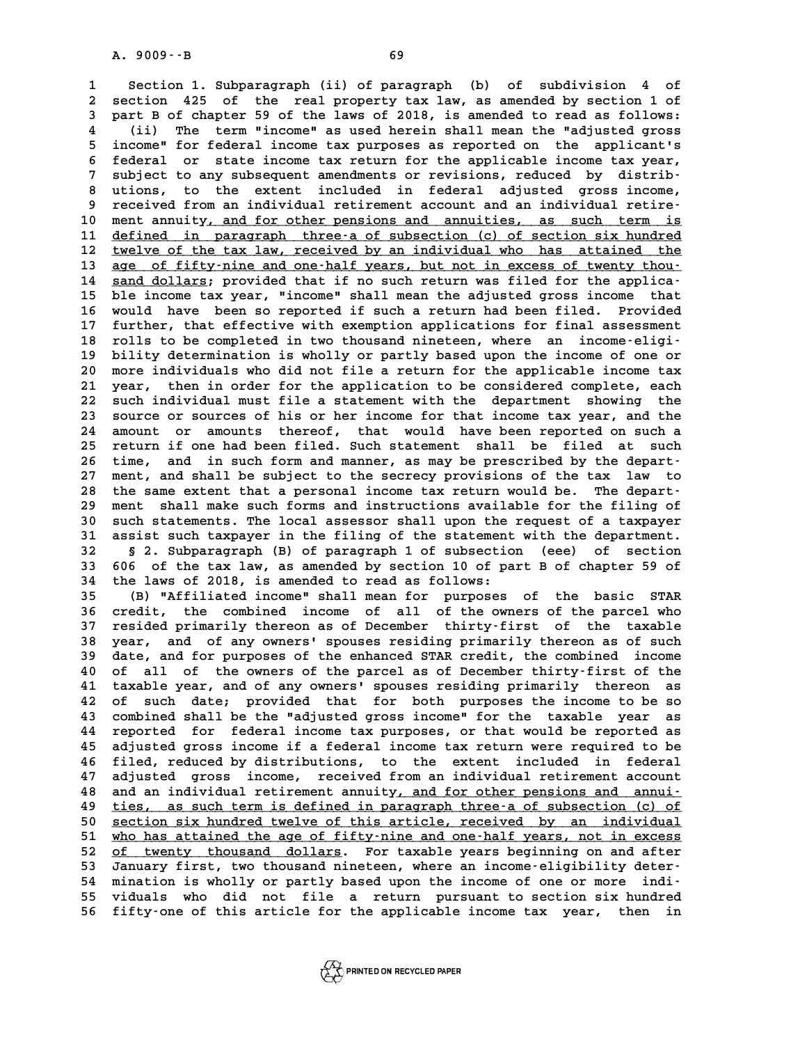Section 1. Subparagraph (ii) of paragraph (b) of subdivision 4 of section 425 of the real property tax law, as amended by section 1 of part B of chapter 59 of the laws of 2018, is amended to read as follows:

(ii) The term "income" as used herein shall mean the "adjusted gross income" for federal income tax purposes as reported on the applicant's federal or state income tax return for the applicable income tax year, subject to any subsequent amendments or revisions, reduced by distributions, to the extent included in federal adjusted gross income, received from an individual retirement account and an individual retirement annuity, and for other pensions and annuities, as such term is defined in paragraph three-a of subsection (c) of section six hundred twelve of the tax law, received by an individual who has attained the age of fifty-nine and one-half years, but not in excess of twenty thousand dollars; provided that if no such return was filed for the applicable income tax year, "income" shall mean the adjusted gross income that would have been so reported if such a return had been filed. Provided further, that effective with exemption applications for final assessment rolls to be completed in two thousand nineteen, where an income-eligibility determination is wholly or partly based upon the income of one or more individuals who did not file a return for the applicable income tax year, then in order for the application to be considered complete, each such individual must file a statement with the department showing the source or sources of his or her income for that income tax year, and the amount or amounts thereof, that would have been reported on such a return if one had been filed. Such statement shall be filed at such time, and in such form and manner, as may be prescribed by the department, and shall be subject to the secrecy provisions of the tax law to the same extent that a personal income tax return would be. The department shall make such forms and instructions available for the filing of such statements. The local assessor shall upon the request of a taxpayer assist such taxpayer in the filing of the statement with the department.

§ 2. Subparagraph (B) of paragraph 1 of subsection (eee) of section 606 of the tax law, as amended by section 10 of part B of chapter 59 of the laws of 2018, is amended to read as follows:

(B) "Affiliated income" shall mean for purposes of the basic STAR credit, the combined income of all of the owners of the parcel who resided primarily thereon as of December thirty-first of the taxable year, and of any owners' spouses residing primarily thereon as of such date, and for purposes of the enhanced STAR credit, the combined income of all of the owners of the parcel as of December thirty-first of the taxable year, and of any owners' spouses residing primarily thereon as of such date; provided that for both purposes the income to be so combined shall be the "adjusted gross income" for the taxable year as reported for federal income tax purposes, or that would be reported as adjusted gross income if a federal income tax return were required to be filed, reduced by distributions, to the extent included in federal adjusted gross income, received from an individual retirement account and an individual retirement annuity, and for other pensions and annuities, as such term is defined in paragraph three-a of subsection (c) of section six hundred twelve of this article, received by an individual who has attained the age of fifty-nine and one-half years, not in excess of twenty thousand dollars. For taxable years beginning on and after January first, two thousand nineteen, where an income-eligibility determination is wholly or partly based upon the income of one or more individuals who did not file a return pursuant to section six hundred fifty-one of this article for the applicable income tax year, then in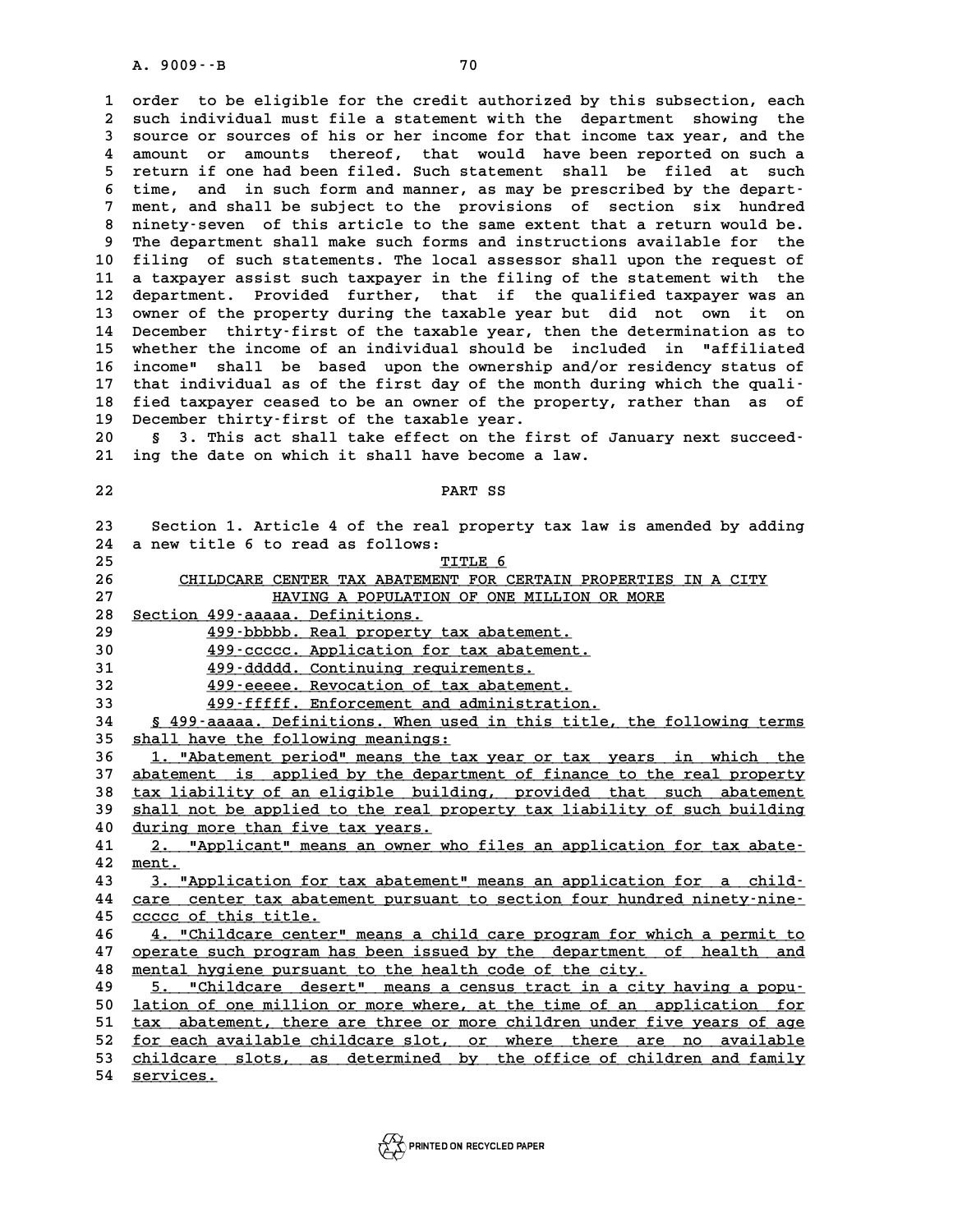order to be eligible for the credit authorized by this subsection, each such individual must file a statement with the department showing the source or sources of his or her income for that income tax year, and the amount or amounts thereof, that would have been reported on such a return if one had been filed. Such statement shall be filed at such time, and in such form and manner, as may be prescribed by the department, and shall be subject to the provisions of section six hundred ninety-seven of this article to the same extent that a return would be. The department shall make such forms and instructions available for the filing of such statements. The local assessor shall upon the request of a taxpayer assist such taxpayer in the filing of the statement with the department. Provided further, that if the qualified taxpayer was an owner of the property during the taxable year but did not own it on December thirty-first of the taxable year, then the determination as to whether the income of an individual should be included in "affiliated income" shall be based upon the ownership and/or residency status of that individual as of the first day of the month during which the qualified taxpayer ceased to be an owner of the property, rather than as of December thirty-first of the taxable year.

§ 3. This act shall take effect on the first of January next succeeding the date on which it shall have become a law.

## PART SS

Section 1. Article 4 of the real property tax law is amended by adding a new title 6 to read as follows:

TITLE 6

CHILDCARE CENTER TAX ABATEMENT FOR CERTAIN PROPERTIES IN A CITY HAVING A POPULATION OF ONE MILLION OR MORE

Section 499-aaaaa. Definitions.

499-bbbbb. Real property tax abatement.

499-ccccc. Application for tax abatement.

499-ddddd. Continuing requirements.

499-eeeee. Revocation of tax abatement.

499-fffff. Enforcement and administration.

§ 499-aaaaa. Definitions. When used in this title, the following terms shall have the following meanings:

1. "Abatement period" means the tax year or tax years in which the abatement is applied by the department of finance to the real property tax liability of an eligible building, provided that such abatement shall not be applied to the real property tax liability of such building during more than five tax years.

2. "Applicant" means an owner who files an application for tax abatement.

3. "Application for tax abatement" means an application for a childcare center tax abatement pursuant to section four hundred ninety-nine-ccccc of this title.

4. "Childcare center" means a child care program for which a permit to operate such program has been issued by the department of health and mental hygiene pursuant to the health code of the city.

5. "Childcare desert" means a census tract in a city having a population of one million or more where, at the time of an application for tax abatement, there are three or more children under five years of age for each available childcare slot, or where there are no available childcare slots, as determined by the office of children and family services.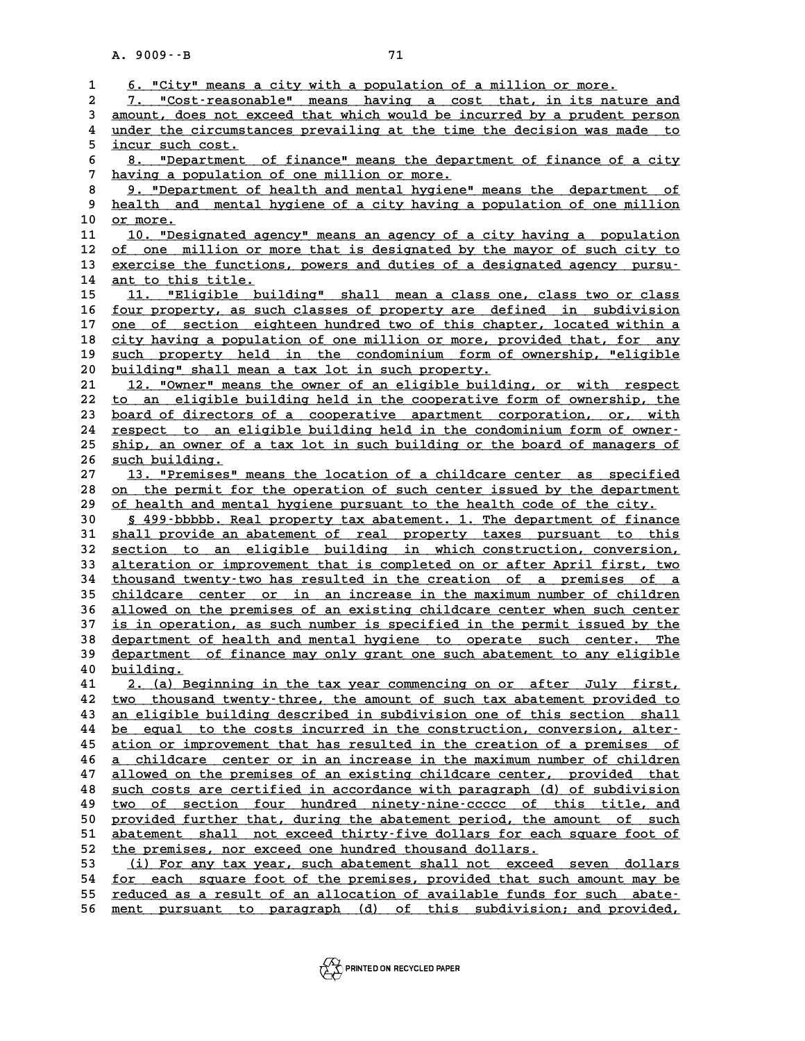6. "City" means a city with a population of a million or more.

7. "Cost-reasonable" means having a cost that, in its nature and amount, does not exceed that which would be incurred by a prudent person under the circumstances prevailing at the time the decision was made to incur such cost.

8. "Department of finance" means the department of finance of a city having a population of one million or more.

9. "Department of health and mental hygiene" means the department of health and mental hygiene of a city having a population of one million or more.

10. "Designated agency" means an agency of a city having a population of one million or more that is designated by the mayor of such city to exercise the functions, powers and duties of a designated agency pursuant to this title.

11. "Eligible building" shall mean a class one, class two or class four property, as such classes of property are defined in subdivision one of section eighteen hundred two of this chapter, located within a city having a population of one million or more, provided that, for any such property held in the condominium form of ownership, "eligible building" shall mean a tax lot in such property.

12. "Owner" means the owner of an eligible building, or with respect to an eligible building held in the cooperative form of ownership, the board of directors of a cooperative apartment corporation, or, with respect to an eligible building held in the condominium form of ownership, an owner of a tax lot in such building or the board of managers of such building.

13. "Premises" means the location of a childcare center as specified on the permit for the operation of such center issued by the department of health and mental hygiene pursuant to the health code of the city.

§ 499-bbbbb. Real property tax abatement. 1. The department of finance shall provide an abatement of real property taxes pursuant to this section to an eligible building in which construction, conversion, alteration or improvement that is completed on or after April first, two thousand twenty-two has resulted in the creation of a premises of a childcare center or in an increase in the maximum number of children allowed on the premises of an existing childcare center when such center is in operation, as such number is specified in the permit issued by the department of health and mental hygiene to operate such center. The department of finance may only grant one such abatement to any eligible building.

2. (a) Beginning in the tax year commencing on or after July first, two thousand twenty-three, the amount of such tax abatement provided to an eligible building described in subdivision one of this section shall be equal to the costs incurred in the construction, conversion, alteration or improvement that has resulted in the creation of a premises of a childcare center or in an increase in the maximum number of children allowed on the premises of an existing childcare center, provided that such costs are certified in accordance with paragraph (d) of subdivision two of section four hundred ninety-nine-ccccc of this title, and provided further that, during the abatement period, the amount of such abatement shall not exceed thirty-five dollars for each square foot of the premises, nor exceed one hundred thousand dollars.

(i) For any tax year, such abatement shall not exceed seven dollars for each square foot of the premises, provided that such amount may be reduced as a result of an allocation of available funds for such abatement pursuant to paragraph (d) of this subdivision; and provided,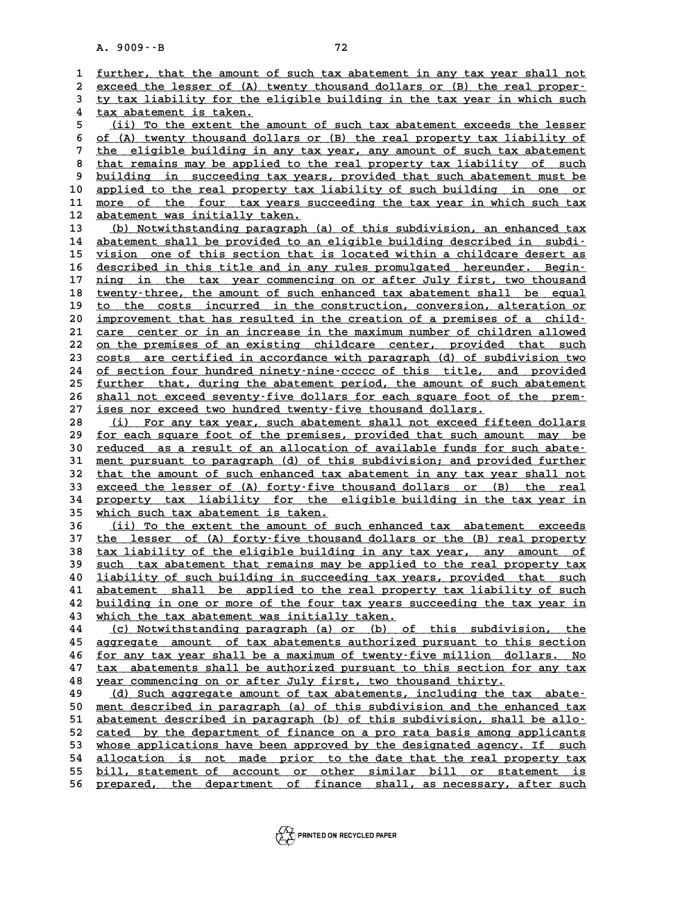further, that the amount of such tax abatement in any tax year shall not exceed the lesser of (A) twenty thousand dollars or (B) the real property tax liability for the eligible building in the tax year in which such tax abatement is taken.

(ii) To the extent the amount of such tax abatement exceeds the lesser of (A) twenty thousand dollars or (B) the real property tax liability of the eligible building in any tax year, any amount of such tax abatement that remains may be applied to the real property tax liability of such building in succeeding tax years, provided that such abatement must be applied to the real property tax liability of such building in one or more of the four tax years succeeding the tax year in which such tax abatement was initially taken.

(b) Notwithstanding paragraph (a) of this subdivision, an enhanced tax abatement shall be provided to an eligible building described in subdivision one of this section that is located within a childcare desert as described in this title and in any rules promulgated hereunder. Beginning in the tax year commencing on or after July first, two thousand twenty-three, the amount of such enhanced tax abatement shall be equal to the costs incurred in the construction, conversion, alteration or improvement that has resulted in the creation of a premises of a childcare center or in an increase in the maximum number of children allowed on the premises of an existing childcare center, provided that such costs are certified in accordance with paragraph (d) of subdivision two of section four hundred ninety-nine-ccccc of this title, and provided further that, during the abatement period, the amount of such abatement shall not exceed seventy-five dollars for each square foot of the premises nor exceed two hundred twenty-five thousand dollars.

(i) For any tax year, such abatement shall not exceed fifteen dollars for each square foot of the premises, provided that such amount may be reduced as a result of an allocation of available funds for such abatement pursuant to paragraph (d) of this subdivision; and provided further that the amount of such enhanced tax abatement in any tax year shall not exceed the lesser of (A) forty-five thousand dollars or (B) the real property tax liability for the eligible building in the tax year in which such tax abatement is taken.

(ii) To the extent the amount of such enhanced tax abatement exceeds the lesser of (A) forty-five thousand dollars or the (B) real property tax liability of the eligible building in any tax year, any amount of such tax abatement that remains may be applied to the real property tax liability of such building in succeeding tax years, provided that such abatement shall be applied to the real property tax liability of such building in one or more of the four tax years succeeding the tax year in which the tax abatement was initially taken.

(c) Notwithstanding paragraph (a) or (b) of this subdivision, the aggregate amount of tax abatements authorized pursuant to this section for any tax year shall be a maximum of twenty-five million dollars. No tax abatements shall be authorized pursuant to this section for any tax year commencing on or after July first, two thousand thirty.

(d) Such aggregate amount of tax abatements, including the tax abatement described in paragraph (a) of this subdivision and the enhanced tax abatement described in paragraph (b) of this subdivision, shall be allocated by the department of finance on a pro rata basis among applicants whose applications have been approved by the designated agency. If such allocation is not made prior to the date that the real property tax bill, statement of account or other similar bill or statement is prepared, the department of finance shall, as necessary, after such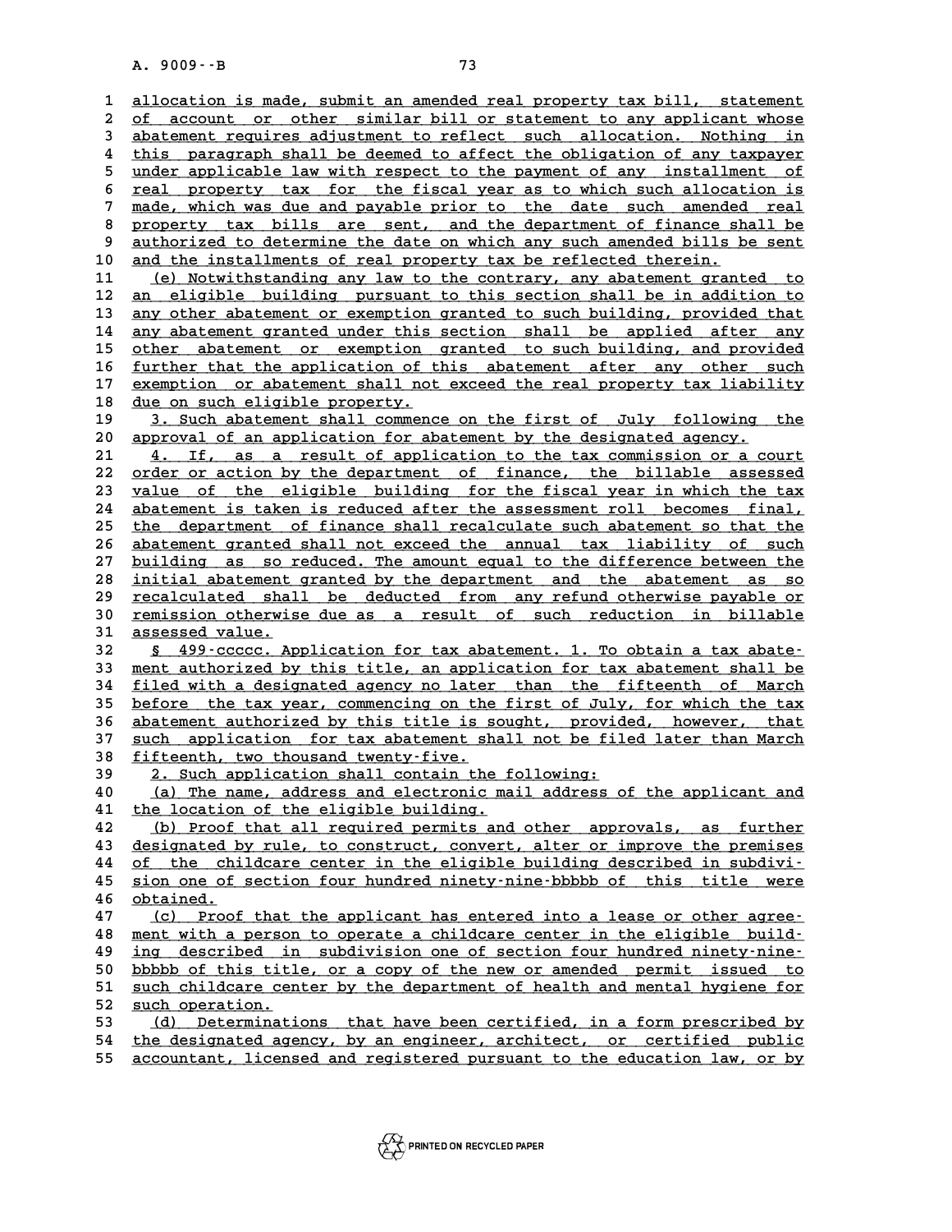allocation is made, submit an amended real property tax bill, statement of account or other similar bill or statement to any applicant whose abatement requires adjustment to reflect such allocation. Nothing in this paragraph shall be deemed to affect the obligation of any taxpayer under applicable law with respect to the payment of any installment of real property tax for the fiscal year as to which such allocation is made, which was due and payable prior to the date such amended real property tax bills are sent, and the department of finance shall be authorized to determine the date on which any such amended bills be sent and the installments of real property tax be reflected therein.

(e) Notwithstanding any law to the contrary, any abatement granted to an eligible building pursuant to this section shall be in addition to any other abatement or exemption granted to such building, provided that any abatement granted under this section shall be applied after any other abatement or exemption granted to such building, and provided further that the application of this abatement after any other such exemption or abatement shall not exceed the real property tax liability due on such eligible property.

3. Such abatement shall commence on the first of July following the approval of an application for abatement by the designated agency.

4. If, as a result of application to the tax commission or a court order or action by the department of finance, the billable assessed value of the eligible building for the fiscal year in which the tax abatement is taken is reduced after the assessment roll becomes final, the department of finance shall recalculate such abatement so that the abatement granted shall not exceed the annual tax liability of such building as so reduced. The amount equal to the difference between the initial abatement granted by the department and the abatement as so recalculated shall be deducted from any refund otherwise payable or remission otherwise due as a result of such reduction in billable assessed value.

§ 499-ccccc. Application for tax abatement. 1. To obtain a tax abatement authorized by this title, an application for tax abatement shall be filed with a designated agency no later than the fifteenth of March before the tax year, commencing on the first of July, for which the tax abatement authorized by this title is sought, provided, however, that such application for tax abatement shall not be filed later than March fifteenth, two thousand twenty-five.

2. Such application shall contain the following:

(a) The name, address and electronic mail address of the applicant and the location of the eligible building.

(b) Proof that all required permits and other approvals, as further designated by rule, to construct, convert, alter or improve the premises of the childcare center in the eligible building described in subdivision one of section four hundred ninety-nine-bbbbb of this title were obtained.

(c) Proof that the applicant has entered into a lease or other agreement with a person to operate a childcare center in the eligible building described in subdivision one of section four hundred ninety-nine-bbbbb of this title, or a copy of the new or amended permit issued to such childcare center by the department of health and mental hygiene for such operation.

(d) Determinations that have been certified, in a form prescribed by the designated agency, by an engineer, architect, or certified public accountant, licensed and registered pursuant to the education law, or by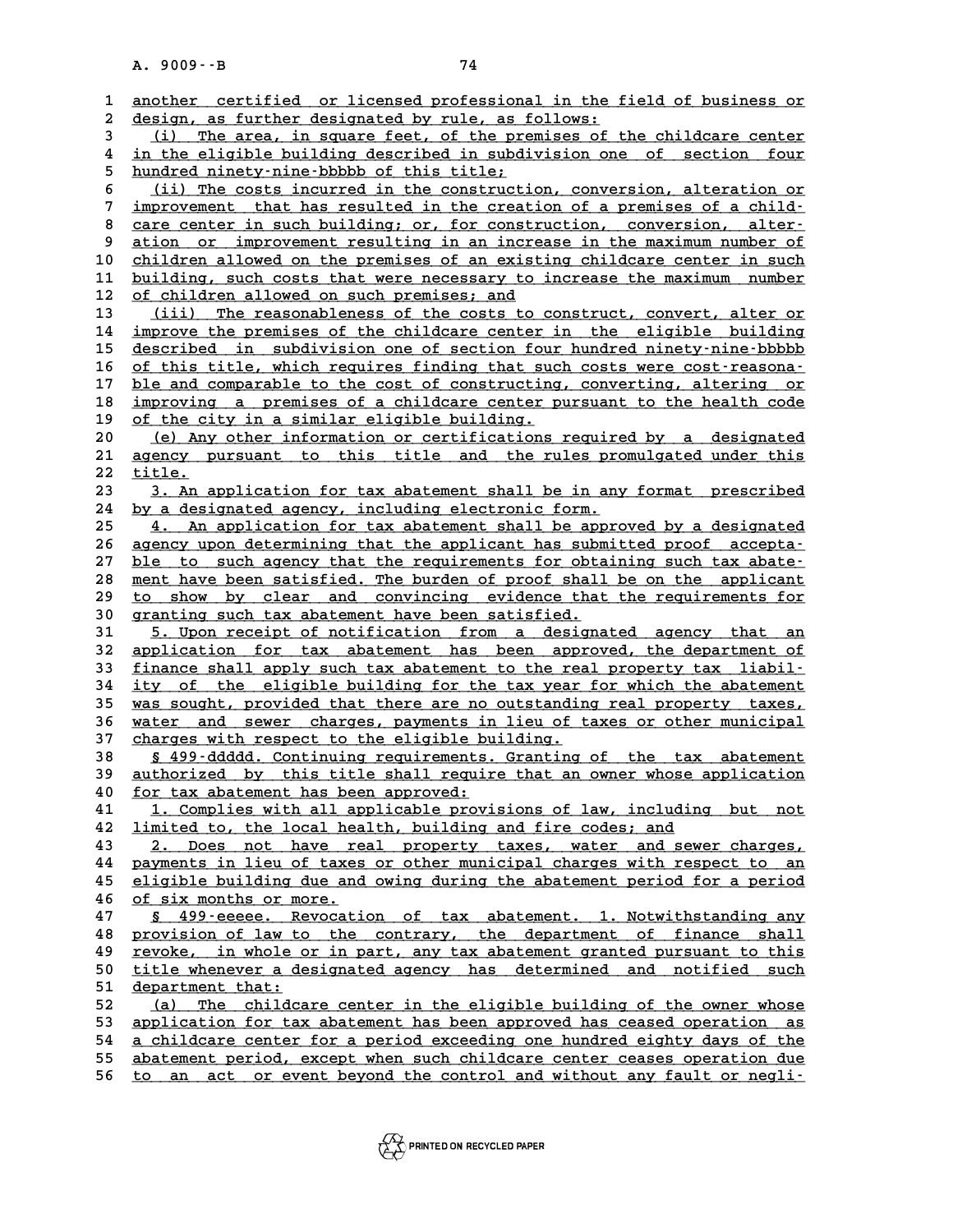another certified or licensed professional in the field of business or design, as further designated by rule, as follows:

(i) The area, in square feet, of the premises of the childcare center in the eligible building described in subdivision one of section four hundred ninety-nine-bbbbb of this title;

(ii) The costs incurred in the construction, conversion, alteration or improvement that has resulted in the creation of a premises of a childcare center in such building; or, for construction, conversion, alteration or improvement resulting in an increase in the maximum number of children allowed on the premises of an existing childcare center in such building, such costs that were necessary to increase the maximum number of children allowed on such premises; and

(iii) The reasonableness of the costs to construct, convert, alter or improve the premises of the childcare center in the eligible building described in subdivision one of section four hundred ninety-nine-bbbbb of this title, which requires finding that such costs were cost-reasonable and comparable to the cost of constructing, converting, altering or improving a premises of a childcare center pursuant to the health code of the city in a similar eligible building.

(e) Any other information or certifications required by a designated agency pursuant to this title and the rules promulgated under this title.

3. An application for tax abatement shall be in any format prescribed by a designated agency, including electronic form.

4. An application for tax abatement shall be approved by a designated agency upon determining that the applicant has submitted proof acceptable to such agency that the requirements for obtaining such tax abatement have been satisfied. The burden of proof shall be on the applicant to show by clear and convincing evidence that the requirements for granting such tax abatement have been satisfied.

5. Upon receipt of notification from a designated agency that an application for tax abatement has been approved, the department of finance shall apply such tax abatement to the real property tax liability of the eligible building for the tax year for which the abatement was sought, provided that there are no outstanding real property taxes, water and sewer charges, payments in lieu of taxes or other municipal charges with respect to the eligible building.

§ 499-ddddd. Continuing requirements. Granting of the tax abatement authorized by this title shall require that an owner whose application for tax abatement has been approved:

1. Complies with all applicable provisions of law, including but not limited to, the local health, building and fire codes; and

2. Does not have real property taxes, water and sewer charges, payments in lieu of taxes or other municipal charges with respect to an eligible building due and owing during the abatement period for a period of six months or more.

§ 499-eeeee. Revocation of tax abatement. 1. Notwithstanding any provision of law to the contrary, the department of finance shall revoke, in whole or in part, any tax abatement granted pursuant to this title whenever a designated agency has determined and notified such department that:

(a) The childcare center in the eligible building of the owner whose application for tax abatement has been approved has ceased operation as a childcare center for a period exceeding one hundred eighty days of the abatement period, except when such childcare center ceases operation due to an act or event beyond the control and without any fault or negli-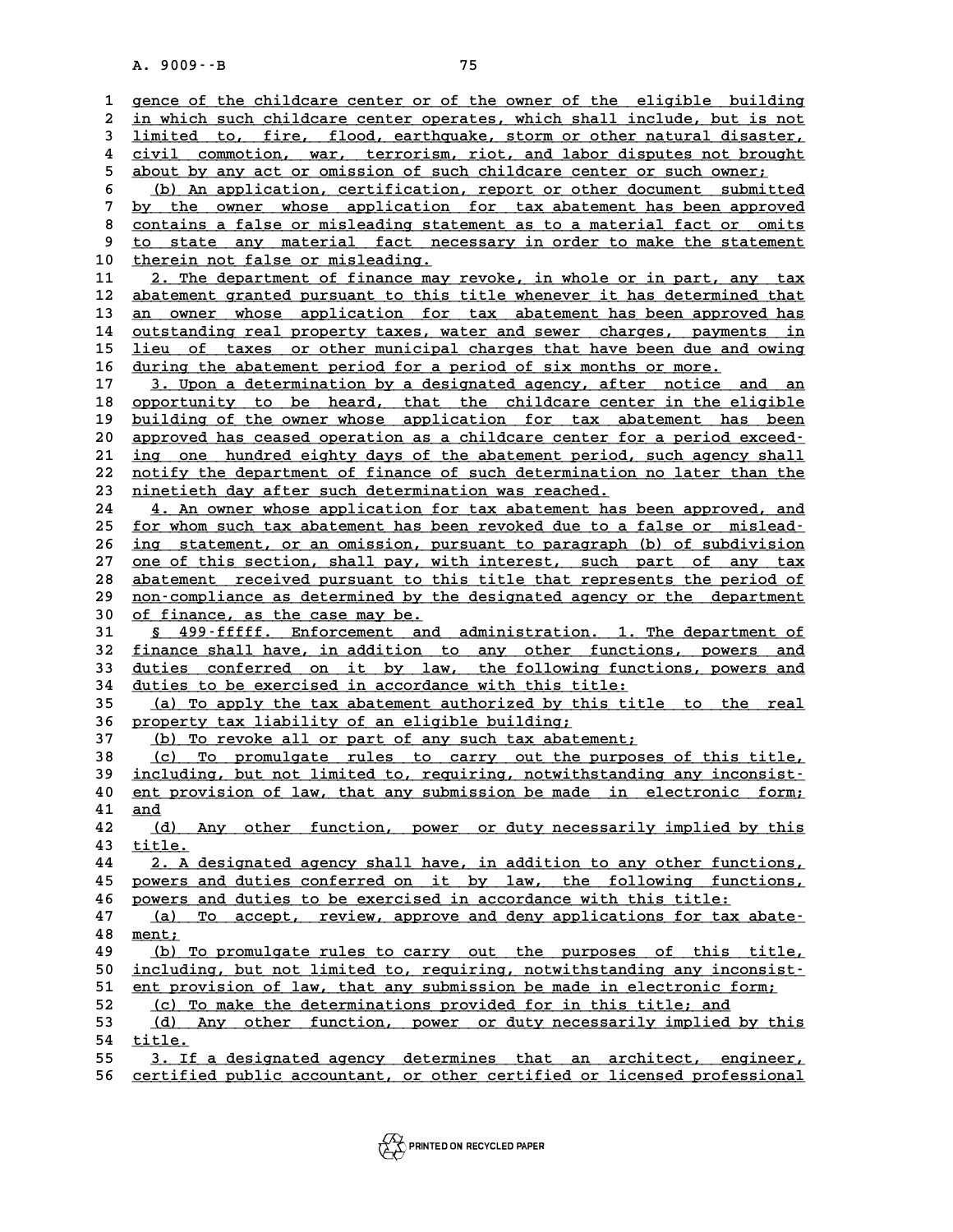gence of the childcare center or of the owner of the eligible building in which such childcare center operates, which shall include, but is not limited to, fire, flood, earthquake, storm or other natural disaster, civil commotion, war, terrorism, riot, and labor disputes not brought about by any act or omission of such childcare center or such owner;

(b) An application, certification, report or other document submitted by the owner whose application for tax abatement has been approved contains a false or misleading statement as to a material fact or omits to state any material fact necessary in order to make the statement therein not false or misleading.

2. The department of finance may revoke, in whole or in part, any tax abatement granted pursuant to this title whenever it has determined that an owner whose application for tax abatement has been approved has outstanding real property taxes, water and sewer charges, payments in lieu of taxes or other municipal charges that have been due and owing during the abatement period for a period of six months or more.

3. Upon a determination by a designated agency, after notice and an opportunity to be heard, that the childcare center in the eligible building of the owner whose application for tax abatement has been approved has ceased operation as a childcare center for a period exceeding one hundred eighty days of the abatement period, such agency shall notify the department of finance of such determination no later than the ninetieth day after such determination was reached.

4. An owner whose application for tax abatement has been approved, and for whom such tax abatement has been revoked due to a false or misleading statement, or an omission, pursuant to paragraph (b) of subdivision one of this section, shall pay, with interest, such part of any tax abatement received pursuant to this title that represents the period of non-compliance as determined by the designated agency or the department of finance, as the case may be.

§ 499-fffff. Enforcement and administration. 1. The department of finance shall have, in addition to any other functions, powers and duties conferred on it by law, the following functions, powers and duties to be exercised in accordance with this title:

(a) To apply the tax abatement authorized by this title to the real property tax liability of an eligible building;

(b) To revoke all or part of any such tax abatement;

(c) To promulgate rules to carry out the purposes of this title, including, but not limited to, requiring, notwithstanding any inconsistent provision of law, that any submission be made in electronic form; and

(d) Any other function, power or duty necessarily implied by this title.

2. A designated agency shall have, in addition to any other functions, powers and duties conferred on it by law, the following functions, powers and duties to be exercised in accordance with this title:

(a) To accept, review, approve and deny applications for tax abatement;

(b) To promulgate rules to carry out the purposes of this title, including, but not limited to, requiring, notwithstanding any inconsistent provision of law, that any submission be made in electronic form;

(c) To make the determinations provided for in this title; and

(d) Any other function, power or duty necessarily implied by this title.

3. If a designated agency determines that an architect, engineer, certified public accountant, or other certified or licensed professional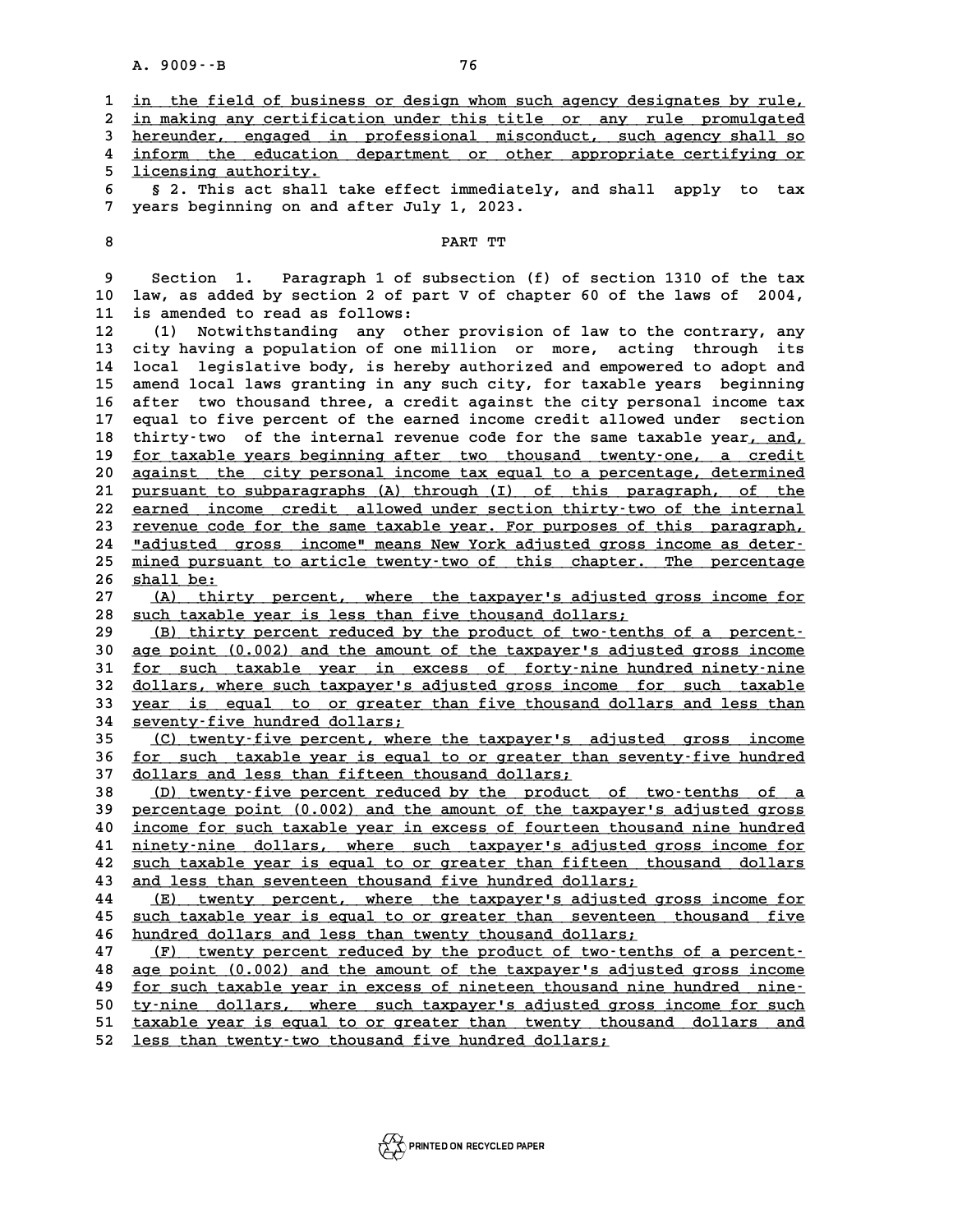in the field of business or design whom such agency designates by rule, in making any certification under this title or any rule promulgated hereunder, engaged in professional misconduct, such agency shall so inform the education department or other appropriate certifying or licensing authority.

§ 2. This act shall take effect immediately, and shall apply to tax years beginning on and after July 1, 2023.

## PART TT

Section 1. Paragraph 1 of subsection (f) of section 1310 of the tax law, as added by section 2 of part V of chapter 60 of the laws of 2004, is amended to read as follows:

(1) Notwithstanding any other provision of law to the contrary, any city having a population of one million or more, acting through its local legislative body, is hereby authorized and empowered to adopt and amend local laws granting in any such city, for taxable years beginning after two thousand three, a credit against the city personal income tax equal to five percent of the earned income credit allowed under section thirty-two of the internal revenue code for the same taxable year, and, for taxable years beginning after two thousand twenty-one, a credit against the city personal income tax equal to a percentage, determined pursuant to subparagraphs (A) through (I) of this paragraph, of the earned income credit allowed under section thirty-two of the internal revenue code for the same taxable year. For purposes of this paragraph, "adjusted gross income" means New York adjusted gross income as determined pursuant to article twenty-two of this chapter. The percentage shall be:

(A) thirty percent, where the taxpayer's adjusted gross income for such taxable year is less than five thousand dollars;

(B) thirty percent reduced by the product of two-tenths of a percentage point (0.002) and the amount of the taxpayer's adjusted gross income for such taxable year in excess of forty-nine hundred ninety-nine dollars, where such taxpayer's adjusted gross income for such taxable year is equal to or greater than five thousand dollars and less than seventy-five hundred dollars;

(C) twenty-five percent, where the taxpayer's adjusted gross income for such taxable year is equal to or greater than seventy-five hundred dollars and less than fifteen thousand dollars;

(D) twenty-five percent reduced by the product of two-tenths of a percentage point (0.002) and the amount of the taxpayer's adjusted gross income for such taxable year in excess of fourteen thousand nine hundred ninety-nine dollars, where such taxpayer's adjusted gross income for such taxable year is equal to or greater than fifteen thousand dollars and less than seventeen thousand five hundred dollars;

(E) twenty percent, where the taxpayer's adjusted gross income for such taxable year is equal to or greater than seventeen thousand five hundred dollars and less than twenty thousand dollars;

(F) twenty percent reduced by the product of two-tenths of a percentage point (0.002) and the amount of the taxpayer's adjusted gross income for such taxable year in excess of nineteen thousand nine hundred ninety-nine dollars, where such taxpayer's adjusted gross income for such taxable year is equal to or greater than twenty thousand dollars and less than twenty-two thousand five hundred dollars;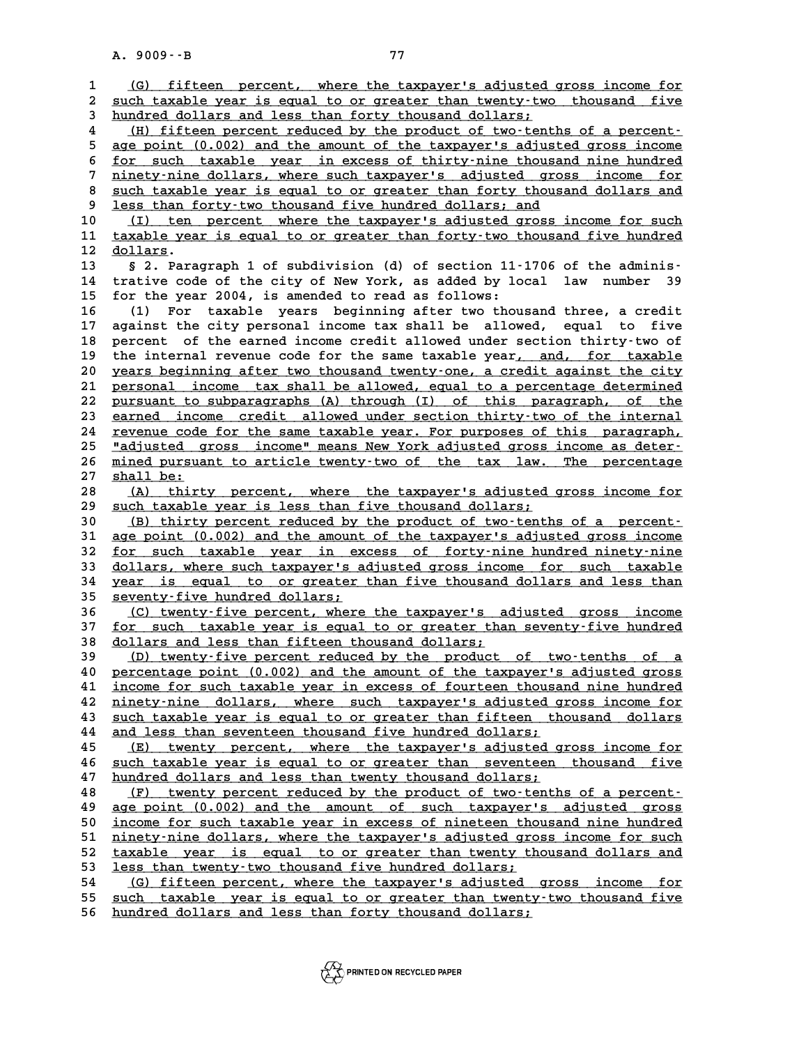(G) fifteen percent, where the taxpayer's adjusted gross income for such taxable year is equal to or greater than twenty-two thousand five hundred dollars and less than forty thousand dollars;

(H) fifteen percent reduced by the product of two-tenths of a percentage point (0.002) and the amount of the taxpayer's adjusted gross income for such taxable year in excess of thirty-nine thousand nine hundred ninety-nine dollars, where such taxpayer's adjusted gross income for such taxable year is equal to or greater than forty thousand dollars and less than forty-two thousand five hundred dollars; and

(I) ten percent where the taxpayer's adjusted gross income for such taxable year is equal to or greater than forty-two thousand five hundred dollars.

§ 2. Paragraph 1 of subdivision (d) of section 11-1706 of the administrative code of the city of New York, as added by local law number 39 for the year 2004, is amended to read as follows:

(1) For taxable years beginning after two thousand three, a credit against the city personal income tax shall be allowed, equal to five percent of the earned income credit allowed under section thirty-two of the internal revenue code for the same taxable year, and, for taxable years beginning after two thousand twenty-one, a credit against the city personal income tax shall be allowed, equal to a percentage determined pursuant to subparagraphs (A) through (I) of this paragraph, of the earned income credit allowed under section thirty-two of the internal revenue code for the same taxable year. For purposes of this paragraph, "adjusted gross income" means New York adjusted gross income as determined pursuant to article twenty-two of the tax law. The percentage shall be:

(A) thirty percent, where the taxpayer's adjusted gross income for such taxable year is less than five thousand dollars;

(B) thirty percent reduced by the product of two-tenths of a percentage point (0.002) and the amount of the taxpayer's adjusted gross income for such taxable year in excess of forty-nine hundred ninety-nine dollars, where such taxpayer's adjusted gross income for such taxable year is equal to or greater than five thousand dollars and less than seventy-five hundred dollars;

(C) twenty-five percent, where the taxpayer's adjusted gross income for such taxable year is equal to or greater than seventy-five hundred dollars and less than fifteen thousand dollars;

(D) twenty-five percent reduced by the product of two-tenths of a percentage point (0.002) and the amount of the taxpayer's adjusted gross income for such taxable year in excess of fourteen thousand nine hundred ninety-nine dollars, where such taxpayer's adjusted gross income for such taxable year is equal to or greater than fifteen thousand dollars and less than seventeen thousand five hundred dollars;

(E) twenty percent, where the taxpayer's adjusted gross income for such taxable year is equal to or greater than seventeen thousand five hundred dollars and less than twenty thousand dollars;

(F) twenty percent reduced by the product of two-tenths of a percentage point (0.002) and the amount of such taxpayer's adjusted gross income for such taxable year in excess of nineteen thousand nine hundred ninety-nine dollars, where the taxpayer's adjusted gross income for such taxable year is equal to or greater than twenty thousand dollars and less than twenty-two thousand five hundred dollars;

(G) fifteen percent, where the taxpayer's adjusted gross income for such taxable year is equal to or greater than twenty-two thousand five hundred dollars and less than forty thousand dollars;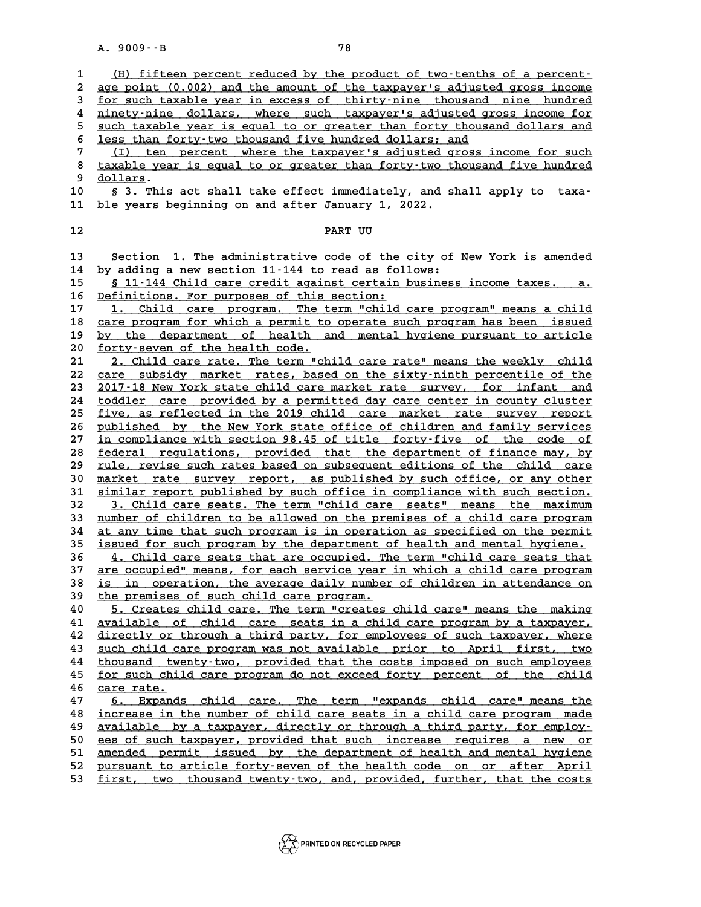(H) fifteen percent reduced by the product of two-tenths of a percentage point (0.002) and the amount of the taxpayer's adjusted gross income for such taxable year in excess of thirty-nine thousand nine hundred ninety-nine dollars, where such taxpayer's adjusted gross income for such taxable year is equal to or greater than forty thousand dollars and less than forty-two thousand five hundred dollars; and

(I) ten percent where the taxpayer's adjusted gross income for such taxable year is equal to or greater than forty-two thousand five hundred dollars.

§ 3. This act shall take effect immediately, and shall apply to taxable years beginning on and after January 1, 2022.

PART UU

Section 1. The administrative code of the city of New York is amended by adding a new section 11-144 to read as follows:

§ 11-144 Child care credit against certain business income taxes. a. Definitions. For purposes of this section:

1. Child care program. The term "child care program" means a child care program for which a permit to operate such program has been issued by the department of health and mental hygiene pursuant to article forty-seven of the health code.

2. Child care rate. The term "child care rate" means the weekly child care subsidy market rates, based on the sixty-ninth percentile of the 2017-18 New York state child care market rate survey, for infant and toddler care provided by a permitted day care center in county cluster five, as reflected in the 2019 child care market rate survey report published by the New York state office of children and family services in compliance with section 98.45 of title forty-five of the code of federal regulations, provided that the department of finance may, by rule, revise such rates based on subsequent editions of the child care market rate survey report, as published by such office, or any other similar report published by such office in compliance with such section.

3. Child care seats. The term "child care seats" means the maximum number of children to be allowed on the premises of a child care program at any time that such program is in operation as specified on the permit issued for such program by the department of health and mental hygiene.

4. Child care seats that are occupied. The term "child care seats that are occupied" means, for each service year in which a child care program is in operation, the average daily number of children in attendance on the premises of such child care program.

5. Creates child care. The term "creates child care" means the making available of child care seats in a child care program by a taxpayer, directly or through a third party, for employees of such taxpayer, where such child care program was not available prior to April first, two thousand twenty-two, provided that the costs imposed on such employees for such child care program do not exceed forty percent of the child care rate.

6. Expands child care. The term "expands child care" means the increase in the number of child care seats in a child care program made available by a taxpayer, directly or through a third party, for employees of such taxpayer, provided that such increase requires a new or amended permit issued by the department of health and mental hygiene pursuant to article forty-seven of the health code on or after April first, two thousand twenty-two, and, provided, further, that the costs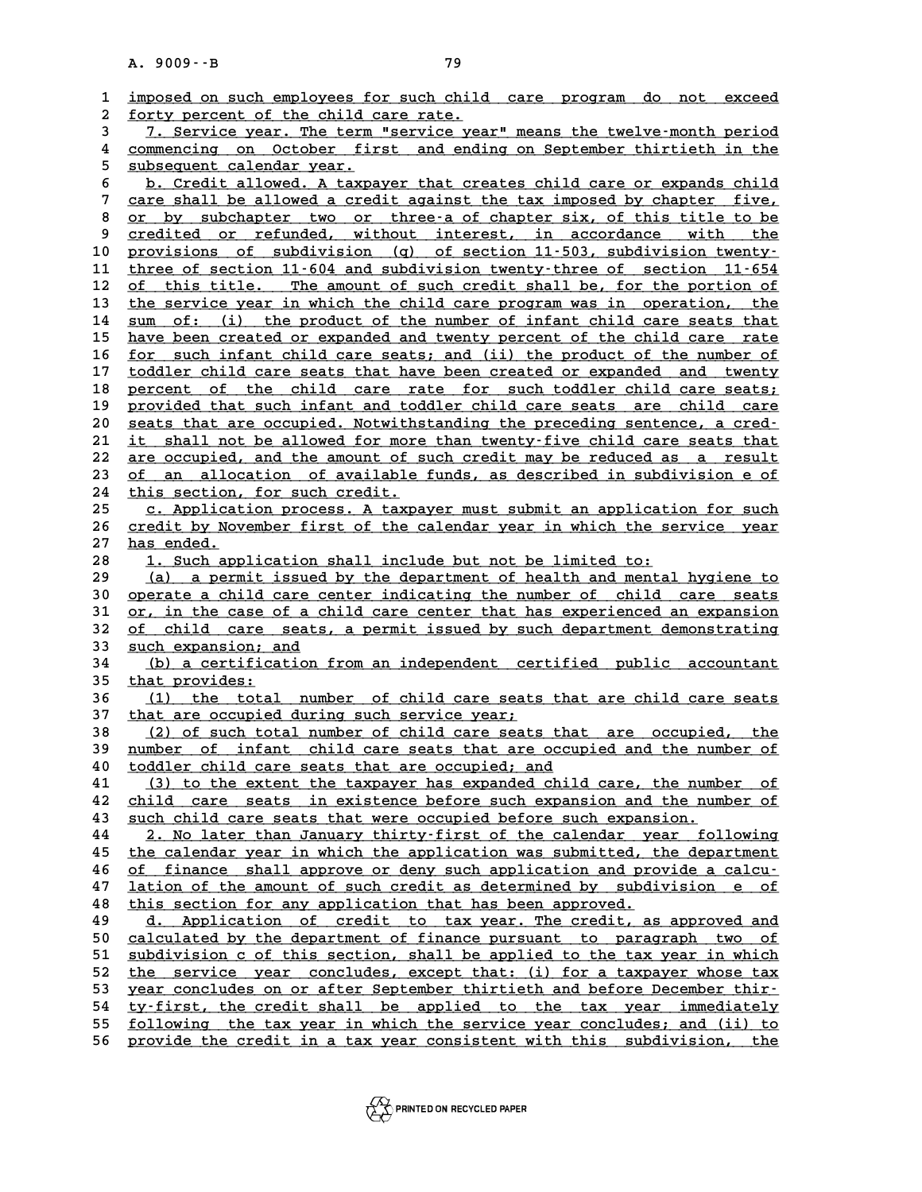imposed on such employees for such child care program do not exceed forty percent of the child care rate.

7. Service year. The term "service year" means the twelve-month period commencing on October first and ending on September thirtieth in the subsequent calendar year.

b. Credit allowed. A taxpayer that creates child care or expands child care shall be allowed a credit against the tax imposed by chapter five, or by subchapter two or three-a of chapter six, of this title to be credited or refunded, without interest, in accordance with the provisions of subdivision (q) of section 11-503, subdivision twenty-three of section 11-604 and subdivision twenty-three of section 11-654 of this title. The amount of such credit shall be, for the portion of the service year in which the child care program was in operation, the sum of: (i) the product of the number of infant child care seats that have been created or expanded and twenty percent of the child care rate for such infant child care seats; and (ii) the product of the number of toddler child care seats that have been created or expanded and twenty percent of the child care rate for such toddler child care seats; provided that such infant and toddler child care seats are child care seats that are occupied. Notwithstanding the preceding sentence, a credit shall not be allowed for more than twenty-five child care seats that are occupied, and the amount of such credit may be reduced as a result of an allocation of available funds, as described in subdivision e of this section, for such credit.

c. Application process. A taxpayer must submit an application for such credit by November first of the calendar year in which the service year has ended.

1. Such application shall include but not be limited to:

(a) a permit issued by the department of health and mental hygiene to operate a child care center indicating the number of child care seats or, in the case of a child care center that has experienced an expansion of child care seats, a permit issued by such department demonstrating such expansion; and

(b) a certification from an independent certified public accountant that provides:

(1) the total number of child care seats that are child care seats that are occupied during such service year;

(2) of such total number of child care seats that are occupied, the number of infant child care seats that are occupied and the number of toddler child care seats that are occupied; and

(3) to the extent the taxpayer has expanded child care, the number of child care seats in existence before such expansion and the number of such child care seats that were occupied before such expansion.

2. No later than January thirty-first of the calendar year following the calendar year in which the application was submitted, the department of finance shall approve or deny such application and provide a calculation of the amount of such credit as determined by subdivision e of this section for any application that has been approved.

d. Application of credit to tax year. The credit, as approved and calculated by the department of finance pursuant to paragraph two of subdivision c of this section, shall be applied to the tax year in which the service year concludes, except that: (i) for a taxpayer whose tax year concludes on or after September thirtieth and before December thirty-first, the credit shall be applied to the tax year immediately following the tax year in which the service year concludes; and (ii) to provide the credit in a tax year consistent with this subdivision, the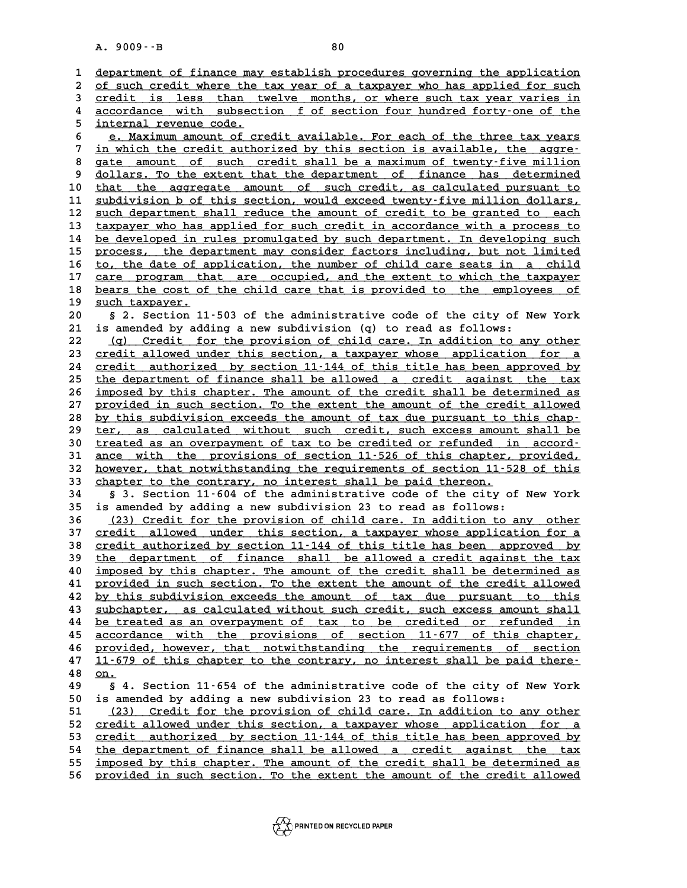department of finance may establish procedures governing the application of such credit where the tax year of a taxpayer who has applied for such credit is less than twelve months, or where such tax year varies in accordance with subsection f of section four hundred forty-one of the internal revenue code.

e. Maximum amount of credit available. For each of the three tax years in which the credit authorized by this section is available, the aggregate amount of such credit shall be a maximum of twenty-five million dollars. To the extent that the department of finance has determined that the aggregate amount of such credit, as calculated pursuant to subdivision b of this section, would exceed twenty-five million dollars, such department shall reduce the amount of credit to be granted to each taxpayer who has applied for such credit in accordance with a process to be developed in rules promulgated by such department. In developing such process, the department may consider factors including, but not limited to, the date of application, the number of child care seats in a child care program that are occupied, and the extent to which the taxpayer bears the cost of the child care that is provided to the employees of such taxpayer.

§ 2. Section 11-503 of the administrative code of the city of New York is amended by adding a new subdivision (q) to read as follows:

(q) Credit for the provision of child care. In addition to any other credit allowed under this section, a taxpayer whose application for a credit authorized by section 11-144 of this title has been approved by the department of finance shall be allowed a credit against the tax imposed by this chapter. The amount of the credit shall be determined as provided in such section. To the extent the amount of the credit allowed by this subdivision exceeds the amount of tax due pursuant to this chapter, as calculated without such credit, such excess amount shall be treated as an overpayment of tax to be credited or refunded in accordance with the provisions of section 11-526 of this chapter, provided, however, that notwithstanding the requirements of section 11-528 of this chapter to the contrary, no interest shall be paid thereon.

§ 3. Section 11-604 of the administrative code of the city of New York is amended by adding a new subdivision 23 to read as follows:

(23) Credit for the provision of child care. In addition to any other credit allowed under this section, a taxpayer whose application for a credit authorized by section 11-144 of this title has been approved by the department of finance shall be allowed a credit against the tax imposed by this chapter. The amount of the credit shall be determined as provided in such section. To the extent the amount of the credit allowed by this subdivision exceeds the amount of tax due pursuant to this subchapter, as calculated without such credit, such excess amount shall be treated as an overpayment of tax to be credited or refunded in accordance with the provisions of section 11-677 of this chapter, provided, however, that notwithstanding the requirements of section 11-679 of this chapter to the contrary, no interest shall be paid thereon.

§ 4. Section 11-654 of the administrative code of the city of New York is amended by adding a new subdivision 23 to read as follows:

(23) Credit for the provision of child care. In addition to any other credit allowed under this section, a taxpayer whose application for a credit authorized by section 11-144 of this title has been approved by the department of finance shall be allowed a credit against the tax imposed by this chapter. The amount of the credit shall be determined as provided in such section. To the extent the amount of the credit allowed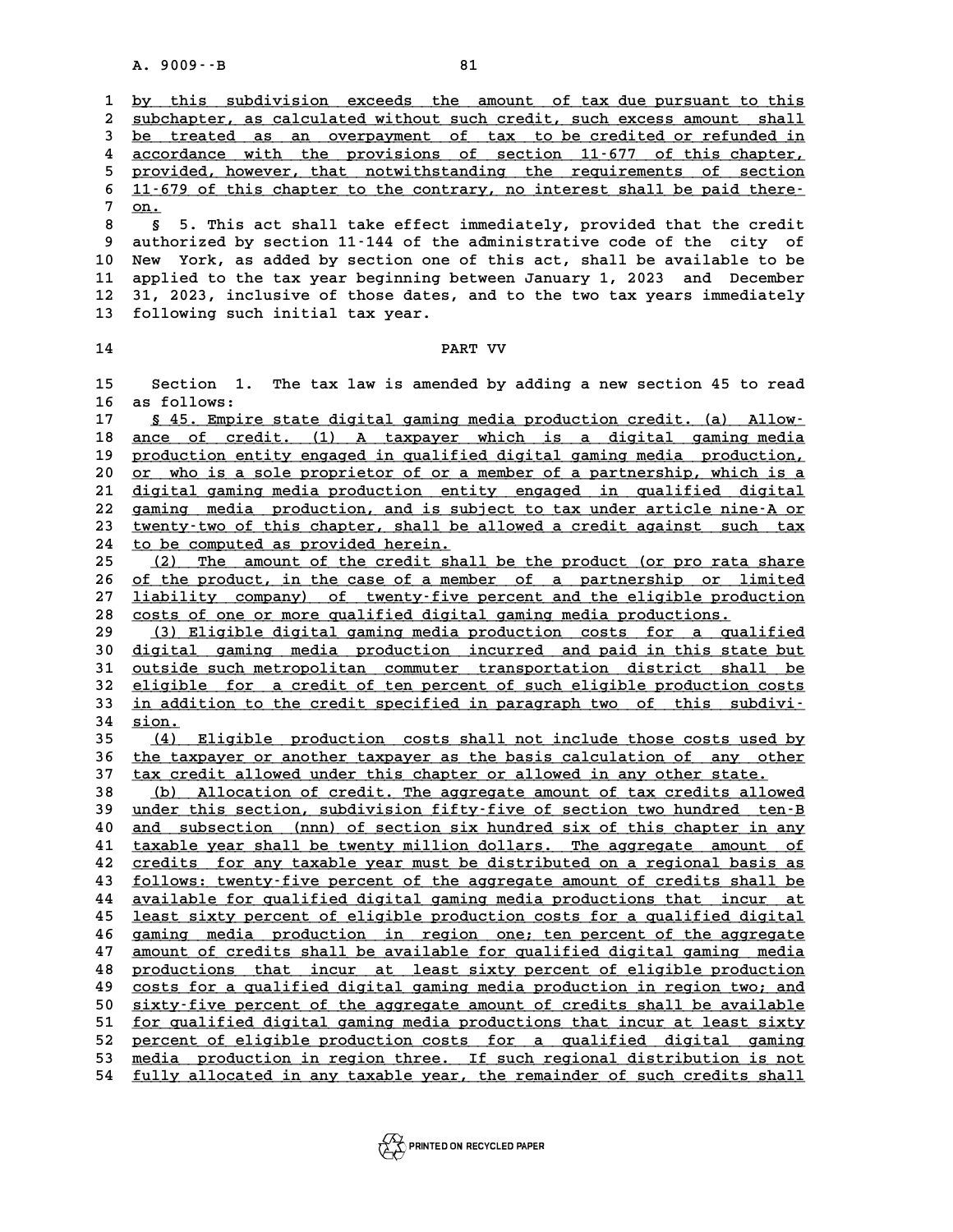by this subdivision exceeds the amount of tax due pursuant to this subchapter, as calculated without such credit, such excess amount shall be treated as an overpayment of tax to be credited or refunded in accordance with the provisions of section 11-677 of this chapter, provided, however, that notwithstanding the requirements of section 11-679 of this chapter to the contrary, no interest shall be paid thereon.

§ 5. This act shall take effect immediately, provided that the credit authorized by section 11-144 of the administrative code of the city of New York, as added by section one of this act, shall be available to be applied to the tax year beginning between January 1, 2023 and December 31, 2023, inclusive of those dates, and to the two tax years immediately following such initial tax year.

PART VV

Section 1. The tax law is amended by adding a new section 45 to read as follows:

§ 45. Empire state digital gaming media production credit. (a) Allowance of credit. (1) A taxpayer which is a digital gaming media production entity engaged in qualified digital gaming media production, or who is a sole proprietor of or a member of a partnership, which is a digital gaming media production entity engaged in qualified digital gaming media production, and is subject to tax under article nine-A or twenty-two of this chapter, shall be allowed a credit against such tax to be computed as provided herein.

(2) The amount of the credit shall be the product (or pro rata share of the product, in the case of a member of a partnership or limited liability company) of twenty-five percent and the eligible production costs of one or more qualified digital gaming media productions.

(3) Eligible digital gaming media production costs for a qualified digital gaming media production incurred and paid in this state but outside such metropolitan commuter transportation district shall be eligible for a credit of ten percent of such eligible production costs in addition to the credit specified in paragraph two of this subdivision.

(4) Eligible production costs shall not include those costs used by the taxpayer or another taxpayer as the basis calculation of any other tax credit allowed under this chapter or allowed in any other state.

(b) Allocation of credit. The aggregate amount of tax credits allowed under this section, subdivision fifty-five of section two hundred ten-B and subsection (nnn) of section six hundred six of this chapter in any taxable year shall be twenty million dollars. The aggregate amount of credits for any taxable year must be distributed on a regional basis as follows: twenty-five percent of the aggregate amount of credits shall be available for qualified digital gaming media productions that incur at least sixty percent of eligible production costs for a qualified digital gaming media production in region one; ten percent of the aggregate amount of credits shall be available for qualified digital gaming media productions that incur at least sixty percent of eligible production costs for a qualified digital gaming media production in region two; and sixty-five percent of the aggregate amount of credits shall be available for qualified digital gaming media productions that incur at least sixty percent of eligible production costs for a qualified digital gaming media production in region three. If such regional distribution is not fully allocated in any taxable year, the remainder of such credits shall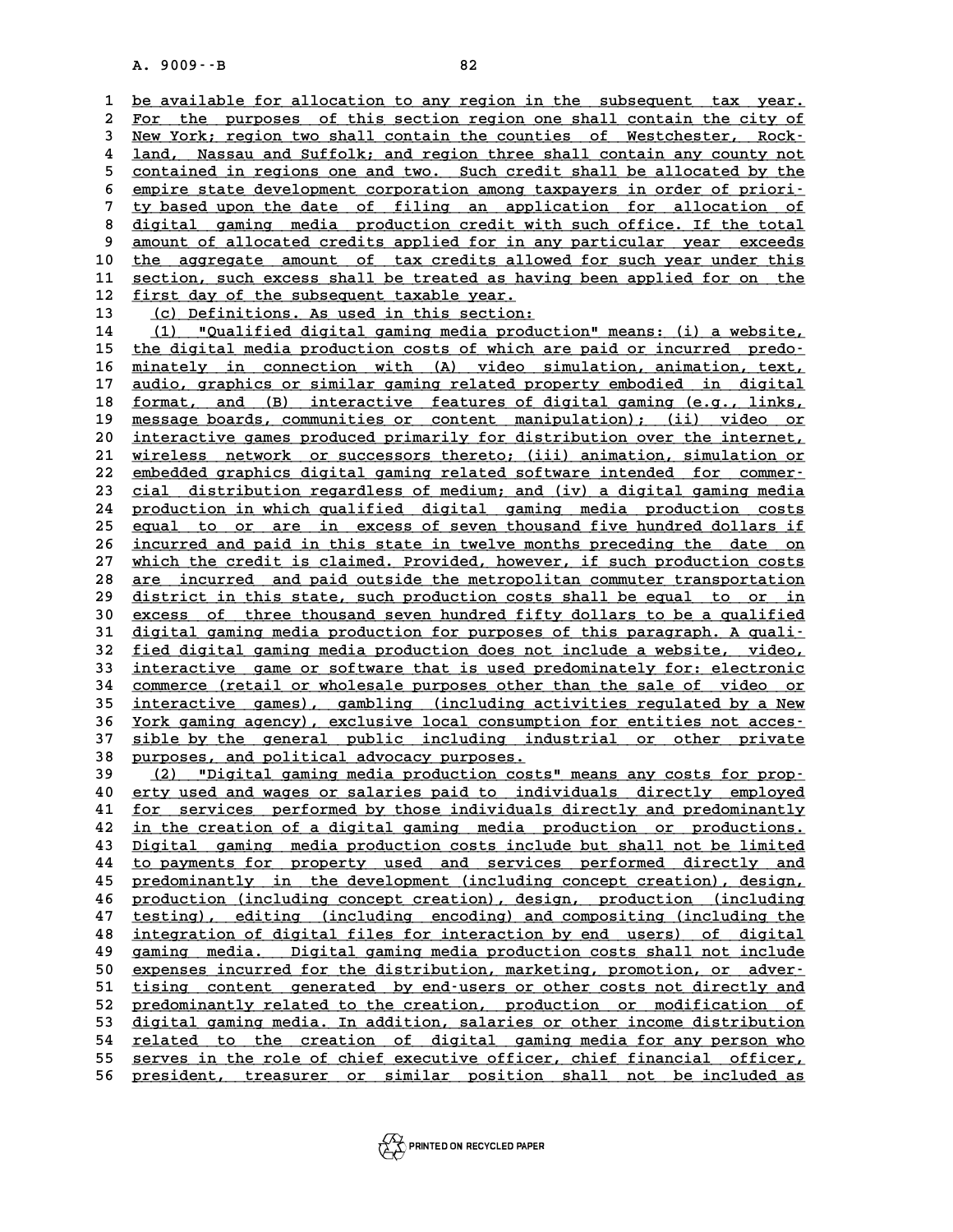be available for allocation to any region in the subsequent tax year. For the purposes of this section region one shall contain the city of New York; region two shall contain the counties of Westchester, Rockland, Nassau and Suffolk; and region three shall contain any county not contained in regions one and two. Such credit shall be allocated by the empire state development corporation among taxpayers in order of priority based upon the date of filing an application for allocation of digital gaming media production credit with such office. If the total amount of allocated credits applied for in any particular year exceeds the aggregate amount of tax credits allowed for such year under this section, such excess shall be treated as having been applied for on the first day of the subsequent taxable year.

(c) Definitions. As used in this section:

(1) "Qualified digital gaming media production" means: (i) a website, the digital media production costs of which are paid or incurred predominately in connection with (A) video simulation, animation, text, audio, graphics or similar gaming related property embodied in digital format, and (B) interactive features of digital gaming (e.g., links, message boards, communities or content manipulation); (ii) video or interactive games produced primarily for distribution over the internet, wireless network or successors thereto; (iii) animation, simulation or embedded graphics digital gaming related software intended for commercial distribution regardless of medium; and (iv) a digital gaming media production in which qualified digital gaming media production costs equal to or are in excess of seven thousand five hundred dollars if incurred and paid in this state in twelve months preceding the date on which the credit is claimed. Provided, however, if such production costs are incurred and paid outside the metropolitan commuter transportation district in this state, such production costs shall be equal to or in excess of three thousand seven hundred fifty dollars to be a qualified digital gaming media production for purposes of this paragraph. A qualified digital gaming media production does not include a website, video, interactive game or software that is used predominately for: electronic commerce (retail or wholesale purposes other than the sale of video or interactive games), gambling (including activities regulated by a New York gaming agency), exclusive local consumption for entities not accessible by the general public including industrial or other private purposes, and political advocacy purposes.

(2) "Digital gaming media production costs" means any costs for property used and wages or salaries paid to individuals directly employed for services performed by those individuals directly and predominantly in the creation of a digital gaming media production or productions. Digital gaming media production costs include but shall not be limited to payments for property used and services performed directly and predominantly in the development (including concept creation), design, production (including concept creation), design, production (including testing), editing (including encoding) and compositing (including the integration of digital files for interaction by end users) of digital gaming media. Digital gaming media production costs shall not include expenses incurred for the distribution, marketing, promotion, or advertising content generated by end-users or other costs not directly and predominantly related to the creation, production or modification of digital gaming media. In addition, salaries or other income distribution related to the creation of digital gaming media for any person who serves in the role of chief executive officer, chief financial officer, president, treasurer or similar position shall not be included as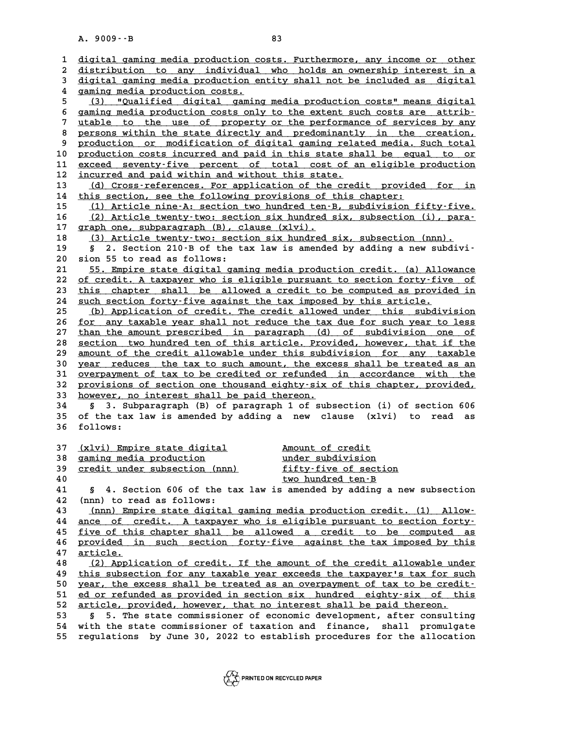digital gaming media production costs. Furthermore, any income or other distribution to any individual who holds an ownership interest in a digital gaming media production entity shall not be included as digital gaming media production costs.

(3) "Qualified digital gaming media production costs" means digital gaming media production costs only to the extent such costs are attributable to the use of property or the performance of services by any persons within the state directly and predominantly in the creation, production or modification of digital gaming related media. Such total production costs incurred and paid in this state shall be equal to or exceed seventy-five percent of total cost of an eligible production incurred and paid within and without this state.

(d) Cross-references. For application of the credit provided for in this section, see the following provisions of this chapter:

(1) Article nine-A: section two hundred ten-B, subdivision fifty-five.

(2) Article twenty-two: section six hundred six, subsection (i), paragraph one, subparagraph (B), clause (xlvi).

(3) Article twenty-two: section six hundred six, subsection (nnn).

§ 2. Section 210-B of the tax law is amended by adding a new subdivision 55 to read as follows:

55. Empire state digital gaming media production credit. (a) Allowance of credit. A taxpayer who is eligible pursuant to section forty-five of this chapter shall be allowed a credit to be computed as provided in such section forty-five against the tax imposed by this article.

(b) Application of credit. The credit allowed under this subdivision for any taxable year shall not reduce the tax due for such year to less than the amount prescribed in paragraph (d) of subdivision one of section two hundred ten of this article. Provided, however, that if the amount of the credit allowable under this subdivision for any taxable year reduces the tax to such amount, the excess shall be treated as an overpayment of tax to be credited or refunded in accordance with the provisions of section one thousand eighty-six of this chapter, provided, however, no interest shall be paid thereon.

§ 3. Subparagraph (B) of paragraph 1 of subsection (i) of section 606 of the tax law is amended by adding a new clause (xlvi) to read as follows:

| | |
|---|---|
| (xlvi) Empire state digital gaming media production credit under subsection (nnn) | Amount of credit under subdivision fifty-five of section two hundred ten-B |

§ 4. Section 606 of the tax law is amended by adding a new subsection (nnn) to read as follows:

(nnn) Empire state digital gaming media production credit. (1) Allowance of credit. A taxpayer who is eligible pursuant to section forty-five of this chapter shall be allowed a credit to be computed as provided in such section forty-five against the tax imposed by this article.

(2) Application of credit. If the amount of the credit allowable under this subsection for any taxable year exceeds the taxpayer's tax for such year, the excess shall be treated as an overpayment of tax to be credited or refunded as provided in section six hundred eighty-six of this article, provided, however, that no interest shall be paid thereon.

§ 5. The state commissioner of economic development, after consulting with the state commissioner of taxation and finance, shall promulgate regulations by June 30, 2022 to establish procedures for the allocation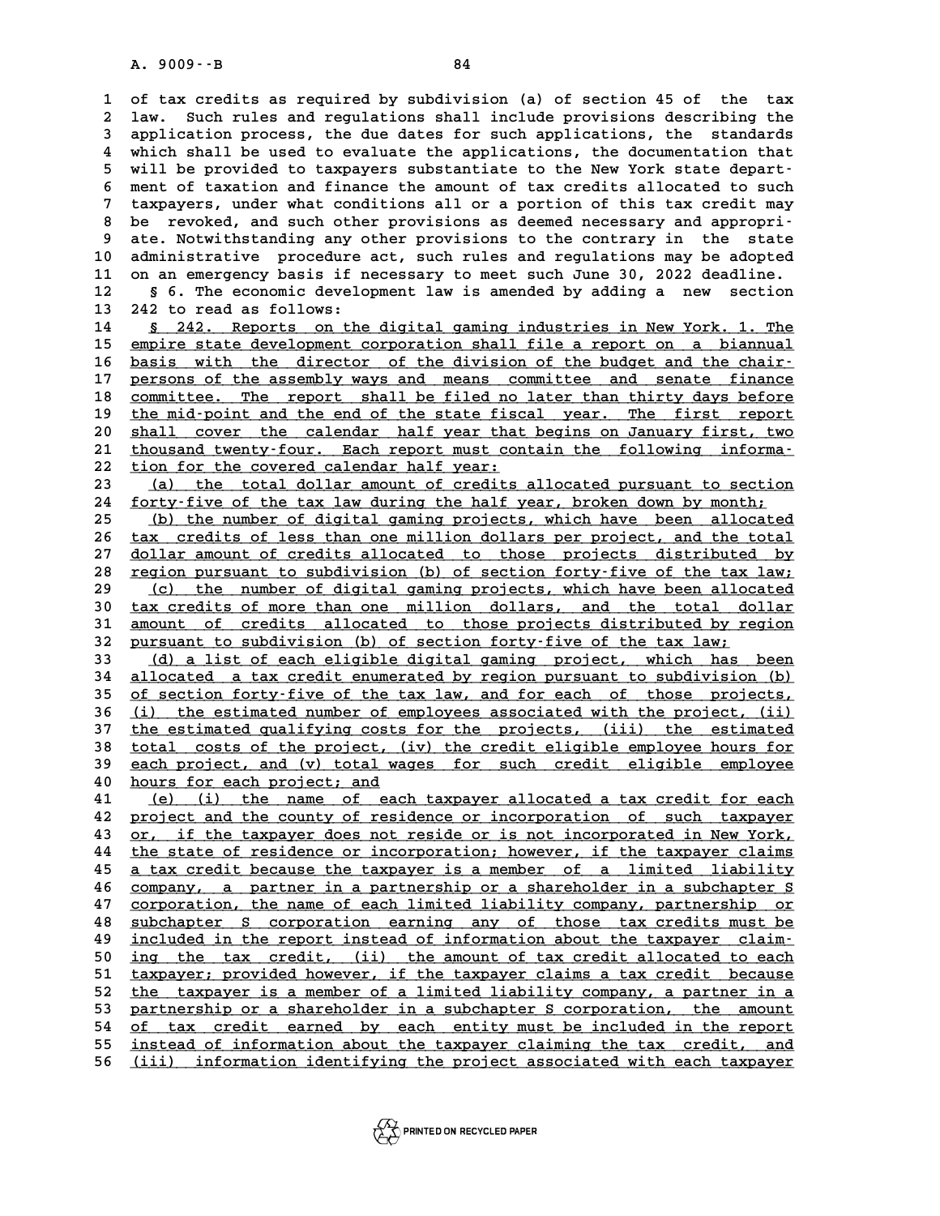of tax credits as required by subdivision (a) of section 45 of the tax law. Such rules and regulations shall include provisions describing the application process, the due dates for such applications, the standards which shall be used to evaluate the applications, the documentation that will be provided to taxpayers substantiate to the New York state department of taxation and finance the amount of tax credits allocated to such taxpayers, under what conditions all or a portion of this tax credit may be revoked, and such other provisions as deemed necessary and appropriate. Notwithstanding any other provisions to the contrary in the state administrative procedure act, such rules and regulations may be adopted on an emergency basis if necessary to meet such June 30, 2022 deadline.

§ 6. The economic development law is amended by adding a new section 242 to read as follows:

§ 242. Reports on the digital gaming industries in New York. 1. The empire state development corporation shall file a report on a biannual basis with the director of the division of the budget and the chairpersons of the assembly ways and means committee and senate finance committee. The report shall be filed no later than thirty days before the mid-point and the end of the state fiscal year. The first report shall cover the calendar half year that begins on January first, two thousand twenty-four. Each report must contain the following information for the covered calendar half year:

(a) the total dollar amount of credits allocated pursuant to section forty-five of the tax law during the half year, broken down by month;

(b) the number of digital gaming projects, which have been allocated tax credits of less than one million dollars per project, and the total dollar amount of credits allocated to those projects distributed by region pursuant to subdivision (b) of section forty-five of the tax law;

(c) the number of digital gaming projects, which have been allocated tax credits of more than one million dollars, and the total dollar amount of credits allocated to those projects distributed by region pursuant to subdivision (b) of section forty-five of the tax law;

(d) a list of each eligible digital gaming project, which has been allocated a tax credit enumerated by region pursuant to subdivision (b) of section forty-five of the tax law, and for each of those projects, (i) the estimated number of employees associated with the project, (ii) the estimated qualifying costs for the projects, (iii) the estimated total costs of the project, (iv) the credit eligible employee hours for each project, and (v) total wages for such credit eligible employee hours for each project; and

(e) (i) the name of each taxpayer allocated a tax credit for each project and the county of residence or incorporation of such taxpayer or, if the taxpayer does not reside or is not incorporated in New York, the state of residence or incorporation; however, if the taxpayer claims a tax credit because the taxpayer is a member of a limited liability company, a partner in a partnership or a shareholder in a subchapter S corporation, the name of each limited liability company, partnership or subchapter S corporation earning any of those tax credits must be included in the report instead of information about the taxpayer claiming the tax credit, (ii) the amount of tax credit allocated to each taxpayer; provided however, if the taxpayer claims a tax credit because the taxpayer is a member of a limited liability company, a partner in a partnership or a shareholder in a subchapter S corporation, the amount of tax credit earned by each entity must be included in the report instead of information about the taxpayer claiming the tax credit, and (iii) information identifying the project associated with each taxpayer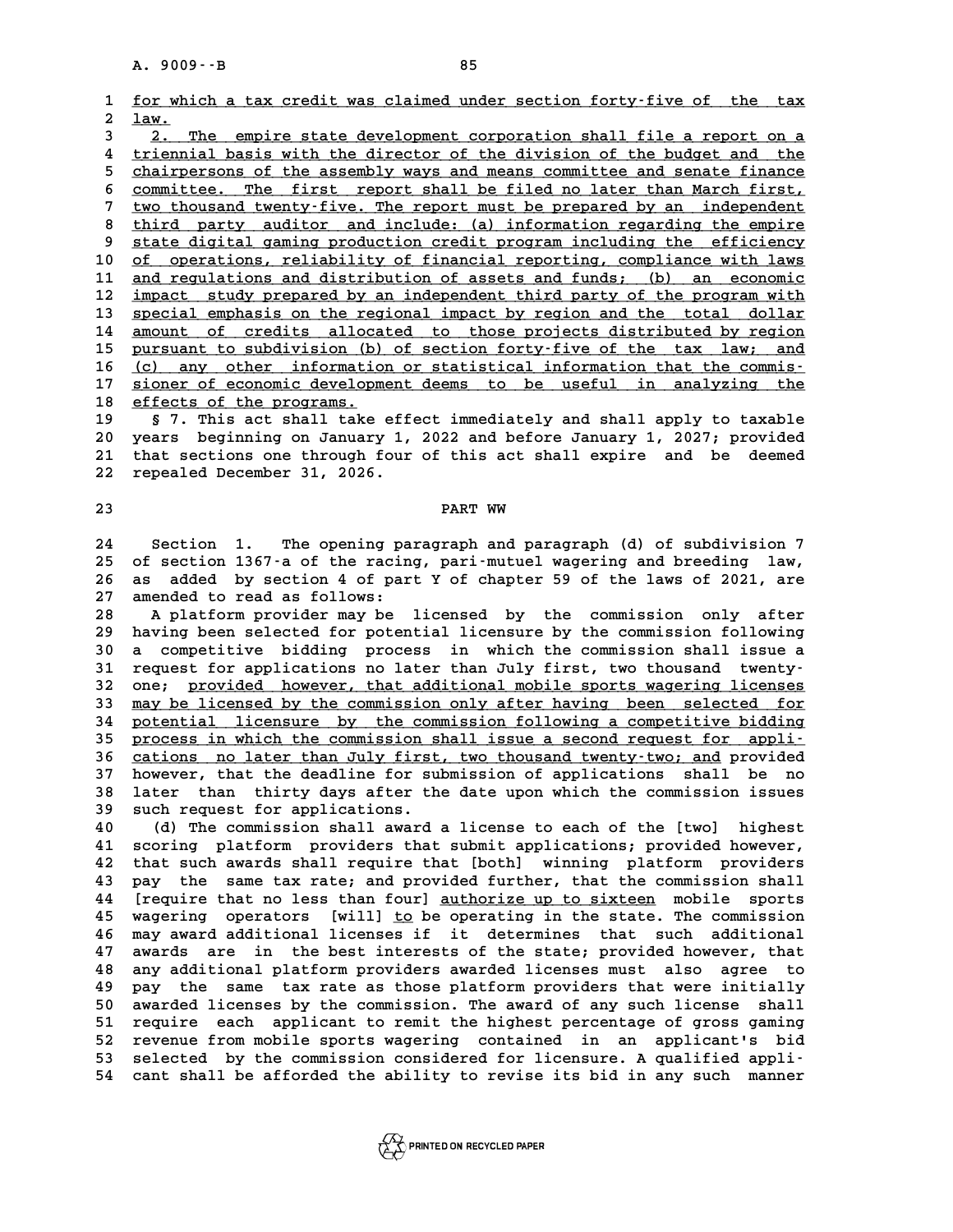for which a tax credit was claimed under section forty-five of the tax law.

2. The empire state development corporation shall file a report on a triennial basis with the director of the division of the budget and the chairpersons of the assembly ways and means committee and senate finance committee. The first report shall be filed no later than March first, two thousand twenty-five. The report must be prepared by an independent third party auditor and include: (a) information regarding the empire state digital gaming production credit program including the efficiency of operations, reliability of financial reporting, compliance with laws and regulations and distribution of assets and funds; (b) an economic impact study prepared by an independent third party of the program with special emphasis on the regional impact by region and the total dollar amount of credits allocated to those projects distributed by region pursuant to subdivision (b) of section forty-five of the tax law; and (c) any other information or statistical information that the commissioner of economic development deems to be useful in analyzing the effects of the programs.

§ 7. This act shall take effect immediately and shall apply to taxable years beginning on January 1, 2022 and before January 1, 2027; provided that sections one through four of this act shall expire and be deemed repealed December 31, 2026.

## PART WW

Section 1. The opening paragraph and paragraph (d) of subdivision 7 of section 1367-a of the racing, pari-mutuel wagering and breeding law, as added by section 4 of part Y of chapter 59 of the laws of 2021, are amended to read as follows:

A platform provider may be licensed by the commission only after having been selected for potential licensure by the commission following a competitive bidding process in which the commission shall issue a request for applications no later than July first, two thousand twenty-one; provided however, that additional mobile sports wagering licenses may be licensed by the commission only after having been selected for potential licensure by the commission following a competitive bidding process in which the commission shall issue a second request for applications no later than July first, two thousand twenty-two; and provided however, that the deadline for submission of applications shall be no later than thirty days after the date upon which the commission issues such request for applications.

(d) The commission shall award a license to each of the [two] highest scoring platform providers that submit applications; provided however, that such awards shall require that [both] winning platform providers pay the same tax rate; and provided further, that the commission shall [require that no less than four] authorize up to sixteen mobile sports wagering operators [will] to be operating in the state. The commission may award additional licenses if it determines that such additional awards are in the best interests of the state; provided however, that any additional platform providers awarded licenses must also agree to pay the same tax rate as those platform providers that were initially awarded licenses by the commission. The award of any such license shall require each applicant to remit the highest percentage of gross gaming revenue from mobile sports wagering contained in an applicant's bid selected by the commission considered for licensure. A qualified applicant shall be afforded the ability to revise its bid in any such manner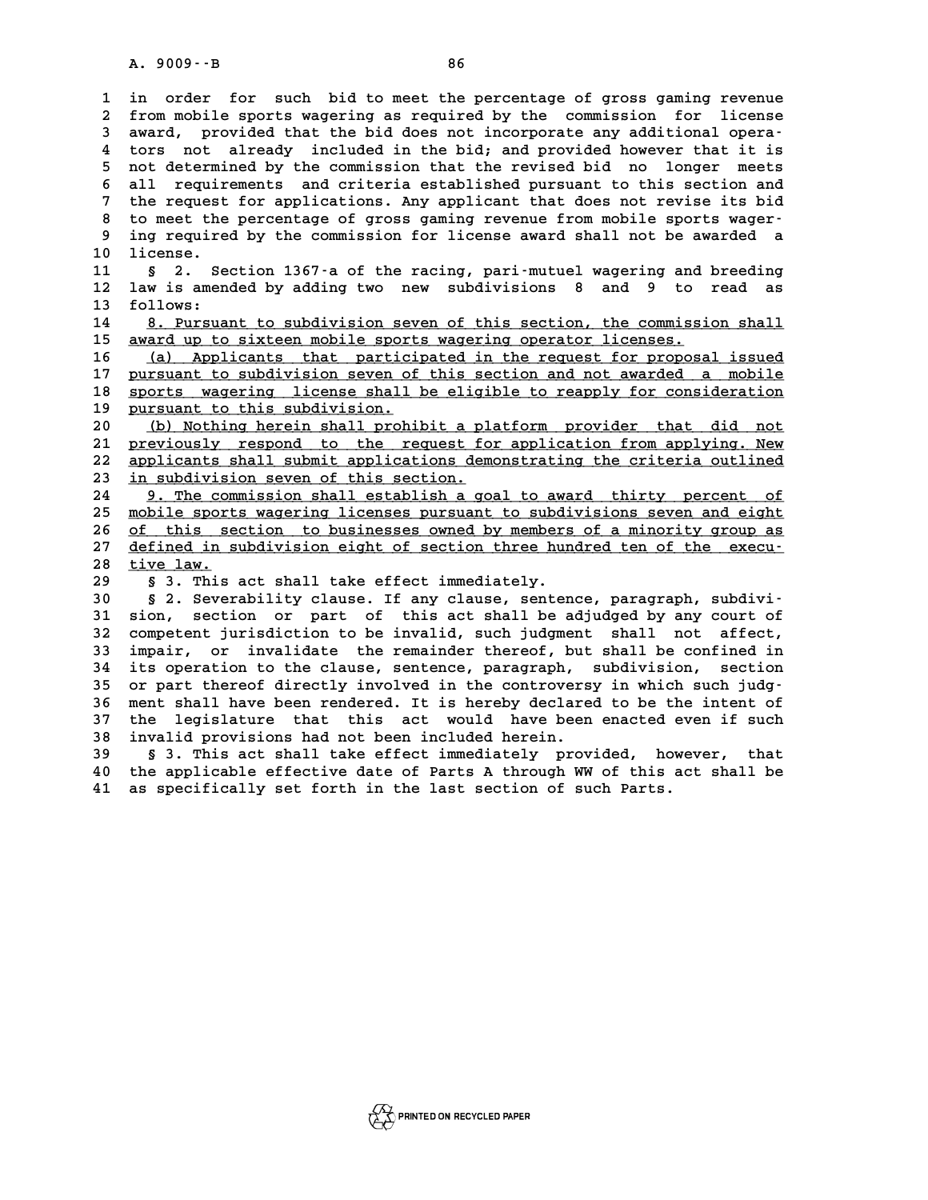in order for such bid to meet the percentage of gross gaming revenue from mobile sports wagering as required by the commission for license award, provided that the bid does not incorporate any additional operators not already included in the bid; and provided however that it is not determined by the commission that the revised bid no longer meets all requirements and criteria established pursuant to this section and the request for applications. Any applicant that does not revise its bid to meet the percentage of gross gaming revenue from mobile sports wagering required by the commission for license award shall not be awarded a license.

§ 2. Section 1367-a of the racing, pari-mutuel wagering and breeding law is amended by adding two new subdivisions 8 and 9 to read as follows:

8. Pursuant to subdivision seven of this section, the commission shall award up to sixteen mobile sports wagering operator licenses.

(a) Applicants that participated in the request for proposal issued pursuant to subdivision seven of this section and not awarded a mobile sports wagering license shall be eligible to reapply for consideration pursuant to this subdivision.

(b) Nothing herein shall prohibit a platform provider that did not previously respond to the request for application from applying. New applicants shall submit applications demonstrating the criteria outlined in subdivision seven of this section.

9. The commission shall establish a goal to award thirty percent of mobile sports wagering licenses pursuant to subdivisions seven and eight of this section to businesses owned by members of a minority group as defined in subdivision eight of section three hundred ten of the executive law.

§ 3. This act shall take effect immediately.

§ 2. Severability clause. If any clause, sentence, paragraph, subdivision, section or part of this act shall be adjudged by any court of competent jurisdiction to be invalid, such judgment shall not affect, impair, or invalidate the remainder thereof, but shall be confined in its operation to the clause, sentence, paragraph, subdivision, section or part thereof directly involved in the controversy in which such judgment shall have been rendered. It is hereby declared to be the intent of the legislature that this act would have been enacted even if such invalid provisions had not been included herein.

§ 3. This act shall take effect immediately provided, however, that the applicable effective date of Parts A through WW of this act shall be as specifically set forth in the last section of such Parts.